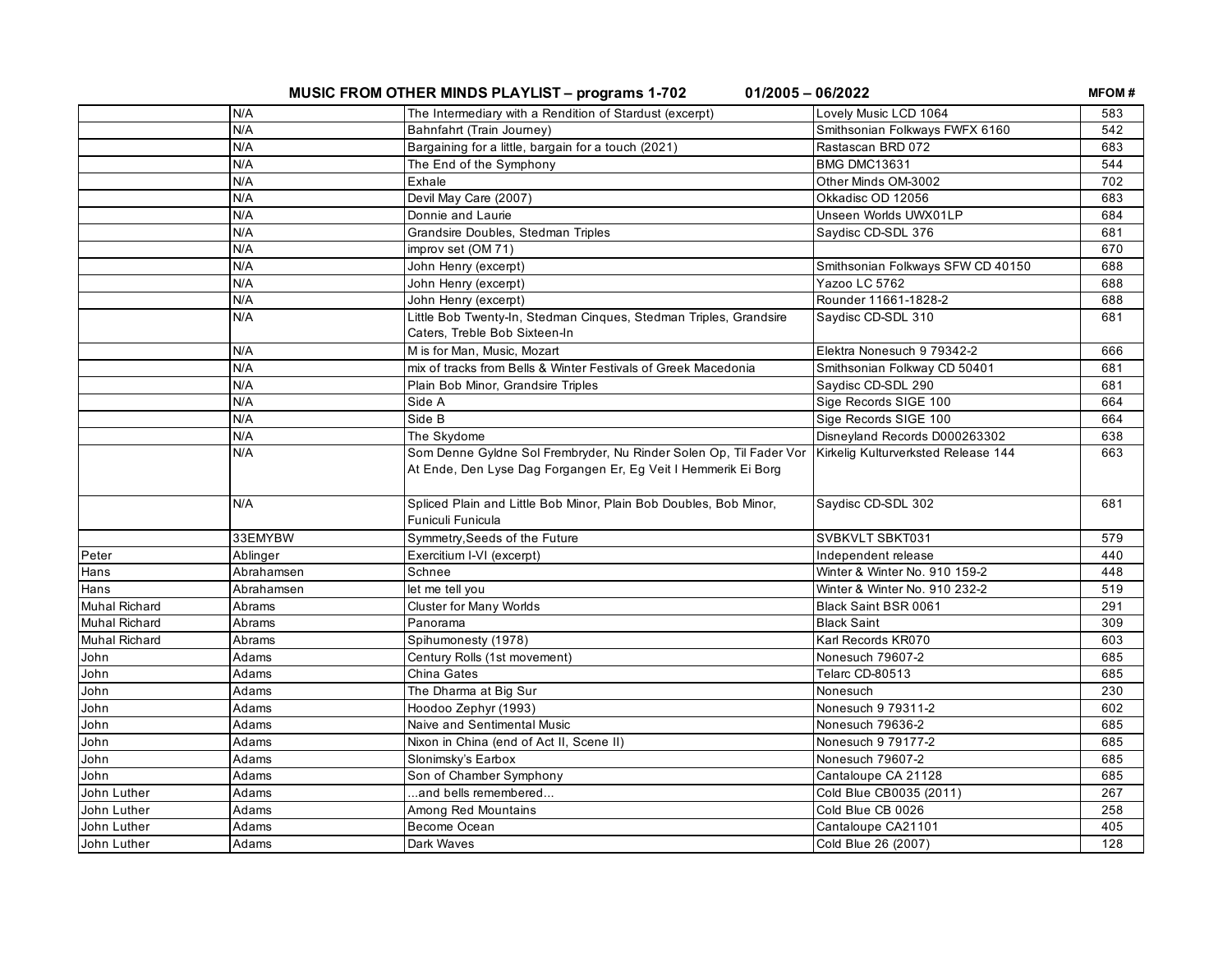## MUSIC FROM OTHER MINDS PLAYLIST – programs 1-702 01/2005 – 06/2022

| | | | | MFOM # |
|---|---|---|---|---|
| | N/A | The Intermediary with a Rendition of Stardust (excerpt) | Lovely Music LCD 1064 | 583 |
| | N/A | Bahnfahrt (Train Journey) | Smithsonian Folkways FWFX 6160 | 542 |
| | N/A | Bargaining for a little, bargain for a touch (2021) | Rastascan BRD 072 | 683 |
| | N/A | The End of the Symphony | BMG DMC13631 | 544 |
| | N/A | Exhale | Other Minds OM-3002 | 702 |
| | N/A | Devil May Care (2007) | Okkadisc OD 12056 | 683 |
| | N/A | Donnie and Laurie | Unseen Worlds UWX01LP | 684 |
| | N/A | Grandsire Doubles, Stedman Triples | Saydisc CD-SDL 376 | 681 |
| | N/A | improv set (OM 71) | | 670 |
| | N/A | John Henry (excerpt) | Smithsonian Folkways SFW CD 40150 | 688 |
| | N/A | John Henry (excerpt) | Yazoo LC 5762 | 688 |
| | N/A | John Henry (excerpt) | Rounder 11661-1828-2 | 688 |
| | N/A | Little Bob Twenty-In, Stedman Cinques, Stedman Triples, Grandsire Caters, Treble Bob Sixteen-In | Saydisc CD-SDL 310 | 681 |
| | N/A | M is for Man, Music, Mozart | Elektra Nonesuch 9 79342-2 | 666 |
| | N/A | mix of tracks from Bells & Winter Festivals of Greek Macedonia | Smithsonian Folkway CD 50401 | 681 |
| | N/A | Plain Bob Minor, Grandsire Triples | Saydisc CD-SDL 290 | 681 |
| | N/A | Side A | Sige Records SIGE 100 | 664 |
| | N/A | Side B | Sige Records SIGE 100 | 664 |
| | N/A | The Skydome | Disneyland Records D000263302 | 638 |
| | N/A | Som Denne Gyldne Sol Frembryder, Nu Rinder Solen Op, Til Fader Vor At Ende, Den Lyse Dag Forgangen Er, Eg Veit I Hemmerik Ei Borg | Kirkelig Kulturverksted Release 144 | 663 |
| | N/A | Spliced Plain and Little Bob Minor, Plain Bob Doubles, Bob Minor, Funiculi Funicula | Saydisc CD-SDL 302 | 681 |
| | 33EMYBW | Symmetry,Seeds of the Future | SVBKVLT SBKT031 | 579 |
| Peter | Ablinger | Exercitium I-VI (excerpt) | Independent release | 440 |
| Hans | Abrahamsen | Schnee | Winter & Winter No. 910 159-2 | 448 |
| Hans | Abrahamsen | let me tell you | Winter & Winter No. 910 232-2 | 519 |
| Muhal Richard | Abrams | Cluster for Many Worlds | Black Saint BSR 0061 | 291 |
| Muhal Richard | Abrams | Panorama | Black Saint | 309 |
| Muhal Richard | Abrams | Spihumonesty (1978) | Karl Records KR070 | 603 |
| John | Adams | Century Rolls (1st movement) | Nonesuch 79607-2 | 685 |
| John | Adams | China Gates | Telarc CD-80513 | 685 |
| John | Adams | The Dharma at Big Sur | Nonesuch | 230 |
| John | Adams | Hoodoo Zephyr (1993) | Nonesuch 9 79311-2 | 602 |
| John | Adams | Naive and Sentimental Music | Nonesuch 79636-2 | 685 |
| John | Adams | Nixon in China (end of Act II, Scene II) | Nonesuch 9 79177-2 | 685 |
| John | Adams | Slonimsky's Earbox | Nonesuch 79607-2 | 685 |
| John | Adams | Son of Chamber Symphony | Cantaloupe CA 21128 | 685 |
| John Luther | Adams | ...and bells remembered... | Cold Blue CB0035 (2011) | 267 |
| John Luther | Adams | Among Red Mountains | Cold Blue CB 0026 | 258 |
| John Luther | Adams | Become Ocean | Cantaloupe CA21101 | 405 |
| John Luther | Adams | Dark Waves | Cold Blue 26 (2007) | 128 |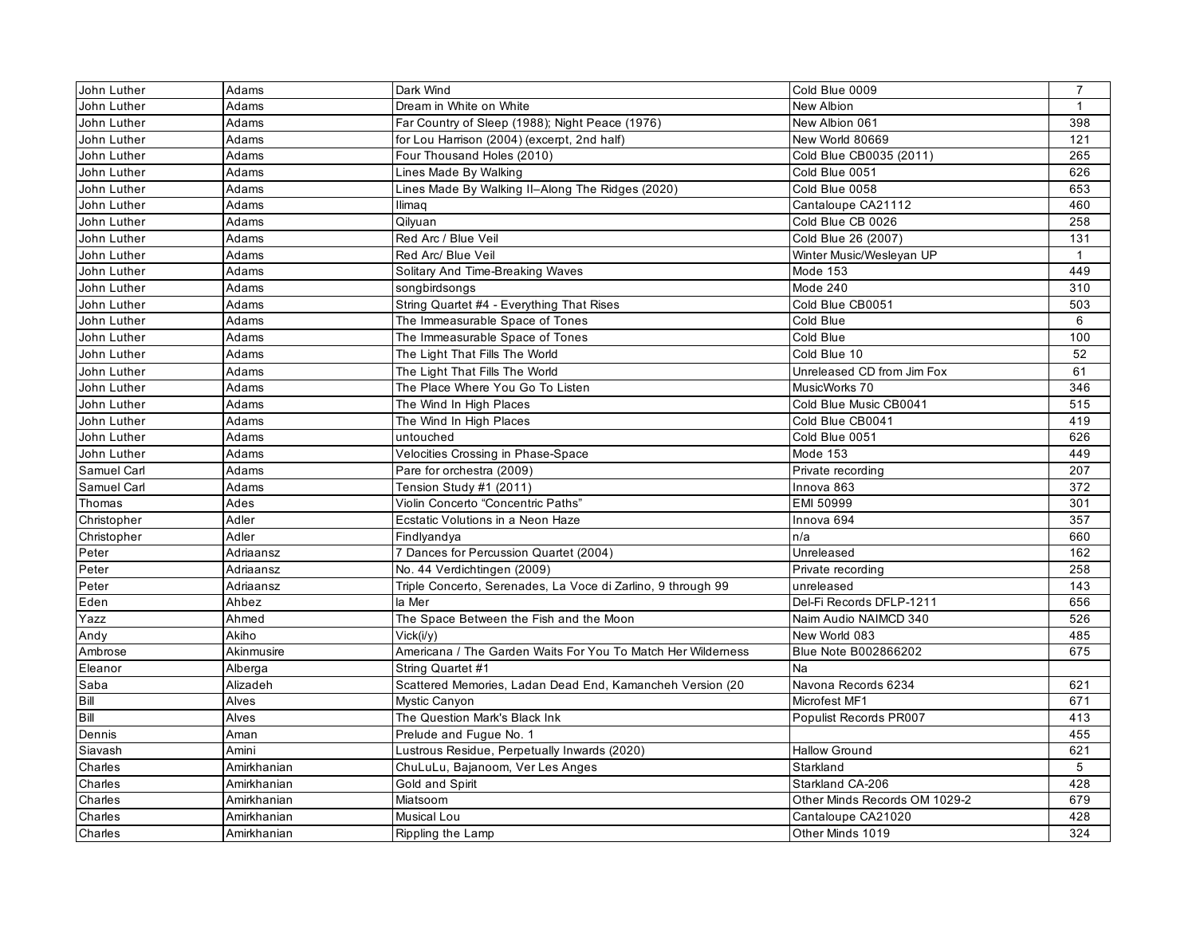| | | | | |
|---|---|---|---|---|
| John Luther | Adams | Dark Wind | Cold Blue 0009 | 7 |
| John Luther | Adams | Dream in White on White | New Albion | 1 |
| John Luther | Adams | Far Country of Sleep (1988); Night Peace (1976) | New Albion 061 | 398 |
| John Luther | Adams | for Lou Harrison (2004) (excerpt, 2nd half) | New World 80669 | 121 |
| John Luther | Adams | Four Thousand Holes (2010) | Cold Blue CB0035 (2011) | 265 |
| John Luther | Adams | Lines Made By Walking | Cold Blue 0051 | 626 |
| John Luther | Adams | Lines Made By Walking II–Along The Ridges (2020) | Cold Blue 0058 | 653 |
| John Luther | Adams | Ilimaq | Cantaloupe CA21112 | 460 |
| John Luther | Adams | Qilyuan | Cold Blue CB 0026 | 258 |
| John Luther | Adams | Red Arc / Blue Veil | Cold Blue 26 (2007) | 131 |
| John Luther | Adams | Red Arc/ Blue Veil | Winter Music/Wesleyan UP | 1 |
| John Luther | Adams | Solitary And Time-Breaking Waves | Mode 153 | 449 |
| John Luther | Adams | songbirdsongs | Mode 240 | 310 |
| John Luther | Adams | String Quartet #4 - Everything That Rises | Cold Blue CB0051 | 503 |
| John Luther | Adams | The Immeasurable Space of Tones | Cold Blue | 6 |
| John Luther | Adams | The Immeasurable Space of Tones | Cold Blue | 100 |
| John Luther | Adams | The Light That Fills The World | Cold Blue 10 | 52 |
| John Luther | Adams | The Light That Fills The World | Unreleased CD from Jim Fox | 61 |
| John Luther | Adams | The Place Where You Go To Listen | MusicWorks 70 | 346 |
| John Luther | Adams | The Wind In High Places | Cold Blue Music CB0041 | 515 |
| John Luther | Adams | The Wind In High Places | Cold Blue CB0041 | 419 |
| John Luther | Adams | untouched | Cold Blue 0051 | 626 |
| John Luther | Adams | Velocities Crossing in Phase-Space | Mode 153 | 449 |
| Samuel Carl | Adams | Pare for orchestra (2009) | Private recording | 207 |
| Samuel Carl | Adams | Tension Study #1 (2011) | Innova 863 | 372 |
| Thomas | Ades | Violin Concerto "Concentric Paths" | EMI 50999 | 301 |
| Christopher | Adler | Ecstatic Volutions in a Neon Haze | Innova 694 | 357 |
| Christopher | Adler | Findlyandya | n/a | 660 |
| Peter | Adriaansz | 7 Dances for Percussion Quartet (2004) | Unreleased | 162 |
| Peter | Adriaansz | No. 44 Verdichtingen (2009) | Private recording | 258 |
| Peter | Adriaansz | Triple Concerto, Serenades, La Voce di Zarlino, 9 through 99 | unreleased | 143 |
| Eden | Ahbez | la Mer | Del-Fi Records DFLP-1211 | 656 |
| Yazz | Ahmed | The Space Between the Fish and the Moon | Naim Audio NAIMCD 340 | 526 |
| Andy | Akiho | Vick(i/y) | New World 083 | 485 |
| Ambrose | Akinmusire | Americana / The Garden Waits For You To Match Her Wilderness | Blue Note B002866202 | 675 |
| Eleanor | Alberga | String Quartet #1 | Na | |
| Saba | Alizadeh | Scattered Memories, Ladan Dead End, Kamancheh Version (20 | Navona Records 6234 | 621 |
| Bill | Alves | Mystic Canyon | Microfest MF1 | 671 |
| Bill | Alves | The Question Mark's Black Ink | Populist Records PR007 | 413 |
| Dennis | Aman | Prelude and Fugue No. 1 | | 455 |
| Siavash | Amini | Lustrous Residue, Perpetually Inwards (2020) | Hallow Ground | 621 |
| Charles | Amirkhanian | ChuLuLu, Bajanoom, Ver Les Anges | Starkland | 5 |
| Charles | Amirkhanian | Gold and Spirit | Starkland CA-206 | 428 |
| Charles | Amirkhanian | Miatsoom | Other Minds Records OM 1029-2 | 679 |
| Charles | Amirkhanian | Musical Lou | Cantaloupe CA21020 | 428 |
| Charles | Amirkhanian | Rippling the Lamp | Other Minds 1019 | 324 |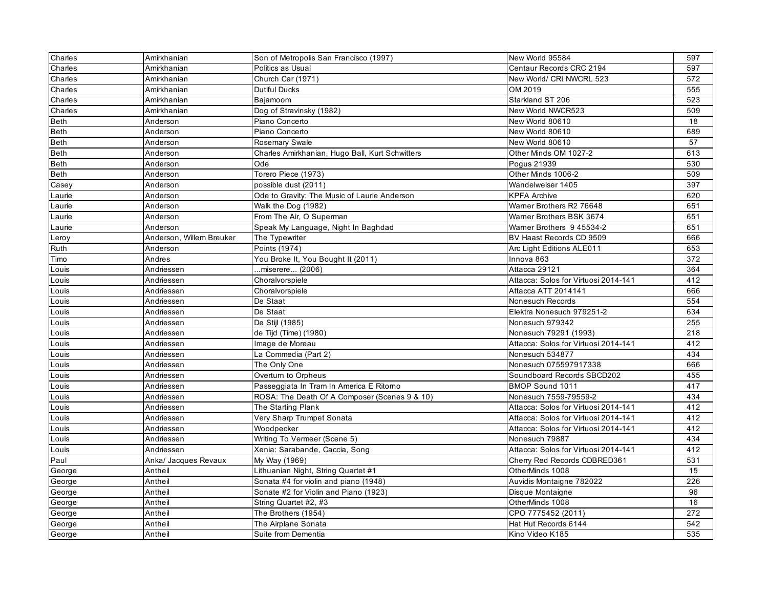| Charles | Amirkhanian | Son of Metropolis San Francisco (1997) | New World 95584 | 597 |
|---|---|---|---|---|
| Charles | Amirkhanian | Politics as Usual | Centaur Records CRC 2194 | 597 |
| Charles | Amirkhanian | Church Car (1971) | New World/ CRI NWCRL 523 | 572 |
| Charles | Amirkhanian | Dutiful Ducks | OM 2019 | 555 |
| Charles | Amirkhanian | Bajamoom | Starkland ST 206 | 523 |
| Charles | Amirkhanian | Dog of Stravinsky (1982) | New World NWCR523 | 509 |
| Beth | Anderson | Piano Concerto | New World 80610 | 18 |
| Beth | Anderson | Piano Concerto | New World 80610 | 689 |
| Beth | Anderson | Rosemary Swale | New World 80610 | 57 |
| Beth | Anderson | Charles Amirkhanian, Hugo Ball, Kurt Schwitters | Other Minds OM 1027-2 | 613 |
| Beth | Anderson | Ode | Pogus 21939 | 530 |
| Beth | Anderson | Torero Piece (1973) | Other Minds 1006-2 | 509 |
| Casey | Anderson | possible dust (2011) | Wandelweiser 1405 | 397 |
| Laurie | Anderson | Ode to Gravity: The Music of Laurie Anderson | KPFA Archive | 620 |
| Laurie | Anderson | Walk the Dog (1982) | Warner Brothers R2 76648 | 651 |
| Laurie | Anderson | From The Air, O Superman | Warner Brothers BSK 3674 | 651 |
| Laurie | Anderson | Speak My Language, Night In Baghdad | Warner Brothers 9 45534-2 | 651 |
| Leroy | Anderson, Willem Breuker | The Typewriter | BV Haast Records CD 9509 | 666 |
| Ruth | Anderson | Points (1974) | Arc Light Editions ALE011 | 653 |
| Timo | Andres | You Broke It, You Bought It (2011) | Innova 863 | 372 |
| Louis | Andriessen | ...miserere... (2006) | Attacca 29121 | 364 |
| Louis | Andriessen | Choralvorspiele | Attacca: Solos for Virtuosi 2014-141 | 412 |
| Louis | Andriessen | Choralvorspiele | Attacca ATT 2014141 | 666 |
| Louis | Andriessen | De Staat | Nonesuch Records | 554 |
| Louis | Andriessen | De Staat | Elektra Nonesuch 979251-2 | 634 |
| Louis | Andriessen | De Stijl (1985) | Nonesuch 979342 | 255 |
| Louis | Andriessen | de Tijd (Time) (1980) | Nonesuch 79291 (1993) | 218 |
| Louis | Andriessen | Image de Moreau | Attacca: Solos for Virtuosi 2014-141 | 412 |
| Louis | Andriessen | La Commedia (Part 2) | Nonesuch 534877 | 434 |
| Louis | Andriessen | The Only One | Nonesuch 075597917338 | 666 |
| Louis | Andriessen | Overturn to Orpheus | Soundboard Records SBCD202 | 455 |
| Louis | Andriessen | Passeggiata In Tram In America E Ritorno | BMOP Sound 1011 | 417 |
| Louis | Andriessen | ROSA: The Death Of A Composer (Scenes 9 & 10) | Nonesuch 7559-79559-2 | 434 |
| Louis | Andriessen | The Starting Plank | Attacca: Solos for Virtuosi 2014-141 | 412 |
| Louis | Andriessen | Very Sharp Trumpet Sonata | Attacca: Solos for Virtuosi 2014-141 | 412 |
| Louis | Andriessen | Woodpecker | Attacca: Solos for Virtuosi 2014-141 | 412 |
| Louis | Andriessen | Writing To Vermeer (Scene 5) | Nonesuch 79887 | 434 |
| Louis | Andriessen | Xenia: Sarabande, Caccia, Song | Attacca: Solos for Virtuosi 2014-141 | 412 |
| Paul | Anka/ Jacques Revaux | My Way (1969) | Cherry Red Records CDBRED361 | 531 |
| George | Antheil | Lithuanian Night, String Quartet #1 | OtherMinds 1008 | 15 |
| George | Antheil | Sonata #4 for violin and piano (1948) | Auvidis Montaigne 782022 | 226 |
| George | Antheil | Sonate #2 for Violin and Piano (1923) | Disque Montaigne | 96 |
| George | Antheil | String Quartet #2, #3 | OtherMinds 1008 | 16 |
| George | Antheil | The Brothers (1954) | CPO 7775452 (2011) | 272 |
| George | Antheil | The Airplane Sonata | Hat Hut Records 6144 | 542 |
| George | Antheil | Suite from Dementia | Kino Video K185 | 535 |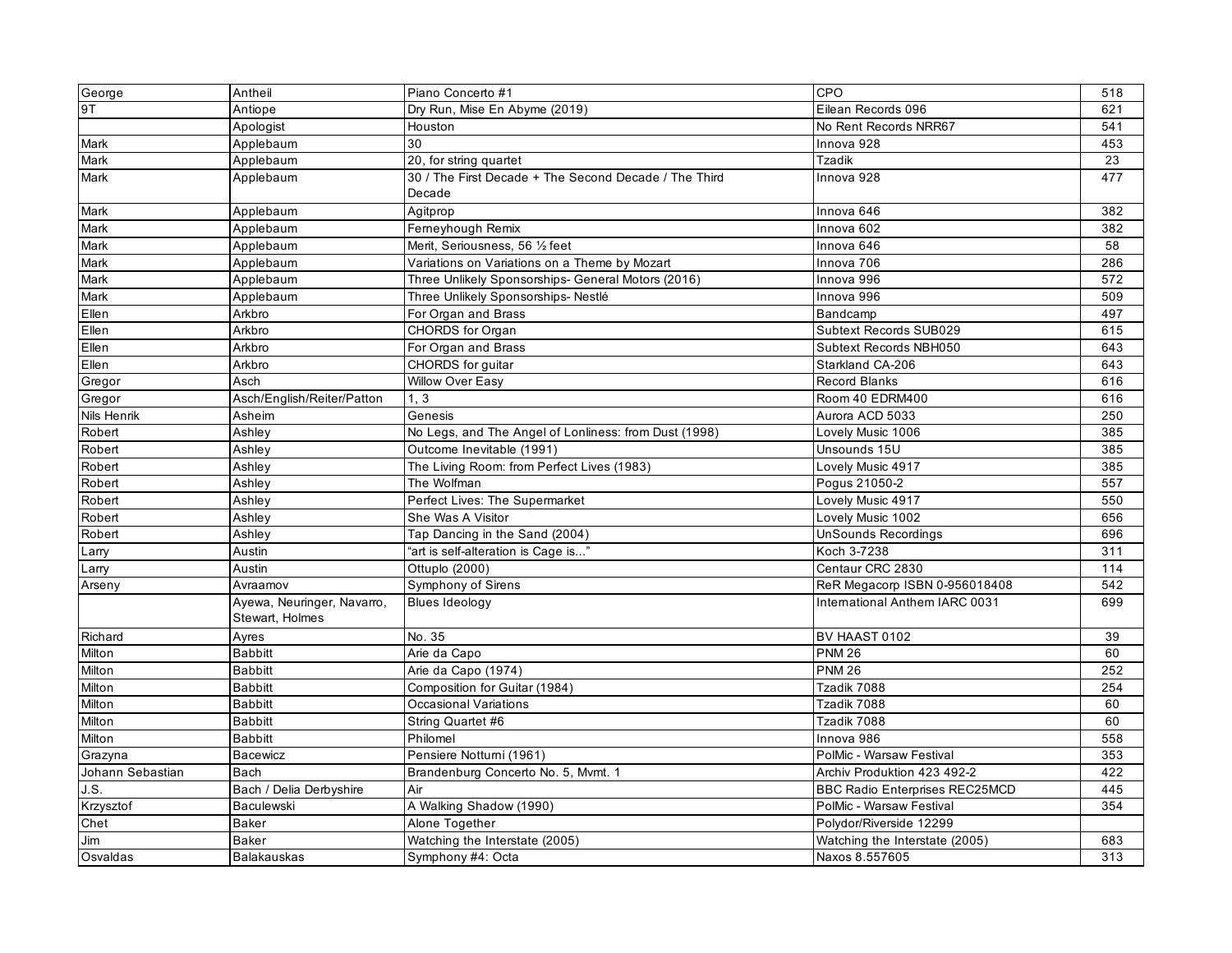| | | | | |
|---|---|---|---|---|
| George | Antheil | Piano Concerto #1 | CPO | 518 |
| 9T | Antiope | Dry Run, Mise En Abyme (2019) | Eilean Records 096 | 621 |
| | Apologist | Houston | No Rent Records NRR67 | 541 |
| Mark | Applebaum | 30 | Innova 928 | 453 |
| Mark | Applebaum | 20, for string quartet | Tzadik | 23 |
| Mark | Applebaum | 30 / The First Decade + The Second Decade / The Third Decade | Innova 928 | 477 |
| Mark | Applebaum | Agitprop | Innova 646 | 382 |
| Mark | Applebaum | Ferneyhough Remix | Innova 602 | 382 |
| Mark | Applebaum | Merit, Seriousness, 56 ½ feet | Innova 646 | 58 |
| Mark | Applebaum | Variations on Variations on a Theme by Mozart | Innova 706 | 286 |
| Mark | Applebaum | Three Unlikely Sponsorships- General Motors (2016) | Innova 996 | 572 |
| Mark | Applebaum | Three Unlikely Sponsorships- Nestlé | Innova 996 | 509 |
| Ellen | Arkbro | For Organ and Brass | Bandcamp | 497 |
| Ellen | Arkbro | CHORDS for Organ | Subtext Records SUB029 | 615 |
| Ellen | Arkbro | For Organ and Brass | Subtext Records NBH050 | 643 |
| Ellen | Arkbro | CHORDS for guitar | Starkland CA-206 | 643 |
| Gregor | Asch | Willow Over Easy | Record Blanks | 616 |
| Gregor | Asch/English/Reiter/Patton | 1, 3 | Room 40 EDRM400 | 616 |
| Nils Henrik | Asheim | Genesis | Aurora ACD 5033 | 250 |
| Robert | Ashley | No Legs, and The Angel of Lonliness: from Dust (1998) | Lovely Music 1006 | 385 |
| Robert | Ashley | Outcome Inevitable (1991) | Unsounds 15U | 385 |
| Robert | Ashley | The Living Room: from Perfect Lives (1983) | Lovely Music 4917 | 385 |
| Robert | Ashley | The Wolfman | Pogus 21050-2 | 557 |
| Robert | Ashley | Perfect Lives: The Supermarket | Lovely Music 4917 | 550 |
| Robert | Ashley | She Was A Visitor | Lovely Music 1002 | 656 |
| Robert | Ashley | Tap Dancing in the Sand (2004) | UnSounds Recordings | 696 |
| Larry | Austin | "art is self-alteration is Cage is..." | Koch 3-7238 | 311 |
| Larry | Austin | Ottuplo (2000) | Centaur CRC 2830 | 114 |
| Arseny | Avraamov | Symphony of Sirens | ReR Megacorp ISBN 0-956018408 | 542 |
| | Ayewa, Neuringer, Navarro, Stewart, Holmes | Blues Ideology | International Anthem IARC 0031 | 699 |
| Richard | Ayres | No. 35 | BV HAAST 0102 | 39 |
| Milton | Babbitt | Arie da Capo | PNM 26 | 60 |
| Milton | Babbitt | Arie da Capo (1974) | PNM 26 | 252 |
| Milton | Babbitt | Composition for Guitar (1984) | Tzadik 7088 | 254 |
| Milton | Babbitt | Occasional Variations | Tzadik 7088 | 60 |
| Milton | Babbitt | String Quartet #6 | Tzadik 7088 | 60 |
| Milton | Babbitt | Philomel | Innova 986 | 558 |
| Grazyna | Bacewicz | Pensiere Notturni (1961) | PolMic - Warsaw Festival | 353 |
| Johann Sebastian | Bach | Brandenburg Concerto No. 5, Mvmt. 1 | Archiv Produktion 423 492-2 | 422 |
| J.S. | Bach / Delia Derbyshire | Air | BBC Radio Enterprises REC25MCD | 445 |
| Krzysztof | Baculewski | A Walking Shadow (1990) | PolMic - Warsaw Festival | 354 |
| Chet | Baker | Alone Together | Polydor/Riverside 12299 | |
| Jim | Baker | Watching the Interstate (2005) | Watching the Interstate (2005) | 683 |
| Osvaldas | Balakauskas | Symphony #4: Octa | Naxos 8.557605 | 313 |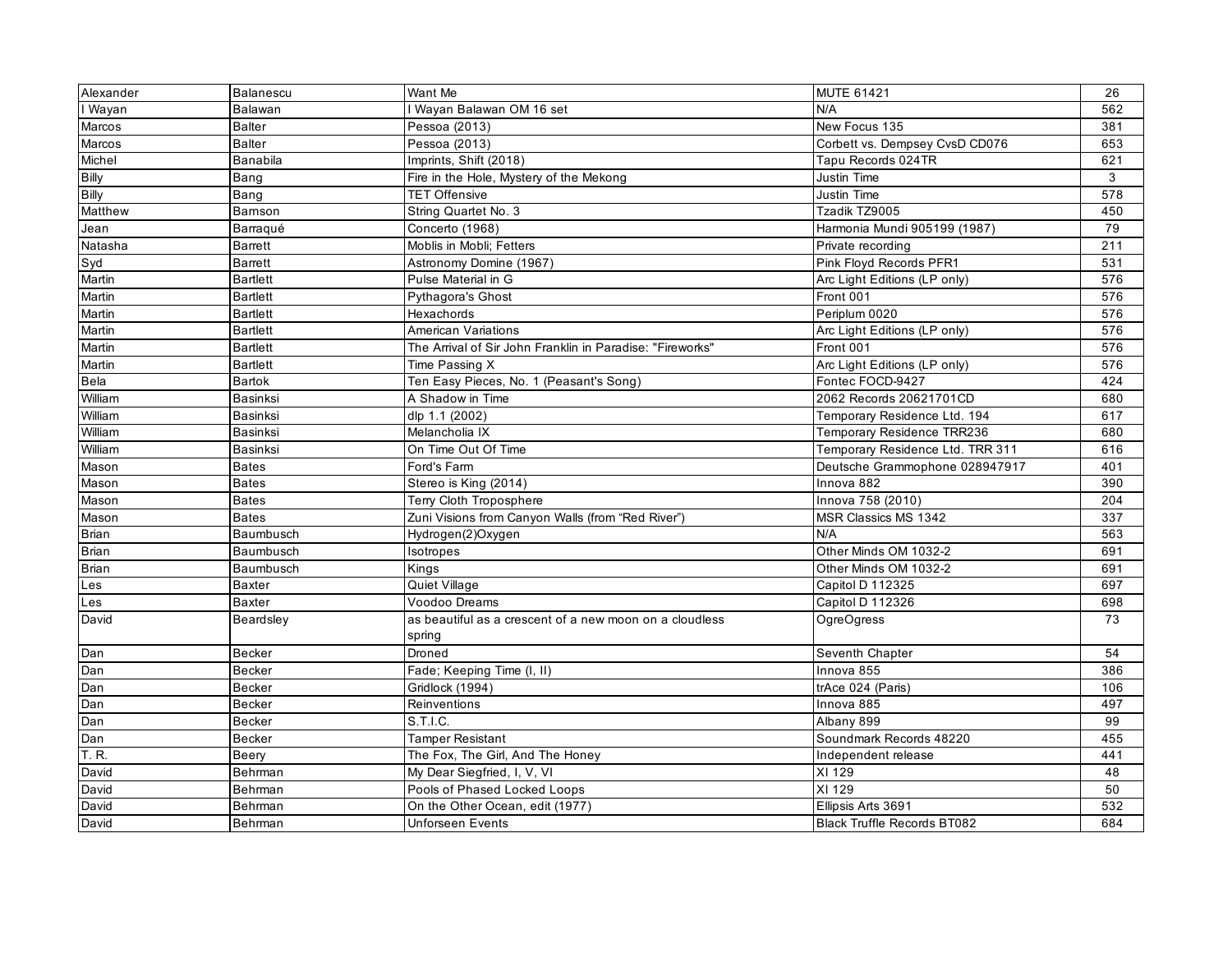| Alexander | Balanescu | Want Me | MUTE 61421 | 26 |
|---|---|---|---|---|
| I Wayan | Balawan | I Wayan Balawan OM 16 set | N/A | 562 |
| Marcos | Balter | Pessoa (2013) | New Focus 135 | 381 |
| Marcos | Balter | Pessoa (2013) | Corbett vs. Dempsey CvsD CD076 | 653 |
| Michel | Banabila | Imprints, Shift (2018) | Tapu Records 024TR | 621 |
| Billy | Bang | Fire in the Hole, Mystery of the Mekong | Justin Time | 3 |
| Billy | Bang | TET Offensive | Justin Time | 578 |
| Matthew | Barnson | String Quartet No. 3 | Tzadik TZ9005 | 450 |
| Jean | Barraqué | Concerto (1968) | Harmonia Mundi 905199 (1987) | 79 |
| Natasha | Barrett | Moblis in Mobli; Fetters | Private recording | 211 |
| Syd | Barrett | Astronomy Domine (1967) | Pink Floyd Records PFR1 | 531 |
| Martin | Bartlett | Pulse Material in G | Arc Light Editions (LP only) | 576 |
| Martin | Bartlett | Pythagora's Ghost | Front 001 | 576 |
| Martin | Bartlett | Hexachords | Periplum 0020 | 576 |
| Martin | Bartlett | American Variations | Arc Light Editions (LP only) | 576 |
| Martin | Bartlett | The Arrival of Sir John Franklin in Paradise: "Fireworks" | Front 001 | 576 |
| Martin | Bartlett | Time Passing X | Arc Light Editions (LP only) | 576 |
| Bela | Bartok | Ten Easy Pieces, No. 1 (Peasant's Song) | Fontec FOCD-9427 | 424 |
| William | Basinksi | A Shadow in Time | 2062 Records 20621701CD | 680 |
| William | Basinksi | dlp 1.1 (2002) | Temporary Residence Ltd. 194 | 617 |
| William | Basinksi | Melancholia IX | Temporary Residence TRR236 | 680 |
| William | Basinksi | On Time Out Of Time | Temporary Residence Ltd. TRR 311 | 616 |
| Mason | Bates | Ford's Farm | Deutsche Grammophone 028947917 | 401 |
| Mason | Bates | Stereo is King (2014) | Innova 882 | 390 |
| Mason | Bates | Terry Cloth Troposphere | Innova 758 (2010) | 204 |
| Mason | Bates | Zuni Visions from Canyon Walls (from "Red River") | MSR Classics MS 1342 | 337 |
| Brian | Baumbusch | Hydrogen(2)Oxygen | N/A | 563 |
| Brian | Baumbusch | Isotropes | Other Minds OM 1032-2 | 691 |
| Brian | Baumbusch | Kings | Other Minds OM 1032-2 | 691 |
| Les | Baxter | Quiet Village | Capitol D 112325 | 697 |
| Les | Baxter | Voodoo Dreams | Capitol D 112326 | 698 |
| David | Beardsley | as beautiful as a crescent of a new moon on a cloudless spring | OgreOgress | 73 |
| Dan | Becker | Droned | Seventh Chapter | 54 |
| Dan | Becker | Fade; Keeping Time (I, II) | Innova 855 | 386 |
| Dan | Becker | Gridlock (1994) | trAce 024 (Paris) | 106 |
| Dan | Becker | Reinventions | Innova 885 | 497 |
| Dan | Becker | S.T.I.C. | Albany 899 | 99 |
| Dan | Becker | Tamper Resistant | Soundmark Records 48220 | 455 |
| T. R. | Beery | The Fox, The Girl, And The Honey | Independent release | 441 |
| David | Behrman | My Dear Siegfried, I, V, VI | XI 129 | 48 |
| David | Behrman | Pools of Phased Locked Loops | XI 129 | 50 |
| David | Behrman | On the Other Ocean, edit (1977) | Ellipsis Arts 3691 | 532 |
| David | Behrman | Unforseen Events | Black Truffle Records BT082 | 684 |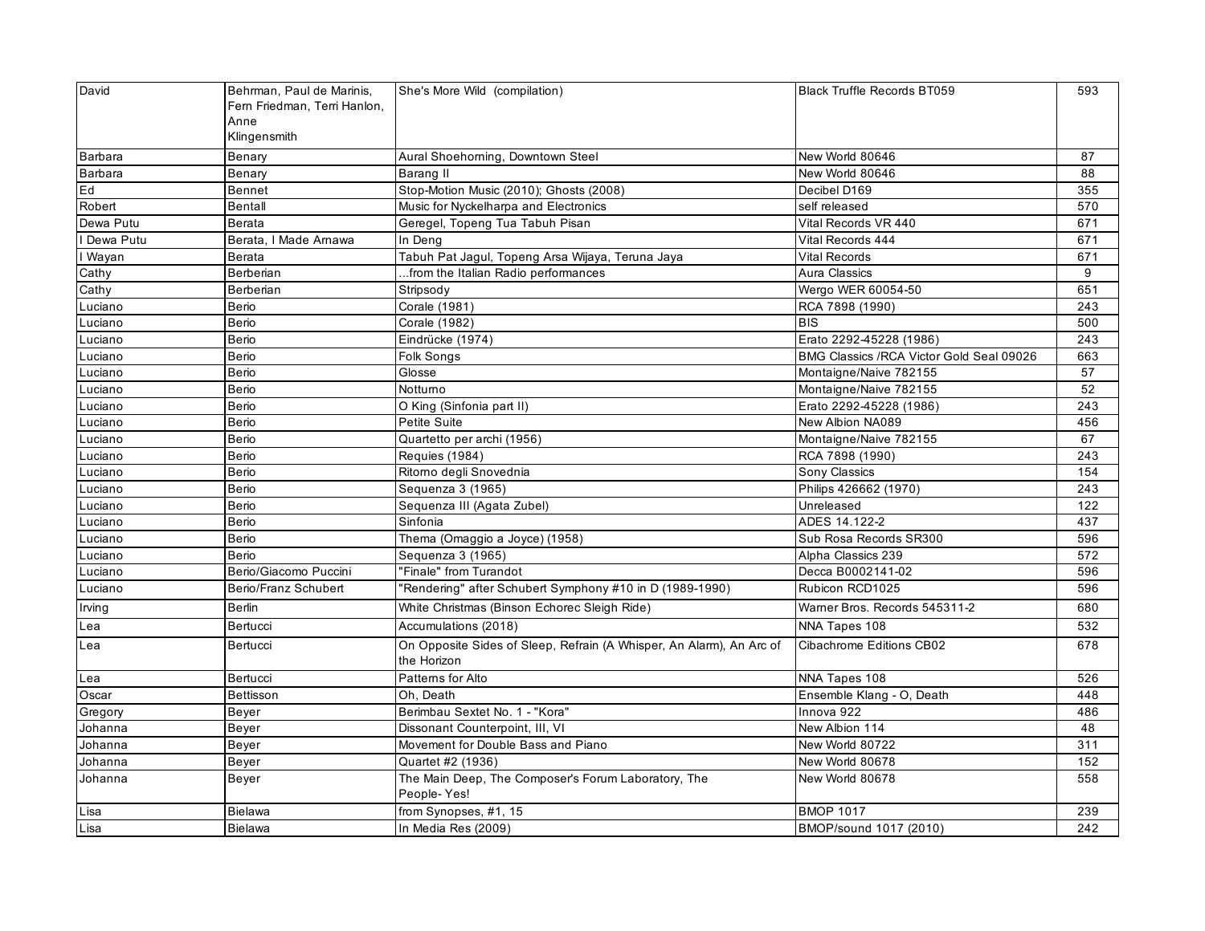| David | Behrman, Paul de Marinis, Fern Friedman, Terri Hanlon, Anne Klingensmith | She's More Wild (compilation) | Black Truffle Records BT059 | 593 |
|---|---|---|---|---|
| Barbara | Benary | Aural Shoehorning, Downtown Steel | New World 80646 | 87 |
| Barbara | Benary | Barang II | New World 80646 | 88 |
| Ed | Bennet | Stop-Motion Music (2010); Ghosts (2008) | Decibel D169 | 355 |
| Robert | Bentall | Music for Nyckelharpa and Electronics | self released | 570 |
| Dewa Putu | Berata | Geregel, Topeng Tua Tabuh Pisan | Vital Records VR 440 | 671 |
| I Dewa Putu | Berata, I Made Arnawa | In Deng | Vital Records 444 | 671 |
| I Wayan | Berata | Tabuh Pat Jagul, Topeng Arsa Wijaya, Teruna Jaya | Vital Records | 671 |
| Cathy | Berberian | ...from the Italian Radio performances | Aura Classics | 9 |
| Cathy | Berberian | Stripsody | Wergo WER 60054-50 | 651 |
| Luciano | Berio | Corale (1981) | RCA 7898 (1990) | 243 |
| Luciano | Berio | Corale (1982) | BIS | 500 |
| Luciano | Berio | Eindrücke (1974) | Erato 2292-45228 (1986) | 243 |
| Luciano | Berio | Folk Songs | BMG Classics /RCA Victor Gold Seal 09026 | 663 |
| Luciano | Berio | Glosse | Montaigne/Naive 782155 | 57 |
| Luciano | Berio | Notturno | Montaigne/Naive 782155 | 52 |
| Luciano | Berio | O King (Sinfonia part II) | Erato 2292-45228 (1986) | 243 |
| Luciano | Berio | Petite Suite | New Albion NA089 | 456 |
| Luciano | Berio | Quartetto per archi (1956) | Montaigne/Naive 782155 | 67 |
| Luciano | Berio | Requies (1984) | RCA 7898 (1990) | 243 |
| Luciano | Berio | Ritorno degli Snovednia | Sony Classics | 154 |
| Luciano | Berio | Sequenza 3 (1965) | Philips 426662 (1970) | 243 |
| Luciano | Berio | Sequenza III (Agata Zubel) | Unreleased | 122 |
| Luciano | Berio | Sinfonia | ADES 14.122-2 | 437 |
| Luciano | Berio | Thema (Omaggio a Joyce) (1958) | Sub Rosa Records SR300 | 596 |
| Luciano | Berio | Sequenza 3 (1965) | Alpha Classics 239 | 572 |
| Luciano | Berio/Giacomo Puccini | "Finale" from Turandot | Decca B0002141-02 | 596 |
| Luciano | Berio/Franz Schubert | "Rendering" after Schubert Symphony #10 in D (1989-1990) | Rubicon RCD1025 | 596 |
| Irving | Berlin | White Christmas (Binson Echorec Sleigh Ride) | Warner Bros. Records 545311-2 | 680 |
| Lea | Bertucci | Accumulations (2018) | NNA Tapes 108 | 532 |
| Lea | Bertucci | On Opposite Sides of Sleep, Refrain (A Whisper, An Alarm), An Arc of the Horizon | Cibachrome Editions CB02 | 678 |
| Lea | Bertucci | Patterns for Alto | NNA Tapes 108 | 526 |
| Oscar | Bettisson | Oh, Death | Ensemble Klang - O, Death | 448 |
| Gregory | Beyer | Berimbau Sextet No. 1 - "Kora" | Innova 922 | 486 |
| Johanna | Beyer | Dissonant Counterpoint, III, VI | New Albion 114 | 48 |
| Johanna | Beyer | Movement for Double Bass and Piano | New World 80722 | 311 |
| Johanna | Beyer | Quartet #2 (1936) | New World 80678 | 152 |
| Johanna | Beyer | The Main Deep, The Composer's Forum Laboratory, The People- Yes! | New World 80678 | 558 |
| Lisa | Bielawa | from Synopses, #1, 15 | BMOP 1017 | 239 |
| Lisa | Bielawa | In Media Res (2009) | BMOP/sound 1017 (2010) | 242 |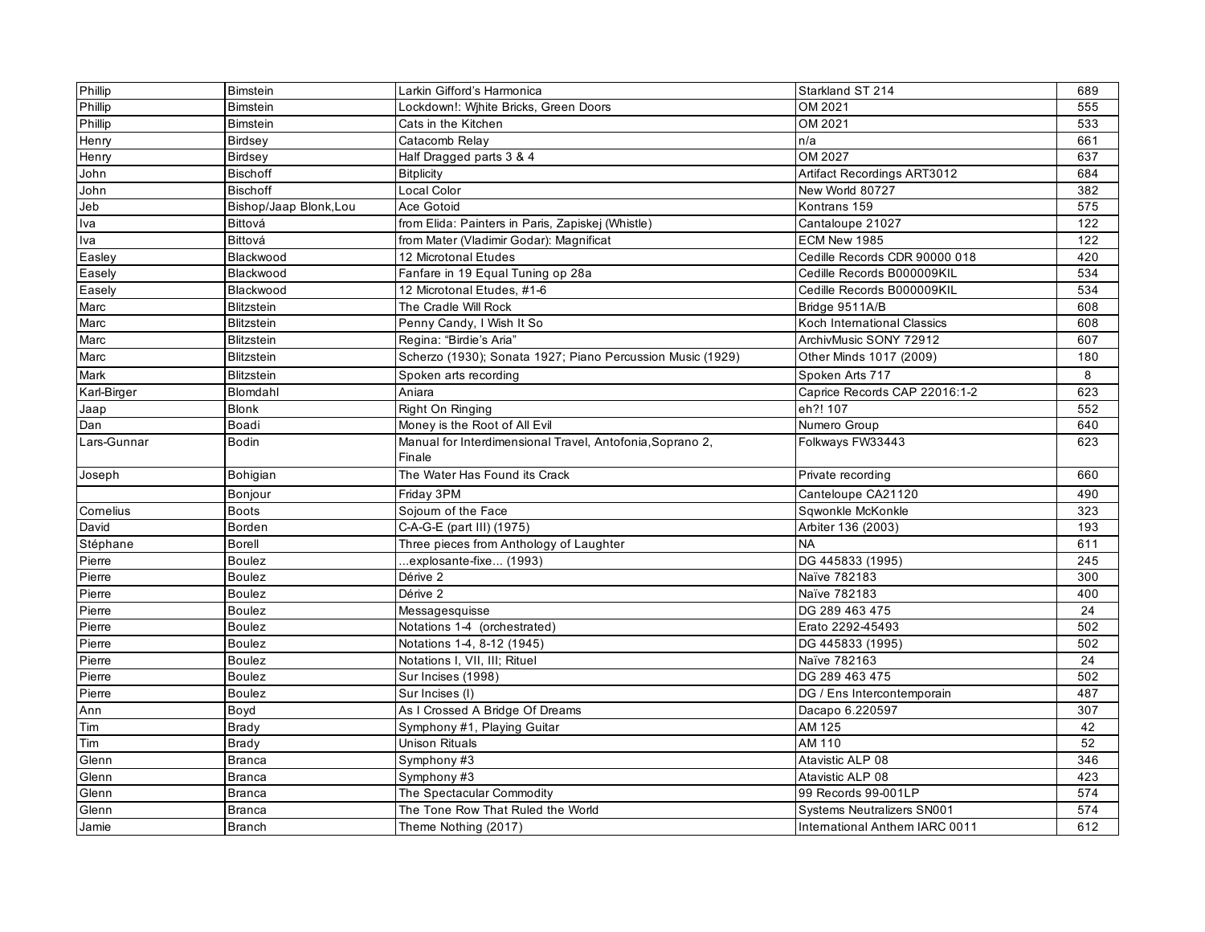| Phillip | Bimstein | Larkin Gifford's Harmonica | Starkland ST 214 | 689 |
|---|---|---|---|---|
| Phillip | Bimstein | Lockdown!: Wjhite Bricks, Green Doors | OM 2021 | 555 |
| Phillip | Bimstein | Cats in the Kitchen | OM 2021 | 533 |
| Henry | Birdsey | Catacomb Relay | n/a | 661 |
| Henry | Birdsey | Half Dragged parts 3 & 4 | OM 2027 | 637 |
| John | Bischoff | Bitplicity | Artifact Recordings ART3012 | 684 |
| John | Bischoff | Local Color | New World 80727 | 382 |
| Jeb | Bishop/Jaap Blonk,Lou | Ace Gotoid | Kontrans 159 | 575 |
| Iva | Bittová | from Elida: Painters in Paris, Zapiskej (Whistle) | Cantaloupe 21027 | 122 |
| Iva | Bittová | from Mater (Vladimir Godar): Magnificat | ECM New 1985 | 122 |
| Easley | Blackwood | 12 Microtonal Etudes | Cedille Records CDR 90000 018 | 420 |
| Easely | Blackwood | Fanfare in 19 Equal Tuning op 28a | Cedille Records B000009KIL | 534 |
| Easely | Blackwood | 12 Microtonal Etudes, #1-6 | Cedille Records B000009KIL | 534 |
| Marc | Blitzstein | The Cradle Will Rock | Bridge 9511A/B | 608 |
| Marc | Blitzstein | Penny Candy, I Wish It So | Koch International Classics | 608 |
| Marc | Blitzstein | Regina: "Birdie's Aria" | ArchivMusic SONY 72912 | 607 |
| Marc | Blitzstein | Scherzo (1930); Sonata 1927; Piano Percussion Music (1929) | Other Minds 1017 (2009) | 180 |
| Mark | Blitzstein | Spoken arts recording | Spoken Arts 717 | 8 |
| Karl-Birger | Blomdahl | Aniara | Caprice Records CAP 22016:1-2 | 623 |
| Jaap | Blonk | Right On Ringing | eh?! 107 | 552 |
| Dan | Boadi | Money is the Root of All Evil | Numero Group | 640 |
| Lars-Gunnar | Bodin | Manual for Interdimensional Travel, Antofonia,Soprano 2, Finale | Folkways FW33443 | 623 |
| Joseph | Bohigian | The Water Has Found its Crack | Private recording | 660 |
| | Bonjour | Friday 3PM | Canteloupe CA21120 | 490 |
| Cornelius | Boots | Sojourn of the Face | Sqwonkle McKonkle | 323 |
| David | Borden | C-A-G-E (part III) (1975) | Arbiter 136 (2003) | 193 |
| Stéphane | Borell | Three pieces from Anthology of Laughter | NA | 611 |
| Pierre | Boulez | ...explosante-fixe... (1993) | DG 445833 (1995) | 245 |
| Pierre | Boulez | Dérive 2 | Naïve 782183 | 300 |
| Pierre | Boulez | Dérive 2 | Naïve 782183 | 400 |
| Pierre | Boulez | Messagesquisse | DG 289 463 475 | 24 |
| Pierre | Boulez | Notations 1-4 (orchestrated) | Erato 2292-45493 | 502 |
| Pierre | Boulez | Notations 1-4, 8-12 (1945) | DG 445833 (1995) | 502 |
| Pierre | Boulez | Notations I, VII, III; Rituel | Naïve 782163 | 24 |
| Pierre | Boulez | Sur Incises (1998) | DG 289 463 475 | 502 |
| Pierre | Boulez | Sur Incises (I) | DG / Ens Intercontemporain | 487 |
| Ann | Boyd | As I Crossed A Bridge Of Dreams | Dacapo 6.220597 | 307 |
| Tim | Brady | Symphony #1, Playing Guitar | AM 125 | 42 |
| Tim | Brady | Unison Rituals | AM 110 | 52 |
| Glenn | Branca | Symphony #3 | Atavistic ALP 08 | 346 |
| Glenn | Branca | Symphony #3 | Atavistic ALP 08 | 423 |
| Glenn | Branca | The Spectacular Commodity | 99 Records 99-001LP | 574 |
| Glenn | Branca | The Tone Row That Ruled the World | Systems Neutralizers SN001 | 574 |
| Jamie | Branch | Theme Nothing (2017) | International Anthem IARC 0011 | 612 |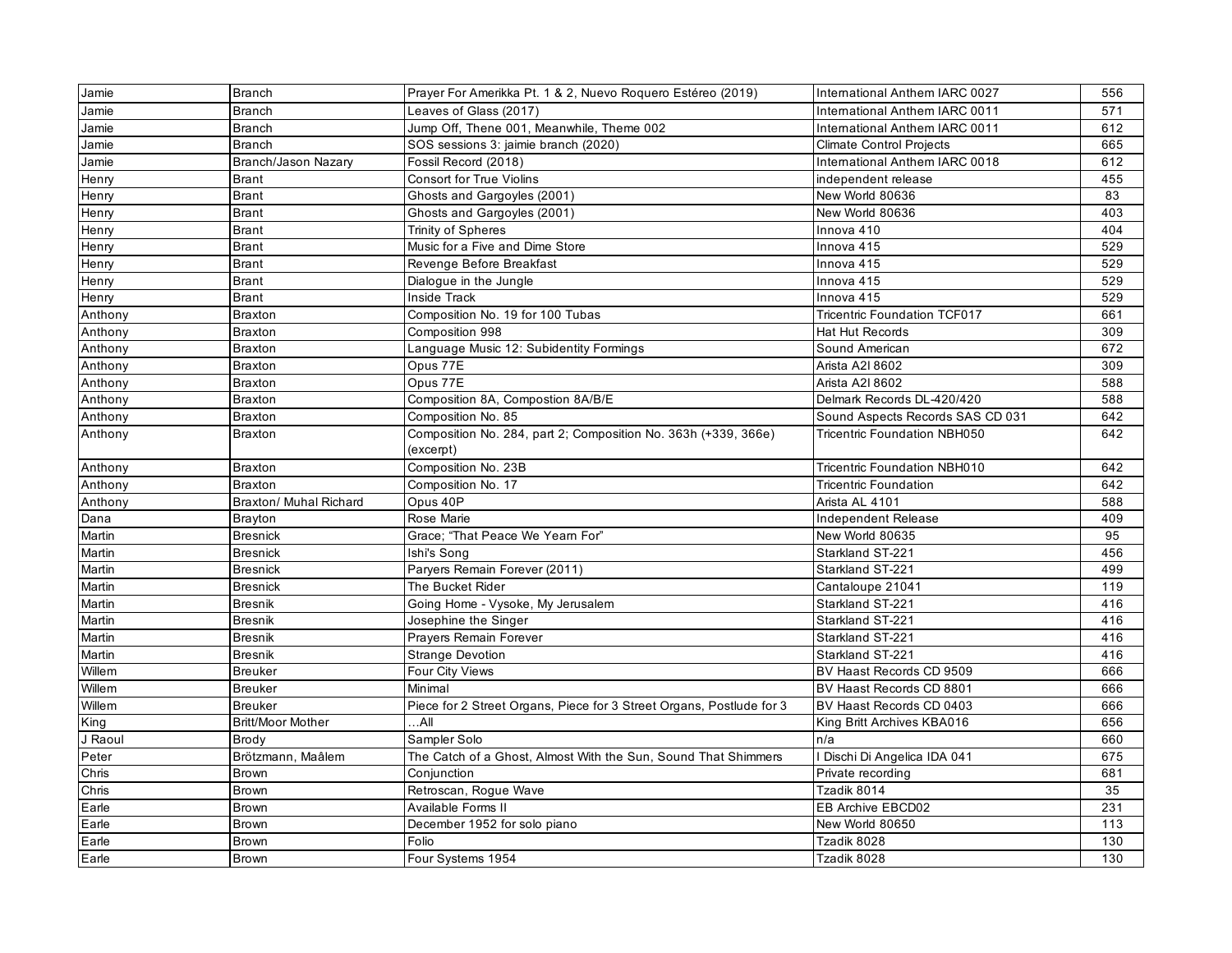| Jamie | Branch | Prayer For Amerikka Pt. 1 & 2, Nuevo Roquero Estéreo (2019) | International Anthem IARC 0027 | 556 |
|---|---|---|---|---|
| Jamie | Branch | Leaves of Glass (2017) | International Anthem IARC 0011 | 571 |
| Jamie | Branch | Jump Off, Thene 001, Meanwhile, Theme 002 | International Anthem IARC 0011 | 612 |
| Jamie | Branch | SOS sessions 3: jaimie branch (2020) | Climate Control Projects | 665 |
| Jamie | Branch/Jason Nazary | Fossil Record (2018) | International Anthem IARC 0018 | 612 |
| Henry | Brant | Consort for True Violins | independent release | 455 |
| Henry | Brant | Ghosts and Gargoyles (2001) | New World 80636 | 83 |
| Henry | Brant | Ghosts and Gargoyles (2001) | New World 80636 | 403 |
| Henry | Brant | Trinity of Spheres | Innova 410 | 404 |
| Henry | Brant | Music for a Five and Dime Store | Innova 415 | 529 |
| Henry | Brant | Revenge Before Breakfast | Innova 415 | 529 |
| Henry | Brant | Dialogue in the Jungle | Innova 415 | 529 |
| Henry | Brant | Inside Track | Innova 415 | 529 |
| Anthony | Braxton | Composition No. 19 for 100 Tubas | Tricentric Foundation TCF017 | 661 |
| Anthony | Braxton | Composition 998 | Hat Hut Records | 309 |
| Anthony | Braxton | Language Music 12: Subidentity Formings | Sound American | 672 |
| Anthony | Braxton | Opus 77E | Arista A2l 8602 | 309 |
| Anthony | Braxton | Opus 77E | Arista A2l 8602 | 588 |
| Anthony | Braxton | Composition 8A, Compostion 8A/B/E | Delmark Records DL-420/420 | 588 |
| Anthony | Braxton | Composition No. 85 | Sound Aspects Records SAS CD 031 | 642 |
| Anthony | Braxton | Composition No. 284, part 2; Composition No. 363h (+339, 366e) (excerpt) | Tricentric Foundation NBH050 | 642 |
| Anthony | Braxton | Composition No. 23B | Tricentric Foundation NBH010 | 642 |
| Anthony | Braxton | Composition No. 17 | Tricentric Foundation | 642 |
| Anthony | Braxton/ Muhal Richard | Opus 40P | Arista AL 4101 | 588 |
| Dana | Brayton | Rose Marie | Independent Release | 409 |
| Martin | Bresnick | Grace; "That Peace We Yearn For" | New World 80635 | 95 |
| Martin | Bresnick | Ishi's Song | Starkland ST-221 | 456 |
| Martin | Bresnick | Paryers Remain Forever (2011) | Starkland ST-221 | 499 |
| Martin | Bresnick | The Bucket Rider | Cantaloupe 21041 | 119 |
| Martin | Bresnik | Going Home - Vysoke, My Jerusalem | Starkland ST-221 | 416 |
| Martin | Bresnik | Josephine the Singer | Starkland ST-221 | 416 |
| Martin | Bresnik | Prayers Remain Forever | Starkland ST-221 | 416 |
| Martin | Bresnik | Strange Devotion | Starkland ST-221 | 416 |
| Willem | Breuker | Four City Views | BV Haast Records CD 9509 | 666 |
| Willem | Breuker | Minimal | BV Haast Records CD 8801 | 666 |
| Willem | Breuker | Piece for 2 Street Organs, Piece for 3 Street Organs, Postlude for 3 | BV Haast Records CD 0403 | 666 |
| King | Britt/Moor Mother | ...All | King Britt Archives KBA016 | 656 |
| J Raoul | Brody | Sampler Solo | n/a | 660 |
| Peter | Brötzmann, Maâlem | The Catch of a Ghost, Almost With the Sun, Sound That Shimmers | I Dischi Di Angelica IDA 041 | 675 |
| Chris | Brown | Conjunction | Private recording | 681 |
| Chris | Brown | Retroscan, Rogue Wave | Tzadik 8014 | 35 |
| Earle | Brown | Available Forms II | EB Archive EBCD02 | 231 |
| Earle | Brown | December 1952 for solo piano | New World 80650 | 113 |
| Earle | Brown | Folio | Tzadik 8028 | 130 |
| Earle | Brown | Four Systems 1954 | Tzadik 8028 | 130 |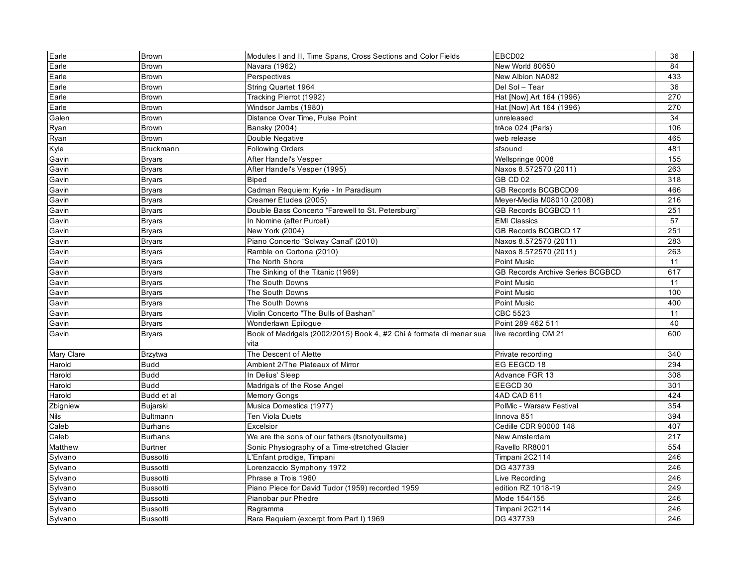| | | | | |
|---|---|---|---|---|
| Earle | Brown | Modules I and II, Time Spans, Cross Sections and Color Fields | EBCD02 | 36 |
| Earle | Brown | Navara (1962) | New World 80650 | 84 |
| Earle | Brown | Perspectives | New Albion NA082 | 433 |
| Earle | Brown | String Quartet 1964 | Del Sol – Tear | 36 |
| Earle | Brown | Tracking Pierrot (1992) | Hat [Now] Art 164 (1996) | 270 |
| Earle | Brown | Windsor Jambs (1980) | Hat [Now] Art 164 (1996) | 270 |
| Galen | Brown | Distance Over Time, Pulse Point | unreleased | 34 |
| Ryan | Brown | Bansky (2004) | trAce 024 (Paris) | 106 |
| Ryan | Brown | Double Negative | web release | 465 |
| Kyle | Bruckmann | Following Orders | sfsound | 481 |
| Gavin | Bryars | After Handel's Vesper | Wellspringe 0008 | 155 |
| Gavin | Bryars | After Handel's Vesper (1995) | Naxos 8.572570 (2011) | 263 |
| Gavin | Bryars | Biped | GB CD 02 | 318 |
| Gavin | Bryars | Cadman Requiem: Kyrie - In Paradisum | GB Records BCGBCD09 | 466 |
| Gavin | Bryars | Creamer Etudes (2005) | Meyer-Media M08010 (2008) | 216 |
| Gavin | Bryars | Double Bass Concerto "Farewell to St. Petersburg" | GB Records BCGBCD 11 | 251 |
| Gavin | Bryars | In Nomine (after Purcell) | EMI Classics | 57 |
| Gavin | Bryars | New York (2004) | GB Records BCGBCD 17 | 251 |
| Gavin | Bryars | Piano Concerto "Solway Canal" (2010) | Naxos 8.572570 (2011) | 283 |
| Gavin | Bryars | Ramble on Cortona (2010) | Naxos 8.572570 (2011) | 263 |
| Gavin | Bryars | The North Shore | Point Music | 11 |
| Gavin | Bryars | The Sinking of the Titanic (1969) | GB Records Archive Series BCGBCD | 617 |
| Gavin | Bryars | The South Downs | Point Music | 11 |
| Gavin | Bryars | The South Downs | Point Music | 100 |
| Gavin | Bryars | The South Downs | Point Music | 400 |
| Gavin | Bryars | Violin Concerto "The Bulls of Bashan" | CBC 5523 | 11 |
| Gavin | Bryars | Wonderlawn Epilogue | Point 289 462 511 | 40 |
| Gavin | Bryars | Book of Madrigals (2002/2015) Book 4, #2 Chi è formata di menar sua vita | live recording OM 21 | 600 |
| Mary Clare | Brzytwa | The Descent of Alette | Private recording | 340 |
| Harold | Budd | Ambient 2/The Plateaux of Mirror | EG EEGCD 18 | 294 |
| Harold | Budd | In Delius' Sleep | Advance FGR 13 | 308 |
| Harold | Budd | Madrigals of the Rose Angel | EEGCD 30 | 301 |
| Harold | Budd et al | Memory Gongs | 4AD CAD 611 | 424 |
| Zbigniew | Bujarski | Musica Domestica (1977) | PolMic - Warsaw Festival | 354 |
| Nils | Bultmann | Ten Viola Duets | Innova 851 | 394 |
| Caleb | Burhans | Excelsior | Cedille CDR 90000 148 | 407 |
| Caleb | Burhans | We are the sons of our fathers (itsnotyouitsme) | New Amsterdam | 217 |
| Matthew | Burtner | Sonic Physiography of a Time-stretched Glacier | Ravello RR8001 | 554 |
| Sylvano | Bussotti | L'Enfant prodige, Timpani | Timpani 2C2114 | 246 |
| Sylvano | Bussotti | Lorenzaccio Symphony 1972 | DG 437739 | 246 |
| Sylvano | Bussotti | Phrase a Trois 1960 | Live Recording | 246 |
| Sylvano | Bussotti | Piano Piece for David Tudor (1959) recorded 1959 | edition RZ 1018-19 | 249 |
| Sylvano | Bussotti | Pianobar pur Phedre | Mode 154/155 | 246 |
| Sylvano | Bussotti | Ragramma | Timpani 2C2114 | 246 |
| Sylvano | Bussotti | Rara Requiem (excerpt from Part I) 1969 | DG 437739 | 246 |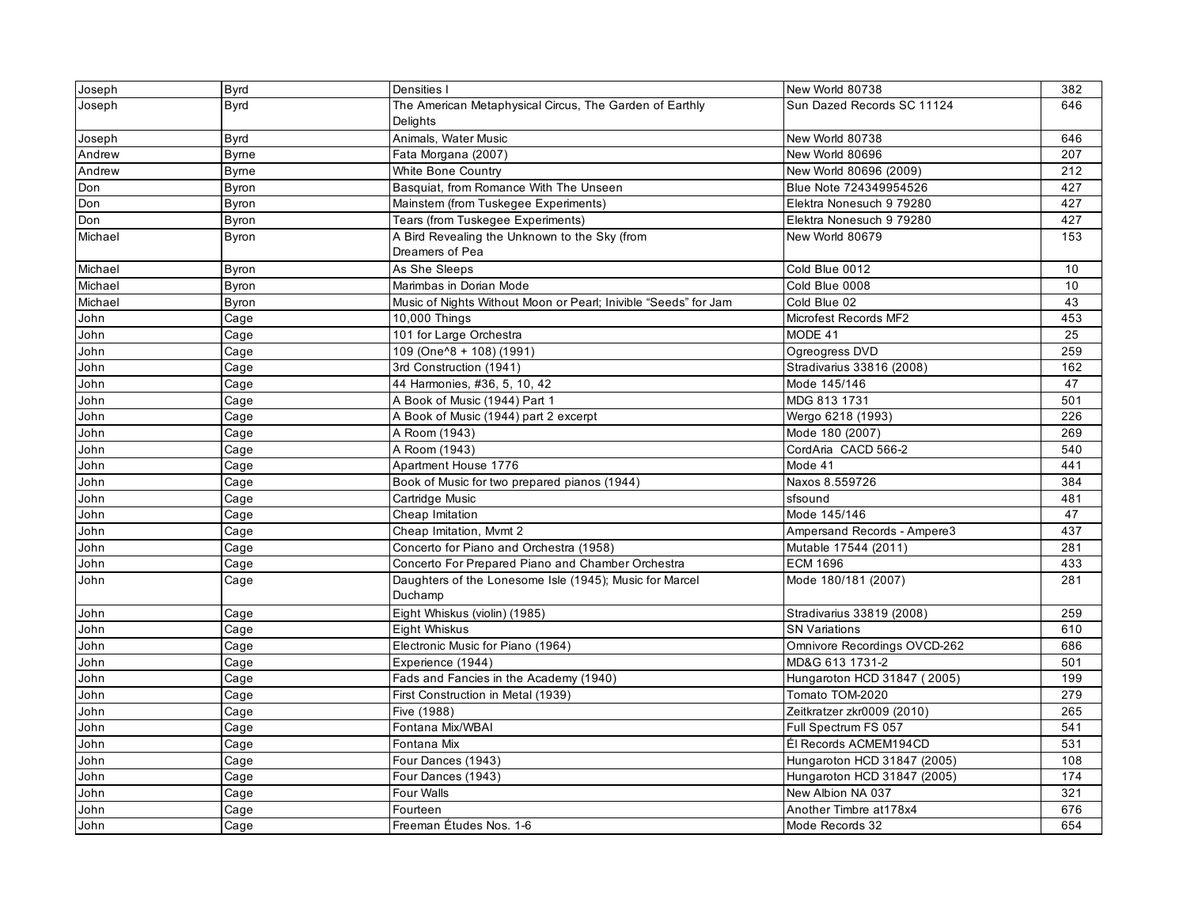| Joseph | Byrd | Densities I | New World 80738 | 382 |
|---|---|---|---|---|
| Joseph | Byrd | The American Metaphysical Circus, The Garden of Earthly Delights | Sun Dazed Records SC 11124 | 646 |
| Joseph | Byrd | Animals, Water Music | New World 80738 | 646 |
| Andrew | Byrne | Fata Morgana (2007) | New World 80696 | 207 |
| Andrew | Byrne | White Bone Country | New World 80696 (2009) | 212 |
| Don | Byron | Basquiat, from Romance With The Unseen | Blue Note 724349954526 | 427 |
| Don | Byron | Mainstem (from Tuskegee Experiments) | Elektra Nonesuch 9 79280 | 427 |
| Don | Byron | Tears (from Tuskegee Experiments) | Elektra Nonesuch 9 79280 | 427 |
| Michael | Byron | A Bird Revealing the Unknown to the Sky (from Dreamers of Pea | New World 80679 | 153 |
| Michael | Byron | As She Sleeps | Cold Blue 0012 | 10 |
| Michael | Byron | Marimbas in Dorian Mode | Cold Blue 0008 | 10 |
| Michael | Byron | Music of Nights Without Moon or Pearl; Inivible "Seeds" for Jam | Cold Blue 02 | 43 |
| John | Cage | 10,000 Things | Microfest Records MF2 | 453 |
| John | Cage | 101 for Large Orchestra | MODE 41 | 25 |
| John | Cage | 109 (One^8 + 108) (1991) | Ogreogress DVD | 259 |
| John | Cage | 3rd Construction (1941) | Stradivarius 33816 (2008) | 162 |
| John | Cage | 44 Harmonies, #36, 5, 10, 42 | Mode 145/146 | 47 |
| John | Cage | A Book of Music (1944) Part 1 | MDG 813 1731 | 501 |
| John | Cage | A Book of Music (1944) part 2 excerpt | Wergo 6218 (1993) | 226 |
| John | Cage | A Room (1943) | Mode 180 (2007) | 269 |
| John | Cage | A Room (1943) | CordAria CACD 566-2 | 540 |
| John | Cage | Apartment House 1776 | Mode 41 | 441 |
| John | Cage | Book of Music for two prepared pianos (1944) | Naxos 8.559726 | 384 |
| John | Cage | Cartridge Music | sfsound | 481 |
| John | Cage | Cheap Imitation | Mode 145/146 | 47 |
| John | Cage | Cheap Imitation, Mvmt 2 | Ampersand Records - Ampere3 | 437 |
| John | Cage | Concerto for Piano and Orchestra (1958) | Mutable 17544 (2011) | 281 |
| John | Cage | Concerto For Prepared Piano and Chamber Orchestra | ECM 1696 | 433 |
| John | Cage | Daughters of the Lonesome Isle (1945); Music for Marcel Duchamp | Mode 180/181 (2007) | 281 |
| John | Cage | Eight Whiskus (violin) (1985) | Stradivarius 33819 (2008) | 259 |
| John | Cage | Eight Whiskus | SN Variations | 610 |
| John | Cage | Electronic Music for Piano (1964) | Omnivore Recordings OVCD-262 | 686 |
| John | Cage | Experience (1944) | MD&G 613 1731-2 | 501 |
| John | Cage | Fads and Fancies in the Academy (1940) | Hungaroton HCD 31847 ( 2005) | 199 |
| John | Cage | First Construction in Metal (1939) | Tomato TOM-2020 | 279 |
| John | Cage | Five (1988) | Zeitkratzer zkr0009 (2010) | 265 |
| John | Cage | Fontana Mix/WBAI | Full Spectrum FS 057 | 541 |
| John | Cage | Fontana Mix | Él Records ACMEM194CD | 531 |
| John | Cage | Four Dances (1943) | Hungaroton HCD 31847 (2005) | 108 |
| John | Cage | Four Dances (1943) | Hungaroton HCD 31847 (2005) | 174 |
| John | Cage | Four Walls | New Albion NA 037 | 321 |
| John | Cage | Fourteen | Another Timbre at178x4 | 676 |
| John | Cage | Freeman Études Nos. 1-6 | Mode Records 32 | 654 |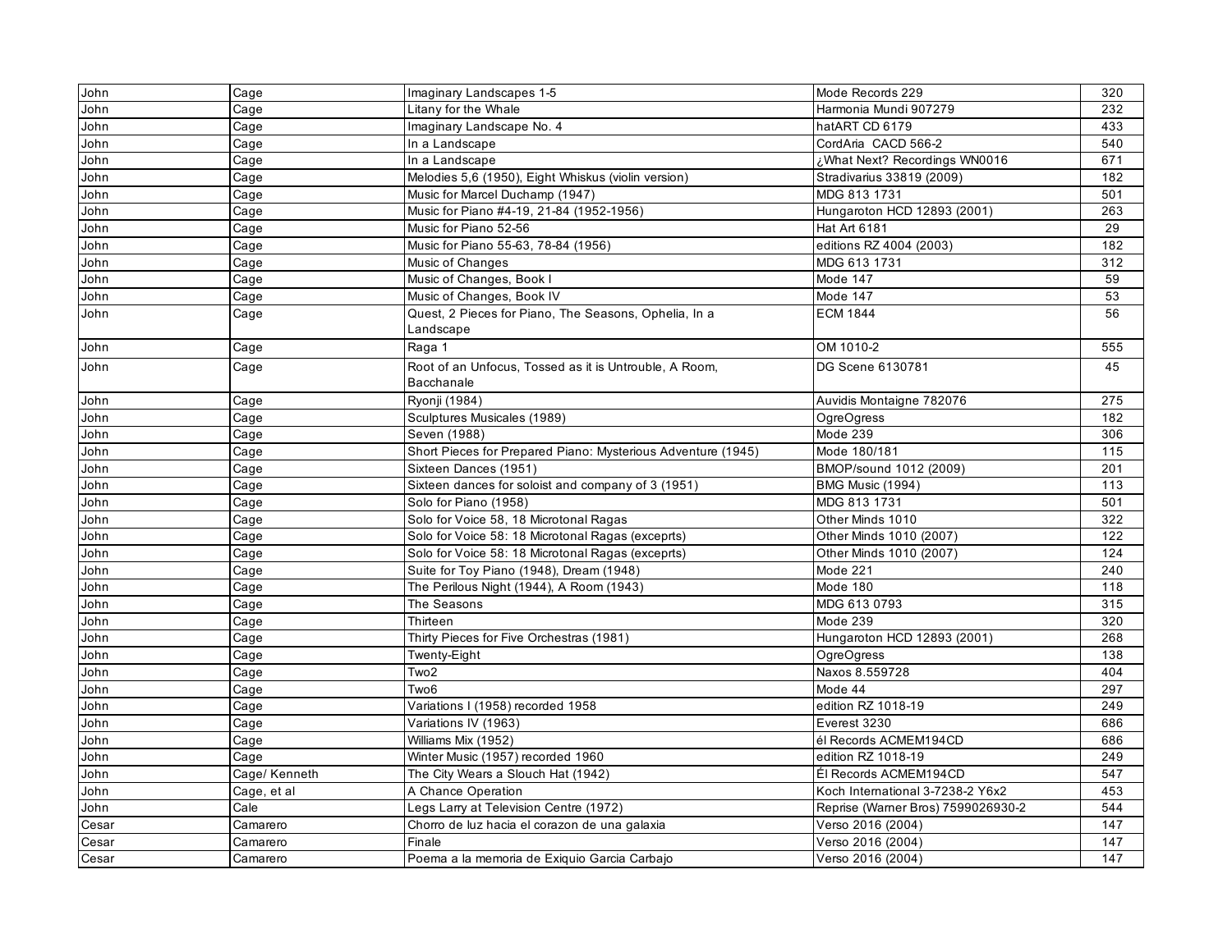| | | | | |
|---|---|---|---|---|
| John | Cage | Imaginary Landscapes 1-5 | Mode Records 229 | 320 |
| John | Cage | Litany for the Whale | Harmonia Mundi 907279 | 232 |
| John | Cage | Imaginary Landscape No. 4 | hatART CD 6179 | 433 |
| John | Cage | In a Landscape | CordAria CACD 566-2 | 540 |
| John | Cage | In a Landscape | ¿What Next? Recordings WN0016 | 671 |
| John | Cage | Melodies 5,6 (1950), Eight Whiskus (violin version) | Stradivarius 33819 (2009) | 182 |
| John | Cage | Music for Marcel Duchamp (1947) | MDG 813 1731 | 501 |
| John | Cage | Music for Piano #4-19, 21-84 (1952-1956) | Hungaroton HCD 12893 (2001) | 263 |
| John | Cage | Music for Piano 52-56 | Hat Art 6181 | 29 |
| John | Cage | Music for Piano 55-63, 78-84 (1956) | editions RZ 4004 (2003) | 182 |
| John | Cage | Music of Changes | MDG 613 1731 | 312 |
| John | Cage | Music of Changes, Book I | Mode 147 | 59 |
| John | Cage | Music of Changes, Book IV | Mode 147 | 53 |
| John | Cage | Quest, 2 Pieces for Piano, The Seasons, Ophelia, In a Landscape | ECM 1844 | 56 |
| John | Cage | Raga 1 | OM 1010-2 | 555 |
| John | Cage | Root of an Unfocus, Tossed as it is Untrouble, A Room, Bacchanale | DG Scene 6130781 | 45 |
| John | Cage | Ryonji (1984) | Auvidis Montaigne 782076 | 275 |
| John | Cage | Sculptures Musicales (1989) | OgreOgress | 182 |
| John | Cage | Seven (1988) | Mode 239 | 306 |
| John | Cage | Short Pieces for Prepared Piano: Mysterious Adventure (1945) | Mode 180/181 | 115 |
| John | Cage | Sixteen Dances (1951) | BMOP/sound 1012 (2009) | 201 |
| John | Cage | Sixteen dances for soloist and company of 3 (1951) | BMG Music (1994) | 113 |
| John | Cage | Solo for Piano (1958) | MDG 813 1731 | 501 |
| John | Cage | Solo for Voice 58, 18 Microtonal Ragas | Other Minds 1010 | 322 |
| John | Cage | Solo for Voice 58: 18 Microtonal Ragas (exceprts) | Other Minds 1010 (2007) | 122 |
| John | Cage | Solo for Voice 58: 18 Microtonal Ragas (exceprts) | Other Minds 1010 (2007) | 124 |
| John | Cage | Suite for Toy Piano (1948), Dream (1948) | Mode 221 | 240 |
| John | Cage | The Perilous Night (1944), A Room (1943) | Mode 180 | 118 |
| John | Cage | The Seasons | MDG 613 0793 | 315 |
| John | Cage | Thirteen | Mode 239 | 320 |
| John | Cage | Thirty Pieces for Five Orchestras (1981) | Hungaroton HCD 12893 (2001) | 268 |
| John | Cage | Twenty-Eight | OgreOgress | 138 |
| John | Cage | Two2 | Naxos 8.559728 | 404 |
| John | Cage | Two6 | Mode 44 | 297 |
| John | Cage | Variations I (1958) recorded 1958 | edition RZ 1018-19 | 249 |
| John | Cage | Variations IV (1963) | Everest 3230 | 686 |
| John | Cage | Williams Mix (1952) | él Records ACMEM194CD | 686 |
| John | Cage | Winter Music (1957) recorded 1960 | edition RZ 1018-19 | 249 |
| John | Cage/ Kenneth | The City Wears a Slouch Hat (1942) | Él Records ACMEM194CD | 547 |
| John | Cage, et al | A Chance Operation | Koch International 3-7238-2 Y6x2 | 453 |
| John | Cale | Legs Larry at Television Centre (1972) | Reprise (Warner Bros) 7599026930-2 | 544 |
| Cesar | Camarero | Chorro de luz hacia el corazon de una galaxia | Verso 2016 (2004) | 147 |
| Cesar | Camarero | Finale | Verso 2016 (2004) | 147 |
| Cesar | Camarero | Poema a la memoria de Exiquio Garcia Carbajo | Verso 2016 (2004) | 147 |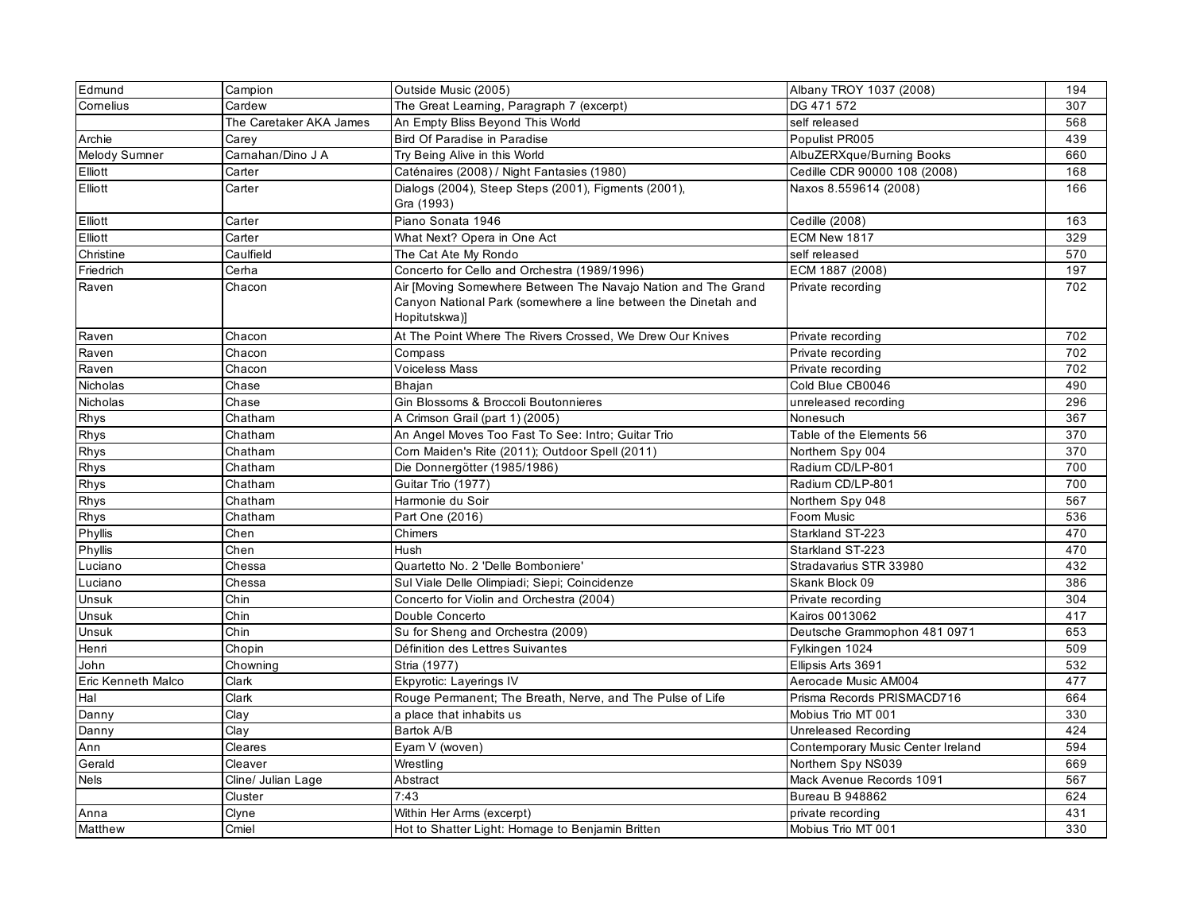| | | | | |
|---|---|---|---|---|
| Edmund | Campion | Outside Music (2005) | Albany TROY 1037 (2008) | 194 |
| Cornelius | Cardew | The Great Learning, Paragraph 7 (excerpt) | DG 471 572 | 307 |
| | The Caretaker AKA James | An Empty Bliss Beyond This World | self released | 568 |
| Archie | Carey | Bird Of Paradise in Paradise | Populist PR005 | 439 |
| Melody Sumner | Carnahan/Dino J A | Try Being Alive in this World | AlbuZERXque/Burning Books | 660 |
| Elliott | Carter | Caténaires (2008) / Night Fantasies (1980) | Cedille CDR 90000 108 (2008) | 168 |
| Elliott | Carter | Dialogs (2004), Steep Steps (2001), Figments (2001), Gra (1993) | Naxos 8.559614 (2008) | 166 |
| Elliott | Carter | Piano Sonata 1946 | Cedille (2008) | 163 |
| Elliott | Carter | What Next? Opera in One Act | ECM New 1817 | 329 |
| Christine | Caulfield | The Cat Ate My Rondo | self released | 570 |
| Friedrich | Cerha | Concerto for Cello and Orchestra (1989/1996) | ECM 1887 (2008) | 197 |
| Raven | Chacon | Air [Moving Somewhere Between The Navajo Nation and The Grand Canyon National Park (somewhere a line between the Dinetah and Hopitutskwa)] | Private recording | 702 |
| Raven | Chacon | At The Point Where The Rivers Crossed, We Drew Our Knives | Private recording | 702 |
| Raven | Chacon | Compass | Private recording | 702 |
| Raven | Chacon | Voiceless Mass | Private recording | 702 |
| Nicholas | Chase | Bhajan | Cold Blue CB0046 | 490 |
| Nicholas | Chase | Gin Blossoms & Broccoli Boutonnieres | unreleased recording | 296 |
| Rhys | Chatham | A Crimson Grail (part 1) (2005) | Nonesuch | 367 |
| Rhys | Chatham | An Angel Moves Too Fast To See: Intro; Guitar Trio | Table of the Elements 56 | 370 |
| Rhys | Chatham | Corn Maiden's Rite (2011); Outdoor Spell (2011) | Northern Spy 004 | 370 |
| Rhys | Chatham | Die Donnergötter (1985/1986) | Radium CD/LP-801 | 700 |
| Rhys | Chatham | Guitar Trio (1977) | Radium CD/LP-801 | 700 |
| Rhys | Chatham | Harmonie du Soir | Northern Spy 048 | 567 |
| Rhys | Chatham | Part One (2016) | Foom Music | 536 |
| Phyllis | Chen | Chimers | Starkland ST-223 | 470 |
| Phyllis | Chen | Hush | Starkland ST-223 | 470 |
| Luciano | Chessa | Quartetto No. 2 'Delle Bomboniere' | Stradavarius STR 33980 | 432 |
| Luciano | Chessa | Sul Viale Delle Olimpiadi; Siepi; Coincidenze | Skank Block 09 | 386 |
| Unsuk | Chin | Concerto for Violin and Orchestra (2004) | Private recording | 304 |
| Unsuk | Chin | Double Concerto | Kairos 0013062 | 417 |
| Unsuk | Chin | Su for Sheng and Orchestra (2009) | Deutsche Grammophon 481 0971 | 653 |
| Henri | Chopin | Définition des Lettres Suivantes | Fylkingen 1024 | 509 |
| John | Chowning | Stria (1977) | Ellipsis Arts 3691 | 532 |
| Eric Kenneth Malco | Clark | Ekpyrotic: Layerings IV | Aerocade Music AM004 | 477 |
| Hal | Clark | Rouge Permanent; The Breath, Nerve, and The Pulse of Life | Prisma Records PRISMACD716 | 664 |
| Danny | Clay | a place that inhabits us | Mobius Trio MT 001 | 330 |
| Danny | Clay | Bartok A/B | Unreleased Recording | 424 |
| Ann | Cleares | Eyam V (woven) | Contemporary Music Center Ireland | 594 |
| Gerald | Cleaver | Wrestling | Northern Spy NS039 | 669 |
| Nels | Cline/ Julian Lage | Abstract | Mack Avenue Records 1091 | 567 |
| | Cluster | 7:43 | Bureau B 948862 | 624 |
| Anna | Clyne | Within Her Arms (excerpt) | private recording | 431 |
| Matthew | Cmiel | Hot to Shatter Light: Homage to Benjamin Britten | Mobius Trio MT 001 | 330 |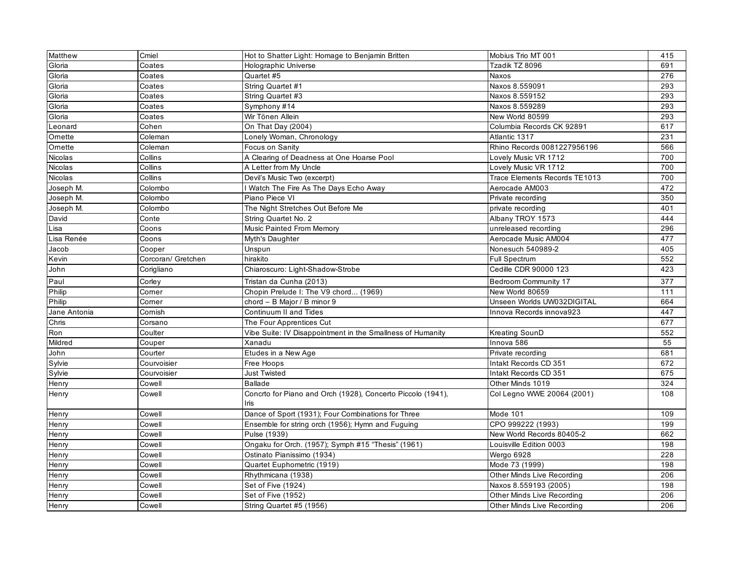| Matthew | Cmiel | Hot to Shatter Light: Homage to Benjamin Britten | Mobius Trio MT 001 | 415 |
|---|---|---|---|---|
| Gloria | Coates | Holographic Universe | Tzadik TZ 8096 | 691 |
| Gloria | Coates | Quartet #5 | Naxos | 276 |
| Gloria | Coates | String Quartet #1 | Naxos 8.559091 | 293 |
| Gloria | Coates | String Quartet #3 | Naxos 8.559152 | 293 |
| Gloria | Coates | Symphony #14 | Naxos 8.559289 | 293 |
| Gloria | Coates | Wir Tönen Allein | New World 80599 | 293 |
| Leonard | Cohen | On That Day (2004) | Columbia Records CK 92891 | 617 |
| Ornette | Coleman | Lonely Woman, Chronology | Atlantic 1317 | 231 |
| Ornette | Coleman | Focus on Sanity | Rhino Records 0081227956196 | 566 |
| Nicolas | Collins | A Clearing of Deadness at One Hoarse Pool | Lovely Music VR 1712 | 700 |
| Nicolas | Collins | A Letter from My Uncle | Lovely Music VR 1712 | 700 |
| Nicolas | Collins | Devil's Music Two (excerpt) | Trace Elements Records TE1013 | 700 |
| Joseph M. | Colombo | I Watch The Fire As The Days Echo Away | Aerocade AM003 | 472 |
| Joseph M. | Colombo | Piano Piece VI | Private recording | 350 |
| Joseph M. | Colombo | The Night Stretches Out Before Me | private recording | 401 |
| David | Conte | String Quartet No. 2 | Albany TROY 1573 | 444 |
| Lisa | Coons | Music Painted From Memory | unreleased recording | 296 |
| Lisa Renée | Coons | Myth's Daughter | Aerocade Music AM004 | 477 |
| Jacob | Cooper | Unspun | Nonesuch 540989-2 | 405 |
| Kevin | Corcoran/ Gretchen | hirakito | Full Spectrum | 552 |
| John | Corigliano | Chiaroscuro: Light-Shadow-Strobe | Cedille CDR 90000 123 | 423 |
| Paul | Corley | Tristan da Cunha (2013) | Bedroom Community 17 | 377 |
| Philip | Corner | Chopin Prelude I: The V9 chord... (1969) | New World 80659 | 111 |
| Philip | Corner | chord – B Major / B minor 9 | Unseen Worlds UW032DIGITAL | 664 |
| Jane Antonia | Cornish | Continuum II and Tides | Innova Records innova923 | 447 |
| Chris | Corsano | The Four Apprentices Cut | | 677 |
| Ron | Coulter | Vibe Suite: IV Disappointment in the Smallness of Humanity | Kreating SounD | 552 |
| Mildred | Couper | Xanadu | Innova 586 | 55 |
| John | Courter | Etudes in a New Age | Private recording | 681 |
| Sylvie | Courvoisier | Free Hoops | Intakt Records CD 351 | 672 |
| Sylvie | Courvoisier | Just Twisted | Intakt Records CD 351 | 675 |
| Henry | Cowell | Ballade | Other Minds 1019 | 324 |
| Henry | Cowell | Concrto for Piano and Orch (1928), Concerto Piccolo (1941), Iris | Col Legno WWE 20064 (2001) | 108 |
| Henry | Cowell | Dance of Sport (1931); Four Combinations for Three | Mode 101 | 109 |
| Henry | Cowell | Ensemble for string orch (1956); Hymn and Fuguing | CPO 999222 (1993) | 199 |
| Henry | Cowell | Pulse (1939) | New World Records 80405-2 | 662 |
| Henry | Cowell | Ongaku for Orch. (1957); Symph #15 "Thesis" (1961) | Louisville Edition 0003 | 198 |
| Henry | Cowell | Ostinato Pianissimo (1934) | Wergo 6928 | 228 |
| Henry | Cowell | Quartet Euphometric (1919) | Mode 73 (1999) | 198 |
| Henry | Cowell | Rhythmicana (1938) | Other Minds Live Recording | 206 |
| Henry | Cowell | Set of Five (1924) | Naxos 8.559193 (2005) | 198 |
| Henry | Cowell | Set of Five (1952) | Other Minds Live Recording | 206 |
| Henry | Cowell | String Quartet #5 (1956) | Other Minds Live Recording | 206 |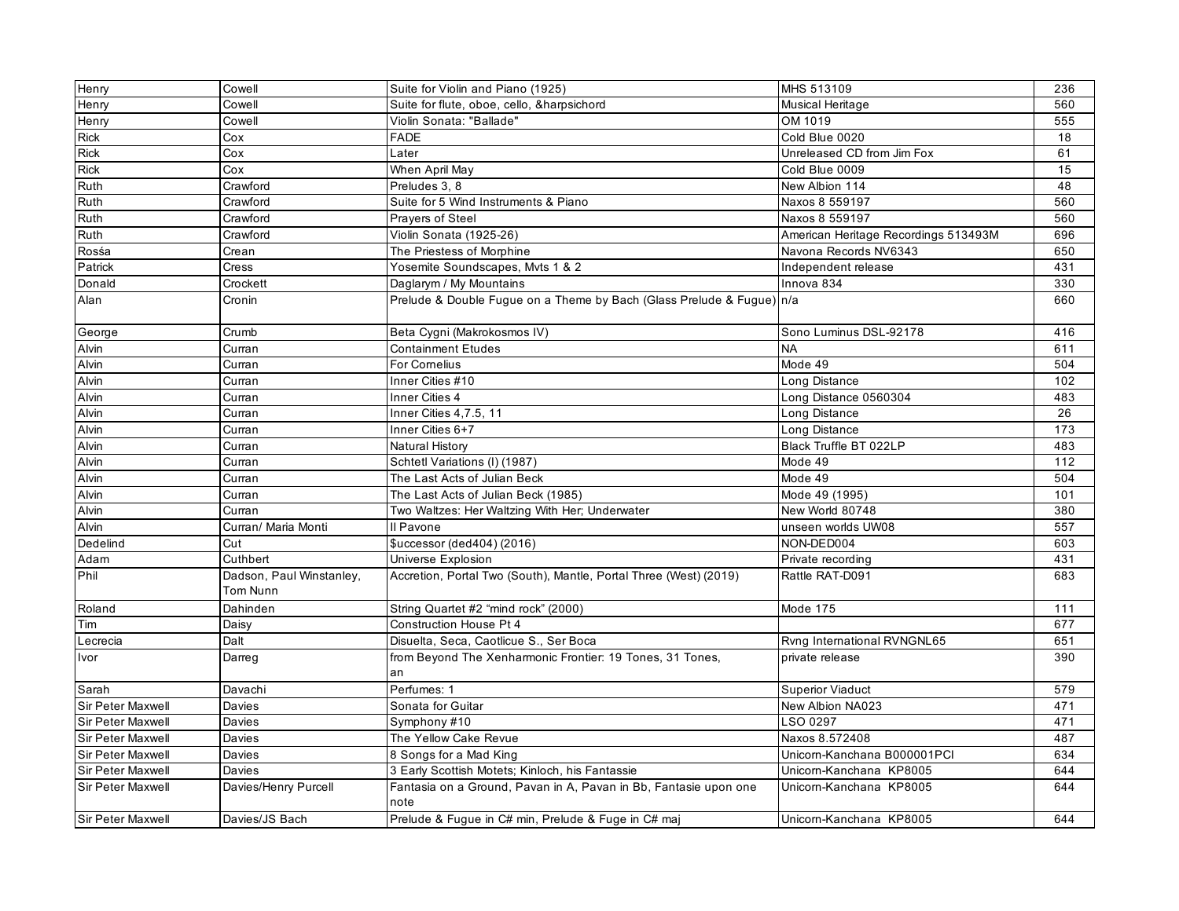| | | | | |
|---|---|---|---|---|
| Henry | Cowell | Suite for Violin and Piano (1925) | MHS 513109 | 236 |
| Henry | Cowell | Suite for flute, oboe, cello, &harpsichord | Musical Heritage | 560 |
| Henry | Cowell | Violin Sonata: "Ballade" | OM 1019 | 555 |
| Rick | Cox | FADE | Cold Blue 0020 | 18 |
| Rick | Cox | Later | Unreleased CD from Jim Fox | 61 |
| Rick | Cox | When April May | Cold Blue 0009 | 15 |
| Ruth | Crawford | Preludes 3, 8 | New Albion 114 | 48 |
| Ruth | Crawford | Suite for 5 Wind Instruments & Piano | Naxos 8 559197 | 560 |
| Ruth | Crawford | Prayers of Steel | Naxos 8 559197 | 560 |
| Ruth | Crawford | Violin Sonata (1925-26) | American Heritage Recordings 513493M | 696 |
| Rosśa | Crean | The Priestess of Morphine | Navona Records NV6343 | 650 |
| Patrick | Cress | Yosemite Soundscapes, Mvts 1 & 2 | Independent release | 431 |
| Donald | Crockett | Daglarym / My Mountains | Innova 834 | 330 |
| Alan | Cronin | Prelude & Double Fugue on a Theme by Bach (Glass Prelude & Fugue) | n/a | 660 |
| George | Crumb | Beta Cygni (Makrokosmos IV) | Sono Luminus DSL-92178 | 416 |
| Alvin | Curran | Containment Etudes | NA | 611 |
| Alvin | Curran | For Cornelius | Mode 49 | 504 |
| Alvin | Curran | Inner Cities #10 | Long Distance | 102 |
| Alvin | Curran | Inner Cities 4 | Long Distance 0560304 | 483 |
| Alvin | Curran | Inner Cities 4,7.5, 11 | Long Distance | 26 |
| Alvin | Curran | Inner Cities 6+7 | Long Distance | 173 |
| Alvin | Curran | Natural History | Black Truffle BT 022LP | 483 |
| Alvin | Curran | Schtetl Variations (I) (1987) | Mode 49 | 112 |
| Alvin | Curran | The Last Acts of Julian Beck | Mode 49 | 504 |
| Alvin | Curran | The Last Acts of Julian Beck (1985) | Mode 49 (1995) | 101 |
| Alvin | Curran | Two Waltzes: Her Waltzing With Her; Underwater | New World 80748 | 380 |
| Alvin | Curran/ Maria Monti | Il Pavone | unseen worlds UW08 | 557 |
| Dedelind | Cut | $uccessor (ded404) (2016) | NON-DED004 | 603 |
| Adam | Cuthbert | Universe Explosion | Private recording | 431 |
| Phil | Dadson, Paul Winstanley, Tom Nunn | Accretion, Portal Two (South), Mantle, Portal Three (West) (2019) | Rattle RAT-D091 | 683 |
| Roland | Dahinden | String Quartet #2 "mind rock" (2000) | Mode 175 | 111 |
| Tim | Daisy | Construction House Pt 4 | | 677 |
| Lecrecia | Dalt | Disuelta, Seca, Caotlicue S., Ser Boca | Rvng International RVNGNL65 | 651 |
| Ivor | Darreg | from Beyond The Xenharmonic Frontier: 19 Tones, 31 Tones, an | private release | 390 |
| Sarah | Davachi | Perfumes: 1 | Superior Viaduct | 579 |
| Sir Peter Maxwell | Davies | Sonata for Guitar | New Albion NA023 | 471 |
| Sir Peter Maxwell | Davies | Symphony #10 | LSO 0297 | 471 |
| Sir Peter Maxwell | Davies | The Yellow Cake Revue | Naxos 8.572408 | 487 |
| Sir Peter Maxwell | Davies | 8 Songs for a Mad King | Unicorn-Kanchana B000001PCI | 634 |
| Sir Peter Maxwell | Davies | 3 Early Scottish Motets; Kinloch, his Fantassie | Unicorn-Kanchana KP8005 | 644 |
| Sir Peter Maxwell | Davies/Henry Purcell | Fantasia on a Ground, Pavan in A, Pavan in Bb, Fantasie upon one note | Unicorn-Kanchana KP8005 | 644 |
| Sir Peter Maxwell | Davies/JS Bach | Prelude & Fugue in C# min, Prelude & Fuge in C# maj | Unicorn-Kanchana KP8005 | 644 |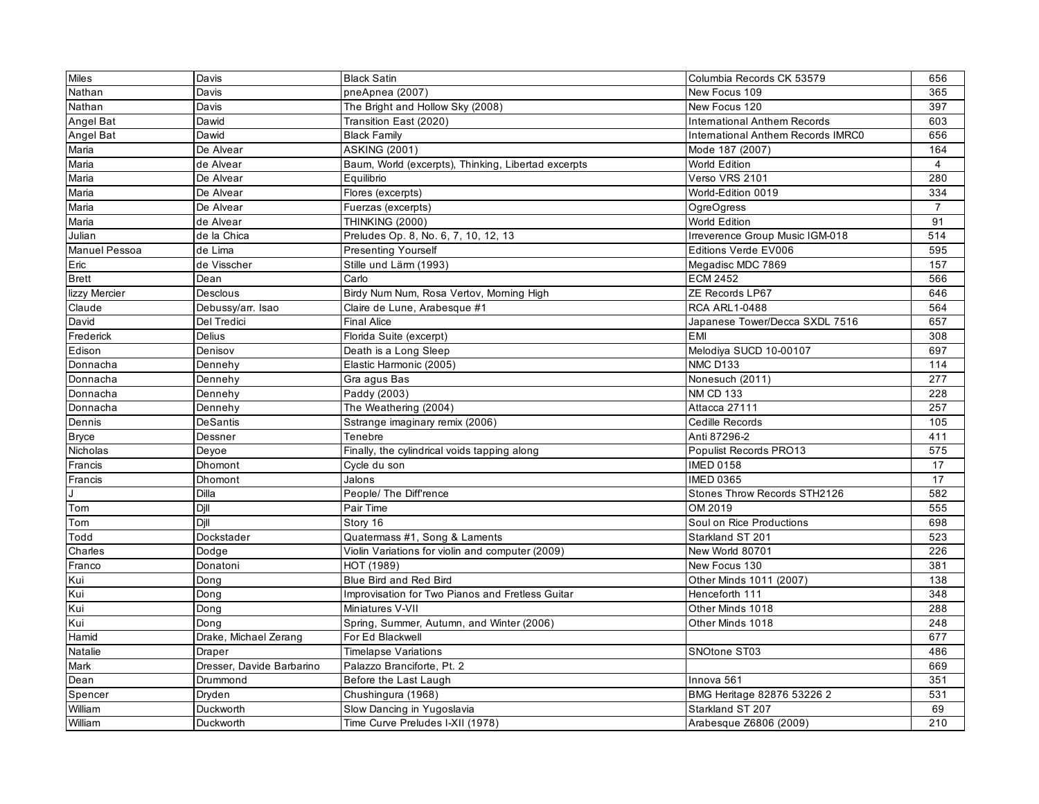| | | | | |
|---|---|---|---|---|
| Miles | Davis | Black Satin | Columbia Records CK 53579 | 656 |
| Nathan | Davis | pneApnea (2007) | New Focus 109 | 365 |
| Nathan | Davis | The Bright and Hollow Sky (2008) | New Focus 120 | 397 |
| Angel Bat | Dawid | Transition East (2020) | International Anthem Records | 603 |
| Angel Bat | Dawid | Black Family | International Anthem Records IMRC0 | 656 |
| Maria | De Alvear | ASKING (2001) | Mode 187 (2007) | 164 |
| Maria | de Alvear | Baum, World (excerpts), Thinking, Libertad excerpts | World Edition | 4 |
| Maria | De Alvear | Equilibrio | Verso VRS 2101 | 280 |
| Maria | De Alvear | Flores (excerpts) | World-Edition 0019 | 334 |
| Maria | De Alvear | Fuerzas (excerpts) | OgreOgress | 7 |
| Maria | de Alvear | THINKING (2000) | World Edition | 91 |
| Julian | de la Chica | Preludes Op. 8, No. 6, 7, 10, 12, 13 | Irreverence Group Music IGM-018 | 514 |
| Manuel Pessoa | de Lima | Presenting Yourself | Editions Verde EV006 | 595 |
| Eric | de Visscher | Stille und Lärm (1993) | Megadisc MDC 7869 | 157 |
| Brett | Dean | Carlo | ECM 2452 | 566 |
| lizzy Mercier | Desclous | Birdy Num Num, Rosa Vertov, Morning High | ZE Records LP67 | 646 |
| Claude | Debussy/arr. Isao | Claire de Lune, Arabesque #1 | RCA ARL1-0488 | 564 |
| David | Del Tredici | Final Alice | Japanese Tower/Decca SXDL 7516 | 657 |
| Frederick | Delius | Florida Suite (excerpt) | EMI | 308 |
| Edison | Denisov | Death is a Long Sleep | Melodiya SUCD 10-00107 | 697 |
| Donnacha | Dennehy | Elastic Harmonic (2005) | NMC D133 | 114 |
| Donnacha | Dennehy | Gra agus Bas | Nonesuch (2011) | 277 |
| Donnacha | Dennehy | Paddy (2003) | NM CD 133 | 228 |
| Donnacha | Dennehy | The Weathering (2004) | Attacca 27111 | 257 |
| Dennis | DeSantis | Sstrange imaginary remix (2006) | Cedille Records | 105 |
| Bryce | Dessner | Tenebre | Anti 87296-2 | 411 |
| Nicholas | Deyoe | Finally, the cylindrical voids tapping along | Populist Records PRO13 | 575 |
| Francis | Dhomont | Cycle du son | IMED 0158 | 17 |
| Francis | Dhomont | Jalons | IMED 0365 | 17 |
| J | Dilla | People/ The Diff'rence | Stones Throw Records STH2126 | 582 |
| Tom | Djll | Pair Time | OM 2019 | 555 |
| Tom | Djll | Story 16 | Soul on Rice Productions | 698 |
| Todd | Dockstader | Quatermass #1, Song & Laments | Starkland ST 201 | 523 |
| Charles | Dodge | Violin Variations for violin and computer (2009) | New World 80701 | 226 |
| Franco | Donatoni | HOT (1989) | New Focus 130 | 381 |
| Kui | Dong | Blue Bird and Red Bird | Other Minds 1011 (2007) | 138 |
| Kui | Dong | Improvisation for Two Pianos and Fretless Guitar | Henceforth 111 | 348 |
| Kui | Dong | Miniatures V-VII | Other Minds 1018 | 288 |
| Kui | Dong | Spring, Summer, Autumn, and Winter (2006) | Other Minds 1018 | 248 |
| Hamid | Drake, Michael Zerang | For Ed Blackwell | | 677 |
| Natalie | Draper | Timelapse Variations | SNOtone ST03 | 486 |
| Mark | Dresser, Davide Barbarino | Palazzo Branciforte, Pt. 2 | | 669 |
| Dean | Drummond | Before the Last Laugh | Innova 561 | 351 |
| Spencer | Dryden | Chushingura (1968) | BMG Heritage 82876 53226 2 | 531 |
| William | Duckworth | Slow Dancing in Yugoslavia | Starkland ST 207 | 69 |
| William | Duckworth | Time Curve Preludes I-XII (1978) | Arabesque Z6806 (2009) | 210 |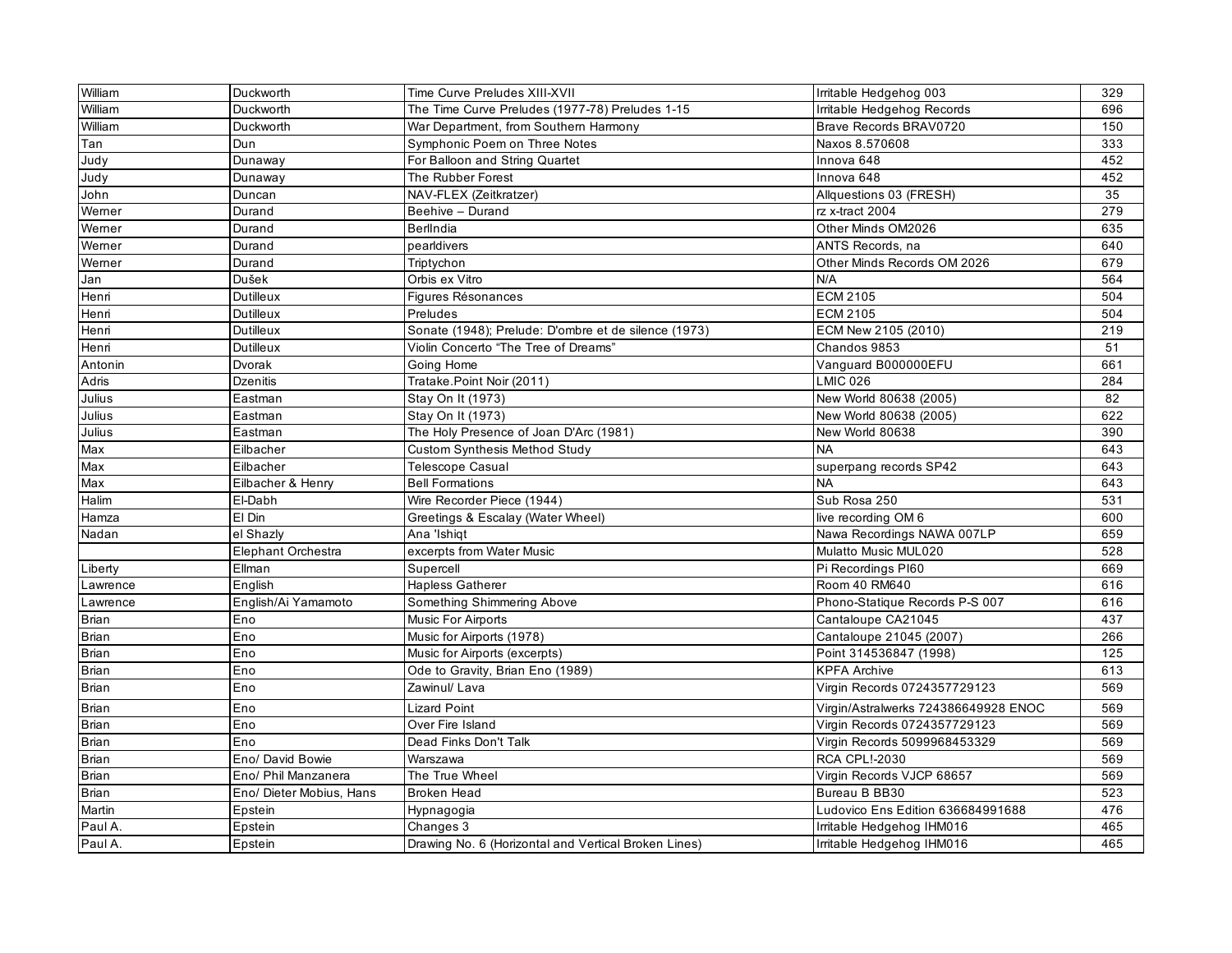| William | Duckworth | Time Curve Preludes XIII-XVII | Irritable Hedgehog 003 | 329 |
|---|---|---|---|---|
| William | Duckworth | The Time Curve Preludes (1977-78) Preludes 1-15 | Irritable Hedgehog Records | 696 |
| William | Duckworth | War Department, from Southern Harmony | Brave Records BRAV0720 | 150 |
| Tan | Dun | Symphonic Poem on Three Notes | Naxos 8.570608 | 333 |
| Judy | Dunaway | For Balloon and String Quartet | Innova 648 | 452 |
| Judy | Dunaway | The Rubber Forest | Innova 648 | 452 |
| John | Duncan | NAV-FLEX (Zeitkratzer) | Allquestions 03 (FRESH) | 35 |
| Werner | Durand | Beehive – Durand | rz x-tract 2004 | 279 |
| Werner | Durand | BerlIndia | Other Minds OM2026 | 635 |
| Werner | Durand | pearldivers | ANTS Records, na | 640 |
| Werner | Durand | Triptychon | Other Minds Records OM 2026 | 679 |
| Jan | Dušek | Orbis ex Vitro | N/A | 564 |
| Henri | Dutilleux | Figures Résonances | ECM 2105 | 504 |
| Henri | Dutilleux | Preludes | ECM 2105 | 504 |
| Henri | Dutilleux | Sonate (1948); Prelude: D'ombre et de silence (1973) | ECM New 2105 (2010) | 219 |
| Henri | Dutilleux | Violin Concerto “The Tree of Dreams” | Chandos 9853 | 51 |
| Antonin | Dvorak | Going Home | Vanguard B000000EFU | 661 |
| Adris | Dzenitis | Tratake.Point Noir (2011) | LMIC 026 | 284 |
| Julius | Eastman | Stay On It (1973) | New World 80638 (2005) | 82 |
| Julius | Eastman | Stay On It (1973) | New World 80638 (2005) | 622 |
| Julius | Eastman | The Holy Presence of Joan D'Arc (1981) | New World 80638 | 390 |
| Max | Eilbacher | Custom Synthesis Method Study | NA | 643 |
| Max | Eilbacher | Telescope Casual | superpang records SP42 | 643 |
| Max | Eilbacher & Henry | Bell Formations | NA | 643 |
| Halim | El-Dabh | Wire Recorder Piece (1944) | Sub Rosa 250 | 531 |
| Hamza | El Din | Greetings & Escalay (Water Wheel) | live recording OM 6 | 600 |
| Nadan | el Shazly | Ana 'Ishiqt | Nawa Recordings NAWA 007LP | 659 |
| | Elephant Orchestra | excerpts from Water Music | Mulatto Music MUL020 | 528 |
| Liberty | Ellman | Supercell | Pi Recordings PI60 | 669 |
| Lawrence | English | Hapless Gatherer | Room 40 RM640 | 616 |
| Lawrence | English/Ai Yamamoto | Something Shimmering Above | Phono-Statique Records P-S 007 | 616 |
| Brian | Eno | Music For Airports | Cantaloupe CA21045 | 437 |
| Brian | Eno | Music for Airports (1978) | Cantaloupe 21045 (2007) | 266 |
| Brian | Eno | Music for Airports (excerpts) | Point 314536847 (1998) | 125 |
| Brian | Eno | Ode to Gravity, Brian Eno (1989) | KPFA Archive | 613 |
| Brian | Eno | Zawinul/ Lava | Virgin Records 0724357729123 | 569 |
| Brian | Eno | Lizard Point | Virgin/Astralwerks 724386649928 ENOC | 569 |
| Brian | Eno | Over Fire Island | Virgin Records 0724357729123 | 569 |
| Brian | Eno | Dead Finks Don't Talk | Virgin Records 5099968453329 | 569 |
| Brian | Eno/ David Bowie | Warszawa | RCA CPL!-2030 | 569 |
| Brian | Eno/ Phil Manzanera | The True Wheel | Virgin Records VJCP 68657 | 569 |
| Brian | Eno/ Dieter Mobius, Hans | Broken Head | Bureau B BB30 | 523 |
| Martin | Epstein | Hypnagogia | Ludovico Ens Edition 636684991688 | 476 |
| Paul A. | Epstein | Changes 3 | Irritable Hedgehog IHM016 | 465 |
| Paul A. | Epstein | Drawing No. 6 (Horizontal and Vertical Broken Lines) | Irritable Hedgehog IHM016 | 465 |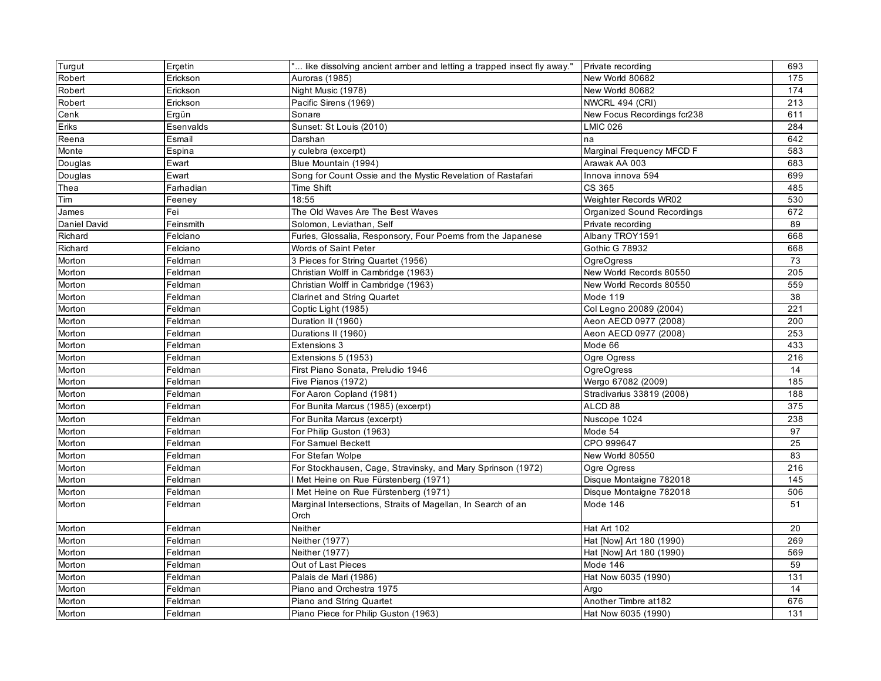| Turgut | Erçetin | "... like dissolving ancient amber and letting a trapped insect fly away." | Private recording | 693 |
|---|---|---|---|---|
| Robert | Erickson | Auroras (1985) | New World 80682 | 175 |
| Robert | Erickson | Night Music (1978) | New World 80682 | 174 |
| Robert | Erickson | Pacific Sirens (1969) | NWCRL 494 (CRI) | 213 |
| Cenk | Ergün | Sonare | New Focus Recordings fcr238 | 611 |
| Eriks | Esenvalds | Sunset: St Louis (2010) | LMIC 026 | 284 |
| Reena | Esmail | Darshan | na | 642 |
| Monte | Espina | y culebra (excerpt) | Marginal Frequency MFCD F | 583 |
| Douglas | Ewart | Blue Mountain (1994) | Arawak AA 003 | 683 |
| Douglas | Ewart | Song for Count Ossie and the Mystic Revelation of Rastafari | Innova innova 594 | 699 |
| Thea | Farhadian | Time Shift | CS 365 | 485 |
| Tim | Feeney | 18:55 | Weighter Records WR02 | 530 |
| James | Fei | The Old Waves Are The Best Waves | Organized Sound Recordings | 672 |
| Daniel David | Feinsmith | Solomon, Leviathan, Self | Private recording | 89 |
| Richard | Felciano | Furies, Glossalia, Responsory, Four Poems from the Japanese | Albany TROY1591 | 668 |
| Richard | Felciano | Words of Saint Peter | Gothic G 78932 | 668 |
| Morton | Feldman | 3 Pieces for String Quartet (1956) | OgreOgress | 73 |
| Morton | Feldman | Christian Wolff in Cambridge (1963) | New World Records 80550 | 205 |
| Morton | Feldman | Christian Wolff in Cambridge (1963) | New World Records 80550 | 559 |
| Morton | Feldman | Clarinet and String Quartet | Mode 119 | 38 |
| Morton | Feldman | Coptic Light (1985) | Col Legno 20089 (2004) | 221 |
| Morton | Feldman | Duration II (1960) | Aeon AECD 0977 (2008) | 200 |
| Morton | Feldman | Durations II (1960) | Aeon AECD 0977 (2008) | 253 |
| Morton | Feldman | Extensions 3 | Mode 66 | 433 |
| Morton | Feldman | Extensions 5 (1953) | Ogre Ogress | 216 |
| Morton | Feldman | First Piano Sonata, Preludio 1946 | OgreOgress | 14 |
| Morton | Feldman | Five Pianos (1972) | Wergo 67082 (2009) | 185 |
| Morton | Feldman | For Aaron Copland (1981) | Stradivarius 33819 (2008) | 188 |
| Morton | Feldman | For Bunita Marcus (1985) (excerpt) | ALCD 88 | 375 |
| Morton | Feldman | For Bunita Marcus (excerpt) | Nuscope 1024 | 238 |
| Morton | Feldman | For Philip Guston (1963) | Mode 54 | 97 |
| Morton | Feldman | For Samuel Beckett | CPO 999647 | 25 |
| Morton | Feldman | For Stefan Wolpe | New World 80550 | 83 |
| Morton | Feldman | For Stockhausen, Cage, Stravinsky, and Mary Sprinson (1972) | Ogre Ogress | 216 |
| Morton | Feldman | I Met Heine on Rue Fürstenberg (1971) | Disque Montaigne 782018 | 145 |
| Morton | Feldman | I Met Heine on Rue Fürstenberg (1971) | Disque Montaigne 782018 | 506 |
| Morton | Feldman | Marginal Intersections, Straits of Magellan, In Search of an Orch | Mode 146 | 51 |
| Morton | Feldman | Neither | Hat Art 102 | 20 |
| Morton | Feldman | Neither (1977) | Hat [Now] Art 180 (1990) | 269 |
| Morton | Feldman | Neither (1977) | Hat [Now] Art 180 (1990) | 569 |
| Morton | Feldman | Out of Last Pieces | Mode 146 | 59 |
| Morton | Feldman | Palais de Mari (1986) | Hat Now 6035 (1990) | 131 |
| Morton | Feldman | Piano and Orchestra 1975 | Argo | 14 |
| Morton | Feldman | Piano and String Quartet | Another Timbre at182 | 676 |
| Morton | Feldman | Piano Piece for Philip Guston (1963) | Hat Now 6035 (1990) | 131 |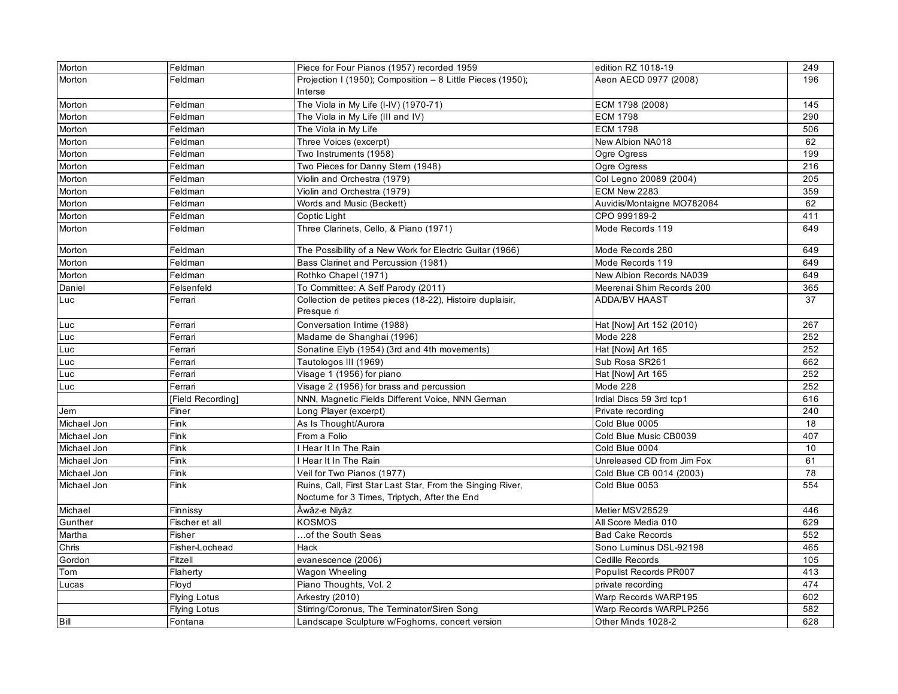| | | | | |
|---|---|---|---|---|
| Morton | Feldman | Piece for Four Pianos (1957) recorded 1959 | edition RZ 1018-19 | 249 |
| Morton | Feldman | Projection I (1950); Composition – 8 Little Pieces (1950); Interse | Aeon AECD 0977 (2008) | 196 |
| Morton | Feldman | The Viola in My Life (I-IV) (1970-71) | ECM 1798 (2008) | 145 |
| Morton | Feldman | The Viola in My Life (III and IV) | ECM 1798 | 290 |
| Morton | Feldman | The Viola in My Life | ECM 1798 | 506 |
| Morton | Feldman | Three Voices (excerpt) | New Albion NA018 | 62 |
| Morton | Feldman | Two Instruments (1958) | Ogre Ogress | 199 |
| Morton | Feldman | Two Pieces for Danny Stern (1948) | Ogre Ogress | 216 |
| Morton | Feldman | Violin and Orchestra (1979) | Col Legno 20089 (2004) | 205 |
| Morton | Feldman | Violin and Orchestra (1979) | ECM New 2283 | 359 |
| Morton | Feldman | Words and Music (Beckett) | Auvidis/Montaigne MO782084 | 62 |
| Morton | Feldman | Coptic Light | CPO 999189-2 | 411 |
| Morton | Feldman | Three Clarinets, Cello, & Piano (1971) | Mode Records 119 | 649 |
| Morton | Feldman | The Possibility of a New Work for Electric Guitar (1966) | Mode Records 280 | 649 |
| Morton | Feldman | Bass Clarinet and Percussion (1981) | Mode Records 119 | 649 |
| Morton | Feldman | Rothko Chapel (1971) | New Albion Records NA039 | 649 |
| Daniel | Felsenfeld | To Committee: A Self Parody (2011) | Meerenai Shim Records 200 | 365 |
| Luc | Ferrari | Collection de petites pieces (18-22), Histoire duplaisir, Presque ri | ADDA/BV HAAST | 37 |
| Luc | Ferrari | Conversation Intime (1988) | Hat [Now] Art 152 (2010) | 267 |
| Luc | Ferrari | Madame de Shanghai (1996) | Mode 228 | 252 |
| Luc | Ferrari | Sonatine Elyb (1954) (3rd and 4th movements) | Hat [Now] Art 165 | 252 |
| Luc | Ferrari | Tautologos III (1969) | Sub Rosa SR261 | 662 |
| Luc | Ferrari | Visage 1 (1956) for piano | Hat [Now] Art 165 | 252 |
| Luc | Ferrari | Visage 2 (1956) for brass and percussion | Mode 228 | 252 |
| | [Field Recording] | NNN, Magnetic Fields Different Voice, NNN German | Irdial Discs 59 3rd tcp1 | 616 |
| Jem | Finer | Long Player (excerpt) | Private recording | 240 |
| Michael Jon | Fink | As Is Thought/Aurora | Cold Blue 0005 | 18 |
| Michael Jon | Fink | From a Folio | Cold Blue Music CB0039 | 407 |
| Michael Jon | Fink | I Hear It In The Rain | Cold Blue 0004 | 10 |
| Michael Jon | Fink | I Hear It In The Rain | Unreleased CD from Jim Fox | 61 |
| Michael Jon | Fink | Veil for Two Pianos (1977) | Cold Blue CB 0014 (2003) | 78 |
| Michael Jon | Fink | Ruins, Call, First Star Last Star, From the Singing River, Nocturne for 3 Times, Triptych, After the End | Cold Blue 0053 | 554 |
| Michael | Finnissy | Âwâz-e Niyâz | Metier MSV28529 | 446 |
| Gunther | Fischer et all | KOSMOS | All Score Media 010 | 629 |
| Martha | Fisher | …of the South Seas | Bad Cake Records | 552 |
| Chris | Fisher-Lochead | Hack | Sono Luminus DSL-92198 | 465 |
| Gordon | Fitzell | evanescence (2006) | Cedille Records | 105 |
| Tom | Flaherty | Wagon Wheeling | Populist Records PR007 | 413 |
| Lucas | Floyd | Piano Thoughts, Vol. 2 | private recording | 474 |
| | Flying Lotus | Arkestry (2010) | Warp Records WARP195 | 602 |
| | Flying Lotus | Stirring/Coronus, The Terminator/Siren Song | Warp Records WARPLP256 | 582 |
| Bill | Fontana | Landscape Sculpture w/Foghorns, concert version | Other Minds 1028-2 | 628 |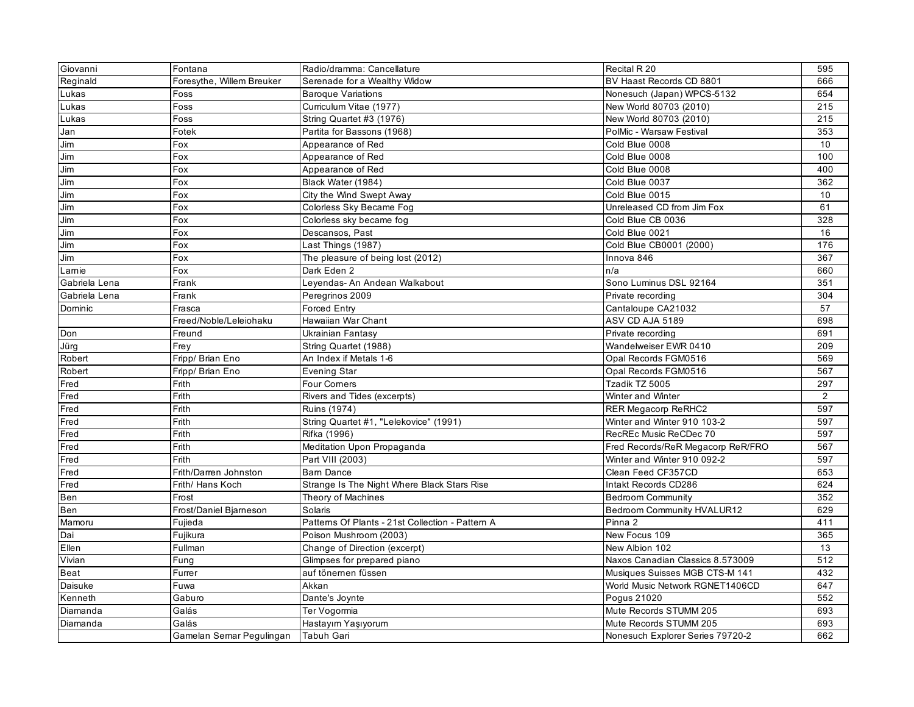| | | | | |
|---|---|---|---|---|
| Giovanni | Fontana | Radio/dramma: Cancellature | Recital R 20 | 595 |
| Reginald | Foresythe, Willem Breuker | Serenade for a Wealthy Widow | BV Haast Records CD 8801 | 666 |
| Lukas | Foss | Baroque Variations | Nonesuch (Japan) WPCS-5132 | 654 |
| Lukas | Foss | Curriculum Vitae (1977) | New World 80703 (2010) | 215 |
| Lukas | Foss | String Quartet #3 (1976) | New World 80703 (2010) | 215 |
| Jan | Fotek | Partita for Bassons (1968) | PolMic - Warsaw Festival | 353 |
| Jim | Fox | Appearance of Red | Cold Blue 0008 | 10 |
| Jim | Fox | Appearance of Red | Cold Blue 0008 | 100 |
| Jim | Fox | Appearance of Red | Cold Blue 0008 | 400 |
| Jim | Fox | Black Water (1984) | Cold Blue 0037 | 362 |
| Jim | Fox | City the Wind Swept Away | Cold Blue 0015 | 10 |
| Jim | Fox | Colorless Sky Became Fog | Unreleased CD from Jim Fox | 61 |
| Jim | Fox | Colorless sky became fog | Cold Blue CB 0036 | 328 |
| Jim | Fox | Descansos, Past | Cold Blue 0021 | 16 |
| Jim | Fox | Last Things (1987) | Cold Blue CB0001 (2000) | 176 |
| Jim | Fox | The pleasure of being lost (2012) | Innova 846 | 367 |
| Larnie | Fox | Dark Eden 2 | n/a | 660 |
| Gabriela Lena | Frank | Leyendas- An Andean Walkabout | Sono Luminus DSL 92164 | 351 |
| Gabriela Lena | Frank | Peregrinos 2009 | Private recording | 304 |
| Dominic | Frasca | Forced Entry | Cantaloupe CA21032 | 57 |
| | Freed/Noble/Leleiohaku | Hawaiian War Chant | ASV CD AJA 5189 | 698 |
| Don | Freund | Ukrainian Fantasy | Private recording | 691 |
| Jürg | Frey | String Quartet (1988) | Wandelweiser EWR 0410 | 209 |
| Robert | Fripp/ Brian Eno | An Index if Metals 1-6 | Opal Records FGM0516 | 569 |
| Robert | Fripp/ Brian Eno | Evening Star | Opal Records FGM0516 | 567 |
| Fred | Frith | Four Corners | Tzadik TZ 5005 | 297 |
| Fred | Frith | Rivers and Tides (excerpts) | Winter and Winter | 2 |
| Fred | Frith | Ruins (1974) | RER Megacorp ReRHC2 | 597 |
| Fred | Frith | String Quartet #1, "Lelekovice" (1991) | Winter and Winter 910 103-2 | 597 |
| Fred | Frith | Rifka (1996) | RecREc Music ReCDec 70 | 597 |
| Fred | Frith | Meditation Upon Propaganda | Fred Records/ReR Megacorp ReR/FRO | 567 |
| Fred | Frith | Part VIII (2003) | Winter and Winter 910 092-2 | 597 |
| Fred | Frith/Darren Johnston | Barn Dance | Clean Feed CF357CD | 653 |
| Fred | Frith/ Hans Koch | Strange Is The Night Where Black Stars Rise | Intakt Records CD286 | 624 |
| Ben | Frost | Theory of Machines | Bedroom Community | 352 |
| Ben | Frost/Daniel Bjarneson | Solaris | Bedroom Community HVALUR12 | 629 |
| Mamoru | Fujieda | Patterns Of Plants - 21st Collection - Pattern A | Pinna 2 | 411 |
| Dai | Fujikura | Poison Mushroom (2003) | New Focus 109 | 365 |
| Ellen | Fullman | Change of Direction (excerpt) | New Albion 102 | 13 |
| Vivian | Fung | Glimpses for prepared piano | Naxos Canadian Classics 8.573009 | 512 |
| Beat | Furrer | auf tönernen füssen | Musiques Suisses MGB CTS-M 141 | 432 |
| Daisuke | Fuwa | Akkan | World Music Network RGNET1406CD | 647 |
| Kenneth | Gaburo | Dante's Joynte | Pogus 21020 | 552 |
| Diamanda | Galás | Ter Vogormia | Mute Records STUMM 205 | 693 |
| Diamanda | Galás | Hastayım Yaşıyorum | Mute Records STUMM 205 | 693 |
| | Gamelan Semar Pegulingan | Tabuh Gari | Nonesuch Explorer Series 79720-2 | 662 |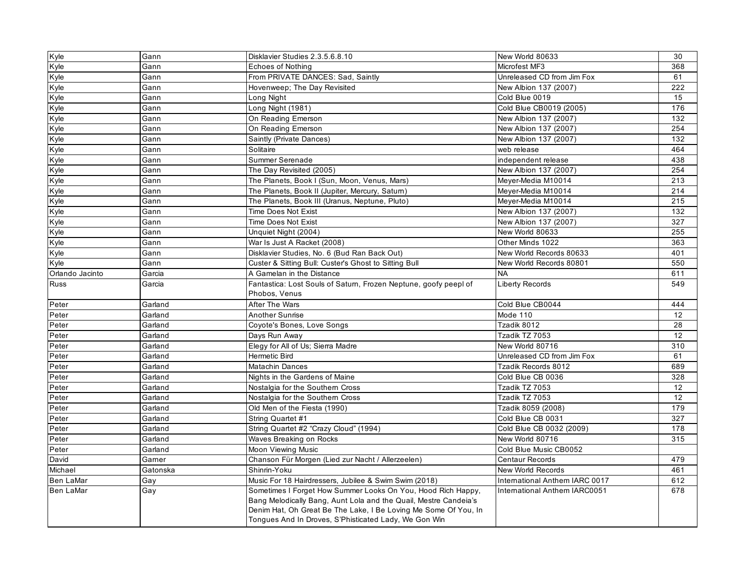| Kyle | Gann | Disklavier Studies 2.3.5.6.8.10 | New World 80633 | 30 |
|---|---|---|---|---|
| Kyle | Gann | Echoes of Nothing | Microfest MF3 | 368 |
| Kyle | Gann | From PRIVATE DANCES: Sad, Saintly | Unreleased CD from Jim Fox | 61 |
| Kyle | Gann | Hovenweep; The Day Revisited | New Albion 137 (2007) | 222 |
| Kyle | Gann | Long Night | Cold Blue 0019 | 15 |
| Kyle | Gann | Long Night (1981) | Cold Blue CB0019 (2005) | 176 |
| Kyle | Gann | On Reading Emerson | New Albion 137 (2007) | 132 |
| Kyle | Gann | On Reading Emerson | New Albion 137 (2007) | 254 |
| Kyle | Gann | Saintly (Private Dances) | New Albion 137 (2007) | 132 |
| Kyle | Gann | Solitaire | web release | 464 |
| Kyle | Gann | Summer Serenade | independent release | 438 |
| Kyle | Gann | The Day Revisited (2005) | New Albion 137 (2007) | 254 |
| Kyle | Gann | The Planets, Book I (Sun, Moon, Venus, Mars) | Meyer-Media M10014 | 213 |
| Kyle | Gann | The Planets, Book II (Jupiter, Mercury, Saturn) | Meyer-Media M10014 | 214 |
| Kyle | Gann | The Planets, Book III (Uranus, Neptune, Pluto) | Meyer-Media M10014 | 215 |
| Kyle | Gann | Time Does Not Exist | New Albion 137 (2007) | 132 |
| Kyle | Gann | Time Does Not Exist | New Albion 137 (2007) | 327 |
| Kyle | Gann | Unquiet Night (2004) | New World 80633 | 255 |
| Kyle | Gann | War Is Just A Racket (2008) | Other Minds 1022 | 363 |
| Kyle | Gann | Disklavier Studies, No. 6 (Bud Ran Back Out) | New World Records 80633 | 401 |
| Kyle | Gann | Custer & Sitting Bull: Custer's Ghost to Sitting Bull | New World Records 80801 | 550 |
| Orlando Jacinto | Garcia | A Gamelan in the Distance | NA | 611 |
| Russ | Garcia | Fantastica: Lost Souls of Saturn, Frozen Neptune, goofy peepl of Phobos, Venus | Liberty Records | 549 |
| Peter | Garland | After The Wars | Cold Blue CB0044 | 444 |
| Peter | Garland | Another Sunrise | Mode 110 | 12 |
| Peter | Garland | Coyote's Bones, Love Songs | Tzadik 8012 | 28 |
| Peter | Garland | Days Run Away | Tzadik TZ 7053 | 12 |
| Peter | Garland | Elegy for All of Us; Sierra Madre | New World 80716 | 310 |
| Peter | Garland | Hermetic Bird | Unreleased CD from Jim Fox | 61 |
| Peter | Garland | Matachin Dances | Tzadik Records 8012 | 689 |
| Peter | Garland | Nights in the Gardens of Maine | Cold Blue CB 0036 | 328 |
| Peter | Garland | Nostalgia for the Southern Cross | Tzadik TZ 7053 | 12 |
| Peter | Garland | Nostalgia for the Southern Cross | Tzadik TZ 7053 | 12 |
| Peter | Garland | Old Men of the Fiesta (1990) | Tzadik 8059 (2008) | 179 |
| Peter | Garland | String Quartet #1 | Cold Blue CB 0031 | 327 |
| Peter | Garland | String Quartet #2 "Crazy Cloud" (1994) | Cold Blue CB 0032 (2009) | 178 |
| Peter | Garland | Waves Breaking on Rocks | New World 80716 | 315 |
| Peter | Garland | Moon Viewing Music | Cold Blue Music CB0052 | |
| David | Garner | Chanson Für Morgen (Lied zur Nacht / Allerzeelen) | Centaur Records | 479 |
| Michael | Gatonska | Shinrin-Yoku | New World Records | 461 |
| Ben LaMar | Gay | Music For 18 Hairdressers, Jubilee & Swim Swim (2018) | International Anthem IARC 0017 | 612 |
| Ben LaMar | Gay | Sometimes I Forget How Summer Looks On You, Hood Rich Happy, Bang Melodically Bang, Aunt Lola and the Quail, Mestre Candeia's Denim Hat, Oh Great Be The Lake, I Be Loving Me Some Of You, In Tongues And In Droves, S'Phisticated Lady, We Gon Win | International Anthem IARC0051 | 678 |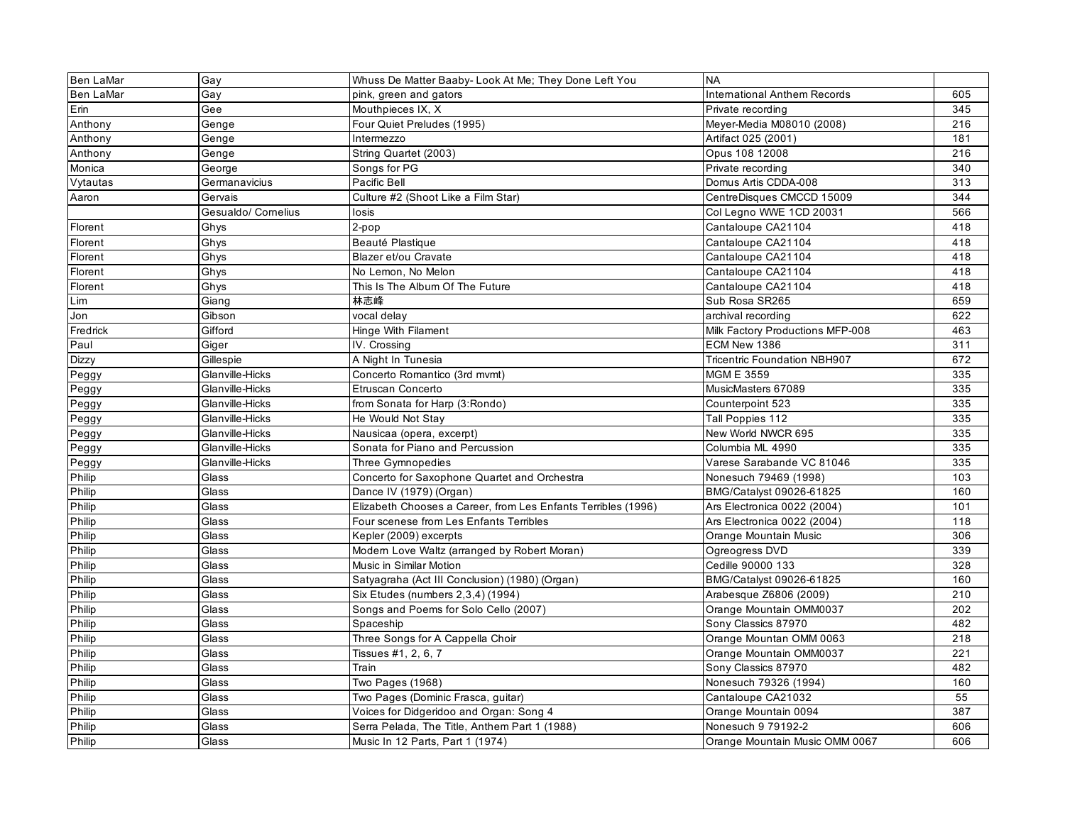| | | | | |
|---|---|---|---|---|
| Ben LaMar | Gay | Whuss De Matter Baaby- Look At Me; They Done Left You | NA | |
| Ben LaMar | Gay | pink, green and gators | International Anthem Records | 605 |
| Erin | Gee | Mouthpieces IX, X | Private recording | 345 |
| Anthony | Genge | Four Quiet Preludes (1995) | Meyer-Media M08010 (2008) | 216 |
| Anthony | Genge | Intermezzo | Artifact 025 (2001) | 181 |
| Anthony | Genge | String Quartet (2003) | Opus 108 12008 | 216 |
| Monica | George | Songs for PG | Private recording | 340 |
| Vytautas | Germanavicius | Pacific Bell | Domus Artis CDDA-008 | 313 |
| Aaron | Gervais | Culture #2 (Shoot Like a Film Star) | CentreDisques CMCCD 15009 | 344 |
| | Gesualdo/ Cornelius | Iosis | Col Legno WWE 1CD 20031 | 566 |
| Florent | Ghys | 2-pop | Cantaloupe CA21104 | 418 |
| Florent | Ghys | Beauté Plastique | Cantaloupe CA21104 | 418 |
| Florent | Ghys | Blazer et/ou Cravate | Cantaloupe CA21104 | 418 |
| Florent | Ghys | No Lemon, No Melon | Cantaloupe CA21104 | 418 |
| Florent | Ghys | This Is The Album Of The Future | Cantaloupe CA21104 | 418 |
| Lim | Giang | 林志峰 | Sub Rosa SR265 | 659 |
| Jon | Gibson | vocal delay | archival recording | 622 |
| Fredrick | Gifford | Hinge With Filament | Milk Factory Productions MFP-008 | 463 |
| Paul | Giger | IV. Crossing | ECM New 1386 | 311 |
| Dizzy | Gillespie | A Night In Tunesia | Tricentric Foundation NBH907 | 672 |
| Peggy | Glanville-Hicks | Concerto Romantico (3rd mvmt) | MGM E 3559 | 335 |
| Peggy | Glanville-Hicks | Etruscan Concerto | MusicMasters 67089 | 335 |
| Peggy | Glanville-Hicks | from Sonata for Harp (3:Rondo) | Counterpoint 523 | 335 |
| Peggy | Glanville-Hicks | He Would Not Stay | Tall Poppies 112 | 335 |
| Peggy | Glanville-Hicks | Nausicaa (opera, excerpt) | New World NWCR 695 | 335 |
| Peggy | Glanville-Hicks | Sonata for Piano and Percussion | Columbia ML 4990 | 335 |
| Peggy | Glanville-Hicks | Three Gymnopedies | Varese Sarabande VC 81046 | 335 |
| Philip | Glass | Concerto for Saxophone Quartet and Orchestra | Nonesuch 79469 (1998) | 103 |
| Philip | Glass | Dance IV (1979) (Organ) | BMG/Catalyst 09026-61825 | 160 |
| Philip | Glass | Elizabeth Chooses a Career, from Les Enfants Terribles (1996) | Ars Electronica 0022 (2004) | 101 |
| Philip | Glass | Four scenese from Les Enfants Terribles | Ars Electronica 0022 (2004) | 118 |
| Philip | Glass | Kepler (2009) excerpts | Orange Mountain Music | 306 |
| Philip | Glass | Modern Love Waltz (arranged by Robert Moran) | Ogreogress DVD | 339 |
| Philip | Glass | Music in Similar Motion | Cedille 90000 133 | 328 |
| Philip | Glass | Satyagraha (Act III Conclusion) (1980) (Organ) | BMG/Catalyst 09026-61825 | 160 |
| Philip | Glass | Six Etudes (numbers 2,3,4) (1994) | Arabesque Z6806 (2009) | 210 |
| Philip | Glass | Songs and Poems for Solo Cello (2007) | Orange Mountain OMM0037 | 202 |
| Philip | Glass | Spaceship | Sony Classics 87970 | 482 |
| Philip | Glass | Three Songs for A Cappella Choir | Orange Mountan OMM 0063 | 218 |
| Philip | Glass | Tissues #1, 2, 6, 7 | Orange Mountain OMM0037 | 221 |
| Philip | Glass | Train | Sony Classics 87970 | 482 |
| Philip | Glass | Two Pages (1968) | Nonesuch 79326 (1994) | 160 |
| Philip | Glass | Two Pages (Dominic Frasca, guitar) | Cantaloupe CA21032 | 55 |
| Philip | Glass | Voices for Didgeridoo and Organ: Song 4 | Orange Mountain 0094 | 387 |
| Philip | Glass | Serra Pelada, The Title, Anthem Part 1 (1988) | Nonesuch 9 79192-2 | 606 |
| Philip | Glass | Music In 12 Parts, Part 1 (1974) | Orange Mountain Music OMM 0067 | 606 |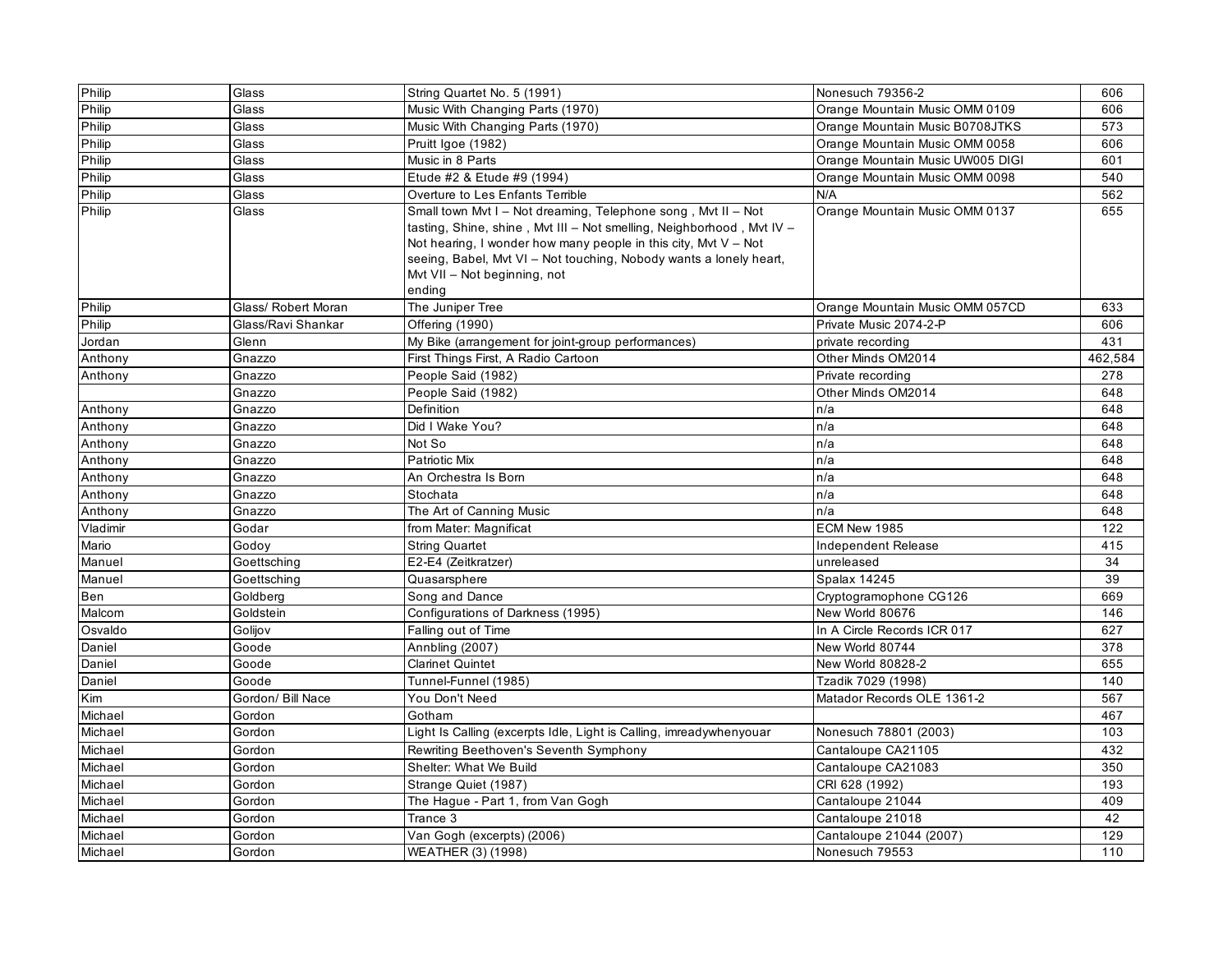| Philip | Glass | String Quartet No. 5 (1991) | Nonesuch 79356-2 | 606 |
|---|---|---|---|---|
| Philip | Glass | Music With Changing Parts (1970) | Orange Mountain Music OMM 0109 | 606 |
| Philip | Glass | Music With Changing Parts (1970) | Orange Mountain Music B0708JTKS | 573 |
| Philip | Glass | Pruitt Igoe (1982) | Orange Mountain Music OMM 0058 | 606 |
| Philip | Glass | Music in 8 Parts | Orange Mountain Music UW005 DIGI | 601 |
| Philip | Glass | Etude #2 & Etude #9 (1994) | Orange Mountain Music OMM 0098 | 540 |
| Philip | Glass | Overture to Les Enfants Terrible | N/A | 562 |
| Philip | Glass | Small town Mvt I – Not dreaming, Telephone song , Mvt II – Not tasting, Shine, shine , Mvt III – Not smelling, Neighborhood , Mvt IV – Not hearing, I wonder how many people in this city, Mvt V – Not seeing, Babel, Mvt VI – Not touching, Nobody wants a lonely heart, Mvt VII – Not beginning, not ending | Orange Mountain Music OMM 0137 | 655 |
| Philip | Glass/ Robert Moran | The Juniper Tree | Orange Mountain Music OMM 057CD | 633 |
| Philip | Glass/Ravi Shankar | Offering (1990) | Private Music 2074-2-P | 606 |
| Jordan | Glenn | My Bike (arrangement for joint-group performances) | private recording | 431 |
| Anthony | Gnazzo | First Things First, A Radio Cartoon | Other Minds OM2014 | 462,584 |
| Anthony | Gnazzo | People Said (1982) | Private recording | 278 |
| | Gnazzo | People Said (1982) | Other Minds OM2014 | 648 |
| Anthony | Gnazzo | Definition | n/a | 648 |
| Anthony | Gnazzo | Did I Wake You? | n/a | 648 |
| Anthony | Gnazzo | Not So | n/a | 648 |
| Anthony | Gnazzo | Patriotic Mix | n/a | 648 |
| Anthony | Gnazzo | An Orchestra Is Born | n/a | 648 |
| Anthony | Gnazzo | Stochata | n/a | 648 |
| Anthony | Gnazzo | The Art of Canning Music | n/a | 648 |
| Vladimir | Godar | from Mater: Magnificat | ECM New 1985 | 122 |
| Mario | Godoy | String Quartet | Independent Release | 415 |
| Manuel | Goettsching | E2-E4 (Zeitkratzer) | unreleased | 34 |
| Manuel | Goettsching | Quasarsphere | Spalax 14245 | 39 |
| Ben | Goldberg | Song and Dance | Cryptogramophone CG126 | 669 |
| Malcom | Goldstein | Configurations of Darkness (1995) | New World 80676 | 146 |
| Osvaldo | Golijov | Falling out of Time | In A Circle Records ICR 017 | 627 |
| Daniel | Goode | Annbling (2007) | New World 80744 | 378 |
| Daniel | Goode | Clarinet Quintet | New World 80828-2 | 655 |
| Daniel | Goode | Tunnel-Funnel (1985) | Tzadik 7029 (1998) | 140 |
| Kim | Gordon/ Bill Nace | You Don't Need | Matador Records OLE 1361-2 | 567 |
| Michael | Gordon | Gotham | | 467 |
| Michael | Gordon | Light Is Calling (excerpts Idle, Light is Calling, imreadywhenyouar | Nonesuch 78801 (2003) | 103 |
| Michael | Gordon | Rewriting Beethoven's Seventh Symphony | Cantaloupe CA21105 | 432 |
| Michael | Gordon | Shelter: What We Build | Cantaloupe CA21083 | 350 |
| Michael | Gordon | Strange Quiet (1987) | CRI 628 (1992) | 193 |
| Michael | Gordon | The Hague - Part 1, from Van Gogh | Cantaloupe 21044 | 409 |
| Michael | Gordon | Trance 3 | Cantaloupe 21018 | 42 |
| Michael | Gordon | Van Gogh (excerpts) (2006) | Cantaloupe 21044 (2007) | 129 |
| Michael | Gordon | WEATHER (3) (1998) | Nonesuch 79553 | 110 |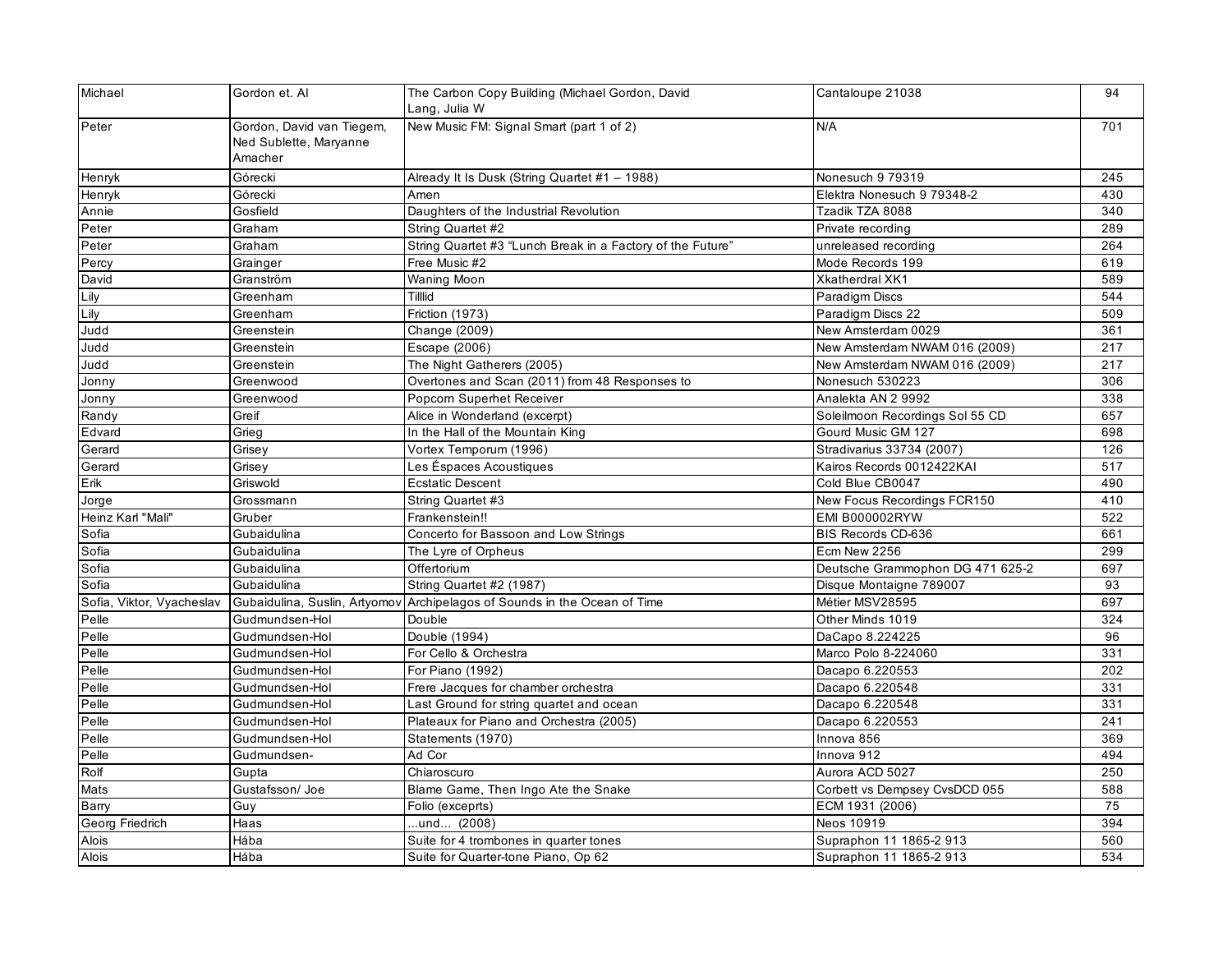| Michael | Gordon et. Al | The Carbon Copy Building (Michael Gordon, David Lang, Julia W | Cantaloupe 21038 | 94 |
|---|---|---|---|---|
| Peter | Gordon, David van Tiegem, Ned Sublette, Maryanne Amacher | New Music FM: Signal Smart (part 1 of 2) | N/A | 701 |
| Henryk | Górecki | Already It Is Dusk (String Quartet #1 – 1988) | Nonesuch 9 79319 | 245 |
| Henryk | Górecki | Amen | Elektra Nonesuch 9 79348-2 | 430 |
| Annie | Gosfield | Daughters of the Industrial Revolution | Tzadik TZA 8088 | 340 |
| Peter | Graham | String Quartet #2 | Private recording | 289 |
| Peter | Graham | String Quartet #3 "Lunch Break in a Factory of the Future" | unreleased recording | 264 |
| Percy | Grainger | Free Music #2 | Mode Records 199 | 619 |
| David | Granström | Waning Moon | Xkatherdral XK1 | 589 |
| Lily | Greenham | Tilllid | Paradigm Discs | 544 |
| Lily | Greenham | Friction (1973) | Paradigm Discs 22 | 509 |
| Judd | Greenstein | Change (2009) | New Amsterdam 0029 | 361 |
| Judd | Greenstein | Escape (2006) | New Amsterdam NWAM 016 (2009) | 217 |
| Judd | Greenstein | The Night Gatherers (2005) | New Amsterdam NWAM 016 (2009) | 217 |
| Jonny | Greenwood | Overtones and Scan (2011) from 48 Responses to | Nonesuch 530223 | 306 |
| Jonny | Greenwood | Popcorn Superhet Receiver | Analekta AN 2 9992 | 338 |
| Randy | Greif | Alice in Wonderland (excerpt) | Soleilmoon Recordings Sol 55 CD | 657 |
| Edvard | Grieg | In the Hall of the Mountain King | Gourd Music GM 127 | 698 |
| Gerard | Grisey | Vortex Temporum (1996) | Stradivarius 33734 (2007) | 126 |
| Gerard | Grisey | Les Éspaces Acoustiques | Kairos Records 0012422KAI | 517 |
| Erik | Griswold | Ecstatic Descent | Cold Blue CB0047 | 490 |
| Jorge | Grossmann | String Quartet #3 | New Focus Recordings FCR150 | 410 |
| Heinz Karl "Mali" | Gruber | Frankenstein!! | EMI B000002RYW | 522 |
| Sofia | Gubaidulina | Concerto for Bassoon and Low Strings | BIS Records CD-636 | 661 |
| Sofia | Gubaidulina | The Lyre of Orpheus | Ecm New 2256 | 299 |
| Sofia | Gubaidulina | Offertorium | Deutsche Grammophon DG 471 625-2 | 697 |
| Sofia | Gubaidulina | String Quartet #2 (1987) | Disque Montaigne 789007 | 93 |
| Sofia, Viktor, Vyacheslav | Gubaidulina, Suslin, Artyomov | Archipelagos of Sounds in the Ocean of Time | Métier MSV28595 | 697 |
| Pelle | Gudmundsen-Hol | Double | Other Minds 1019 | 324 |
| Pelle | Gudmundsen-Hol | Double (1994) | DaCapo 8.224225 | 96 |
| Pelle | Gudmundsen-Hol | For Cello & Orchestra | Marco Polo 8-224060 | 331 |
| Pelle | Gudmundsen-Hol | For Piano (1992) | Dacapo 6.220553 | 202 |
| Pelle | Gudmundsen-Hol | Frere Jacques for chamber orchestra | Dacapo 6.220548 | 331 |
| Pelle | Gudmundsen-Hol | Last Ground for string quartet and ocean | Dacapo 6.220548 | 331 |
| Pelle | Gudmundsen-Hol | Plateaux for Piano and Orchestra (2005) | Dacapo 6.220553 | 241 |
| Pelle | Gudmundsen-Hol | Statements (1970) | Innova 856 | 369 |
| Pelle | Gudmundsen- | Ad Cor | Innova 912 | 494 |
| Rolf | Gupta | Chiaroscuro | Aurora ACD 5027 | 250 |
| Mats | Gustafsson/ Joe | Blame Game, Then Ingo Ate the Snake | Corbett vs Dempsey CvsDCD 055 | 588 |
| Barry | Guy | Folio (exceprts) | ECM 1931 (2006) | 75 |
| Georg Friedrich | Haas | ...und... (2008) | Neos 10919 | 394 |
| Alois | Hába | Suite for 4 trombones in quarter tones | Supraphon 11 1865-2 913 | 560 |
| Alois | Hába | Suite for Quarter-tone Piano, Op 62 | Supraphon 11 1865-2 913 | 534 |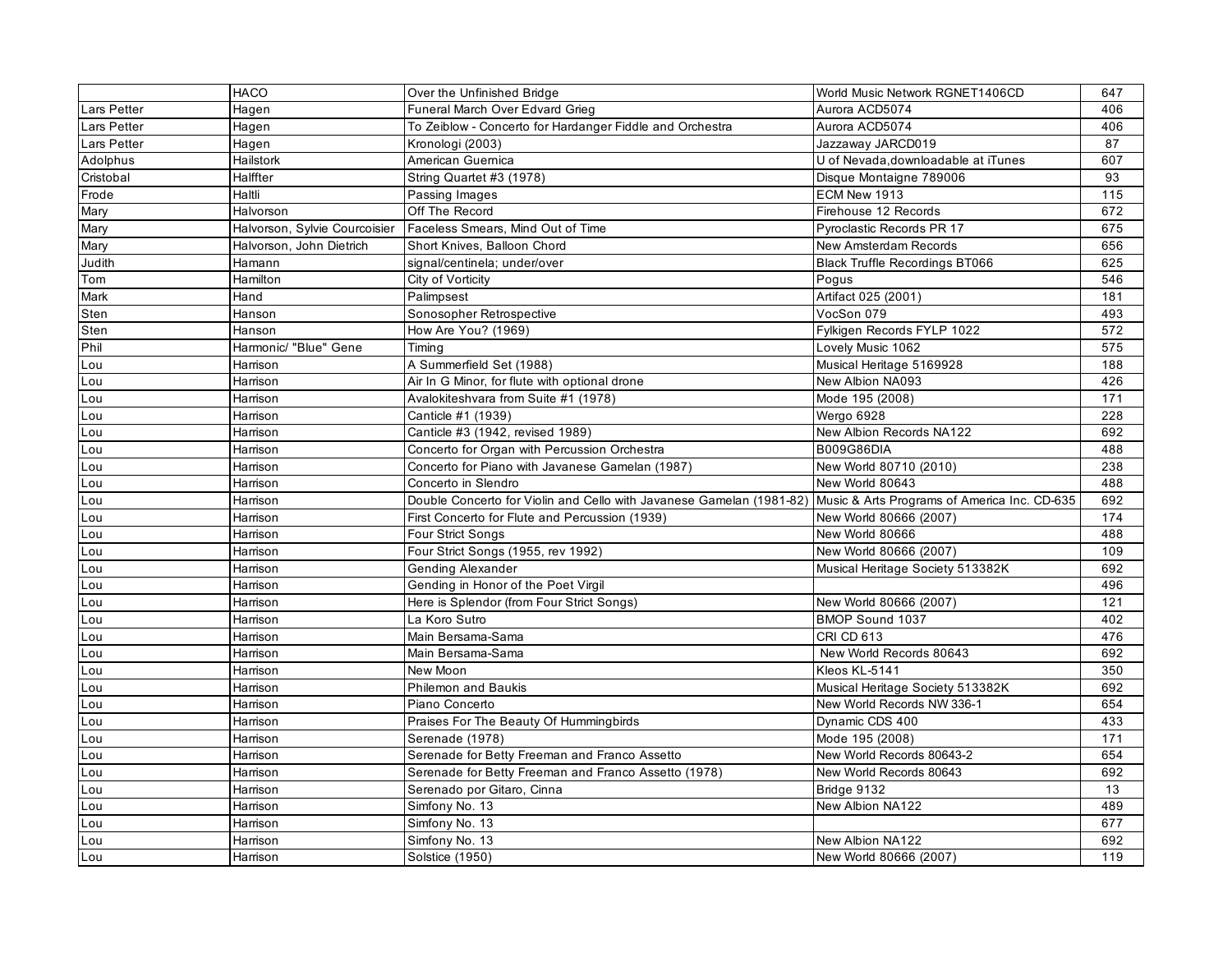| | | | | |
|---|---|---|---|---|
| | HACO | Over the Unfinished Bridge | World Music Network RGNET1406CD | 647 |
| Lars Petter | Hagen | Funeral March Over Edvard Grieg | Aurora ACD5074 | 406 |
| Lars Petter | Hagen | To Zeiblow - Concerto for Hardanger Fiddle and Orchestra | Aurora ACD5074 | 406 |
| Lars Petter | Hagen | Kronologi (2003) | Jazzaway JARCD019 | 87 |
| Adolphus | Hailstork | American Guernica | U of Nevada,downloadable at iTunes | 607 |
| Cristobal | Halffter | String Quartet #3 (1978) | Disque Montaigne 789006 | 93 |
| Frode | Haltli | Passing Images | ECM New 1913 | 115 |
| Mary | Halvorson | Off The Record | Firehouse 12 Records | 672 |
| Mary | Halvorson, Sylvie Courcoisier | Faceless Smears, Mind Out of Time | Pyroclastic Records PR 17 | 675 |
| Mary | Halvorson, John Dietrich | Short Knives, Balloon Chord | New Amsterdam Records | 656 |
| Judith | Hamann | signal/centinela; under/over | Black Truffle Recordings BT066 | 625 |
| Tom | Hamilton | City of Vorticity | Pogus | 546 |
| Mark | Hand | Palimpsest | Artifact 025 (2001) | 181 |
| Sten | Hanson | Sonosopher Retrospective | VocSon 079 | 493 |
| Sten | Hanson | How Are You? (1969) | Fylkigen Records FYLP 1022 | 572 |
| Phil | Harmonic/ "Blue" Gene | Timing | Lovely Music 1062 | 575 |
| Lou | Harrison | A Summerfield Set (1988) | Musical Heritage 5169928 | 188 |
| Lou | Harrison | Air In G Minor, for flute with optional drone | New Albion NA093 | 426 |
| Lou | Harrison | Avalokiteshvara from Suite #1 (1978) | Mode 195 (2008) | 171 |
| Lou | Harrison | Canticle #1 (1939) | Wergo 6928 | 228 |
| Lou | Harrison | Canticle #3 (1942, revised 1989) | New Albion Records NA122 | 692 |
| Lou | Harrison | Concerto for Organ with Percussion Orchestra | B009G86DIA | 488 |
| Lou | Harrison | Concerto for Piano with Javanese Gamelan (1987) | New World 80710 (2010) | 238 |
| Lou | Harrison | Concerto in Slendro | New World 80643 | 488 |
| Lou | Harrison | Double Concerto for Violin and Cello with Javanese Gamelan (1981-82) | Music & Arts Programs of America Inc. CD-635 | 692 |
| Lou | Harrison | First Concerto for Flute and Percussion (1939) | New World 80666 (2007) | 174 |
| Lou | Harrison | Four Strict Songs | New World 80666 | 488 |
| Lou | Harrison | Four Strict Songs (1955, rev 1992) | New World 80666 (2007) | 109 |
| Lou | Harrison | Gending Alexander | Musical Heritage Society 513382K | 692 |
| Lou | Harrison | Gending in Honor of the Poet Virgil | | 496 |
| Lou | Harrison | Here is Splendor (from Four Strict Songs) | New World 80666 (2007) | 121 |
| Lou | Harrison | La Koro Sutro | BMOP Sound 1037 | 402 |
| Lou | Harrison | Main Bersama-Sama | CRI CD 613 | 476 |
| Lou | Harrison | Main Bersama-Sama | New World Records 80643 | 692 |
| Lou | Harrison | New Moon | Kleos KL-5141 | 350 |
| Lou | Harrison | Philemon and Baukis | Musical Heritage Society 513382K | 692 |
| Lou | Harrison | Piano Concerto | New World Records NW 336-1 | 654 |
| Lou | Harrison | Praises For The Beauty Of Hummingbirds | Dynamic CDS 400 | 433 |
| Lou | Harrison | Serenade (1978) | Mode 195 (2008) | 171 |
| Lou | Harrison | Serenade for Betty Freeman and Franco Assetto | New World Records 80643-2 | 654 |
| Lou | Harrison | Serenade for Betty Freeman and Franco Assetto (1978) | New World Records 80643 | 692 |
| Lou | Harrison | Serenado por Gitaro, Cinna | Bridge 9132 | 13 |
| Lou | Harrison | Simfony No. 13 | New Albion NA122 | 489 |
| Lou | Harrison | Simfony No. 13 | | 677 |
| Lou | Harrison | Simfony No. 13 | New Albion NA122 | 692 |
| Lou | Harrison | Solstice (1950) | New World 80666 (2007) | 119 |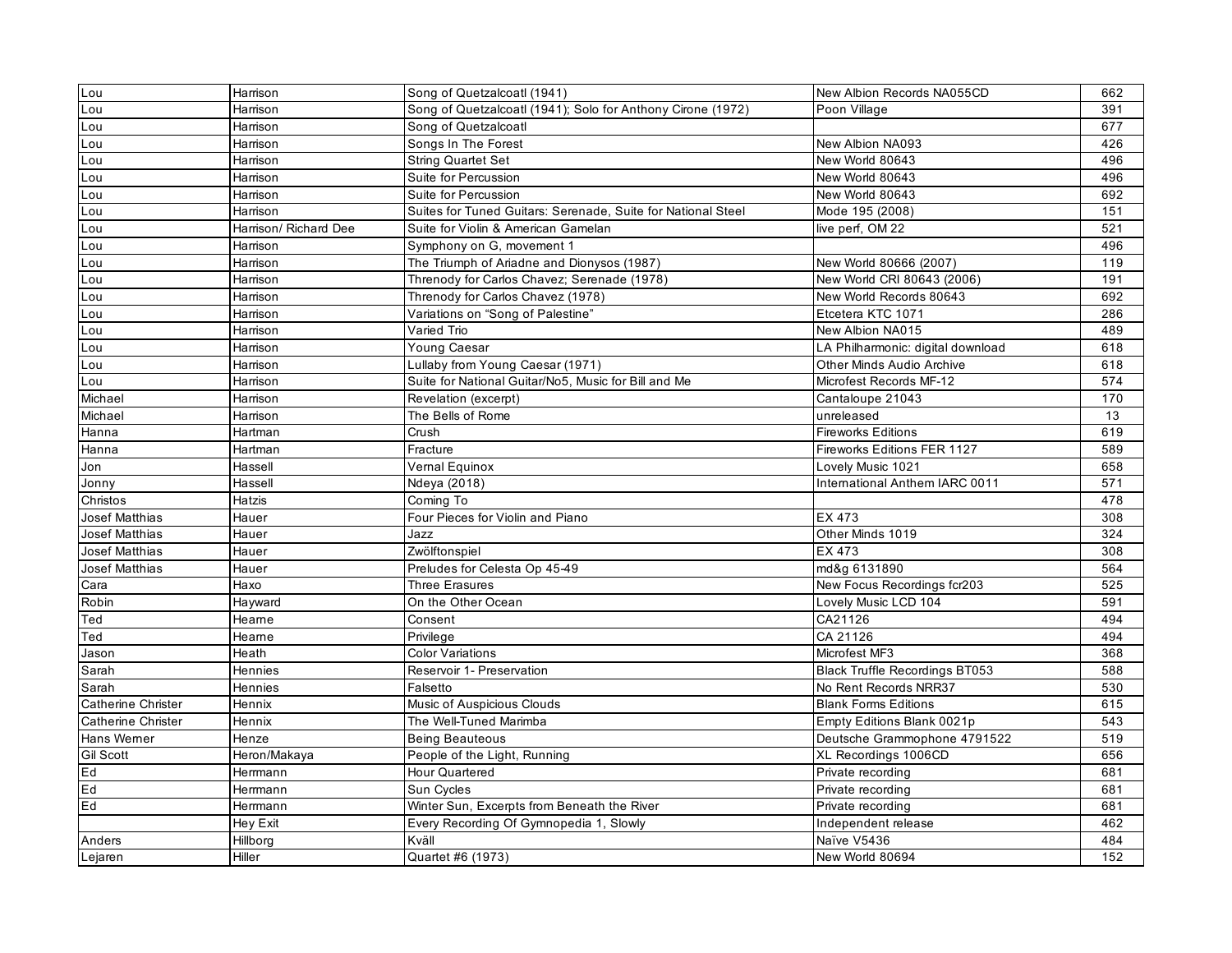| | | | | |
|---|---|---|---|---|
| Lou | Harrison | Song of Quetzalcoatl (1941) | New Albion Records NA055CD | 662 |
| Lou | Harrison | Song of Quetzalcoatl (1941); Solo for Anthony Cirone (1972) | Poon Village | 391 |
| Lou | Harrison | Song of Quetzalcoatl | | 677 |
| Lou | Harrison | Songs In The Forest | New Albion NA093 | 426 |
| Lou | Harrison | String Quartet Set | New World 80643 | 496 |
| Lou | Harrison | Suite for Percussion | New World 80643 | 496 |
| Lou | Harrison | Suite for Percussion | New World 80643 | 692 |
| Lou | Harrison | Suites for Tuned Guitars: Serenade, Suite for National Steel | Mode 195 (2008) | 151 |
| Lou | Harrison/ Richard Dee | Suite for Violin & American Gamelan | live perf, OM 22 | 521 |
| Lou | Harrison | Symphony on G, movement 1 | | 496 |
| Lou | Harrison | The Triumph of Ariadne and Dionysos (1987) | New World 80666 (2007) | 119 |
| Lou | Harrison | Threnody for Carlos Chavez; Serenade (1978) | New World CRI 80643 (2006) | 191 |
| Lou | Harrison | Threnody for Carlos Chavez (1978) | New World Records 80643 | 692 |
| Lou | Harrison | Variations on "Song of Palestine" | Etcetera KTC 1071 | 286 |
| Lou | Harrison | Varied Trio | New Albion NA015 | 489 |
| Lou | Harrison | Young Caesar | LA Philharmonic: digital download | 618 |
| Lou | Harrison | Lullaby from Young Caesar (1971) | Other Minds Audio Archive | 618 |
| Lou | Harrison | Suite for National Guitar/No5, Music for Bill and Me | Microfest Records MF-12 | 574 |
| Michael | Harrison | Revelation (excerpt) | Cantaloupe 21043 | 170 |
| Michael | Harrison | The Bells of Rome | unreleased | 13 |
| Hanna | Hartman | Crush | Fireworks Editions | 619 |
| Hanna | Hartman | Fracture | Fireworks Editions FER 1127 | 589 |
| Jon | Hassell | Vernal Equinox | Lovely Music 1021 | 658 |
| Jonny | Hassell | Ndeya (2018) | International Anthem IARC 0011 | 571 |
| Christos | Hatzis | Coming To | | 478 |
| Josef Matthias | Hauer | Four Pieces for Violin and Piano | EX 473 | 308 |
| Josef Matthias | Hauer | Jazz | Other Minds 1019 | 324 |
| Josef Matthias | Hauer | Zwölftonspiel | EX 473 | 308 |
| Josef Matthias | Hauer | Preludes for Celesta Op 45-49 | md&g 6131890 | 564 |
| Cara | Haxo | Three Erasures | New Focus Recordings fcr203 | 525 |
| Robin | Hayward | On the Other Ocean | Lovely Music LCD 104 | 591 |
| Ted | Hearne | Consent | CA21126 | 494 |
| Ted | Hearne | Privilege | CA 21126 | 494 |
| Jason | Heath | Color Variations | Microfest MF3 | 368 |
| Sarah | Hennies | Reservoir 1- Preservation | Black Truffle Recordings BT053 | 588 |
| Sarah | Hennies | Falsetto | No Rent Records NRR37 | 530 |
| Catherine Christer | Hennix | Music of Auspicious Clouds | Blank Forms Editions | 615 |
| Catherine Christer | Hennix | The Well-Tuned Marimba | Empty Editions Blank 0021p | 543 |
| Hans Werner | Henze | Being Beauteous | Deutsche Grammophone 4791522 | 519 |
| Gil Scott | Heron/Makaya | People of the Light, Running | XL Recordings 1006CD | 656 |
| Ed | Herrmann | Hour Quartered | Private recording | 681 |
| Ed | Herrmann | Sun Cycles | Private recording | 681 |
| Ed | Herrmann | Winter Sun, Excerpts from Beneath the River | Private recording | 681 |
| | Hey Exit | Every Recording Of Gymnopedia 1, Slowly | Independent release | 462 |
| Anders | Hillborg | Kväll | Naïve V5436 | 484 |
| Lejaren | Hiller | Quartet #6 (1973) | New World 80694 | 152 |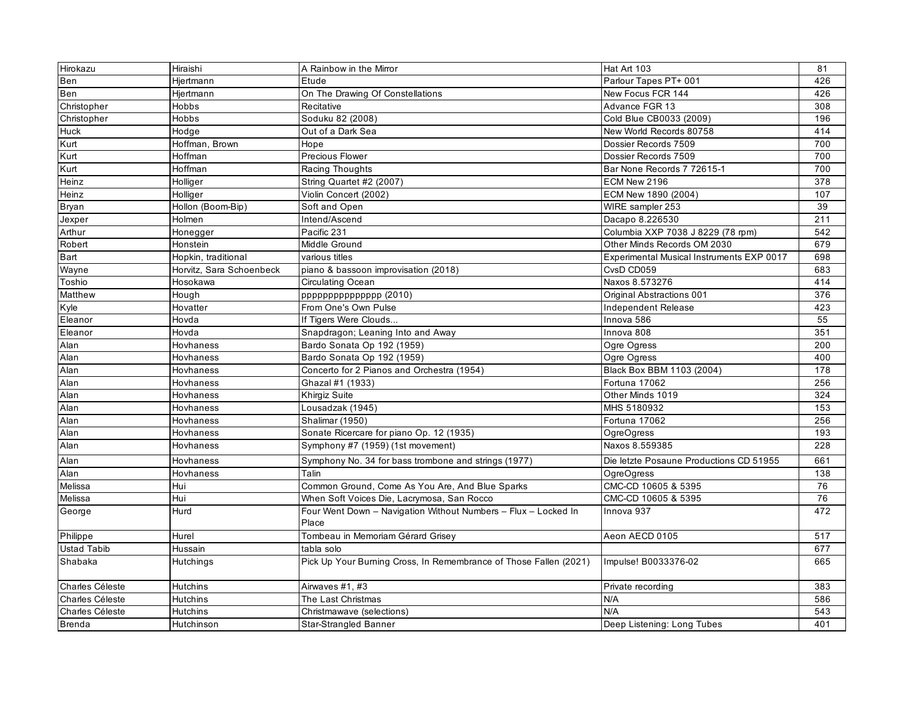| | | | | |
|---|---|---|---|---|
| Hirokazu | Hiraishi | A Rainbow in the Mirror | Hat Art 103 | 81 |
| Ben | Hjertmann | Etude | Parlour Tapes PT+ 001 | 426 |
| Ben | Hjertmann | On The Drawing Of Constellations | New Focus FCR 144 | 426 |
| Christopher | Hobbs | Recitative | Advance FGR 13 | 308 |
| Christopher | Hobbs | Soduku 82 (2008) | Cold Blue CB0033 (2009) | 196 |
| Huck | Hodge | Out of a Dark Sea | New World Records 80758 | 414 |
| Kurt | Hoffman, Brown | Hope | Dossier Records 7509 | 700 |
| Kurt | Hoffman | Precious Flower | Dossier Records 7509 | 700 |
| Kurt | Hoffman | Racing Thoughts | Bar None Records 7 72615-1 | 700 |
| Heinz | Holliger | String Quartet #2 (2007) | ECM New 2196 | 378 |
| Heinz | Holliger | Violin Concert (2002) | ECM New 1890 (2004) | 107 |
| Bryan | Hollon (Boom-Bip) | Soft and Open | WIRE sampler 253 | 39 |
| Jexper | Holmen | Intend/Ascend | Dacapo 8.226530 | 211 |
| Arthur | Honegger | Pacific 231 | Columbia XXP 7038 J 8229 (78 rpm) | 542 |
| Robert | Honstein | Middle Ground | Other Minds Records OM 2030 | 679 |
| Bart | Hopkin, traditional | various titles | Experimental Musical Instruments EXP 0017 | 698 |
| Wayne | Horvitz, Sara Schoenbeck | piano & bassoon improvisation (2018) | CvsD CD059 | 683 |
| Toshio | Hosokawa | Circulating Ocean | Naxos 8.573276 | 414 |
| Matthew | Hough | ppppppppppppppp (2010) | Original Abstractions 001 | 376 |
| Kyle | Hovatter | From One's Own Pulse | Independent Release | 423 |
| Eleanor | Hovda | If Tigers Were Clouds... | Innova 586 | 55 |
| Eleanor | Hovda | Snapdragon; Leaning Into and Away | Innova 808 | 351 |
| Alan | Hovhaness | Bardo Sonata Op 192 (1959) | Ogre Ogress | 200 |
| Alan | Hovhaness | Bardo Sonata Op 192 (1959) | Ogre Ogress | 400 |
| Alan | Hovhaness | Concerto for 2 Pianos and Orchestra (1954) | Black Box BBM 1103 (2004) | 178 |
| Alan | Hovhaness | Ghazal #1 (1933) | Fortuna 17062 | 256 |
| Alan | Hovhaness | Khirgiz Suite | Other Minds 1019 | 324 |
| Alan | Hovhaness | Lousadzak (1945) | MHS 5180932 | 153 |
| Alan | Hovhaness | Shalimar (1950) | Fortuna 17062 | 256 |
| Alan | Hovhaness | Sonate Ricercare for piano Op. 12 (1935) | OgreOgress | 193 |
| Alan | Hovhaness | Symphony #7 (1959) (1st movement) | Naxos 8.559385 | 228 |
| Alan | Hovhaness | Symphony No. 34 for bass trombone and strings (1977) | Die letzte Posaune Productions CD 51955 | 661 |
| Alan | Hovhaness | Talin | OgreOgress | 138 |
| Melissa | Hui | Common Ground, Come As You Are, And Blue Sparks | CMC-CD 10605 & 5395 | 76 |
| Melissa | Hui | When Soft Voices Die, Lacrymosa, San Rocco | CMC-CD 10605 & 5395 | 76 |
| George | Hurd | Four Went Down – Navigation Without Numbers – Flux – Locked In Place | Innova 937 | 472 |
| Philippe | Hurel | Tombeau in Memoriam Gérard Grisey | Aeon AECD 0105 | 517 |
| Ustad Tabib | Hussain | tabla solo | | 677 |
| Shabaka | Hutchings | Pick Up Your Burning Cross, In Remembrance of Those Fallen (2021) | Impulse! B0033376-02 | 665 |
| Charles Céleste | Hutchins | Airwaves #1, #3 | Private recording | 383 |
| Charles Céleste | Hutchins | The Last Christmas | N/A | 586 |
| Charles Céleste | Hutchins | Christmawave (selections) | N/A | 543 |
| Brenda | Hutchinson | Star-Strangled Banner | Deep Listening: Long Tubes | 401 |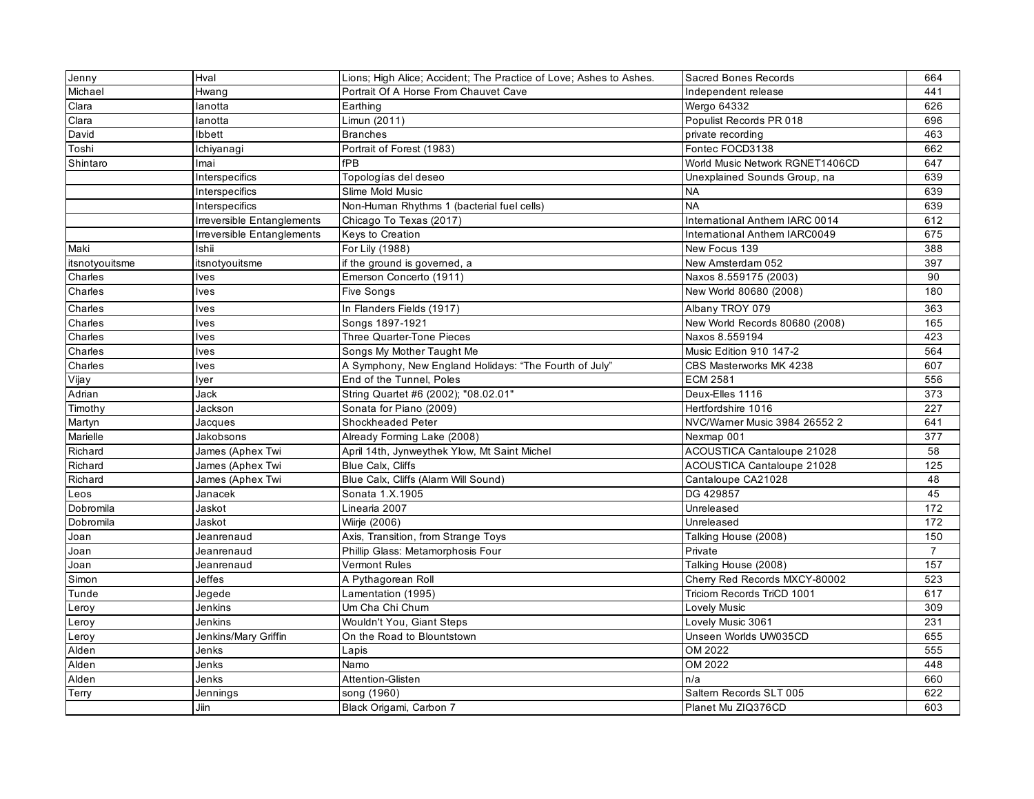| | | | | |
|---|---|---|---|---|
| Jenny | Hval | Lions; High Alice; Accident; The Practice of Love; Ashes to Ashes. | Sacred Bones Records | 664 |
| Michael | Hwang | Portrait Of A Horse From Chauvet Cave | Independent release | 441 |
| Clara | Ianotta | Earthing | Wergo 64332 | 626 |
| Clara | Ianotta | Limun (2011) | Populist Records PR 018 | 696 |
| David | Ibbett | Branches | private recording | 463 |
| Toshi | Ichiyanagi | Portrait of Forest (1983) | Fontec FOCD3138 | 662 |
| Shintaro | Imai | fPB | World Music Network RGNET1406CD | 647 |
| | Interspecifics | Topologías del deseo | Unexplained Sounds Group, na | 639 |
| | Interspecifics | Slime Mold Music | NA | 639 |
| | Interspecifics | Non-Human Rhythms 1 (bacterial fuel cells) | NA | 639 |
| | Irreversible Entanglements | Chicago To Texas (2017) | International Anthem IARC 0014 | 612 |
| | Irreversible Entanglements | Keys to Creation | International Anthem IARC0049 | 675 |
| Maki | Ishii | For Lily (1988) | New Focus 139 | 388 |
| itsnotyouitsme | itsnotyouitsme | if the ground is governed, a | New Amsterdam 052 | 397 |
| Charles | Ives | Emerson Concerto (1911) | Naxos 8.559175 (2003) | 90 |
| Charles | Ives | Five Songs | New World 80680 (2008) | 180 |
| Charles | Ives | In Flanders Fields (1917) | Albany TROY 079 | 363 |
| Charles | Ives | Songs 1897-1921 | New World Records 80680 (2008) | 165 |
| Charles | Ives | Three Quarter-Tone Pieces | Naxos 8.559194 | 423 |
| Charles | Ives | Songs My Mother Taught Me | Music Edition 910 147-2 | 564 |
| Charles | Ives | A Symphony, New England Holidays: "The Fourth of July" | CBS Masterworks MK 4238 | 607 |
| Vijay | Iyer | End of the Tunnel, Poles | ECM 2581 | 556 |
| Adrian | Jack | String Quartet #6 (2002); "08.02.01" | Deux-Elles 1116 | 373 |
| Timothy | Jackson | Sonata for Piano (2009) | Hertfordshire 1016 | 227 |
| Martyn | Jacques | Shockheaded Peter | NVC/Warner Music 3984 26552 2 | 641 |
| Marielle | Jakobsons | Already Forming Lake (2008) | Nexmap 001 | 377 |
| Richard | James (Aphex Twi | April 14th, Jynweythek Ylow, Mt Saint Michel | ACOUSTICA Cantaloupe 21028 | 58 |
| Richard | James (Aphex Twi | Blue Calx, Cliffs | ACOUSTICA Cantaloupe 21028 | 125 |
| Richard | James (Aphex Twi | Blue Calx, Cliffs (Alarm Will Sound) | Cantaloupe CA21028 | 48 |
| Leos | Janacek | Sonata 1.X.1905 | DG 429857 | 45 |
| Dobromila | Jaskot | Linearia 2007 | Unreleased | 172 |
| Dobromila | Jaskot | Wiirje (2006) | Unreleased | 172 |
| Joan | Jeanrenaud | Axis, Transition, from Strange Toys | Talking House (2008) | 150 |
| Joan | Jeanrenaud | Phillip Glass: Metamorphosis Four | Private | 7 |
| Joan | Jeanrenaud | Vermont Rules | Talking House (2008) | 157 |
| Simon | Jeffes | A Pythagorean Roll | Cherry Red Records MXCY-80002 | 523 |
| Tunde | Jegede | Lamentation (1995) | Triciom Records TriCD 1001 | 617 |
| Leroy | Jenkins | Um Cha Chi Chum | Lovely Music | 309 |
| Leroy | Jenkins | Wouldn't You, Giant Steps | Lovely Music 3061 | 231 |
| Leroy | Jenkins/Mary Griffin | On the Road to Blountstown | Unseen Worlds UW035CD | 655 |
| Alden | Jenks | Lapis | OM 2022 | 555 |
| Alden | Jenks | Namo | OM 2022 | 448 |
| Alden | Jenks | Attention-Glisten | n/a | 660 |
| Terry | Jennings | song (1960) | Saltern Records SLT 005 | 622 |
| | Jiin | Black Origami, Carbon 7 | Planet Mu ZIQ376CD | 603 |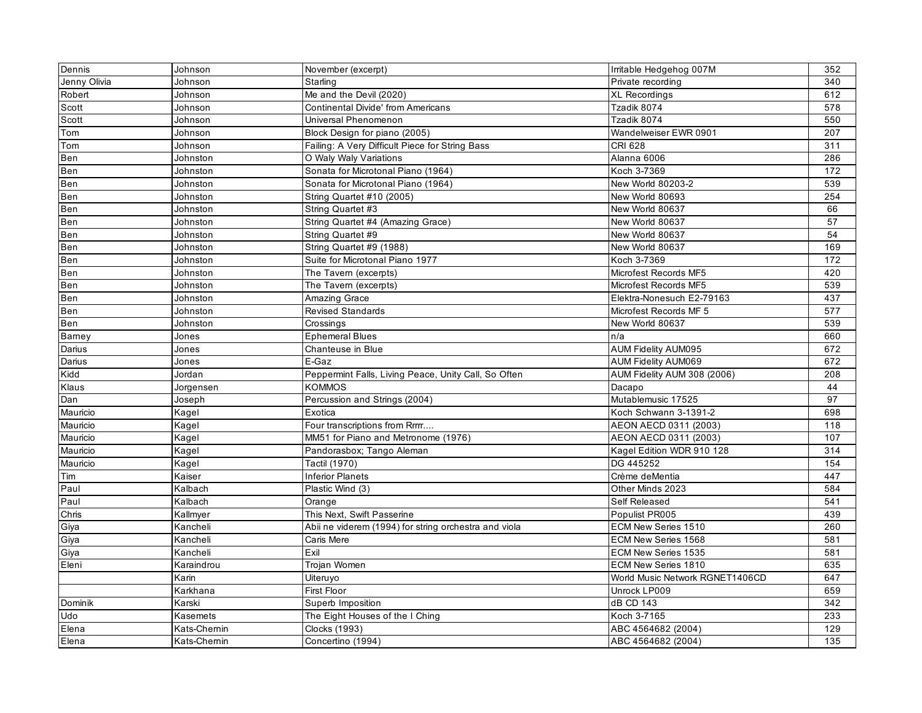| | | | | |
|---|---|---|---|---|
| Dennis | Johnson | November (excerpt) | Irritable Hedgehog 007M | 352 |
| Jenny Olivia | Johnson | Starling | Private recording | 340 |
| Robert | Johnson | Me and the Devil (2020) | XL Recordings | 612 |
| Scott | Johnson | Continental Divide' from Americans | Tzadik 8074 | 578 |
| Scott | Johnson | Universal Phenomenon | Tzadik 8074 | 550 |
| Tom | Johnson | Block Design for piano (2005) | Wandelweiser EWR 0901 | 207 |
| Tom | Johnson | Failing: A Very Difficult Piece for String Bass | CRI 628 | 311 |
| Ben | Johnston | O Waly Waly Variations | Alanna 6006 | 286 |
| Ben | Johnston | Sonata for Microtonal Piano (1964) | Koch 3-7369 | 172 |
| Ben | Johnston | Sonata for Microtonal Piano (1964) | New World 80203-2 | 539 |
| Ben | Johnston | String Quartet #10 (2005) | New World 80693 | 254 |
| Ben | Johnston | String Quartet #3 | New World 80637 | 66 |
| Ben | Johnston | String Quartet #4 (Amazing Grace) | New World 80637 | 57 |
| Ben | Johnston | String Quartet #9 | New World 80637 | 54 |
| Ben | Johnston | String Quartet #9 (1988) | New World 80637 | 169 |
| Ben | Johnston | Suite for Microtonal Piano 1977 | Koch 3-7369 | 172 |
| Ben | Johnston | The Tavern (excerpts) | Microfest Records MF5 | 420 |
| Ben | Johnston | The Tavern (excerpts) | Microfest Records MF5 | 539 |
| Ben | Johnston | Amazing Grace | Elektra-Nonesuch E2-79163 | 437 |
| Ben | Johnston | Revised Standards | Microfest Records MF 5 | 577 |
| Ben | Johnston | Crossings | New World 80637 | 539 |
| Barney | Jones | Ephemeral Blues | n/a | 660 |
| Darius | Jones | Chanteuse in Blue | AUM Fidelity AUM095 | 672 |
| Darius | Jones | E-Gaz | AUM Fidelity AUM069 | 672 |
| Kidd | Jordan | Peppermint Falls, Living Peace, Unity Call, So Often | AUM Fidelity AUM 308 (2006) | 208 |
| Klaus | Jorgensen | KOMMOS | Dacapo | 44 |
| Dan | Joseph | Percussion and Strings (2004) | Mutablemusic 17525 | 97 |
| Mauricio | Kagel | Exotica | Koch Schwann 3-1391-2 | 698 |
| Mauricio | Kagel | Four transcriptions from Rrrrr.... | AEON AECD 0311 (2003) | 118 |
| Mauricio | Kagel | MM51 for Piano and Metronome (1976) | AEON AECD 0311 (2003) | 107 |
| Mauricio | Kagel | Pandorasbox; Tango Aleman | Kagel Edition WDR 910 128 | 314 |
| Mauricio | Kagel | Tactil (1970) | DG 445252 | 154 |
| Tim | Kaiser | Inferior Planets | Crème deMentia | 447 |
| Paul | Kalbach | Plastic Wind (3) | Other Minds 2023 | 584 |
| Paul | Kalbach | Orange | Self Released | 541 |
| Chris | Kallmyer | This Next, Swift Passerine | Populist PR005 | 439 |
| Giya | Kancheli | Abii ne viderem (1994) for string orchestra and viola | ECM New Series 1510 | 260 |
| Giya | Kancheli | Caris Mere | ECM New Series 1568 | 581 |
| Giya | Kancheli | Exil | ECM New Series 1535 | 581 |
| Eleni | Karaindrou | Trojan Women | ECM New Series 1810 | 635 |
| | Karin | Uiteruyo | World Music Network RGNET1406CD | 647 |
| | Karkhana | First Floor | Unrock LP009 | 659 |
| Dominik | Karski | Superb Imposition | dB CD 143 | 342 |
| Udo | Kasemets | The Eight Houses of the I Ching | Koch 3-7165 | 233 |
| Elena | Kats-Chernin | Clocks (1993) | ABC 4564682 (2004) | 129 |
| Elena | Kats-Chernin | Concertino (1994) | ABC 4564682 (2004) | 135 |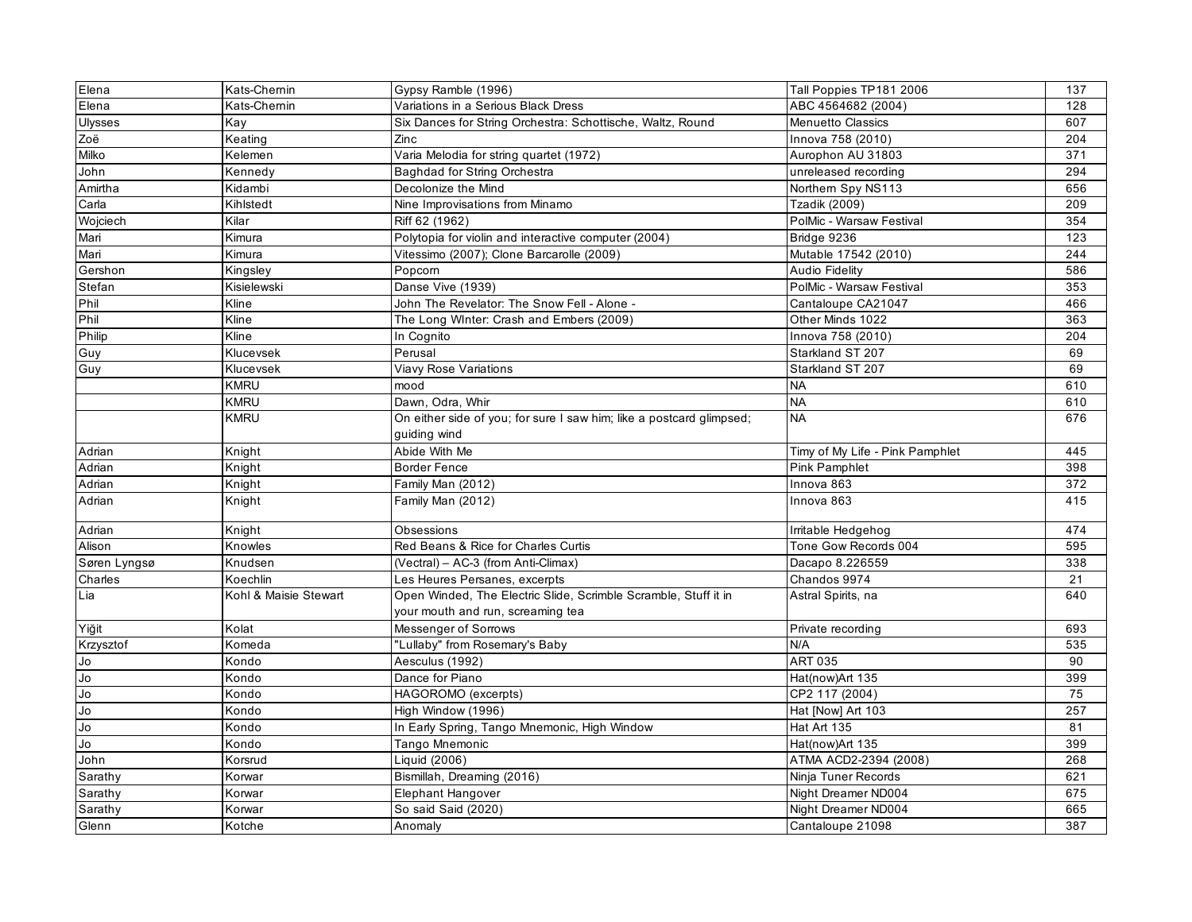| | | | | |
|---|---|---|---|---|
| Elena | Kats-Chernin | Gypsy Ramble (1996) | Tall Poppies TP181 2006 | 137 |
| Elena | Kats-Chernin | Variations in a Serious Black Dress | ABC 4564682 (2004) | 128 |
| Ulysses | Kay | Six Dances for String Orchestra: Schottische, Waltz, Round | Menuetto Classics | 607 |
| Zoë | Keating | Zinc | Innova 758 (2010) | 204 |
| Milko | Kelemen | Varia Melodia for string quartet (1972) | Aurophon AU 31803 | 371 |
| John | Kennedy | Baghdad for String Orchestra | unreleased recording | 294 |
| Amirtha | Kidambi | Decolonize the Mind | Northern Spy NS113 | 656 |
| Carla | Kihlstedt | Nine Improvisations from Minamo | Tzadik (2009) | 209 |
| Wojciech | Kilar | Riff 62 (1962) | PolMic - Warsaw Festival | 354 |
| Mari | Kimura | Polytopia for violin and interactive computer (2004) | Bridge 9236 | 123 |
| Mari | Kimura | Vitessimo (2007); Clone Barcarolle (2009) | Mutable 17542 (2010) | 244 |
| Gershon | Kingsley | Popcorn | Audio Fidelity | 586 |
| Stefan | Kisielewski | Danse Vive (1939) | PolMic - Warsaw Festival | 353 |
| Phil | Kline | John The Revelator: The Snow Fell - Alone - | Cantaloupe CA21047 | 466 |
| Phil | Kline | The Long WInter: Crash and Embers (2009) | Other Minds 1022 | 363 |
| Philip | Kline | In Cognito | Innova 758 (2010) | 204 |
| Guy | Klucevsek | Perusal | Starkland ST 207 | 69 |
| Guy | Klucevsek | Viavy Rose Variations | Starkland ST 207 | 69 |
| | KMRU | mood | NA | 610 |
| | KMRU | Dawn, Odra, Whir | NA | 610 |
| | KMRU | On either side of you; for sure I saw him; like a postcard glimpsed; guiding wind | NA | 676 |
| Adrian | Knight | Abide With Me | Timy of My Life - Pink Pamphlet | 445 |
| Adrian | Knight | Border Fence | Pink Pamphlet | 398 |
| Adrian | Knight | Family Man (2012) | Innova 863 | 372 |
| Adrian | Knight | Family Man (2012) | Innova 863 | 415 |
| Adrian | Knight | Obsessions | Irritable Hedgehog | 474 |
| Alison | Knowles | Red Beans & Rice for Charles Curtis | Tone Gow Records 004 | 595 |
| Søren Lyngsø | Knudsen | (Vectral) – AC-3 (from Anti-Climax) | Dacapo 8.226559 | 338 |
| Charles | Koechlin | Les Heures Persanes, excerpts | Chandos 9974 | 21 |
| Lia | Kohl & Maisie Stewart | Open Winded, The Electric Slide, Scrimble Scramble, Stuff it in your mouth and run, screaming tea | Astral Spirits, na | 640 |
| Yiğit | Kolat | Messenger of Sorrows | Private recording | 693 |
| Krzysztof | Komeda | "Lullaby" from Rosemary's Baby | N/A | 535 |
| Jo | Kondo | Aesculus (1992) | ART 035 | 90 |
| Jo | Kondo | Dance for Piano | Hat(now)Art 135 | 399 |
| Jo | Kondo | HAGOROMO (excerpts) | CP2 117 (2004) | 75 |
| Jo | Kondo | High Window (1996) | Hat [Now] Art 103 | 257 |
| Jo | Kondo | In Early Spring, Tango Mnemonic, High Window | Hat Art 135 | 81 |
| Jo | Kondo | Tango Mnemonic | Hat(now)Art 135 | 399 |
| John | Korsrud | Liquid (2006) | ATMA ACD2-2394 (2008) | 268 |
| Sarathy | Korwar | Bismillah, Dreaming (2016) | Ninja Tuner Records | 621 |
| Sarathy | Korwar | Elephant Hangover | Night Dreamer ND004 | 675 |
| Sarathy | Korwar | So said Said (2020) | Night Dreamer ND004 | 665 |
| Glenn | Kotche | Anomaly | Cantaloupe 21098 | 387 |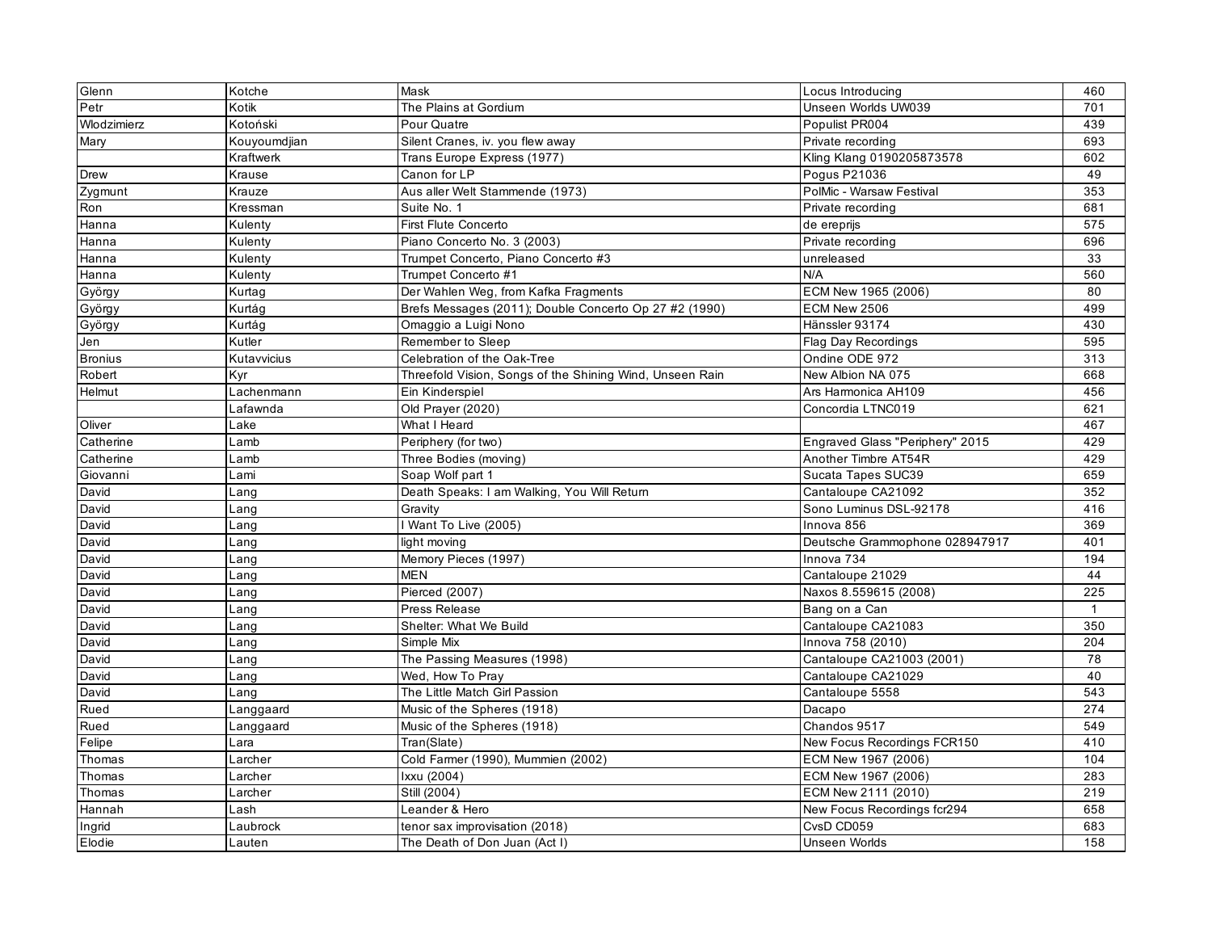| Glenn | Kotche | Mask | Locus Introducing | 460 |
|---|---|---|---|---|
| Petr | Kotik | The Plains at Gordium | Unseen Worlds UW039 | 701 |
| Wlodzimierz | Kotoński | Pour Quatre | Populist PR004 | 439 |
| Mary | Kouyoumdjian | Silent Cranes, iv. you flew away | Private recording | 693 |
| | Kraftwerk | Trans Europe Express (1977) | Kling Klang 0190205873578 | 602 |
| Drew | Krause | Canon for LP | Pogus P21036 | 49 |
| Zygmunt | Krauze | Aus aller Welt Stammende (1973) | PolMic - Warsaw Festival | 353 |
| Ron | Kressman | Suite No. 1 | Private recording | 681 |
| Hanna | Kulenty | First Flute Concerto | de ereprijs | 575 |
| Hanna | Kulenty | Piano Concerto No. 3 (2003) | Private recording | 696 |
| Hanna | Kulenty | Trumpet Concerto, Piano Concerto #3 | unreleased | 33 |
| Hanna | Kulenty | Trumpet Concerto #1 | N/A | 560 |
| György | Kurtag | Der Wahlen Weg, from Kafka Fragments | ECM New 1965 (2006) | 80 |
| György | Kurtág | Brefs Messages (2011); Double Concerto Op 27 #2 (1990) | ECM New 2506 | 499 |
| György | Kurtág | Omaggio a Luigi Nono | Hänssler 93174 | 430 |
| Jen | Kutler | Remember to Sleep | Flag Day Recordings | 595 |
| Bronius | Kutavvicius | Celebration of the Oak-Tree | Ondine ODE 972 | 313 |
| Robert | Kyr | Threefold Vision, Songs of the Shining Wind, Unseen Rain | New Albion NA 075 | 668 |
| Helmut | Lachenmann | Ein Kinderspiel | Ars Harmonica AH109 | 456 |
| | Lafawnda | Old Prayer (2020) | Concordia LTNC019 | 621 |
| Oliver | Lake | What I Heard | | 467 |
| Catherine | Lamb | Periphery (for two) | Engraved Glass "Periphery" 2015 | 429 |
| Catherine | Lamb | Three Bodies (moving) | Another Timbre AT54R | 429 |
| Giovanni | Lami | Soap Wolf part 1 | Sucata Tapes SUC39 | 659 |
| David | Lang | Death Speaks: I am Walking, You Will Return | Cantaloupe CA21092 | 352 |
| David | Lang | Gravity | Sono Luminus DSL-92178 | 416 |
| David | Lang | I Want To Live (2005) | Innova 856 | 369 |
| David | Lang | light moving | Deutsche Grammophone 028947917 | 401 |
| David | Lang | Memory Pieces (1997) | Innova 734 | 194 |
| David | Lang | MEN | Cantaloupe 21029 | 44 |
| David | Lang | Pierced (2007) | Naxos 8.559615 (2008) | 225 |
| David | Lang | Press Release | Bang on a Can | 1 |
| David | Lang | Shelter: What We Build | Cantaloupe CA21083 | 350 |
| David | Lang | Simple Mix | Innova 758 (2010) | 204 |
| David | Lang | The Passing Measures (1998) | Cantaloupe CA21003 (2001) | 78 |
| David | Lang | Wed, How To Pray | Cantaloupe CA21029 | 40 |
| David | Lang | The Little Match Girl Passion | Cantaloupe 5558 | 543 |
| Rued | Langgaard | Music of the Spheres (1918) | Dacapo | 274 |
| Rued | Langgaard | Music of the Spheres (1918) | Chandos 9517 | 549 |
| Felipe | Lara | Tran(Slate) | New Focus Recordings FCR150 | 410 |
| Thomas | Larcher | Cold Farmer (1990), Mummien (2002) | ECM New 1967 (2006) | 104 |
| Thomas | Larcher | Ixxu (2004) | ECM New 1967 (2006) | 283 |
| Thomas | Larcher | Still (2004) | ECM New 2111 (2010) | 219 |
| Hannah | Lash | Leander & Hero | New Focus Recordings fcr294 | 658 |
| Ingrid | Laubrock | tenor sax improvisation (2018) | CvsD CD059 | 683 |
| Elodie | Lauten | The Death of Don Juan (Act I) | Unseen Worlds | 158 |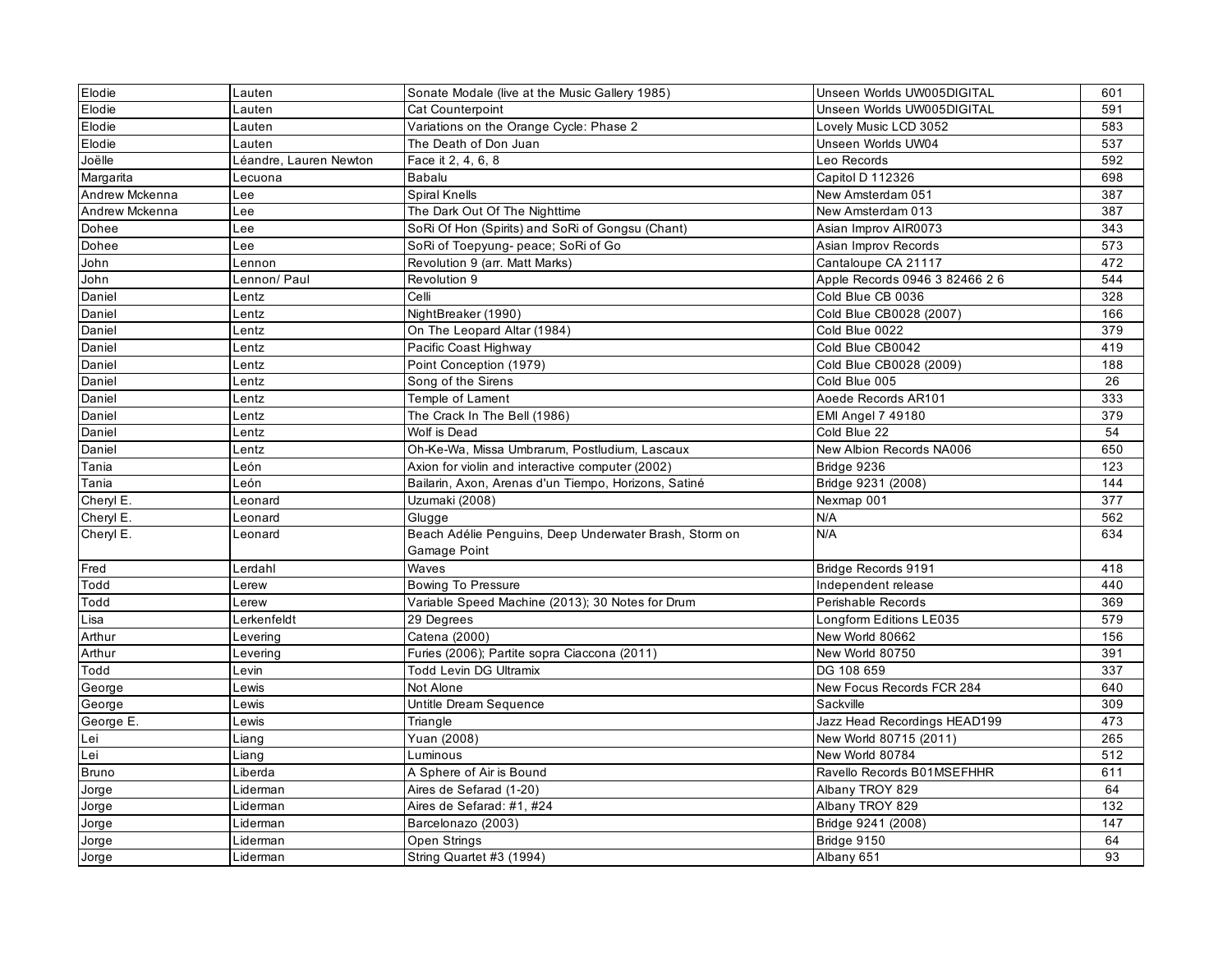| Elodie | Lauten | Sonate Modale (live at the Music Gallery 1985) | Unseen Worlds UW005DIGITAL | 601 |
|---|---|---|---|---|
| Elodie | Lauten | Cat Counterpoint | Unseen Worlds UW005DIGITAL | 591 |
| Elodie | Lauten | Variations on the Orange Cycle: Phase 2 | Lovely Music LCD 3052 | 583 |
| Elodie | Lauten | The Death of Don Juan | Unseen Worlds UW04 | 537 |
| Joëlle | Léandre, Lauren Newton | Face it 2, 4, 6, 8 | Leo Records | 592 |
| Margarita | Lecuona | Babalu | Capitol D 112326 | 698 |
| Andrew Mckenna | Lee | Spiral Knells | New Amsterdam 051 | 387 |
| Andrew Mckenna | Lee | The Dark Out Of The Nighttime | New Amsterdam 013 | 387 |
| Dohee | Lee | SoRi Of Hon (Spirits) and SoRi of Gongsu (Chant) | Asian Improv AIR0073 | 343 |
| Dohee | Lee | SoRi of Toepyung- peace; SoRi of Go | Asian Improv Records | 573 |
| John | Lennon | Revolution 9 (arr. Matt Marks) | Cantaloupe CA 21117 | 472 |
| John | Lennon/ Paul | Revolution 9 | Apple Records 0946 3 82466 2 6 | 544 |
| Daniel | Lentz | Celli | Cold Blue CB 0036 | 328 |
| Daniel | Lentz | NightBreaker (1990) | Cold Blue CB0028 (2007) | 166 |
| Daniel | Lentz | On The Leopard Altar (1984) | Cold Blue 0022 | 379 |
| Daniel | Lentz | Pacific Coast Highway | Cold Blue CB0042 | 419 |
| Daniel | Lentz | Point Conception (1979) | Cold Blue CB0028 (2009) | 188 |
| Daniel | Lentz | Song of the Sirens | Cold Blue 005 | 26 |
| Daniel | Lentz | Temple of Lament | Aoede Records AR101 | 333 |
| Daniel | Lentz | The Crack In The Bell (1986) | EMI Angel 7 49180 | 379 |
| Daniel | Lentz | Wolf is Dead | Cold Blue 22 | 54 |
| Daniel | Lentz | Oh-Ke-Wa, Missa Umbrarum, Postludium, Lascaux | New Albion Records NA006 | 650 |
| Tania | León | Axion for violin and interactive computer (2002) | Bridge 9236 | 123 |
| Tania | León | Bailarin, Axon, Arenas d'un Tiempo, Horizons, Satiné | Bridge 9231 (2008) | 144 |
| Cheryl E. | Leonard | Uzumaki (2008) | Nexmap 001 | 377 |
| Cheryl E. | Leonard | Glugge | N/A | 562 |
| Cheryl E. | Leonard | Beach Adélie Penguins, Deep Underwater Brash, Storm on Gamage Point | N/A | 634 |
| Fred | Lerdahl | Waves | Bridge Records 9191 | 418 |
| Todd | Lerew | Bowing To Pressure | Independent release | 440 |
| Todd | Lerew | Variable Speed Machine (2013); 30 Notes for Drum | Perishable Records | 369 |
| Lisa | Lerkenfeldt | 29 Degrees | Longform Editions LE035 | 579 |
| Arthur | Levering | Catena (2000) | New World 80662 | 156 |
| Arthur | Levering | Furies (2006); Partite sopra Ciaccona (2011) | New World 80750 | 391 |
| Todd | Levin | Todd Levin DG Ultramix | DG 108 659 | 337 |
| George | Lewis | Not Alone | New Focus Records FCR 284 | 640 |
| George | Lewis | Untitle Dream Sequence | Sackville | 309 |
| George E. | Lewis | Triangle | Jazz Head Recordings HEAD199 | 473 |
| Lei | Liang | Yuan (2008) | New World 80715 (2011) | 265 |
| Lei | Liang | Luminous | New World 80784 | 512 |
| Bruno | Liberda | A Sphere of Air is Bound | Ravello Records B01MSEFHHR | 611 |
| Jorge | Liderman | Aires de Sefarad (1-20) | Albany TROY 829 | 64 |
| Jorge | Liderman | Aires de Sefarad: #1, #24 | Albany TROY 829 | 132 |
| Jorge | Liderman | Barcelonazo (2003) | Bridge 9241 (2008) | 147 |
| Jorge | Liderman | Open Strings | Bridge 9150 | 64 |
| Jorge | Liderman | String Quartet #3 (1994) | Albany 651 | 93 |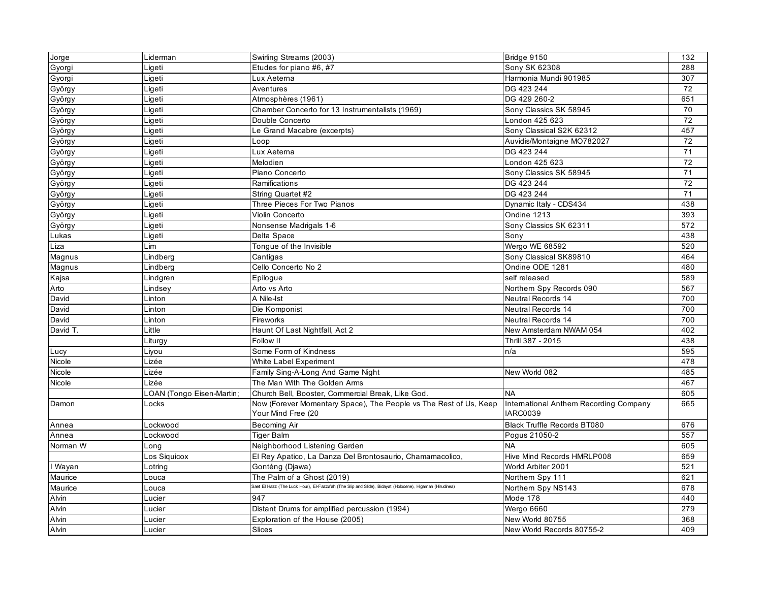| Jorge | Liderman | Swirling Streams (2003) | Bridge 9150 | 132 |
|---|---|---|---|---|
| Gyorgi | Ligeti | Etudes for piano #6, #7 | Sony SK 62308 | 288 |
| Gyorgi | Ligeti | Lux Aeterna | Harmonia Mundi 901985 | 307 |
| György | Ligeti | Aventures | DG 423 244 | 72 |
| György | Ligeti | Atmosphères (1961) | DG 429 260-2 | 651 |
| György | Ligeti | Chamber Concerto for 13 Instrumentalists (1969) | Sony Classics SK 58945 | 70 |
| György | Ligeti | Double Concerto | London 425 623 | 72 |
| György | Ligeti | Le Grand Macabre (excerpts) | Sony Classical S2K 62312 | 457 |
| György | Ligeti | Loop | Auvidis/Montaigne MO782027 | 72 |
| György | Ligeti | Lux Aeterna | DG 423 244 | 71 |
| György | Ligeti | Melodien | London 425 623 | 72 |
| György | Ligeti | Piano Concerto | Sony Classics SK 58945 | 71 |
| György | Ligeti | Ramifications | DG 423 244 | 72 |
| György | Ligeti | String Quartet #2 | DG 423 244 | 71 |
| György | Ligeti | Three Pieces For Two Pianos | Dynamic Italy - CDS434 | 438 |
| György | Ligeti | Violin Concerto | Ondine 1213 | 393 |
| György | Ligeti | Nonsense Madrigals 1-6 | Sony Classics SK 62311 | 572 |
| Lukas | Ligeti | Delta Space | Sony | 438 |
| Liza | Lim | Tongue of the Invisible | Wergo WE 68592 | 520 |
| Magnus | Lindberg | Cantigas | Sony Classical SK89810 | 464 |
| Magnus | Lindberg | Cello Concerto No 2 | Ondine ODE 1281 | 480 |
| Kajsa | Lindgren | Epilogue | self released | 589 |
| Arto | Lindsey | Arto vs Arto | Northern Spy Records 090 | 567 |
| David | Linton | A Nile-Ist | Neutral Records 14 | 700 |
| David | Linton | Die Komponist | Neutral Records 14 | 700 |
| David | Linton | Fireworks | Neutral Records 14 | 700 |
| David T. | Little | Haunt Of Last Nightfall, Act 2 | New Amsterdam NWAM 054 | 402 |
| | Liturgy | Follow II | Thrill 387 - 2015 | 438 |
| Lucy | Liyou | Some Form of Kindness | n/a | 595 |
| Nicole | Lizée | White Label Experiment | | 478 |
| Nicole | Lizée | Family Sing-A-Long And Game Night | New World 082 | 485 |
| Nicole | Lizée | The Man With The Golden Arms | | 467 |
| | LOAN (Tongo Eisen-Martin; | Church Bell, Booster, Commercial Break, Like God. | NA | 605 |
| Damon | Locks | Now (Forever Momentary Space), The People vs The Rest of Us, Keep Your Mind Free (20 | International Anthem Recording Company IARC0039 | 665 |
| Annea | Lockwood | Becoming Air | Black Truffle Records BT080 | 676 |
| Annea | Lockwood | Tiger Balm | Pogus 21050-2 | 557 |
| Norman W | Long | Neighborhood Listening Garden | NA | 605 |
| | Los Siquicox | El Rey Apatico, La Danza Del Brontosaurio, Chamamacolico, | Hive Mind Records HMRLP008 | 659 |
| I Wayan | Lotring | Gonténg (Djawa) | World Arbiter 2001 | 521 |
| Maurice | Louca | The Palm of a Ghost (2019) | Northern Spy 111 | 621 |
| Maurice | Louca | Saet El Hazz (The Luck Hour), El-Fazza'ah (The Slip and Slide), Bidayat (Holocene), Higamah (Hirudinea) | Northern Spy NS143 | 678 |
| Alvin | Lucier | 947 | Mode 178 | 440 |
| Alvin | Lucier | Distant Drums for amplified percussion (1994) | Wergo 6660 | 279 |
| Alvin | Lucier | Exploration of the House (2005) | New World 80755 | 368 |
| Alvin | Lucier | Slices | New World Records 80755-2 | 409 |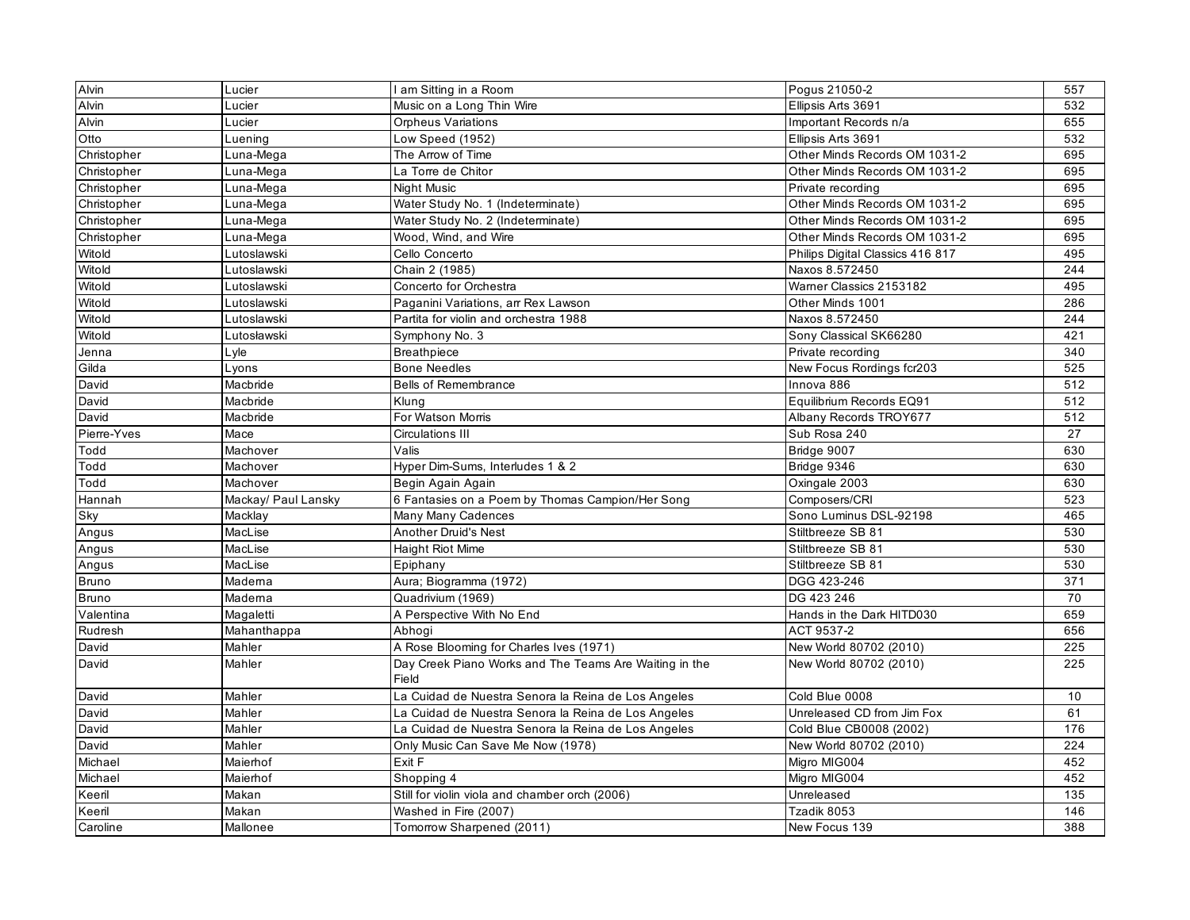| | | | | |
|---|---|---|---|---|
| Alvin | Lucier | I am Sitting in a Room | Pogus 21050-2 | 557 |
| Alvin | Lucier | Music on a Long Thin Wire | Ellipsis Arts 3691 | 532 |
| Alvin | Lucier | Orpheus Variations | Important Records n/a | 655 |
| Otto | Luening | Low Speed (1952) | Ellipsis Arts 3691 | 532 |
| Christopher | Luna-Mega | The Arrow of Time | Other Minds Records OM 1031-2 | 695 |
| Christopher | Luna-Mega | La Torre de Chitor | Other Minds Records OM 1031-2 | 695 |
| Christopher | Luna-Mega | Night Music | Private recording | 695 |
| Christopher | Luna-Mega | Water Study No. 1 (Indeterminate) | Other Minds Records OM 1031-2 | 695 |
| Christopher | Luna-Mega | Water Study No. 2 (Indeterminate) | Other Minds Records OM 1031-2 | 695 |
| Christopher | Luna-Mega | Wood, Wind, and Wire | Other Minds Records OM 1031-2 | 695 |
| Witold | Lutoslawski | Cello Concerto | Philips Digital Classics 416 817 | 495 |
| Witold | Lutoslawski | Chain 2 (1985) | Naxos 8.572450 | 244 |
| Witold | Lutoslawski | Concerto for Orchestra | Warner Classics 2153182 | 495 |
| Witold | Lutoslawski | Paganini Variations, arr Rex Lawson | Other Minds 1001 | 286 |
| Witold | Lutoslawski | Partita for violin and orchestra 1988 | Naxos 8.572450 | 244 |
| Witold | Lutosławski | Symphony No. 3 | Sony Classical SK66280 | 421 |
| Jenna | Lyle | Breathpiece | Private recording | 340 |
| Gilda | Lyons | Bone Needles | New Focus Rordings fcr203 | 525 |
| David | Macbride | Bells of Remembrance | Innova 886 | 512 |
| David | Macbride | Klung | Equilibrium Records EQ91 | 512 |
| David | Macbride | For Watson Morris | Albany Records TROY677 | 512 |
| Pierre-Yves | Mace | Circulations III | Sub Rosa 240 | 27 |
| Todd | Machover | Valis | Bridge 9007 | 630 |
| Todd | Machover | Hyper Dim-Sums, Interludes 1 & 2 | Bridge 9346 | 630 |
| Todd | Machover | Begin Again Again | Oxingale 2003 | 630 |
| Hannah | Mackay/ Paul Lansky | 6 Fantasies on a Poem by Thomas Campion/Her Song | Composers/CRI | 523 |
| Sky | Macklay | Many Many Cadences | Sono Luminus DSL-92198 | 465 |
| Angus | MacLise | Another Druid's Nest | Stiltbreeze SB 81 | 530 |
| Angus | MacLise | Haight Riot Mime | Stiltbreeze SB 81 | 530 |
| Angus | MacLise | Epiphany | Stiltbreeze SB 81 | 530 |
| Bruno | Maderna | Aura; Biogramma (1972) | DGG 423-246 | 371 |
| Bruno | Maderna | Quadrivium (1969) | DG 423 246 | 70 |
| Valentina | Magaletti | A Perspective With No End | Hands in the Dark HITD030 | 659 |
| Rudresh | Mahanthappa | Abhogi | ACT 9537-2 | 656 |
| David | Mahler | A Rose Blooming for Charles Ives (1971) | New World 80702 (2010) | 225 |
| David | Mahler | Day Creek Piano Works and The Teams Are Waiting in the Field | New World 80702 (2010) | 225 |
| David | Mahler | La Cuidad de Nuestra Senora la Reina de Los Angeles | Cold Blue 0008 | 10 |
| David | Mahler | La Cuidad de Nuestra Senora la Reina de Los Angeles | Unreleased CD from Jim Fox | 61 |
| David | Mahler | La Cuidad de Nuestra Senora la Reina de Los Angeles | Cold Blue CB0008 (2002) | 176 |
| David | Mahler | Only Music Can Save Me Now (1978) | New World 80702 (2010) | 224 |
| Michael | Maierhof | Exit F | Migro MIG004 | 452 |
| Michael | Maierhof | Shopping 4 | Migro MIG004 | 452 |
| Keeril | Makan | Still for violin viola and chamber orch (2006) | Unreleased | 135 |
| Keeril | Makan | Washed in Fire (2007) | Tzadik 8053 | 146 |
| Caroline | Mallonee | Tomorrow Sharpened (2011) | New Focus 139 | 388 |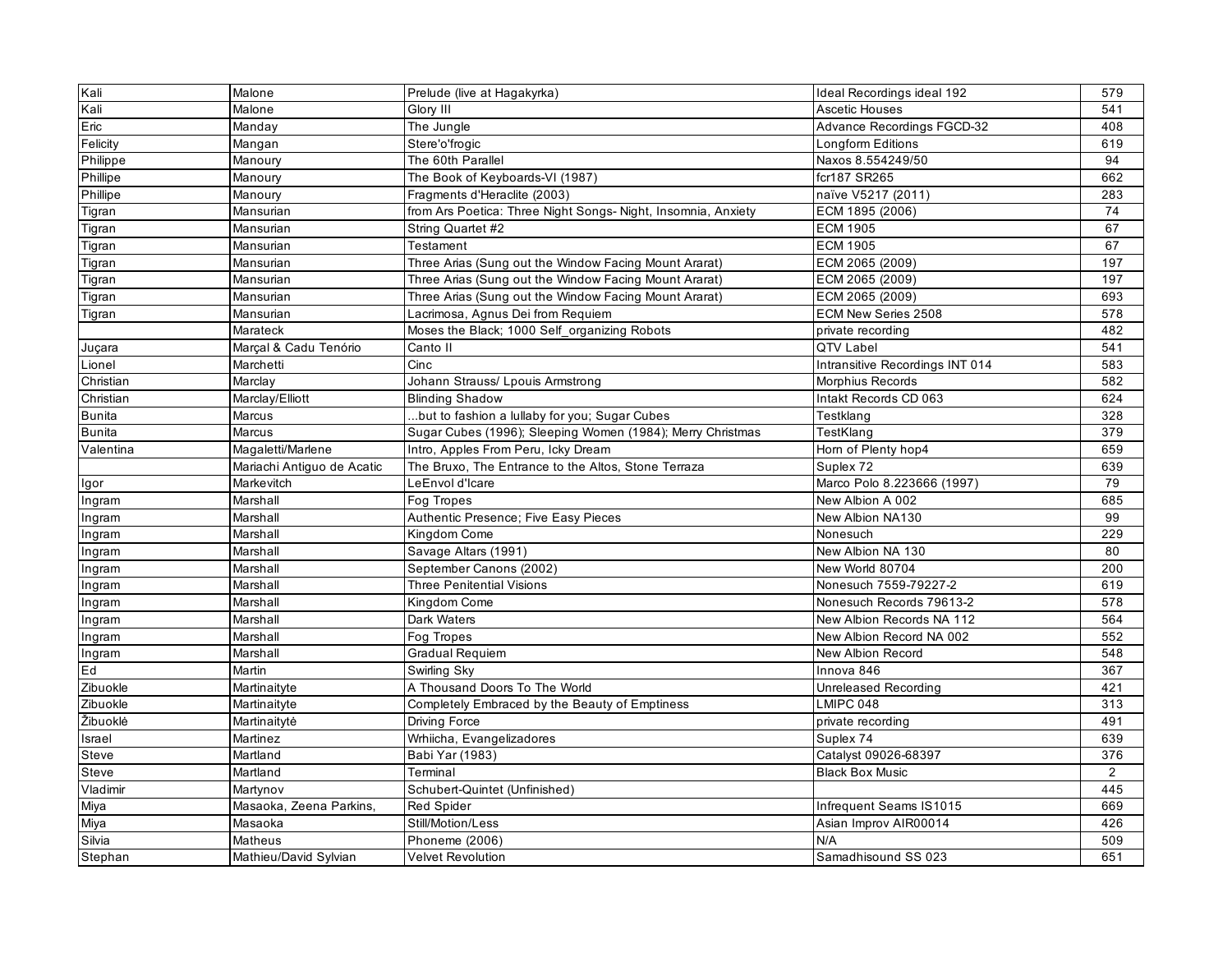| Kali | Malone | Prelude (live at Hagakyrka) | Ideal Recordings ideal 192 | 579 |
|---|---|---|---|---|
| Kali | Malone | Glory III | Ascetic Houses | 541 |
| Eric | Manday | The Jungle | Advance Recordings FGCD-32 | 408 |
| Felicity | Mangan | Stere'o'frogic | Longform Editions | 619 |
| Philippe | Manoury | The 60th Parallel | Naxos 8.554249/50 | 94 |
| Phillipe | Manoury | The Book of Keyboards-VI (1987) | fcr187 SR265 | 662 |
| Phillipe | Manoury | Fragments d'Heraclite (2003) | naïve V5217 (2011) | 283 |
| Tigran | Mansurian | from Ars Poetica: Three Night Songs- Night, Insomnia, Anxiety | ECM 1895 (2006) | 74 |
| Tigran | Mansurian | String Quartet #2 | ECM 1905 | 67 |
| Tigran | Mansurian | Testament | ECM 1905 | 67 |
| Tigran | Mansurian | Three Arias (Sung out the Window Facing Mount Ararat) | ECM 2065 (2009) | 197 |
| Tigran | Mansurian | Three Arias (Sung out the Window Facing Mount Ararat) | ECM 2065 (2009) | 197 |
| Tigran | Mansurian | Three Arias (Sung out the Window Facing Mount Ararat) | ECM 2065 (2009) | 693 |
| Tigran | Mansurian | Lacrimosa, Agnus Dei from Requiem | ECM New Series 2508 | 578 |
| | Marateck | Moses the Black; 1000 Self_organizing Robots | private recording | 482 |
| Juçara | Marçal & Cadu Tenório | Canto II | QTV Label | 541 |
| Lionel | Marchetti | Cinc | Intransitive Recordings INT 014 | 583 |
| Christian | Marclay | Johann Strauss/ Lpouis Armstrong | Morphius Records | 582 |
| Christian | Marclay/Elliott | Blinding Shadow | Intakt Records CD 063 | 624 |
| Bunita | Marcus | ...but to fashion a lullaby for you; Sugar Cubes | Testklang | 328 |
| Bunita | Marcus | Sugar Cubes (1996); Sleeping Women (1984); Merry Christmas | TestKlang | 379 |
| Valentina | Magaletti/Marlene | Intro, Apples From Peru, Icky Dream | Horn of Plenty hop4 | 659 |
| | Mariachi Antiguo de Acatic | The Bruxo, The Entrance to the Altos, Stone Terraza | Suplex 72 | 639 |
| Igor | Markevitch | LeEnvol d'Icare | Marco Polo 8.223666 (1997) | 79 |
| Ingram | Marshall | Fog Tropes | New Albion A 002 | 685 |
| Ingram | Marshall | Authentic Presence; Five Easy Pieces | New Albion NA130 | 99 |
| Ingram | Marshall | Kingdom Come | Nonesuch | 229 |
| Ingram | Marshall | Savage Altars (1991) | New Albion NA 130 | 80 |
| Ingram | Marshall | September Canons (2002) | New World 80704 | 200 |
| Ingram | Marshall | Three Penitential Visions | Nonesuch 7559-79227-2 | 619 |
| Ingram | Marshall | Kingdom Come | Nonesuch Records 79613-2 | 578 |
| Ingram | Marshall | Dark Waters | New Albion Records NA 112 | 564 |
| Ingram | Marshall | Fog Tropes | New Albion Record NA 002 | 552 |
| Ingram | Marshall | Gradual Requiem | New Albion Record | 548 |
| Ed | Martin | Swirling Sky | Innova 846 | 367 |
| Zibuokle | Martinaityte | A Thousand Doors To The World | Unreleased Recording | 421 |
| Zibuokle | Martinaityte | Completely Embraced by the Beauty of Emptiness | LMIPC 048 | 313 |
| Žibuoklė | Martinaitytė | Driving Force | private recording | 491 |
| Israel | Martinez | Wrhiicha, Evangelizadores | Suplex 74 | 639 |
| Steve | Martland | Babi Yar (1983) | Catalyst 09026-68397 | 376 |
| Steve | Martland | Terminal | Black Box Music | 2 |
| Vladimir | Martynov | Schubert-Quintet (Unfinished) | | 445 |
| Miya | Masaoka, Zeena Parkins, | Red Spider | Infrequent Seams IS1015 | 669 |
| Miya | Masaoka | Still/Motion/Less | Asian Improv AIR00014 | 426 |
| Silvia | Matheus | Phoneme (2006) | N/A | 509 |
| Stephan | Mathieu/David Sylvian | Velvet Revolution | Samadhisound SS 023 | 651 |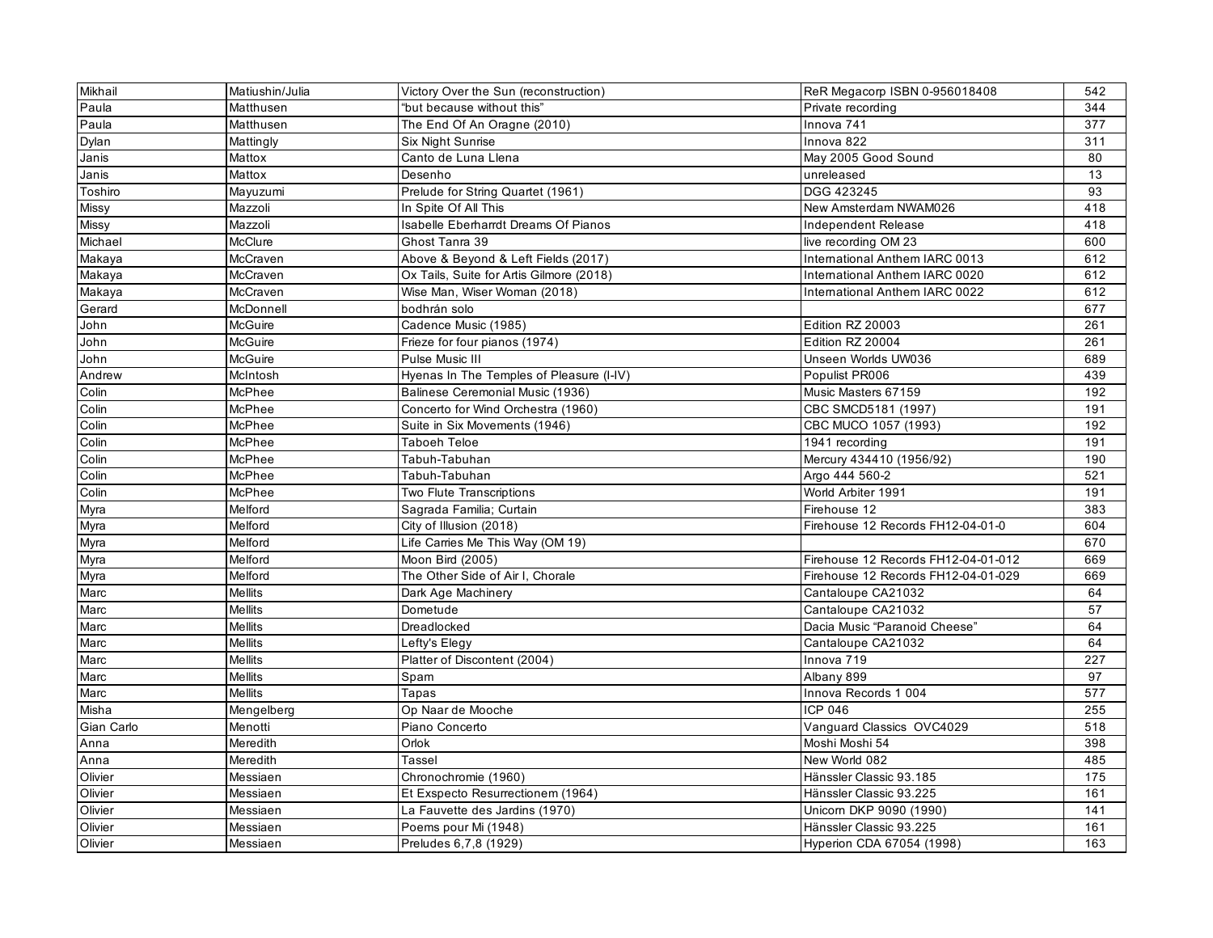| Mikhail | Matiushin/Julia | Victory Over the Sun (reconstruction) | ReR Megacorp ISBN 0-956018408 | 542 |
|---|---|---|---|---|
| Paula | Matthusen | "but because without this" | Private recording | 344 |
| Paula | Matthusen | The End Of An Oragne (2010) | Innova 741 | 377 |
| Dylan | Mattingly | Six Night Sunrise | Innova 822 | 311 |
| Janis | Mattox | Canto de Luna Llena | May 2005 Good Sound | 80 |
| Janis | Mattox | Desenho | unreleased | 13 |
| Toshiro | Mayuzumi | Prelude for String Quartet (1961) | DGG 423245 | 93 |
| Missy | Mazzoli | In Spite Of All This | New Amsterdam NWAM026 | 418 |
| Missy | Mazzoli | Isabelle Eberharrdt Dreams Of Pianos | Independent Release | 418 |
| Michael | McClure | Ghost Tanra 39 | live recording OM 23 | 600 |
| Makaya | McCraven | Above & Beyond & Left Fields (2017) | International Anthem IARC 0013 | 612 |
| Makaya | McCraven | Ox Tails, Suite for Artis Gilmore (2018) | International Anthem IARC 0020 | 612 |
| Makaya | McCraven | Wise Man, Wiser Woman (2018) | International Anthem IARC 0022 | 612 |
| Gerard | McDonnell | bodhrán solo | | 677 |
| John | McGuire | Cadence Music (1985) | Edition RZ 20003 | 261 |
| John | McGuire | Frieze for four pianos (1974) | Edition RZ 20004 | 261 |
| John | McGuire | Pulse Music III | Unseen Worlds UW036 | 689 |
| Andrew | McIntosh | Hyenas In The Temples of Pleasure (I-IV) | Populist PR006 | 439 |
| Colin | McPhee | Balinese Ceremonial Music (1936) | Music Masters 67159 | 192 |
| Colin | McPhee | Concerto for Wind Orchestra (1960) | CBC SMCD5181 (1997) | 191 |
| Colin | McPhee | Suite in Six Movements (1946) | CBC MUCO 1057 (1993) | 192 |
| Colin | McPhee | Taboeh Teloe | 1941 recording | 191 |
| Colin | McPhee | Tabuh-Tabuhan | Mercury 434410 (1956/92) | 190 |
| Colin | McPhee | Tabuh-Tabuhan | Argo 444 560-2 | 521 |
| Colin | McPhee | Two Flute Transcriptions | World Arbiter 1991 | 191 |
| Myra | Melford | Sagrada Familia; Curtain | Firehouse 12 | 383 |
| Myra | Melford | City of Illusion (2018) | Firehouse 12 Records FH12-04-01-0 | 604 |
| Myra | Melford | Life Carries Me This Way (OM 19) | | 670 |
| Myra | Melford | Moon Bird (2005) | Firehouse 12 Records FH12-04-01-012 | 669 |
| Myra | Melford | The Other Side of Air I, Chorale | Firehouse 12 Records FH12-04-01-029 | 669 |
| Marc | Mellits | Dark Age Machinery | Cantaloupe CA21032 | 64 |
| Marc | Mellits | Dometude | Cantaloupe CA21032 | 57 |
| Marc | Mellits | Dreadlocked | Dacia Music "Paranoid Cheese" | 64 |
| Marc | Mellits | Lefty's Elegy | Cantaloupe CA21032 | 64 |
| Marc | Mellits | Platter of Discontent (2004) | Innova 719 | 227 |
| Marc | Mellits | Spam | Albany 899 | 97 |
| Marc | Mellits | Tapas | Innova Records 1 004 | 577 |
| Misha | Mengelberg | Op Naar de Mooche | ICP 046 | 255 |
| Gian Carlo | Menotti | Piano Concerto | Vanguard Classics OVC4029 | 518 |
| Anna | Meredith | Orlok | Moshi Moshi 54 | 398 |
| Anna | Meredith | Tassel | New World 082 | 485 |
| Olivier | Messiaen | Chronochromie (1960) | Hänssler Classic 93.185 | 175 |
| Olivier | Messiaen | Et Exspecto Resurrectionem (1964) | Hänssler Classic 93.225 | 161 |
| Olivier | Messiaen | La Fauvette des Jardins (1970) | Unicorn DKP 9090 (1990) | 141 |
| Olivier | Messiaen | Poems pour Mi (1948) | Hänssler Classic 93.225 | 161 |
| Olivier | Messiaen | Preludes 6,7,8 (1929) | Hyperion CDA 67054 (1998) | 163 |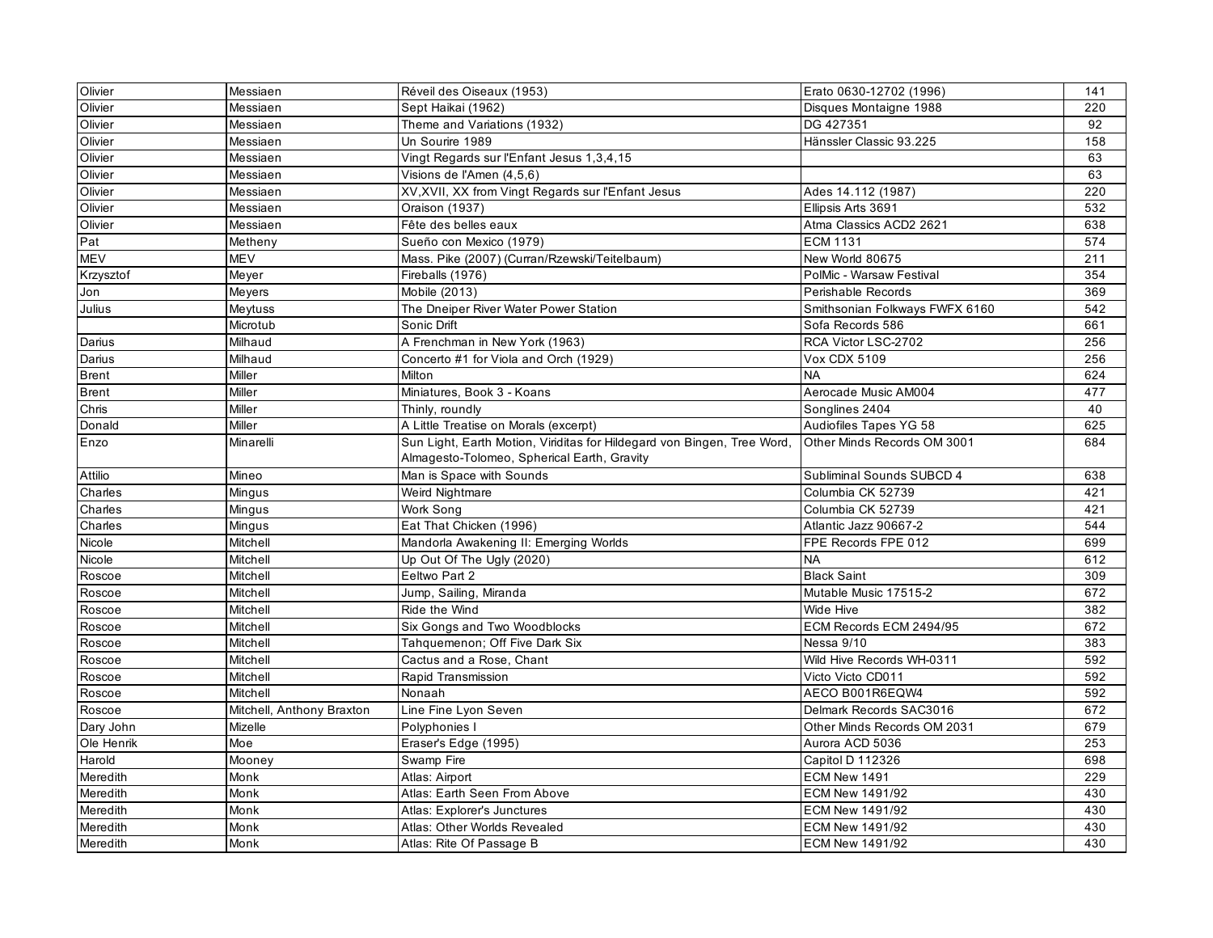| | | | | |
|---|---|---|---|---|
| Olivier | Messiaen | Réveil des Oiseaux (1953) | Erato 0630-12702 (1996) | 141 |
| Olivier | Messiaen | Sept Haikai (1962) | Disques Montaigne 1988 | 220 |
| Olivier | Messiaen | Theme and Variations (1932) | DG 427351 | 92 |
| Olivier | Messiaen | Un Sourire 1989 | Hänssler Classic 93.225 | 158 |
| Olivier | Messiaen | Vingt Regards sur l'Enfant Jesus 1,3,4,15 | | 63 |
| Olivier | Messiaen | Visions de l'Amen (4,5,6) | | 63 |
| Olivier | Messiaen | XV,XVII, XX from Vingt Regards sur l'Enfant Jesus | Ades 14.112 (1987) | 220 |
| Olivier | Messiaen | Oraison (1937) | Ellipsis Arts 3691 | 532 |
| Olivier | Messiaen | Fête des belles eaux | Atma Classics ACD2 2621 | 638 |
| Pat | Metheny | Sueño con Mexico (1979) | ECM 1131 | 574 |
| MEV | MEV | Mass. Pike (2007) (Curran/Rzewski/Teitelbaum) | New World 80675 | 211 |
| Krzysztof | Meyer | Fireballs (1976) | PolMic - Warsaw Festival | 354 |
| Jon | Meyers | Mobile (2013) | Perishable Records | 369 |
| Julius | Meytuss | The Dneiper River Water Power Station | Smithsonian Folkways FWFX 6160 | 542 |
| | Microtub | Sonic Drift | Sofa Records 586 | 661 |
| Darius | Milhaud | A Frenchman in New York (1963) | RCA Victor LSC-2702 | 256 |
| Darius | Milhaud | Concerto #1 for Viola and Orch (1929) | Vox CDX 5109 | 256 |
| Brent | Miller | Milton | NA | 624 |
| Brent | Miller | Miniatures, Book 3 - Koans | Aerocade Music AM004 | 477 |
| Chris | Miller | Thinly, roundly | Songlines 2404 | 40 |
| Donald | Miller | A Little Treatise on Morals (excerpt) | Audiofiles Tapes YG 58 | 625 |
| Enzo | Minarelli | Sun Light, Earth Motion, Viriditas for Hildegard von Bingen, Tree Word, Almagesto-Tolomeo, Spherical Earth, Gravity | Other Minds Records OM 3001 | 684 |
| Attilio | Mineo | Man is Space with Sounds | Subliminal Sounds SUBCD 4 | 638 |
| Charles | Mingus | Weird Nightmare | Columbia CK 52739 | 421 |
| Charles | Mingus | Work Song | Columbia CK 52739 | 421 |
| Charles | Mingus | Eat That Chicken (1996) | Atlantic Jazz 90667-2 | 544 |
| Nicole | Mitchell | Mandorla Awakening II: Emerging Worlds | FPE Records FPE 012 | 699 |
| Nicole | Mitchell | Up Out Of The Ugly (2020) | NA | 612 |
| Roscoe | Mitchell | Eeltwo Part 2 | Black Saint | 309 |
| Roscoe | Mitchell | Jump, Sailing, Miranda | Mutable Music 17515-2 | 672 |
| Roscoe | Mitchell | Ride the Wind | Wide Hive | 382 |
| Roscoe | Mitchell | Six Gongs and Two Woodblocks | ECM Records ECM 2494/95 | 672 |
| Roscoe | Mitchell | Tahquemenon; Off Five Dark Six | Nessa 9/10 | 383 |
| Roscoe | Mitchell | Cactus and a Rose, Chant | Wild Hive Records WH-0311 | 592 |
| Roscoe | Mitchell | Rapid Transmission | Victo Victo CD011 | 592 |
| Roscoe | Mitchell | Nonaah | AECO B001R6EQW4 | 592 |
| Roscoe | Mitchell, Anthony Braxton | Line Fine Lyon Seven | Delmark Records SAC3016 | 672 |
| Dary John | Mizelle | Polyphonies I | Other Minds Records OM 2031 | 679 |
| Ole Henrik | Moe | Eraser's Edge (1995) | Aurora ACD 5036 | 253 |
| Harold | Mooney | Swamp Fire | Capitol D 112326 | 698 |
| Meredith | Monk | Atlas: Airport | ECM New 1491 | 229 |
| Meredith | Monk | Atlas: Earth Seen From Above | ECM New 1491/92 | 430 |
| Meredith | Monk | Atlas: Explorer's Junctures | ECM New 1491/92 | 430 |
| Meredith | Monk | Atlas: Other Worlds Revealed | ECM New 1491/92 | 430 |
| Meredith | Monk | Atlas: Rite Of Passage B | ECM New 1491/92 | 430 |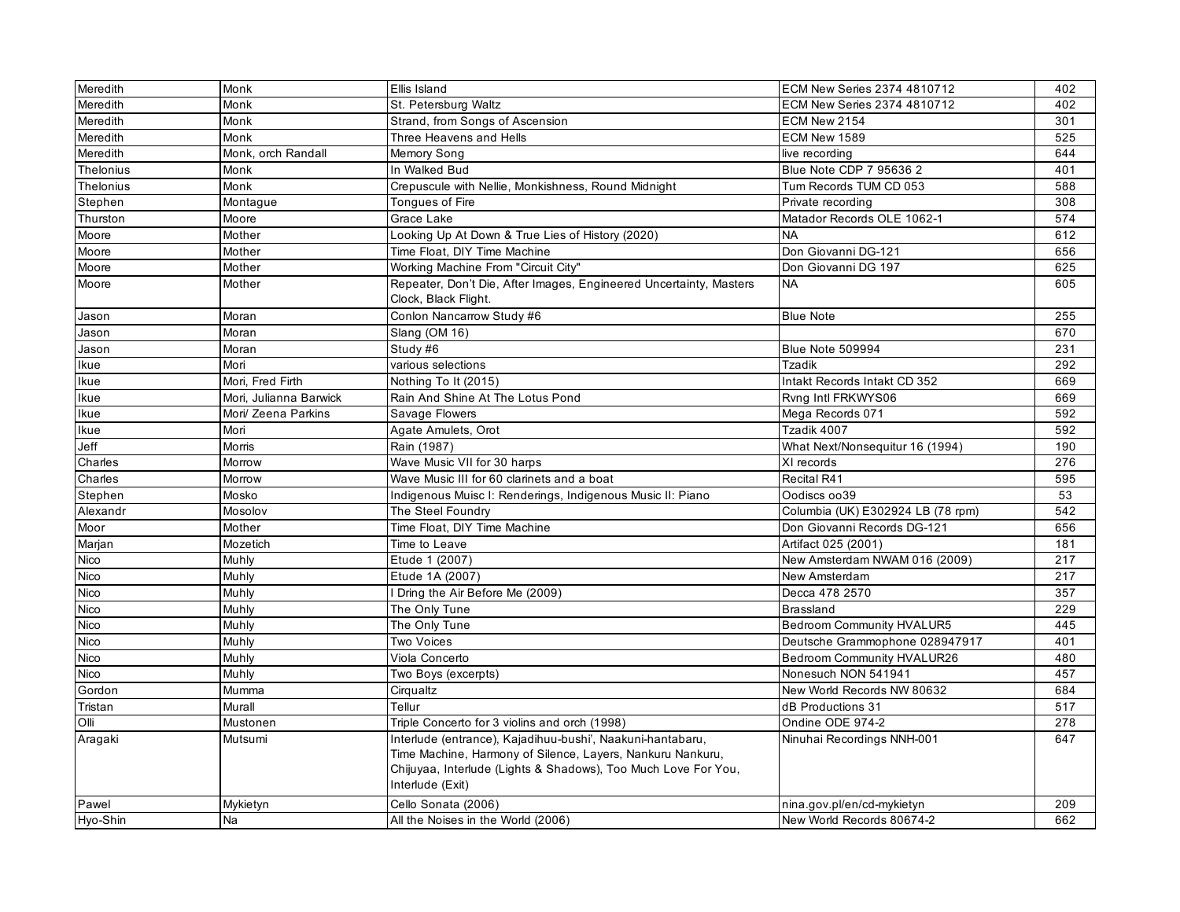| | | | | |
|---|---|---|---|---|
| Meredith | Monk | Ellis Island | ECM New Series 2374 4810712 | 402 |
| Meredith | Monk | St. Petersburg Waltz | ECM New Series 2374 4810712 | 402 |
| Meredith | Monk | Strand, from Songs of Ascension | ECM New 2154 | 301 |
| Meredith | Monk | Three Heavens and Hells | ECM New 1589 | 525 |
| Meredith | Monk, orch Randall | Memory Song | live recording | 644 |
| Thelonius | Monk | In Walked Bud | Blue Note CDP 7 95636 2 | 401 |
| Thelonius | Monk | Crepuscule with Nellie, Monkishness, Round Midnight | Tum Records TUM CD 053 | 588 |
| Stephen | Montague | Tongues of Fire | Private recording | 308 |
| Thurston | Moore | Grace Lake | Matador Records OLE 1062-1 | 574 |
| Moore | Mother | Looking Up At Down & True Lies of History (2020) | NA | 612 |
| Moore | Mother | Time Float, DIY Time Machine | Don Giovanni DG-121 | 656 |
| Moore | Mother | Working Machine From "Circuit City" | Don Giovanni DG 197 | 625 |
| Moore | Mother | Repeater, Don't Die, After Images, Engineered Uncertainty, Masters Clock, Black Flight. | NA | 605 |
| Jason | Moran | Conlon Nancarrow Study #6 | Blue Note | 255 |
| Jason | Moran | Slang (OM 16) | | 670 |
| Jason | Moran | Study #6 | Blue Note 509994 | 231 |
| Ikue | Mori | various selections | Tzadik | 292 |
| Ikue | Mori, Fred Firth | Nothing To It (2015) | Intakt Records Intakt CD 352 | 669 |
| Ikue | Mori, Julianna Barwick | Rain And Shine At The Lotus Pond | Rvng Intl FRKWYS06 | 669 |
| Ikue | Mori/ Zeena Parkins | Savage Flowers | Mega Records 071 | 592 |
| Ikue | Mori | Agate Amulets, Orot | Tzadik 4007 | 592 |
| Jeff | Morris | Rain (1987) | What Next/Nonsequitur 16 (1994) | 190 |
| Charles | Morrow | Wave Music VII for 30 harps | XI records | 276 |
| Charles | Morrow | Wave Music III for 60 clarinets and a boat | Recital R41 | 595 |
| Stephen | Mosko | Indigenous Muisc I: Renderings, Indigenous Music II: Piano | Oodiscs oo39 | 53 |
| Alexandr | Mosolov | The Steel Foundry | Columbia (UK) E302924 LB (78 rpm) | 542 |
| Moor | Mother | Time Float, DIY Time Machine | Don Giovanni Records DG-121 | 656 |
| Marjan | Mozetich | Time to Leave | Artifact 025 (2001) | 181 |
| Nico | Muhly | Etude 1 (2007) | New Amsterdam NWAM 016 (2009) | 217 |
| Nico | Muhly | Etude 1A (2007) | New Amsterdam | 217 |
| Nico | Muhly | I Dring the Air Before Me (2009) | Decca 478 2570 | 357 |
| Nico | Muhly | The Only Tune | Brassland | 229 |
| Nico | Muhly | The Only Tune | Bedroom Community HVALUR5 | 445 |
| Nico | Muhly | Two Voices | Deutsche Grammophone 028947917 | 401 |
| Nico | Muhly | Viola Concerto | Bedroom Community HVALUR26 | 480 |
| Nico | Muhly | Two Boys (excerpts) | Nonesuch NON 541941 | 457 |
| Gordon | Mumma | Cirqualtz | New World Records NW 80632 | 684 |
| Tristan | Murall | Tellur | dB Productions 31 | 517 |
| Olli | Mustonen | Triple Concerto for 3 violins and orch (1998) | Ondine ODE 974-2 | 278 |
| Aragaki | Mutsumi | Interlude (entrance), Kajadihuu-bushi', Naakuni-hantabaru, Time Machine, Harmony of Silence, Layers, Nankuru Nankuru, Chijuyaa, Interlude (Lights & Shadows), Too Much Love For You, Interlude (Exit) | Ninuhai Recordings NNH-001 | 647 |
| Pawel | Mykietyn | Cello Sonata (2006) | nina.gov.pl/en/cd-mykietyn | 209 |
| Hyo-Shin | Na | All the Noises in the World (2006) | New World Records 80674-2 | 662 |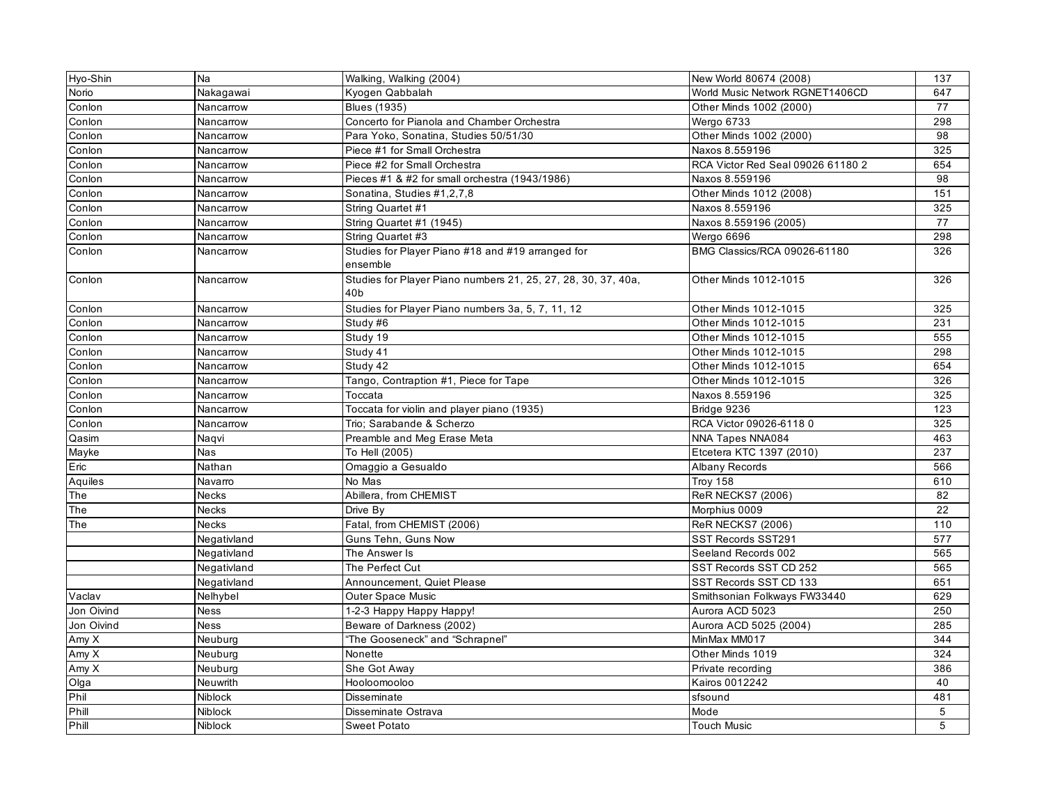| Hyo-Shin | Na | Walking, Walking (2004) | New World 80674 (2008) | 137 |
|---|---|---|---|---|
| Norio | Nakagawai | Kyogen Qabbalah | World Music Network RGNET1406CD | 647 |
| Conlon | Nancarrow | Blues (1935) | Other Minds 1002 (2000) | 77 |
| Conlon | Nancarrow | Concerto for Pianola and Chamber Orchestra | Wergo 6733 | 298 |
| Conlon | Nancarrow | Para Yoko, Sonatina, Studies 50/51/30 | Other Minds 1002 (2000) | 98 |
| Conlon | Nancarrow | Piece #1 for Small Orchestra | Naxos 8.559196 | 325 |
| Conlon | Nancarrow | Piece #2 for Small Orchestra | RCA Victor Red Seal 09026 61180 2 | 654 |
| Conlon | Nancarrow | Pieces #1 & #2 for small orchestra (1943/1986) | Naxos 8.559196 | 98 |
| Conlon | Nancarrow | Sonatina, Studies #1,2,7,8 | Other Minds 1012 (2008) | 151 |
| Conlon | Nancarrow | String Quartet #1 | Naxos 8.559196 | 325 |
| Conlon | Nancarrow | String Quartet #1 (1945) | Naxos 8.559196 (2005) | 77 |
| Conlon | Nancarrow | String Quartet #3 | Wergo 6696 | 298 |
| Conlon | Nancarrow | Studies for Player Piano #18 and #19 arranged for ensemble | BMG Classics/RCA 09026-61180 | 326 |
| Conlon | Nancarrow | Studies for Player Piano numbers 21, 25, 27, 28, 30, 37, 40a, 40b | Other Minds 1012-1015 | 326 |
| Conlon | Nancarrow | Studies for Player Piano numbers 3a, 5, 7, 11, 12 | Other Minds 1012-1015 | 325 |
| Conlon | Nancarrow | Study #6 | Other Minds 1012-1015 | 231 |
| Conlon | Nancarrow | Study 19 | Other Minds 1012-1015 | 555 |
| Conlon | Nancarrow | Study 41 | Other Minds 1012-1015 | 298 |
| Conlon | Nancarrow | Study 42 | Other Minds 1012-1015 | 654 |
| Conlon | Nancarrow | Tango, Contraption #1, Piece for Tape | Other Minds 1012-1015 | 326 |
| Conlon | Nancarrow | Toccata | Naxos 8.559196 | 325 |
| Conlon | Nancarrow | Toccata for violin and player piano (1935) | Bridge 9236 | 123 |
| Conlon | Nancarrow | Trio; Sarabande & Scherzo | RCA Victor 09026-6118 0 | 325 |
| Qasim | Naqvi | Preamble and Meg Erase Meta | NNA Tapes NNA084 | 463 |
| Mayke | Nas | To Hell (2005) | Etcetera KTC 1397 (2010) | 237 |
| Eric | Nathan | Omaggio a Gesualdo | Albany Records | 566 |
| Aquiles | Navarro | No Mas | Troy 158 | 610 |
| The | Necks | Abillera, from CHEMIST | ReR NECKS7 (2006) | 82 |
| The | Necks | Drive By | Morphius 0009 | 22 |
| The | Necks | Fatal, from CHEMIST (2006) | ReR NECKS7 (2006) | 110 |
| | Negativland | Guns Tehn, Guns Now | SST Records SST291 | 577 |
| | Negativland | The Answer Is | Seeland Records 002 | 565 |
| | Negativland | The Perfect Cut | SST Records SST CD 252 | 565 |
| | Negativland | Announcement, Quiet Please | SST Records SST CD 133 | 651 |
| Vaclav | Nelhybel | Outer Space Music | Smithsonian Folkways FW33440 | 629 |
| Jon Oivind | Ness | 1-2-3 Happy Happy Happy! | Aurora ACD 5023 | 250 |
| Jon Oivind | Ness | Beware of Darkness (2002) | Aurora ACD 5025 (2004) | 285 |
| Amy X | Neuburg | "The Gooseneck" and "Schrapnel" | MinMax MM017 | 344 |
| Amy X | Neuburg | Nonette | Other Minds 1019 | 324 |
| Amy X | Neuburg | She Got Away | Private recording | 386 |
| Olga | Neuwrith | Hooloomooloo | Kairos 0012242 | 40 |
| Phil | Niblock | Disseminate | sfsound | 481 |
| Phill | Niblock | Disseminate Ostrava | Mode | 5 |
| Phill | Niblock | Sweet Potato | Touch Music | 5 |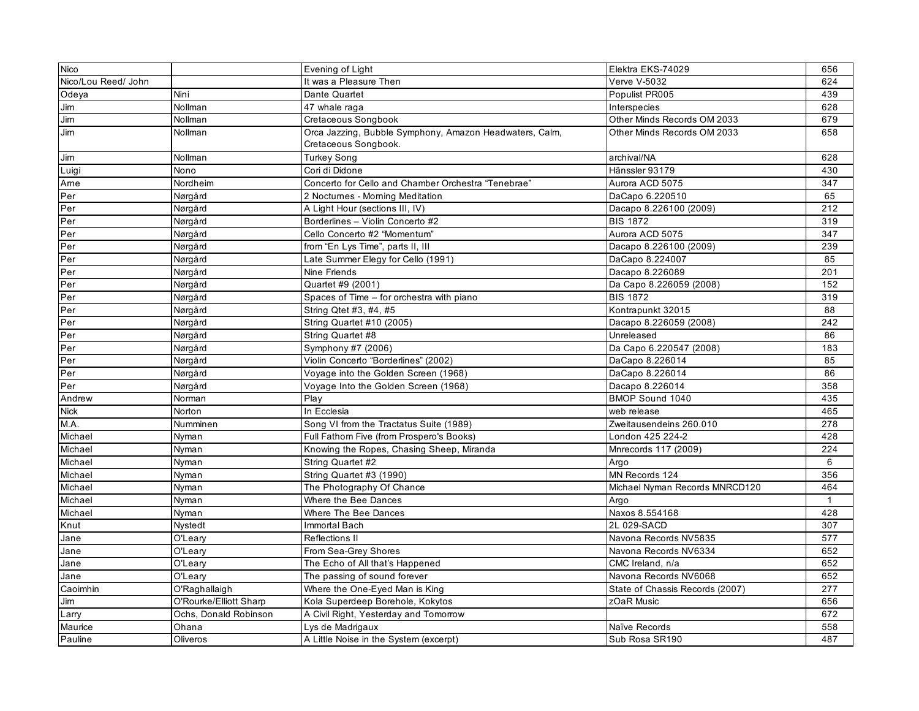| | | | | |
|---|---|---|---|---|
| Nico | | Evening of Light | Elektra EKS-74029 | 656 |
| Nico/Lou Reed/ John | | It was a Pleasure Then | Verve V-5032 | 624 |
| Odeya | Nini | Dante Quartet | Populist PR005 | 439 |
| Jim | Nollman | 47 whale raga | Interspecies | 628 |
| Jim | Nollman | Cretaceous Songbook | Other Minds Records OM 2033 | 679 |
| Jim | Nollman | Orca Jazzing, Bubble Symphony, Amazon Headwaters, Calm, Cretaceous Songbook. | Other Minds Records OM 2033 | 658 |
| Jim | Nollman | Turkey Song | archival/NA | 628 |
| Luigi | Nono | Cori di Didone | Hänssler 93179 | 430 |
| Arne | Nordheim | Concerto for Cello and Chamber Orchestra "Tenebrae" | Aurora ACD 5075 | 347 |
| Per | Nørgård | 2 Nocturnes - Morning Meditation | DaCapo 6.220510 | 65 |
| Per | Nørgård | A Light Hour (sections III, IV) | Dacapo 8.226100 (2009) | 212 |
| Per | Nørgård | Borderlines – Violin Concerto #2 | BIS 1872 | 319 |
| Per | Nørgård | Cello Concerto #2 "Momentum" | Aurora ACD 5075 | 347 |
| Per | Nørgård | from "En Lys Time", parts II, III | Dacapo 8.226100 (2009) | 239 |
| Per | Nørgård | Late Summer Elegy for Cello (1991) | DaCapo 8.224007 | 85 |
| Per | Nørgård | Nine Friends | Dacapo 8.226089 | 201 |
| Per | Nørgård | Quartet #9 (2001) | Da Capo 8.226059 (2008) | 152 |
| Per | Nørgård | Spaces of Time – for orchestra with piano | BIS 1872 | 319 |
| Per | Nørgård | String Qtet #3, #4, #5 | Kontrapunkt 32015 | 88 |
| Per | Nørgård | String Quartet #10 (2005) | Dacapo 8.226059 (2008) | 242 |
| Per | Nørgård | String Quartet #8 | Unreleased | 86 |
| Per | Nørgård | Symphony #7 (2006) | Da Capo 6.220547 (2008) | 183 |
| Per | Nørgård | Violin Concerto "Borderlines" (2002) | DaCapo 8.226014 | 85 |
| Per | Nørgård | Voyage into the Golden Screen (1968) | DaCapo 8.226014 | 86 |
| Per | Nørgård | Voyage Into the Golden Screen (1968) | Dacapo 8.226014 | 358 |
| Andrew | Norman | Play | BMOP Sound 1040 | 435 |
| Nick | Norton | In Ecclesia | web release | 465 |
| M.A. | Numminen | Song VI from the Tractatus Suite (1989) | Zweitausendeins 260.010 | 278 |
| Michael | Nyman | Full Fathom Five (from Prospero's Books) | London 425 224-2 | 428 |
| Michael | Nyman | Knowing the Ropes, Chasing Sheep, Miranda | Mnrecords 117 (2009) | 224 |
| Michael | Nyman | String Quartet #2 | Argo | 6 |
| Michael | Nyman | String Quartet #3 (1990) | MN Records 124 | 356 |
| Michael | Nyman | The Photography Of Chance | Michael Nyman Records MNRCD120 | 464 |
| Michael | Nyman | Where the Bee Dances | Argo | 1 |
| Michael | Nyman | Where The Bee Dances | Naxos 8.554168 | 428 |
| Knut | Nystedt | Immortal Bach | 2L 029-SACD | 307 |
| Jane | O'Leary | Reflections II | Navona Records NV5835 | 577 |
| Jane | O'Leary | From Sea-Grey Shores | Navona Records NV6334 | 652 |
| Jane | O'Leary | The Echo of All that's Happened | CMC Ireland, n/a | 652 |
| Jane | O'Leary | The passing of sound forever | Navona Records NV6068 | 652 |
| Caoimhin | O'Raghallaigh | Where the One-Eyed Man is King | State of Chassis Records (2007) | 277 |
| Jim | O'Rourke/Elliott Sharp | Kola Superdeep Borehole, Kokytos | zOaR Music | 656 |
| Larry | Ochs, Donald Robinson | A Civil Right, Yesterday and Tomorrow | | 672 |
| Maurice | Ohana | Lys de Madrigaux | Naïve Records | 558 |
| Pauline | Oliveros | A Little Noise in the System (excerpt) | Sub Rosa SR190 | 487 |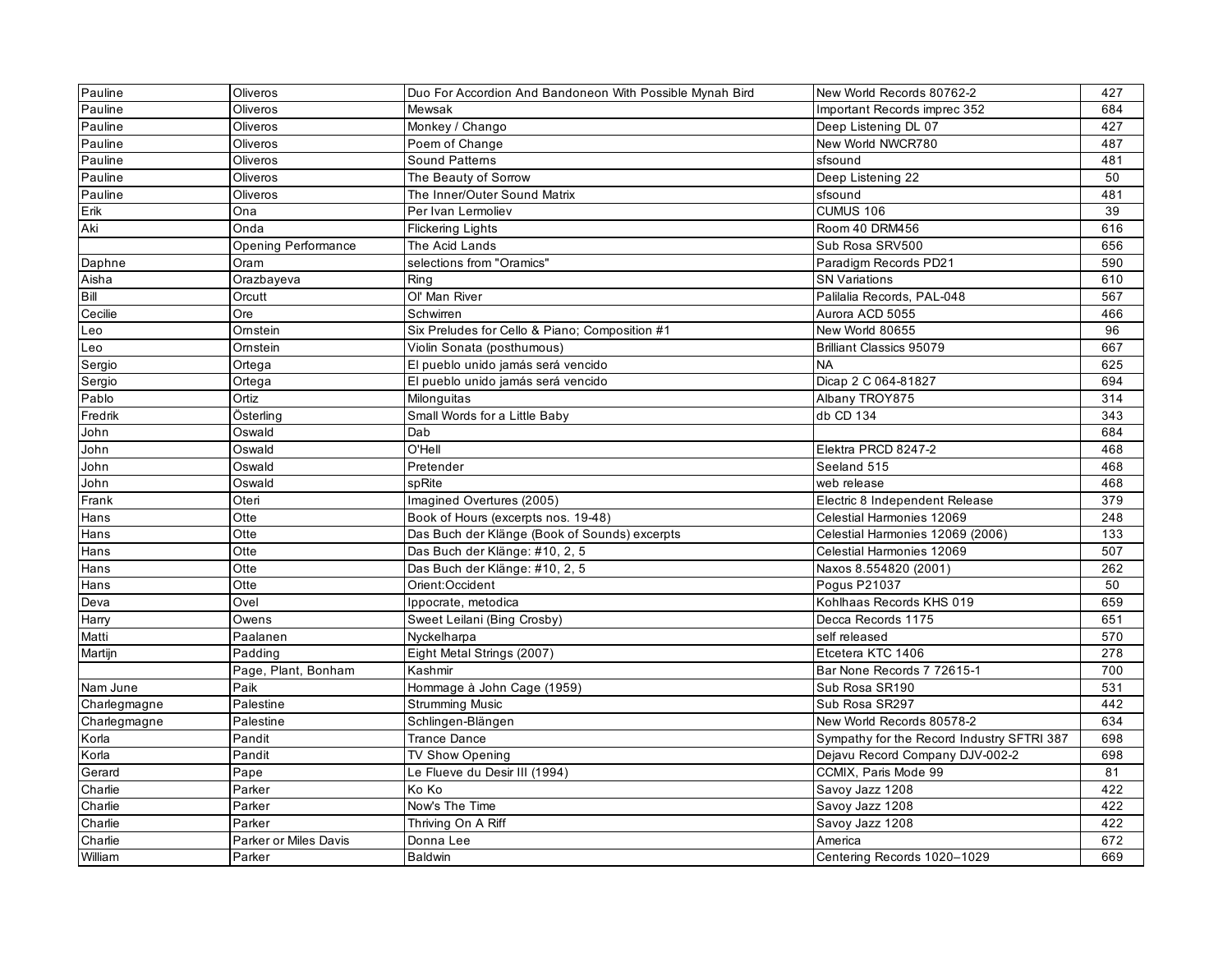| Pauline | Oliveros | Duo For Accordion And Bandoneon With Possible Mynah Bird | New World Records 80762-2 | 427 |
|---|---|---|---|---|
| Pauline | Oliveros | Mewsak | Important Records imprec 352 | 684 |
| Pauline | Oliveros | Monkey / Chango | Deep Listening DL 07 | 427 |
| Pauline | Oliveros | Poem of Change | New World NWCR780 | 487 |
| Pauline | Oliveros | Sound Patterns | sfsound | 481 |
| Pauline | Oliveros | The Beauty of Sorrow | Deep Listening 22 | 50 |
| Pauline | Oliveros | The Inner/Outer Sound Matrix | sfsound | 481 |
| Erik | Ona | Per Ivan Lermoliev | CUMUS 106 | 39 |
| Aki | Onda | Flickering Lights | Room 40 DRM456 | 616 |
| | Opening Performance | The Acid Lands | Sub Rosa SRV500 | 656 |
| Daphne | Oram | selections from "Oramics" | Paradigm Records PD21 | 590 |
| Aisha | Orazbayeva | Ring | SN Variations | 610 |
| Bill | Orcutt | Ol' Man River | Palilalia Records, PAL-048 | 567 |
| Cecilie | Ore | Schwirren | Aurora ACD 5055 | 466 |
| Leo | Ornstein | Six Preludes for Cello & Piano; Composition #1 | New World 80655 | 96 |
| Leo | Ornstein | Violin Sonata (posthumous) | Brilliant Classics 95079 | 667 |
| Sergio | Ortega | El pueblo unido jamás será vencido | NA | 625 |
| Sergio | Ortega | El pueblo unido jamás será vencido | Dicap 2 C 064-81827 | 694 |
| Pablo | Ortiz | Milonguitas | Albany TROY875 | 314 |
| Fredrik | Österling | Small Words for a Little Baby | db CD 134 | 343 |
| John | Oswald | Dab | | 684 |
| John | Oswald | O'Hell | Elektra PRCD 8247-2 | 468 |
| John | Oswald | Pretender | Seeland 515 | 468 |
| John | Oswald | spRite | web release | 468 |
| Frank | Oteri | Imagined Overtures (2005) | Electric 8 Independent Release | 379 |
| Hans | Otte | Book of Hours (excerpts nos. 19-48) | Celestial Harmonies 12069 | 248 |
| Hans | Otte | Das Buch der Klänge (Book of Sounds) excerpts | Celestial Harmonies 12069 (2006) | 133 |
| Hans | Otte | Das Buch der Klänge: #10, 2, 5 | Celestial Harmonies 12069 | 507 |
| Hans | Otte | Das Buch der Klänge: #10, 2, 5 | Naxos 8.554820 (2001) | 262 |
| Hans | Otte | Orient:Occident | Pogus P21037 | 50 |
| Deva | Ovel | Ippocrate, metodica | Kohlhaas Records KHS 019 | 659 |
| Harry | Owens | Sweet Leilani (Bing Crosby) | Decca Records 1175 | 651 |
| Matti | Paalanen | Nyckelharpa | self released | 570 |
| Martijn | Padding | Eight Metal Strings (2007) | Etcetera KTC 1406 | 278 |
| | Page, Plant, Bonham | Kashmir | Bar None Records 7 72615-1 | 700 |
| Nam June | Paik | Hommage à John Cage (1959) | Sub Rosa SR190 | 531 |
| Charlegmagne | Palestine | Strumming Music | Sub Rosa SR297 | 442 |
| Charlegmagne | Palestine | Schlingen-Blängen | New World Records 80578-2 | 634 |
| Korla | Pandit | Trance Dance | Sympathy for the Record Industry SFTRI 387 | 698 |
| Korla | Pandit | TV Show Opening | Dejavu Record Company DJV-002-2 | 698 |
| Gerard | Pape | Le Flueve du Desir III (1994) | CCMIX, Paris Mode 99 | 81 |
| Charlie | Parker | Ko Ko | Savoy Jazz 1208 | 422 |
| Charlie | Parker | Now's The Time | Savoy Jazz 1208 | 422 |
| Charlie | Parker | Thriving On A Riff | Savoy Jazz 1208 | 422 |
| Charlie | Parker or Miles Davis | Donna Lee | America | 672 |
| William | Parker | Baldwin | Centering Records 1020–1029 | 669 |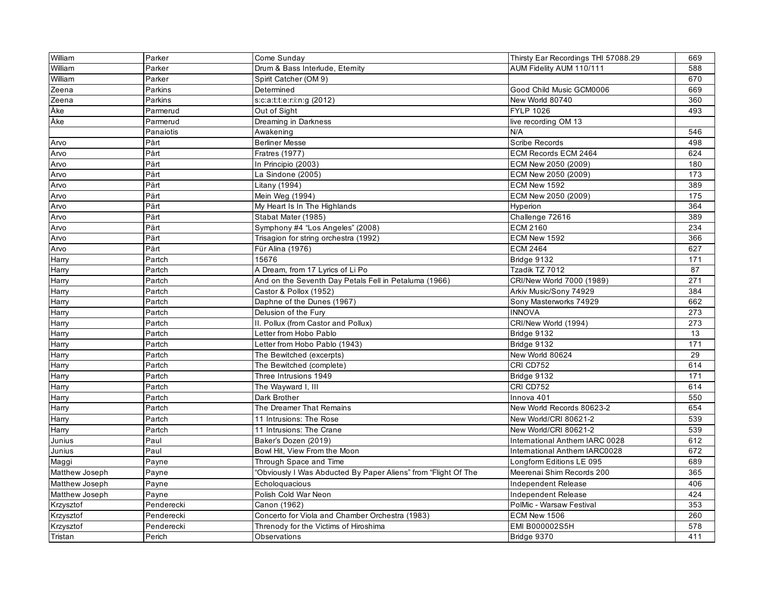| William | Parker | Come Sunday | Thirsty Ear Recordings THI 57088.29 | 669 |
|---|---|---|---|---|
| William | Parker | Drum & Bass Interlude, Eternity | AUM Fidelity AUM 110/111 | 588 |
| William | Parker | Spirit Catcher (OM 9) | | 670 |
| Zeena | Parkins | Determined | Good Child Music GCM0006 | 669 |
| Zeena | Parkins | s:c:a:t:t:e:r:i:n:g (2012) | New World 80740 | 360 |
| Åke | Parmerud | Out of Sight | FYLP 1026 | 493 |
| Åke | Parmerud | Dreaming in Darkness | live recording OM 13 | |
| | Panaiotis | Awakening | N/A | 546 |
| Arvo | Pårt | Berliner Messe | Scribe Records | 498 |
| Arvo | Pårt | Fratres (1977) | ECM Records ECM 2464 | 624 |
| Arvo | Pärt | In Principio (2003) | ECM New 2050 (2009) | 180 |
| Arvo | Pärt | La Sindone (2005) | ECM New 2050 (2009) | 173 |
| Arvo | Pärt | Litany (1994) | ECM New 1592 | 389 |
| Arvo | Pärt | Mein Weg (1994) | ECM New 2050 (2009) | 175 |
| Arvo | Pärt | My Heart Is In The Highlands | Hyperion | 364 |
| Arvo | Pärt | Stabat Mater (1985) | Challenge 72616 | 389 |
| Arvo | Pärt | Symphony #4 "Los Angeles" (2008) | ECM 2160 | 234 |
| Arvo | Pärt | Trisagion for string orchestra (1992) | ECM New 1592 | 366 |
| Arvo | Pärt | Für Alina (1976) | ECM 2464 | 627 |
| Harry | Partch | 15676 | Bridge 9132 | 171 |
| Harry | Partch | A Dream, from 17 Lyrics of Li Po | Tzadik TZ 7012 | 87 |
| Harry | Partch | And on the Seventh Day Petals Fell in Petaluma (1966) | CRI/New World 7000 (1989) | 271 |
| Harry | Partch | Castor & Pollox (1952) | Arkiv Music/Sony 74929 | 384 |
| Harry | Partch | Daphne of the Dunes (1967) | Sony Masterworks 74929 | 662 |
| Harry | Partch | Delusion of the Fury | INNOVA | 273 |
| Harry | Partch | II. Pollux (from Castor and Pollux) | CRI/New World (1994) | 273 |
| Harry | Partch | Letter from Hobo Pablo | Bridge 9132 | 13 |
| Harry | Partch | Letter from Hobo Pablo (1943) | Bridge 9132 | 171 |
| Harry | Partch | The Bewitched (excerpts) | New World 80624 | 29 |
| Harry | Partch | The Bewitched (complete) | CRI CD752 | 614 |
| Harry | Partch | Three Intrusions 1949 | Bridge 9132 | 171 |
| Harry | Partch | The Wayward I, III | CRI CD752 | 614 |
| Harry | Partch | Dark Brother | Innova 401 | 550 |
| Harry | Partch | The Dreamer That Remains | New World Records 80623-2 | 654 |
| Harry | Partch | 11 Intrusions: The Rose | New World/CRI 80621-2 | 539 |
| Harry | Partch | 11 Intrusions: The Crane | New World/CRI 80621-2 | 539 |
| Junius | Paul | Baker's Dozen (2019) | International Anthem IARC 0028 | 612 |
| Junius | Paul | Bowl Hit, View From the Moon | International Anthem IARC0028 | 672 |
| Maggi | Payne | Through Space and Time | Longform Editions LE 095 | 689 |
| Matthew Joseph | Payne | "Obviously I Was Abducted By Paper Aliens" from "Flight Of The | Meerenai Shim Records 200 | 365 |
| Matthew Joseph | Payne | Echoloquacious | Independent Release | 406 |
| Matthew Joseph | Payne | Polish Cold War Neon | Independent Release | 424 |
| Krzysztof | Penderecki | Canon (1962) | PolMic - Warsaw Festival | 353 |
| Krzysztof | Penderecki | Concerto for Viola and Chamber Orchestra (1983) | ECM New 1506 | 260 |
| Krzysztof | Penderecki | Threnody for the Victims of Hiroshima | EMI B000002S5H | 578 |
| Tristan | Perich | Observations | Bridge 9370 | 411 |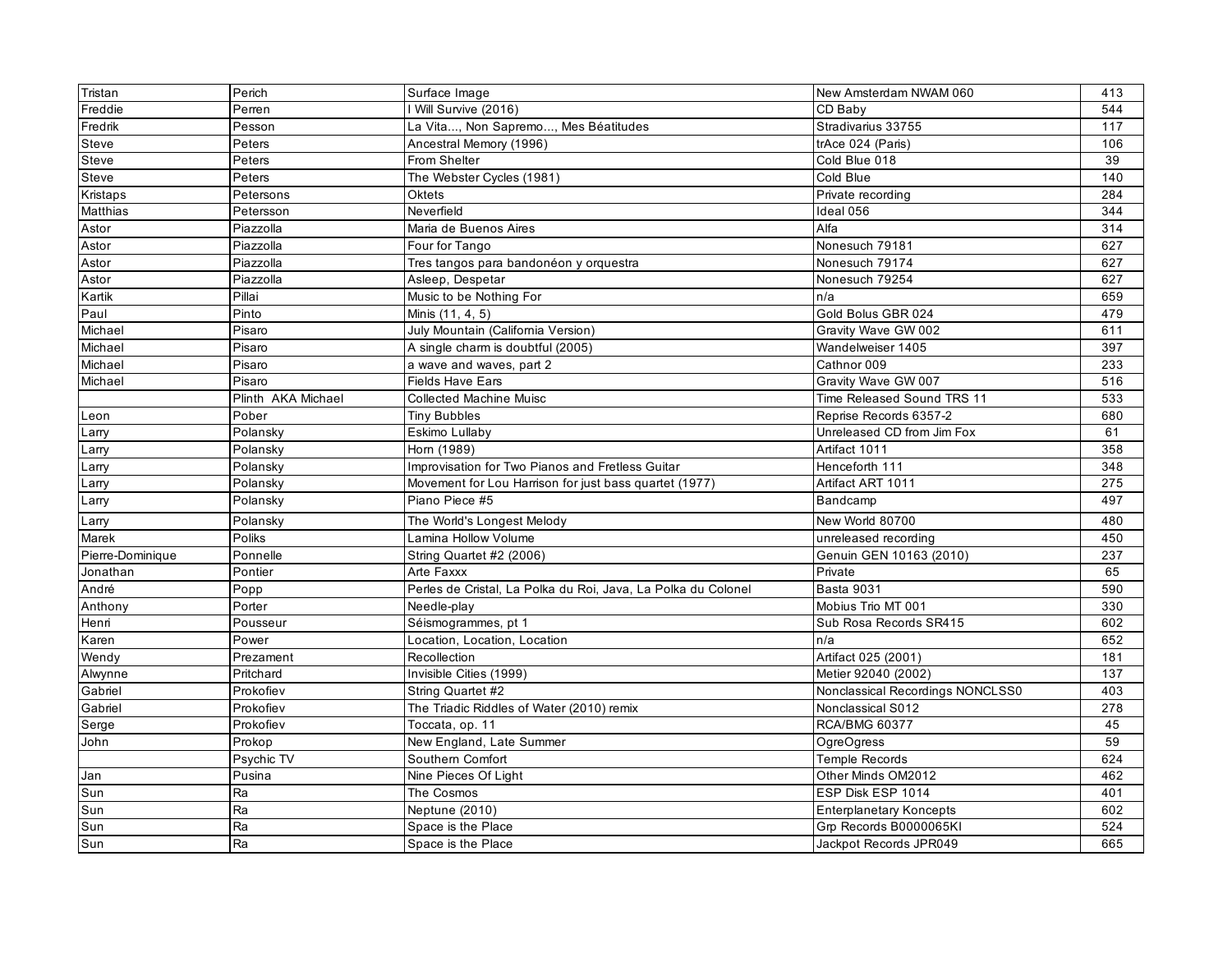| | | | | |
|---|---|---|---|---|
| Tristan | Perich | Surface Image | New Amsterdam NWAM 060 | 413 |
| Freddie | Perren | I Will Survive (2016) | CD Baby | 544 |
| Fredrik | Pesson | La Vita..., Non Sapremo..., Mes Béatitudes | Stradivarius 33755 | 117 |
| Steve | Peters | Ancestral Memory (1996) | trAce 024 (Paris) | 106 |
| Steve | Peters | From Shelter | Cold Blue 018 | 39 |
| Steve | Peters | The Webster Cycles (1981) | Cold Blue | 140 |
| Kristaps | Petersons | Oktets | Private recording | 284 |
| Matthias | Petersson | Neverfield | Ideal 056 | 344 |
| Astor | Piazzolla | Maria de Buenos Aires | Alfa | 314 |
| Astor | Piazzolla | Four for Tango | Nonesuch 79181 | 627 |
| Astor | Piazzolla | Tres tangos para bandonéon y orquestra | Nonesuch 79174 | 627 |
| Astor | Piazzolla | Asleep, Despetar | Nonesuch 79254 | 627 |
| Kartik | Pillai | Music to be Nothing For | n/a | 659 |
| Paul | Pinto | Minis (11, 4, 5) | Gold Bolus GBR 024 | 479 |
| Michael | Pisaro | July Mountain (California Version) | Gravity Wave GW 002 | 611 |
| Michael | Pisaro | A single charm is doubtful (2005) | Wandelweiser 1405 | 397 |
| Michael | Pisaro | a wave and waves, part 2 | Cathnor 009 | 233 |
| Michael | Pisaro | Fields Have Ears | Gravity Wave GW 007 | 516 |
| | Plinth AKA Michael | Collected Machine Muisc | Time Released Sound TRS 11 | 533 |
| Leon | Pober | Tiny Bubbles | Reprise Records 6357-2 | 680 |
| Larry | Polansky | Eskimo Lullaby | Unreleased CD from Jim Fox | 61 |
| Larry | Polansky | Horn (1989) | Artifact 1011 | 358 |
| Larry | Polansky | Improvisation for Two Pianos and Fretless Guitar | Henceforth 111 | 348 |
| Larry | Polansky | Movement for Lou Harrison for just bass quartet (1977) | Artifact ART 1011 | 275 |
| Larry | Polansky | Piano Piece #5 | Bandcamp | 497 |
| Larry | Polansky | The World's Longest Melody | New World 80700 | 480 |
| Marek | Poliks | Lamina Hollow Volume | unreleased recording | 450 |
| Pierre-Dominique | Ponnelle | String Quartet #2 (2006) | Genuin GEN 10163 (2010) | 237 |
| Jonathan | Pontier | Arte Faxxx | Private | 65 |
| André | Popp | Perles de Cristal, La Polka du Roi, Java, La Polka du Colonel | Basta 9031 | 590 |
| Anthony | Porter | Needle-play | Mobius Trio MT 001 | 330 |
| Henri | Pousseur | Séismogrammes, pt 1 | Sub Rosa Records SR415 | 602 |
| Karen | Power | Location, Location, Location | n/a | 652 |
| Wendy | Prezament | Recollection | Artifact 025 (2001) | 181 |
| Alwynne | Pritchard | Invisible Cities (1999) | Metier 92040 (2002) | 137 |
| Gabriel | Prokofiev | String Quartet #2 | Nonclassical Recordings NONCLSS0 | 403 |
| Gabriel | Prokofiev | The Triadic Riddles of Water (2010) remix | Nonclassical S012 | 278 |
| Serge | Prokofiev | Toccata, op. 11 | RCA/BMG 60377 | 45 |
| John | Prokop | New England, Late Summer | OgreOgress | 59 |
| | Psychic TV | Southern Comfort | Temple Records | 624 |
| Jan | Pusina | Nine Pieces Of Light | Other Minds OM2012 | 462 |
| Sun | Ra | The Cosmos | ESP Disk ESP 1014 | 401 |
| Sun | Ra | Neptune (2010) | Enterplanetary Koncepts | 602 |
| Sun | Ra | Space is the Place | Grp Records B0000065KI | 524 |
| Sun | Ra | Space is the Place | Jackpot Records JPR049 | 665 |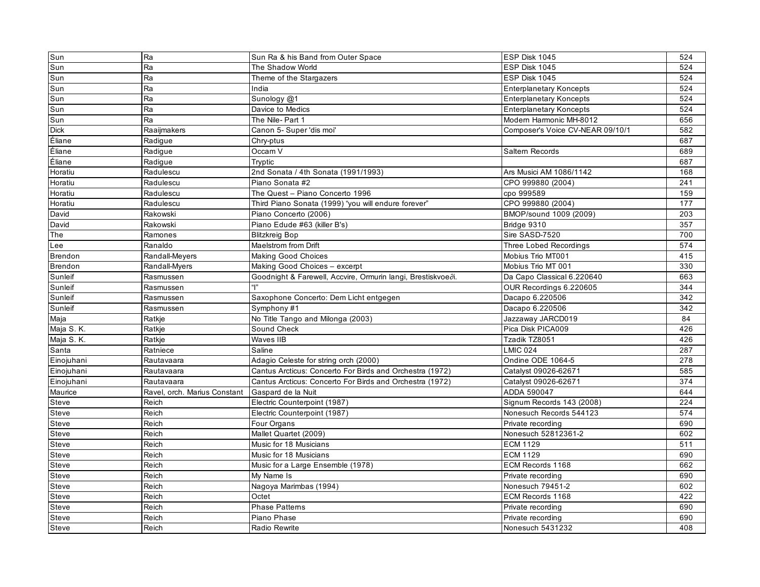| Sun | Ra | Sun Ra & his Band from Outer Space | ESP Disk 1045 | 524 |
|---|---|---|---|---|
| Sun | Ra | The Shadow World | ESP Disk 1045 | 524 |
| Sun | Ra | Theme of the Stargazers | ESP Disk 1045 | 524 |
| Sun | Ra | India | Enterplanetary Koncepts | 524 |
| Sun | Ra | Sunology @1 | Enterplanetary Koncepts | 524 |
| Sun | Ra | Davice to Medics | Enterplanetary Koncepts | 524 |
| Sun | Ra | The Nile- Part 1 | Modern Harmonic MH-8012 | 656 |
| Dick | Raaijmakers | Canon 5- Super 'dis moi' | Composer's Voice CV-NEAR 09/10/1 | 582 |
| Éliane | Radigue | Chry-ptus | | 687 |
| Éliane | Radigue | Occam V | Saltern Records | 689 |
| Éliane | Radigue | Tryptic | | 687 |
| Horatiu | Radulescu | 2nd Sonata / 4th Sonata (1991/1993) | Ars Musici AM 1086/1142 | 168 |
| Horatiu | Radulescu | Piano Sonata #2 | CPO 999880 (2004) | 241 |
| Horatiu | Radulescu | The Quest – Piano Concerto 1996 | cpo 999589 | 159 |
| Horatiu | Radulescu | Third Piano Sonata (1999) "you will endure forever" | CPO 999880 (2004) | 177 |
| David | Rakowski | Piano Concerto (2006) | BMOP/sound 1009 (2009) | 203 |
| David | Rakowski | Piano Edude #63 (killer B's) | Bridge 9310 | 357 |
| The | Ramones | Blitzkreig Bop | Sire SASD-7520 | 700 |
| Lee | Ranaldo | Maelstrom from Drift | Three Lobed Recordings | 574 |
| Brendon | Randall-Meyers | Making Good Choices | Mobius Trio MT001 | 415 |
| Brendon | Randall-Myers | Making Good Choices – excerpt | Mobius Trio MT 001 | 330 |
| Sunleif | Rasmussen | Goodnight & Farewell, Accvire, Ormurin langi, Brestiskvoe∂i. | Da Capo Classical 6.220640 | 663 |
| Sunleif | Rasmussen | "I" | OUR Recordings 6.220605 | 344 |
| Sunleif | Rasmussen | Saxophone Concerto: Dem Licht entgegen | Dacapo 6.220506 | 342 |
| Sunleif | Rasmussen | Symphony #1 | Dacapo 6.220506 | 342 |
| Maja | Ratkje | No Title Tango and Milonga (2003) | Jazzaway JARCD019 | 84 |
| Maja S. K. | Ratkje | Sound Check | Pica Disk PICA009 | 426 |
| Maja S. K. | Ratkje | Waves IIB | Tzadik TZ8051 | 426 |
| Santa | Ratniece | Saline | LMIC 024 | 287 |
| Einojuhani | Rautavaara | Adagio Celeste for string orch (2000) | Ondine ODE 1064-5 | 278 |
| Einojuhani | Rautavaara | Cantus Arcticus: Concerto For Birds and Orchestra (1972) | Catalyst 09026-62671 | 585 |
| Einojuhani | Rautavaara | Cantus Arcticus: Concerto For Birds and Orchestra (1972) | Catalyst 09026-62671 | 374 |
| Maurice | Ravel, orch. Marius Constant | Gaspard de la Nuit | ADDA 590047 | 644 |
| Steve | Reich | Electric Counterpoint (1987) | Signum Records 143 (2008) | 224 |
| Steve | Reich | Electric Counterpoint (1987) | Nonesuch Records 544123 | 574 |
| Steve | Reich | Four Organs | Private recording | 690 |
| Steve | Reich | Mallet Quartet (2009) | Nonesuch 52812361-2 | 602 |
| Steve | Reich | Music for 18 Musicians | ECM 1129 | 511 |
| Steve | Reich | Music for 18 Musicians | ECM 1129 | 690 |
| Steve | Reich | Music for a Large Ensemble (1978) | ECM Records 1168 | 662 |
| Steve | Reich | My Name Is | Private recording | 690 |
| Steve | Reich | Nagoya Marimbas (1994) | Nonesuch 79451-2 | 602 |
| Steve | Reich | Octet | ECM Records 1168 | 422 |
| Steve | Reich | Phase Patterns | Private recording | 690 |
| Steve | Reich | Piano Phase | Private recording | 690 |
| Steve | Reich | Radio Rewrite | Nonesuch 5431232 | 408 |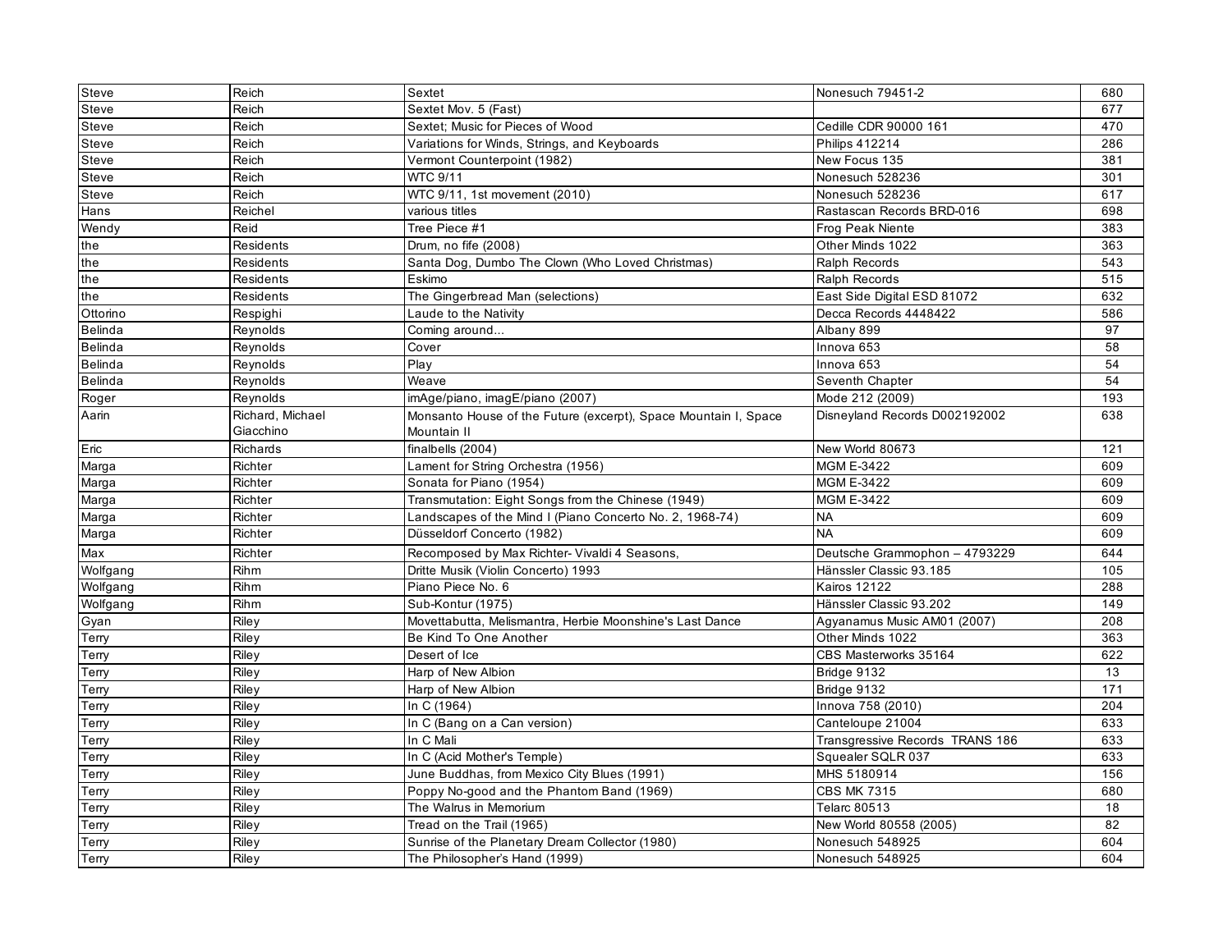| Steve | Reich | Sextet | Nonesuch 79451-2 | 680 |
|---|---|---|---|---|
| Steve | Reich | Sextet Mov. 5 (Fast) | | 677 |
| Steve | Reich | Sextet; Music for Pieces of Wood | Cedille CDR 90000 161 | 470 |
| Steve | Reich | Variations for Winds, Strings, and Keyboards | Philips 412214 | 286 |
| Steve | Reich | Vermont Counterpoint (1982) | New Focus 135 | 381 |
| Steve | Reich | WTC 9/11 | Nonesuch 528236 | 301 |
| Steve | Reich | WTC 9/11, 1st movement (2010) | Nonesuch 528236 | 617 |
| Hans | Reichel | various titles | Rastascan Records BRD-016 | 698 |
| Wendy | Reid | Tree Piece #1 | Frog Peak Niente | 383 |
| the | Residents | Drum, no fife (2008) | Other Minds 1022 | 363 |
| the | Residents | Santa Dog, Dumbo The Clown (Who Loved Christmas) | Ralph Records | 543 |
| the | Residents | Eskimo | Ralph Records | 515 |
| the | Residents | The Gingerbread Man (selections) | East Side Digital ESD 81072 | 632 |
| Ottorino | Respighi | Laude to the Nativity | Decca Records 4448422 | 586 |
| Belinda | Reynolds | Coming around... | Albany 899 | 97 |
| Belinda | Reynolds | Cover | Innova 653 | 58 |
| Belinda | Reynolds | Play | Innova 653 | 54 |
| Belinda | Reynolds | Weave | Seventh Chapter | 54 |
| Roger | Reynolds | imAge/piano, imagE/piano (2007) | Mode 212 (2009) | 193 |
| Aarin | Richard, Michael Giacchino | Monsanto House of the Future (excerpt), Space Mountain I, Space Mountain II | Disneyland Records D002192002 | 638 |
| Eric | Richards | finalbells (2004) | New World 80673 | 121 |
| Marga | Richter | Lament for String Orchestra (1956) | MGM E-3422 | 609 |
| Marga | Richter | Sonata for Piano (1954) | MGM E-3422 | 609 |
| Marga | Richter | Transmutation: Eight Songs from the Chinese (1949) | MGM E-3422 | 609 |
| Marga | Richter | Landscapes of the Mind I (Piano Concerto No. 2, 1968-74) | NA | 609 |
| Marga | Richter | Düsseldorf Concerto (1982) | NA | 609 |
| Max | Richter | Recomposed by Max Richter- Vivaldi 4 Seasons, | Deutsche Grammophon – 4793229 | 644 |
| Wolfgang | Rihm | Dritte Musik (Violin Concerto) 1993 | Hänssler Classic 93.185 | 105 |
| Wolfgang | Rihm | Piano Piece No. 6 | Kairos 12122 | 288 |
| Wolfgang | Rihm | Sub-Kontur (1975) | Hänssler Classic 93.202 | 149 |
| Gyan | Riley | Movettabutta, Melismantra, Herbie Moonshine's Last Dance | Agyanamus Music AM01 (2007) | 208 |
| Terry | Riley | Be Kind To One Another | Other Minds 1022 | 363 |
| Terry | Riley | Desert of Ice | CBS Masterworks 35164 | 622 |
| Terry | Riley | Harp of New Albion | Bridge 9132 | 13 |
| Terry | Riley | Harp of New Albion | Bridge 9132 | 171 |
| Terry | Riley | In C (1964) | Innova 758 (2010) | 204 |
| Terry | Riley | In C (Bang on a Can version) | Canteloupe 21004 | 633 |
| Terry | Riley | In C Mali | Transgressive Records TRANS 186 | 633 |
| Terry | Riley | In C (Acid Mother's Temple) | Squealer SQLR 037 | 633 |
| Terry | Riley | June Buddhas, from Mexico City Blues (1991) | MHS 5180914 | 156 |
| Terry | Riley | Poppy No-good and the Phantom Band (1969) | CBS MK 7315 | 680 |
| Terry | Riley | The Walrus in Memorium | Telarc 80513 | 18 |
| Terry | Riley | Tread on the Trail (1965) | New World 80558 (2005) | 82 |
| Terry | Riley | Sunrise of the Planetary Dream Collector (1980) | Nonesuch 548925 | 604 |
| Terry | Riley | The Philosopher's Hand (1999) | Nonesuch 548925 | 604 |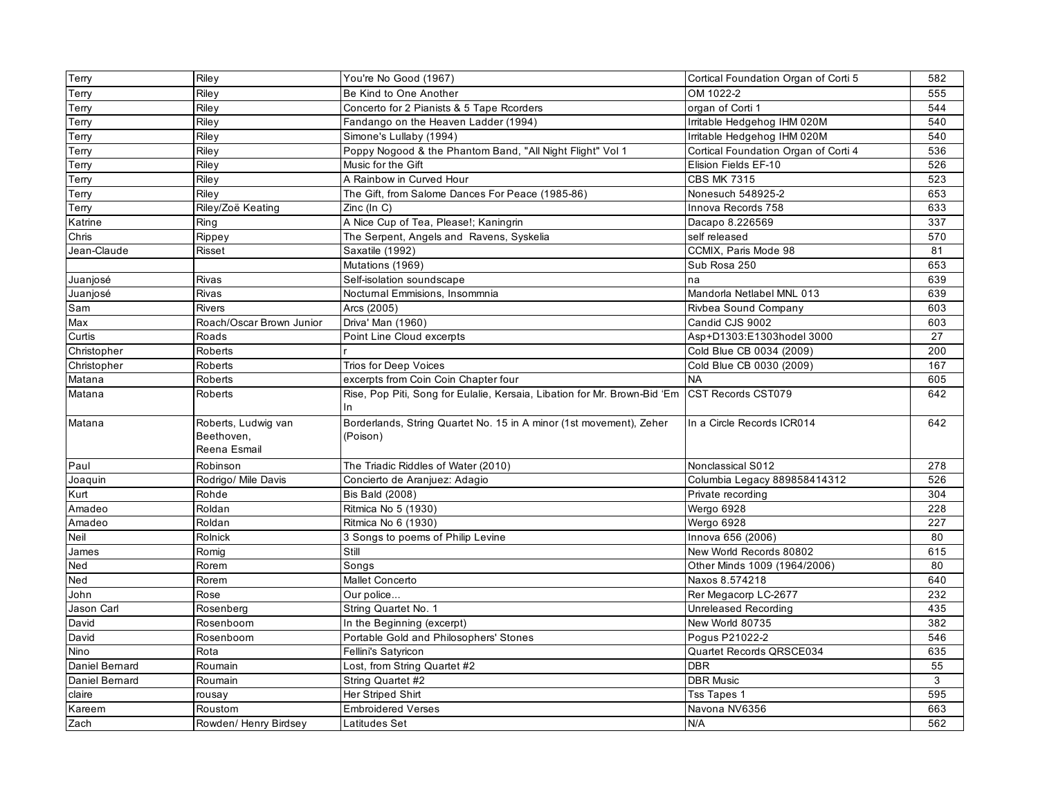| Terry | Riley | You're No Good (1967) | Cortical Foundation Organ of Corti 5 | 582 |
|---|---|---|---|---|
| Terry | Riley | Be Kind to One Another | OM 1022-2 | 555 |
| Terry | Riley | Concerto for 2 Pianists & 5 Tape Rcorders | organ of Corti 1 | 544 |
| Terry | Riley | Fandango on the Heaven Ladder (1994) | Irritable Hedgehog IHM 020M | 540 |
| Terry | Riley | Simone's Lullaby (1994) | Irritable Hedgehog IHM 020M | 540 |
| Terry | Riley | Poppy Nogood & the Phantom Band, "All Night Flight" Vol 1 | Cortical Foundation Organ of Corti 4 | 536 |
| Terry | Riley | Music for the Gift | Elision Fields EF-10 | 526 |
| Terry | Riley | A Rainbow in Curved Hour | CBS MK 7315 | 523 |
| Terry | Riley | The Gift, from Salome Dances For Peace (1985-86) | Nonesuch 548925-2 | 653 |
| Terry | Riley/Zoë Keating | Zinc (In C) | Innova Records 758 | 633 |
| Katrine | Ring | A Nice Cup of Tea, Please!; Kaningrin | Dacapo 8.226569 | 337 |
| Chris | Rippey | The Serpent, Angels and Ravens, Syskelia | self released | 570 |
| Jean-Claude | Risset | Saxatile (1992) | CCMIX, Paris Mode 98 | 81 |
| | | Mutations (1969) | Sub Rosa 250 | 653 |
| Juanjosé | Rivas | Self-isolation soundscape | na | 639 |
| Juanjosé | Rivas | Nocturnal Emmisions, Insommnia | Mandorla Netlabel MNL 013 | 639 |
| Sam | Rivers | Arcs (2005) | Rivbea Sound Company | 603 |
| Max | Roach/Oscar Brown Junior | Driva' Man (1960) | Candid CJS 9002 | 603 |
| Curtis | Roads | Point Line Cloud excerpts | Asp+D1303:E1303hodel 3000 | 27 |
| Christopher | Roberts | r | Cold Blue CB 0034 (2009) | 200 |
| Christopher | Roberts | Trios for Deep Voices | Cold Blue CB 0030 (2009) | 167 |
| Matana | Roberts | excerpts from Coin Coin Chapter four | NA | 605 |
| Matana | Roberts | Rise, Pop Piti, Song for Eulalie, Kersaia, Libation for Mr. Brown-Bid 'Em In | CST Records CST079 | 642 |
| Matana | Roberts, Ludwig van Beethoven, Reena Esmail | Borderlands, String Quartet No. 15 in A minor (1st movement), Zeher (Poison) | In a Circle Records ICR014 | 642 |
| Paul | Robinson | The Triadic Riddles of Water (2010) | Nonclassical S012 | 278 |
| Joaquin | Rodrigo/ Mile Davis | Concierto de Aranjuez: Adagio | Columbia Legacy 889858414312 | 526 |
| Kurt | Rohde | Bis Bald (2008) | Private recording | 304 |
| Amadeo | Roldan | Ritmica No 5 (1930) | Wergo 6928 | 228 |
| Amadeo | Roldan | Ritmica No 6 (1930) | Wergo 6928 | 227 |
| Neil | Rolnick | 3 Songs to poems of Philip Levine | Innova 656 (2006) | 80 |
| James | Romig | Still | New World Records 80802 | 615 |
| Ned | Rorem | Songs | Other Minds 1009 (1964/2006) | 80 |
| Ned | Rorem | Mallet Concerto | Naxos 8.574218 | 640 |
| John | Rose | Our police... | Rer Megacorp LC-2677 | 232 |
| Jason Carl | Rosenberg | String Quartet No. 1 | Unreleased Recording | 435 |
| David | Rosenboom | In the Beginning (excerpt) | New World 80735 | 382 |
| David | Rosenboom | Portable Gold and Philosophers' Stones | Pogus P21022-2 | 546 |
| Nino | Rota | Fellini's Satyricon | Quartet Records QRSCE034 | 635 |
| Daniel Bernard | Roumain | Lost, from String Quartet #2 | DBR | 55 |
| Daniel Bernard | Roumain | String Quartet #2 | DBR Music | 3 |
| claire | rousay | Her Striped Shirt | Tss Tapes 1 | 595 |
| Kareem | Roustom | Embroidered Verses | Navona NV6356 | 663 |
| Zach | Rowden/ Henry Birdsey | Latitudes Set | N/A | 562 |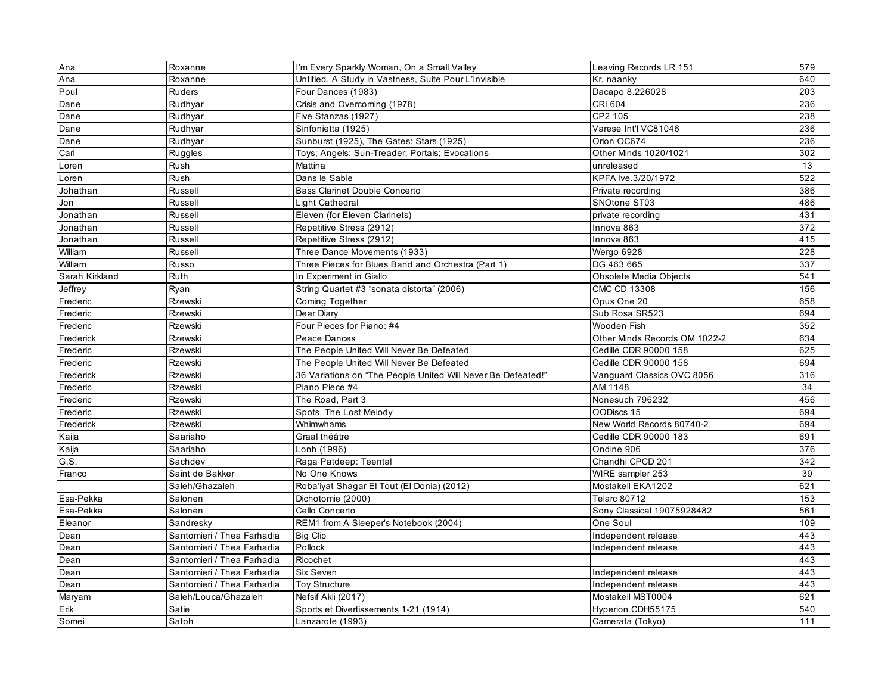| Ana | Roxanne | I'm Every Sparkly Woman, On a Small Valley | Leaving Records LR 151 | 579 |
|---|---|---|---|---|
| Ana | Roxanne | Untitled, A Study in Vastness, Suite Pour L'Invisible | Kr, naanky | 640 |
| Poul | Ruders | Four Dances (1983) | Dacapo 8.226028 | 203 |
| Dane | Rudhyar | Crisis and Overcoming (1978) | CRI 604 | 236 |
| Dane | Rudhyar | Five Stanzas (1927) | CP2 105 | 238 |
| Dane | Rudhyar | Sinfonietta (1925) | Varese Int'l VC81046 | 236 |
| Dane | Rudhyar | Sunburst (1925), The Gates: Stars (1925) | Orion OC674 | 236 |
| Carl | Ruggles | Toys; Angels; Sun-Treader; Portals; Evocations | Other Minds 1020/1021 | 302 |
| Loren | Rush | Mattina | unreleased | 13 |
| Loren | Rush | Dans le Sable | KPFA lve.3/20/1972 | 522 |
| Johathan | Russell | Bass Clarinet Double Concerto | Private recording | 386 |
| Jon | Russell | Light Cathedral | SNOtone ST03 | 486 |
| Jonathan | Russell | Eleven (for Eleven Clarinets) | private recording | 431 |
| Jonathan | Russell | Repetitive Stress (2912) | Innova 863 | 372 |
| Jonathan | Russell | Repetitive Stress (2912) | Innova 863 | 415 |
| William | Russell | Three Dance Movements (1933) | Wergo 6928 | 228 |
| William | Russo | Three Pieces for Blues Band and Orchestra (Part 1) | DG 463 665 | 337 |
| Sarah Kirkland | Ruth | In Experiment in Giallo | Obsolete Media Objects | 541 |
| Jeffrey | Ryan | String Quartet #3 "sonata distorta" (2006) | CMC CD 13308 | 156 |
| Frederic | Rzewski | Coming Together | Opus One 20 | 658 |
| Frederic | Rzewski | Dear Diary | Sub Rosa SR523 | 694 |
| Frederic | Rzewski | Four Pieces for Piano: #4 | Wooden Fish | 352 |
| Frederick | Rzewski | Peace Dances | Other Minds Records OM 1022-2 | 634 |
| Frederic | Rzewski | The People United Will Never Be Defeated | Cedille CDR 90000 158 | 625 |
| Frederic | Rzewski | The People United Will Never Be Defeated | Cedille CDR 90000 158 | 694 |
| Frederick | Rzewski | 36 Variations on "The People United Will Never Be Defeated!" | Vanguard Classics OVC 8056 | 316 |
| Frederic | Rzewski | Piano Piece #4 | AM 1148 | 34 |
| Frederic | Rzewski | The Road, Part 3 | Nonesuch 796232 | 456 |
| Frederic | Rzewski | Spots, The Lost Melody | OODiscs 15 | 694 |
| Frederick | Rzewski | Whimwhams | New World Records 80740-2 | 694 |
| Kaija | Saariaho | Graal théâtre | Cedille CDR 90000 183 | 691 |
| Kaija | Saariaho | Lonh (1996) | Ondine 906 | 376 |
| G.S. | Sachdev | Raga Patdeep: Teental | Chandhi CPCD 201 | 342 |
| Franco | Saint de Bakker | No One Knows | WIRE sampler 253 | 39 |
| | Saleh/Ghazaleh | Roba'iyat Shagar El Tout (El Donia) (2012) | Mostakell EKA1202 | 621 |
| Esa-Pekka | Salonen | Dichotomie (2000) | Telarc 80712 | 153 |
| Esa-Pekka | Salonen | Cello Concerto | Sony Classical 19075928482 | 561 |
| Eleanor | Sandresky | REM1 from A Sleeper's Notebook (2004) | One Soul | 109 |
| Dean | Santomieri / Thea Farhadia | Big Clip | Independent release | 443 |
| Dean | Santomieri / Thea Farhadia | Pollock | Independent release | 443 |
| Dean | Santomieri / Thea Farhadia | Ricochet | | 443 |
| Dean | Santomieri / Thea Farhadia | Six Seven | Independent release | 443 |
| Dean | Santomieri / Thea Farhadia | Toy Structure | Independent release | 443 |
| Maryam | Saleh/Louca/Ghazaleh | Nefsif Akli (2017) | Mostakell MST0004 | 621 |
| Erik | Satie | Sports et Divertissements 1-21 (1914) | Hyperion CDH55175 | 540 |
| Somei | Satoh | Lanzarote (1993) | Camerata (Tokyo) | 111 |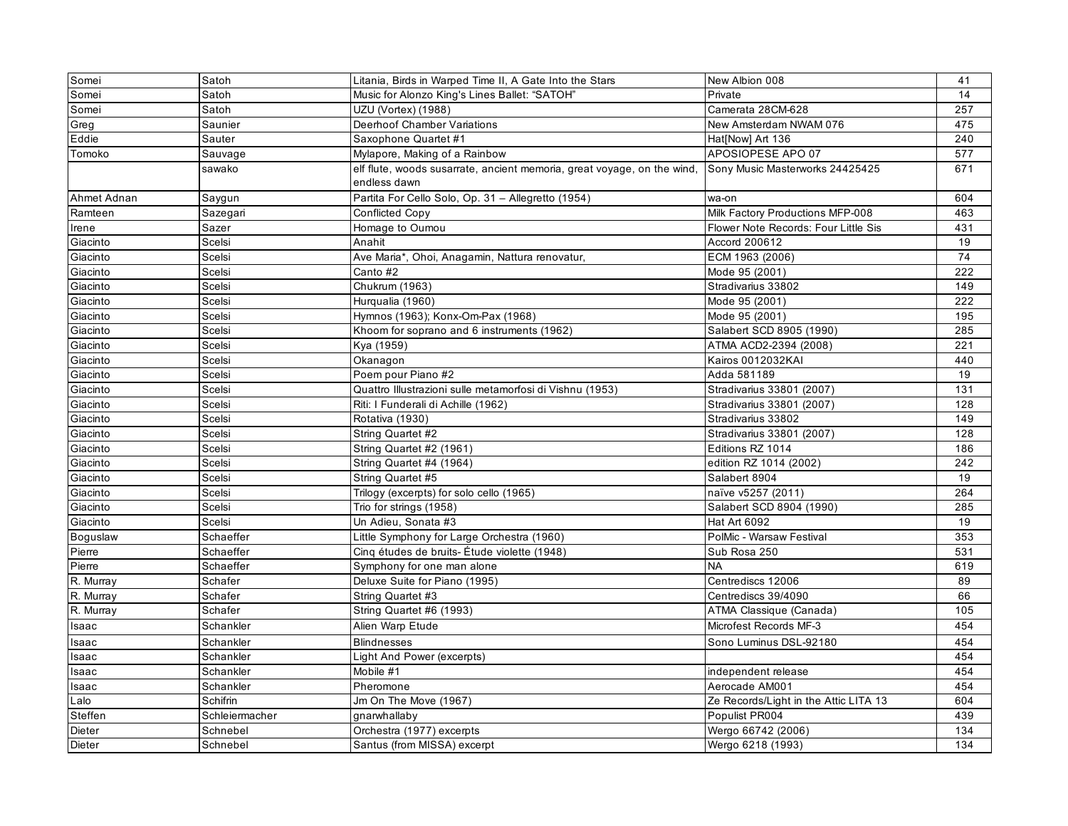| Somei | Satoh | Litania, Birds in Warped Time II, A Gate Into the Stars | New Albion 008 | 41 |
|---|---|---|---|---|
| Somei | Satoh | Music for Alonzo King's Lines Ballet: "SATOH" | Private | 14 |
| Somei | Satoh | UZU (Vortex) (1988) | Camerata 28CM-628 | 257 |
| Greg | Saunier | Deerhoof Chamber Variations | New Amsterdam NWAM 076 | 475 |
| Eddie | Sauter | Saxophone Quartet #1 | Hat[Now] Art 136 | 240 |
| Tomoko | Sauvage | Mylapore, Making of a Rainbow | APOSIOPESE APO 07 | 577 |
| | sawako | elf flute, woods susarrate, ancient memoria, great voyage, on the wind, endless dawn | Sony Music Masterworks 24425425 | 671 |
| Ahmet Adnan | Saygun | Partita For Cello Solo, Op. 31 – Allegretto (1954) | wa-on | 604 |
| Ramteen | Sazegari | Conflicted Copy | Milk Factory Productions MFP-008 | 463 |
| Irene | Sazer | Homage to Oumou | Flower Note Records: Four Little Sis | 431 |
| Giacinto | Scelsi | Anahit | Accord 200612 | 19 |
| Giacinto | Scelsi | Ave Maria*, Ohoi, Anagamin, Nattura renovatur, | ECM 1963 (2006) | 74 |
| Giacinto | Scelsi | Canto #2 | Mode 95 (2001) | 222 |
| Giacinto | Scelsi | Chukrum (1963) | Stradivarius 33802 | 149 |
| Giacinto | Scelsi | Hurqualia (1960) | Mode 95 (2001) | 222 |
| Giacinto | Scelsi | Hymnos (1963); Konx-Om-Pax (1968) | Mode 95 (2001) | 195 |
| Giacinto | Scelsi | Khoom for soprano and 6 instruments (1962) | Salabert SCD 8905 (1990) | 285 |
| Giacinto | Scelsi | Kya (1959) | ATMA ACD2-2394 (2008) | 221 |
| Giacinto | Scelsi | Okanagon | Kairos 0012032KAI | 440 |
| Giacinto | Scelsi | Poem pour Piano #2 | Adda 581189 | 19 |
| Giacinto | Scelsi | Quattro Illustrazioni sulle metamorfosi di Vishnu (1953) | Stradivarius 33801 (2007) | 131 |
| Giacinto | Scelsi | Riti: I Funderali di Achille (1962) | Stradivarius 33801 (2007) | 128 |
| Giacinto | Scelsi | Rotativa (1930) | Stradivarius 33802 | 149 |
| Giacinto | Scelsi | String Quartet #2 | Stradivarius 33801 (2007) | 128 |
| Giacinto | Scelsi | String Quartet #2 (1961) | Editions RZ 1014 | 186 |
| Giacinto | Scelsi | String Quartet #4 (1964) | edition RZ 1014 (2002) | 242 |
| Giacinto | Scelsi | String Quartet #5 | Salabert 8904 | 19 |
| Giacinto | Scelsi | Trilogy (excerpts) for solo cello (1965) | naïve v5257 (2011) | 264 |
| Giacinto | Scelsi | Trio for strings (1958) | Salabert SCD 8904 (1990) | 285 |
| Giacinto | Scelsi | Un Adieu, Sonata #3 | Hat Art 6092 | 19 |
| Boguslaw | Schaeffer | Little Symphony for Large Orchestra (1960) | PolMic - Warsaw Festival | 353 |
| Pierre | Schaeffer | Cinq études de bruits- Étude violette (1948) | Sub Rosa 250 | 531 |
| Pierre | Schaeffer | Symphony for one man alone | NA | 619 |
| R. Murray | Schafer | Deluxe Suite for Piano (1995) | Centrediscs 12006 | 89 |
| R. Murray | Schafer | String Quartet #3 | Centrediscs 39/4090 | 66 |
| R. Murray | Schafer | String Quartet #6 (1993) | ATMA Classique (Canada) | 105 |
| Isaac | Schankler | Alien Warp Etude | Microfest Records MF-3 | 454 |
| Isaac | Schankler | Blindnesses | Sono Luminus DSL-92180 | 454 |
| Isaac | Schankler | Light And Power (excerpts) | | 454 |
| Isaac | Schankler | Mobile #1 | independent release | 454 |
| Isaac | Schankler | Pheromone | Aerocade AM001 | 454 |
| Lalo | Schifrin | Jm On The Move (1967) | Ze Records/Light in the Attic LITA 13 | 604 |
| Steffen | Schleiermacher | gnarwhallaby | Populist PR004 | 439 |
| Dieter | Schnebel | Orchestra (1977) excerpts | Wergo 66742 (2006) | 134 |
| Dieter | Schnebel | Santus (from MISSA) excerpt | Wergo 6218 (1993) | 134 |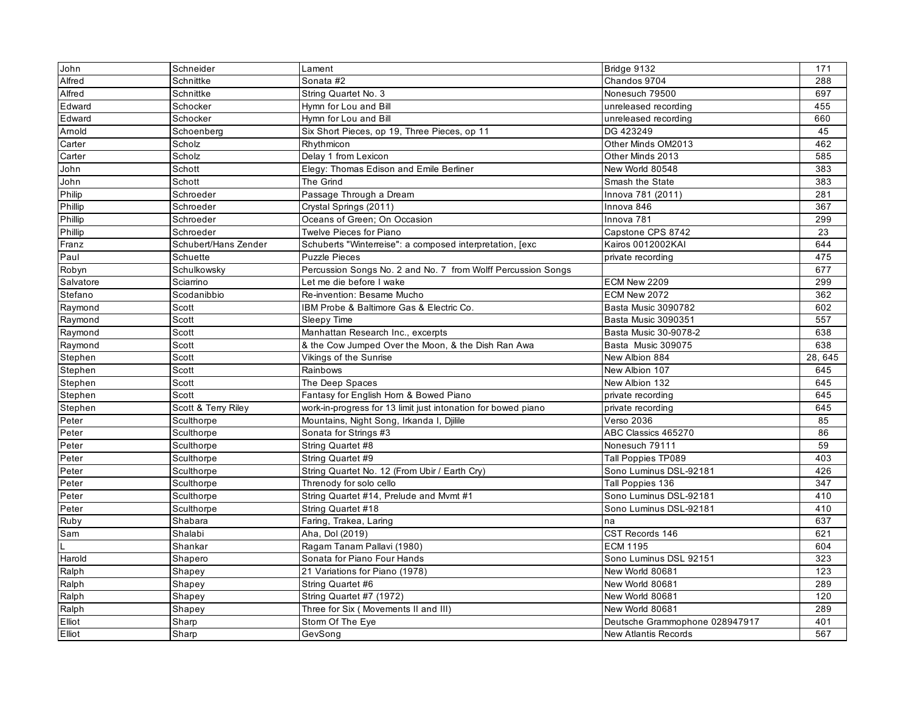| | | | | |
|---|---|---|---|---|
| John | Schneider | Lament | Bridge 9132 | 171 |
| Alfred | Schnittke | Sonata #2 | Chandos 9704 | 288 |
| Alfred | Schnittke | String Quartet No. 3 | Nonesuch 79500 | 697 |
| Edward | Schocker | Hymn for Lou and Bill | unreleased recording | 455 |
| Edward | Schocker | Hymn for Lou and Bill | unreleased recording | 660 |
| Arnold | Schoenberg | Six Short Pieces, op 19, Three Pieces, op 11 | DG 423249 | 45 |
| Carter | Scholz | Rhythmicon | Other Minds OM2013 | 462 |
| Carter | Scholz | Delay 1 from Lexicon | Other Minds 2013 | 585 |
| John | Schott | Elegy: Thomas Edison and Emile Berliner | New World 80548 | 383 |
| John | Schott | The Grind | Smash the State | 383 |
| Philip | Schroeder | Passage Through a Dream | Innova 781 (2011) | 281 |
| Phillip | Schroeder | Crystal Springs (2011) | Innova 846 | 367 |
| Phillip | Schroeder | Oceans of Green; On Occasion | Innova 781 | 299 |
| Phillip | Schroeder | Twelve Pieces for Piano | Capstone CPS 8742 | 23 |
| Franz | Schubert/Hans Zender | Schuberts "Winterreise": a composed interpretation, [exc | Kairos 0012002KAI | 644 |
| Paul | Schuette | Puzzle Pieces | private recording | 475 |
| Robyn | Schulkowsky | Percussion Songs No. 2 and No. 7 from Wolff Percussion Songs | | 677 |
| Salvatore | Sciarrino | Let me die before I wake | ECM New 2209 | 299 |
| Stefano | Scodanibbio | Re-invention: Besame Mucho | ECM New 2072 | 362 |
| Raymond | Scott | IBM Probe & Baltimore Gas & Electric Co. | Basta Music 3090782 | 602 |
| Raymond | Scott | Sleepy Time | Basta Music 3090351 | 557 |
| Raymond | Scott | Manhattan Research Inc., excerpts | Basta Music 30-9078-2 | 638 |
| Raymond | Scott | & the Cow Jumped Over the Moon, & the Dish Ran Awa | Basta Music 309075 | 638 |
| Stephen | Scott | Vikings of the Sunrise | New Albion 884 | 28, 645 |
| Stephen | Scott | Rainbows | New Albion 107 | 645 |
| Stephen | Scott | The Deep Spaces | New Albion 132 | 645 |
| Stephen | Scott | Fantasy for English Horn & Bowed Piano | private recording | 645 |
| Stephen | Scott & Terry Riley | work-in-progress for 13 limit just intonation for bowed piano | private recording | 645 |
| Peter | Sculthorpe | Mountains, Night Song, Irkanda I, Djilile | Verso 2036 | 85 |
| Peter | Sculthorpe | Sonata for Strings #3 | ABC Classics 465270 | 86 |
| Peter | Sculthorpe | String Quartet #8 | Nonesuch 79111 | 59 |
| Peter | Sculthorpe | String Quartet #9 | Tall Poppies TP089 | 403 |
| Peter | Sculthorpe | String Quartet No. 12 (From Ubir / Earth Cry) | Sono Luminus DSL-92181 | 426 |
| Peter | Sculthorpe | Threnody for solo cello | Tall Poppies 136 | 347 |
| Peter | Sculthorpe | String Quartet #14, Prelude and Mvmt #1 | Sono Luminus DSL-92181 | 410 |
| Peter | Sculthorpe | String Quartet #18 | Sono Luminus DSL-92181 | 410 |
| Ruby | Shabara | Faring, Trakea, Laring | na | 637 |
| Sam | Shalabi | Aha, Dol (2019) | CST Records 146 | 621 |
| L | Shankar | Ragam Tanam Pallavi (1980) | ECM 1195 | 604 |
| Harold | Shapero | Sonata for Piano Four Hands | Sono Luminus DSL 92151 | 323 |
| Ralph | Shapey | 21 Variations for Piano (1978) | New World 80681 | 123 |
| Ralph | Shapey | String Quartet #6 | New World 80681 | 289 |
| Ralph | Shapey | String Quartet #7 (1972) | New World 80681 | 120 |
| Ralph | Shapey | Three for Six ( Movements II and III) | New World 80681 | 289 |
| Elliot | Sharp | Storm Of The Eye | Deutsche Grammophone 028947917 | 401 |
| Elliot | Sharp | GevSong | New Atlantis Records | 567 |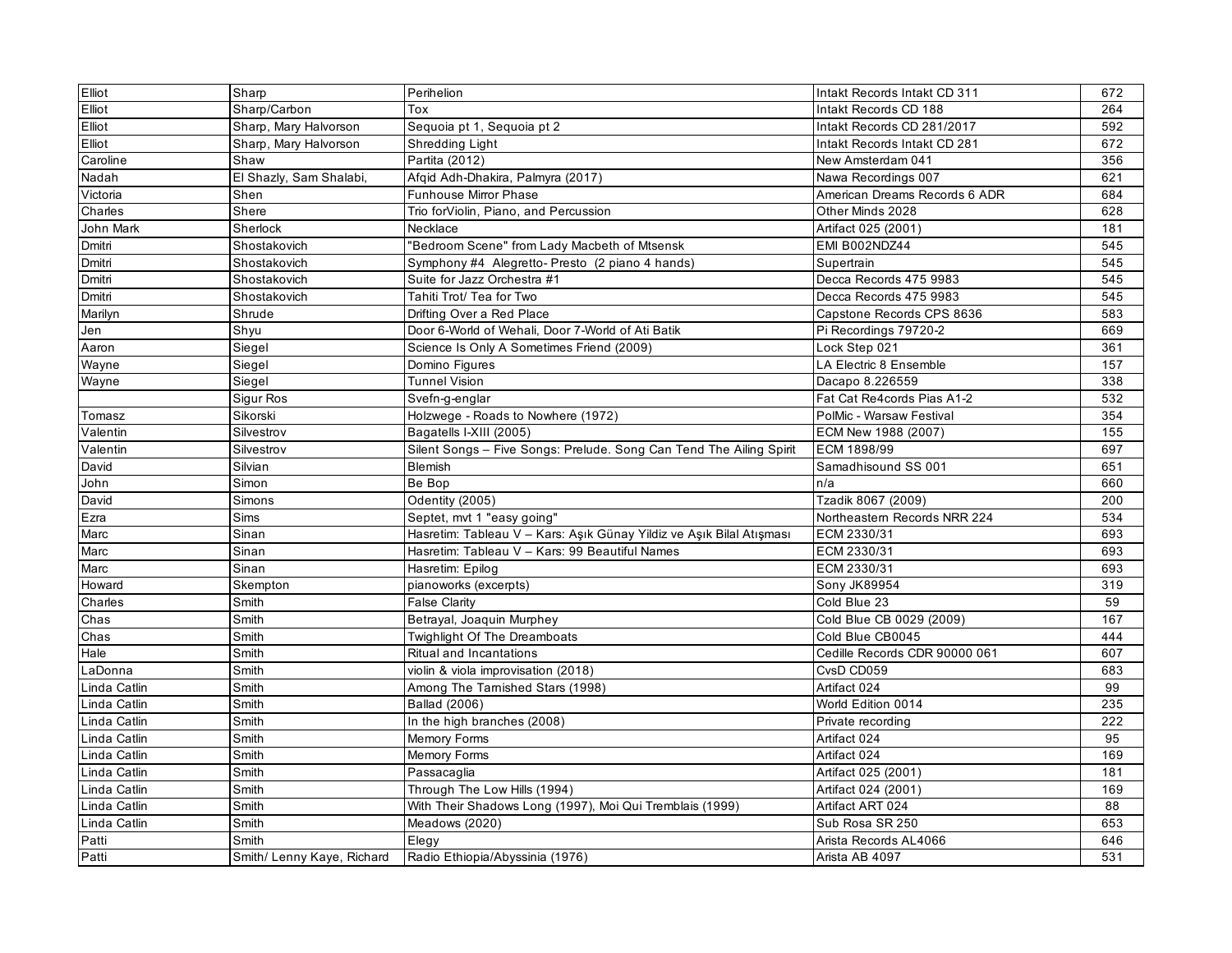| Elliot | Sharp | Perihelion | Intakt Records Intakt CD 311 | 672 |
|---|---|---|---|---|
| Elliot | Sharp/Carbon | Tox | Intakt Records CD 188 | 264 |
| Elliot | Sharp, Mary Halvorson | Sequoia pt 1, Sequoia pt 2 | Intakt Records CD 281/2017 | 592 |
| Elliot | Sharp, Mary Halvorson | Shredding Light | Intakt Records Intakt CD 281 | 672 |
| Caroline | Shaw | Partita (2012) | New Amsterdam 041 | 356 |
| Nadah | El Shazly, Sam Shalabi, | Afqid Adh-Dhakira, Palmyra (2017) | Nawa Recordings 007 | 621 |
| Victoria | Shen | Funhouse Mirror Phase | American Dreams Records 6 ADR | 684 |
| Charles | Shere | Trio forViolin, Piano, and Percussion | Other Minds 2028 | 628 |
| John Mark | Sherlock | Necklace | Artifact 025 (2001) | 181 |
| Dmitri | Shostakovich | "Bedroom Scene" from Lady Macbeth of Mtsensk | EMI B002NDZ44 | 545 |
| Dmitri | Shostakovich | Symphony #4 Alegretto- Presto (2 piano 4 hands) | Supertrain | 545 |
| Dmitri | Shostakovich | Suite for Jazz Orchestra #1 | Decca Records 475 9983 | 545 |
| Dmitri | Shostakovich | Tahiti Trot/ Tea for Two | Decca Records 475 9983 | 545 |
| Marilyn | Shrude | Drifting Over a Red Place | Capstone Records CPS 8636 | 583 |
| Jen | Shyu | Door 6-World of Wehali, Door 7-World of Ati Batik | Pi Recordings 79720-2 | 669 |
| Aaron | Siegel | Science Is Only A Sometimes Friend (2009) | Lock Step 021 | 361 |
| Wayne | Siegel | Domino Figures | LA Electric 8 Ensemble | 157 |
| Wayne | Siegel | Tunnel Vision | Dacapo 8.226559 | 338 |
| | Sigur Ros | Svefn-g-englar | Fat Cat Re4cords Pias A1-2 | 532 |
| Tomasz | Sikorski | Holzwege - Roads to Nowhere (1972) | PolMic - Warsaw Festival | 354 |
| Valentin | Silvestrov | Bagatells I-XIII (2005) | ECM New 1988 (2007) | 155 |
| Valentin | Silvestrov | Silent Songs – Five Songs: Prelude. Song Can Tend The Ailing Spirit | ECM 1898/99 | 697 |
| David | Silvian | Blemish | Samadhisound SS 001 | 651 |
| John | Simon | Be Bop | n/a | 660 |
| David | Simons | Odentity (2005) | Tzadik 8067 (2009) | 200 |
| Ezra | Sims | Septet, mvt 1 "easy going" | Northeastern Records NRR 224 | 534 |
| Marc | Sinan | Hasretim: Tableau V – Kars: Aşık Günay Yildiz ve Aşık Bilal Atışması | ECM 2330/31 | 693 |
| Marc | Sinan | Hasretim: Tableau V – Kars: 99 Beautiful Names | ECM 2330/31 | 693 |
| Marc | Sinan | Hasretim: Epilog | ECM 2330/31 | 693 |
| Howard | Skempton | pianoworks (excerpts) | Sony JK89954 | 319 |
| Charles | Smith | False Clarity | Cold Blue 23 | 59 |
| Chas | Smith | Betrayal, Joaquin Murphey | Cold Blue CB 0029 (2009) | 167 |
| Chas | Smith | Twighlight Of The Dreamboats | Cold Blue CB0045 | 444 |
| Hale | Smith | Ritual and Incantations | Cedille Records CDR 90000 061 | 607 |
| LaDonna | Smith | violin & viola improvisation (2018) | CvsD CD059 | 683 |
| Linda Catlin | Smith | Among The Tarnished Stars (1998) | Artifact 024 | 99 |
| Linda Catlin | Smith | Ballad (2006) | World Edition 0014 | 235 |
| Linda Catlin | Smith | In the high branches (2008) | Private recording | 222 |
| Linda Catlin | Smith | Memory Forms | Artifact 024 | 95 |
| Linda Catlin | Smith | Memory Forms | Artifact 024 | 169 |
| Linda Catlin | Smith | Passacaglia | Artifact 025 (2001) | 181 |
| Linda Catlin | Smith | Through The Low Hills (1994) | Artifact 024 (2001) | 169 |
| Linda Catlin | Smith | With Their Shadows Long (1997), Moi Qui Tremblais (1999) | Artifact ART 024 | 88 |
| Linda Catlin | Smith | Meadows (2020) | Sub Rosa SR 250 | 653 |
| Patti | Smith | Elegy | Arista Records AL4066 | 646 |
| Patti | Smith/ Lenny Kaye, Richard | Radio Ethiopia/Abyssinia (1976) | Arista AB 4097 | 531 |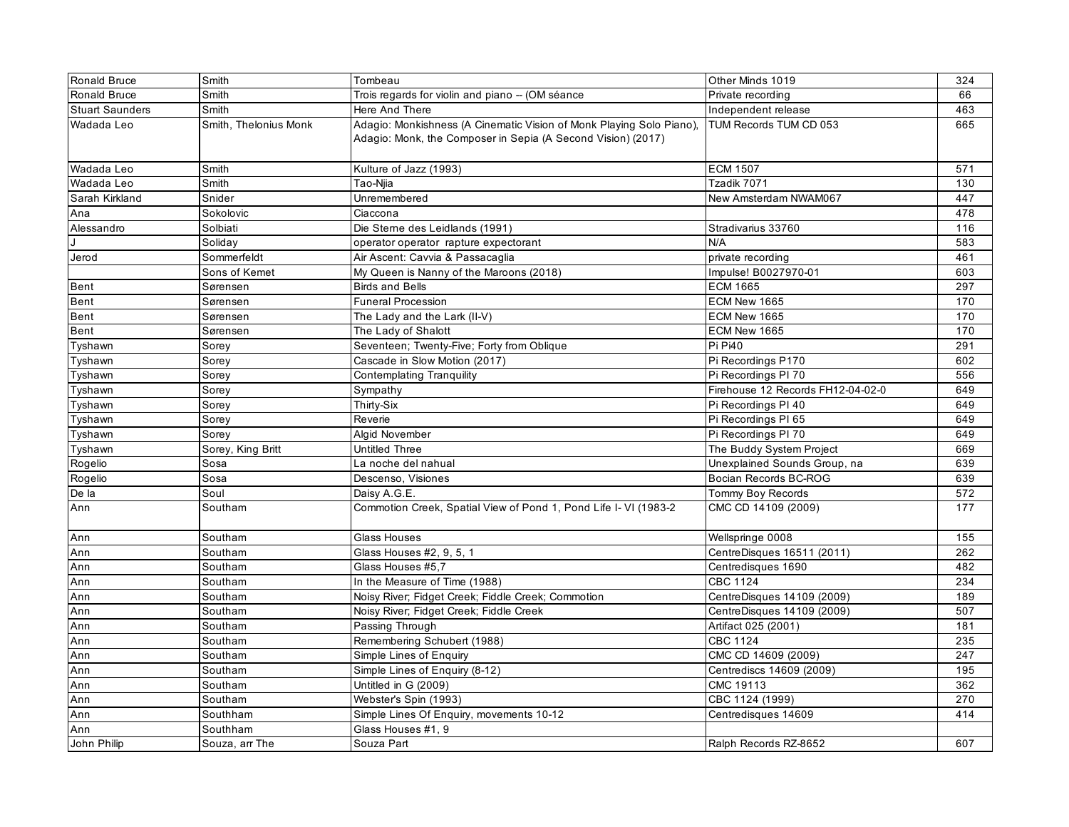| Ronald Bruce | Smith | Tombeau | Other Minds 1019 | 324 |
|---|---|---|---|---|
| Ronald Bruce | Smith | Trois regards for violin and piano -- (OM séance | Private recording | 66 |
| Stuart Saunders | Smith | Here And There | Independent release | 463 |
| Wadada Leo | Smith, Thelonius Monk | Adagio: Monkishness (A Cinematic Vision of Monk Playing Solo Piano), Adagio: Monk, the Composer in Sepia (A Second Vision) (2017) | TUM Records TUM CD 053 | 665 |
| Wadada Leo | Smith | Kulture of Jazz (1993) | ECM 1507 | 571 |
| Wadada Leo | Smith | Tao-Njia | Tzadik 7071 | 130 |
| Sarah Kirkland | Snider | Unremembered | New Amsterdam NWAM067 | 447 |
| Ana | Sokolovic | Ciaccona | | 478 |
| Alessandro | Solbiati | Die Sterne des Leidlands (1991) | Stradivarius 33760 | 116 |
| J | Soliday | operator operator rapture expectorant | N/A | 583 |
| Jerod | Sommerfeldt | Air Ascent: Cavvia & Passacaglia | private recording | 461 |
| | Sons of Kemet | My Queen is Nanny of the Maroons (2018) | Impulse! B0027970-01 | 603 |
| Bent | Sørensen | Birds and Bells | ECM 1665 | 297 |
| Bent | Sørensen | Funeral Procession | ECM New 1665 | 170 |
| Bent | Sørensen | The Lady and the Lark (II-V) | ECM New 1665 | 170 |
| Bent | Sørensen | The Lady of Shalott | ECM New 1665 | 170 |
| Tyshawn | Sorey | Seventeen; Twenty-Five; Forty from Oblique | Pi Pi40 | 291 |
| Tyshawn | Sorey | Cascade in Slow Motion (2017) | Pi Recordings P170 | 602 |
| Tyshawn | Sorey | Contemplating Tranquility | Pi Recordings PI 70 | 556 |
| Tyshawn | Sorey | Sympathy | Firehouse 12 Records FH12-04-02-0 | 649 |
| Tyshawn | Sorey | Thirty-Six | Pi Recordings PI 40 | 649 |
| Tyshawn | Sorey | Reverie | Pi Recordings PI 65 | 649 |
| Tyshawn | Sorey | Algid November | Pi Recordings PI 70 | 649 |
| Tyshawn | Sorey, King Britt | Untitled Three | The Buddy System Project | 669 |
| Rogelio | Sosa | La noche del nahual | Unexplained Sounds Group, na | 639 |
| Rogelio | Sosa | Descenso, Visiones | Bocian Records BC-ROG | 639 |
| De la | Soul | Daisy A.G.E. | Tommy Boy Records | 572 |
| Ann | Southam | Commotion Creek, Spatial View of Pond 1, Pond Life I- VI (1983-2 | CMC CD 14109 (2009) | 177 |
| Ann | Southam | Glass Houses | Wellspringe 0008 | 155 |
| Ann | Southam | Glass Houses #2, 9, 5, 1 | CentreDisques 16511 (2011) | 262 |
| Ann | Southam | Glass Houses #5,7 | Centredisques 1690 | 482 |
| Ann | Southam | In the Measure of Time (1988) | CBC 1124 | 234 |
| Ann | Southam | Noisy River; Fidget Creek; Fiddle Creek; Commotion | CentreDisques 14109 (2009) | 189 |
| Ann | Southam | Noisy River; Fidget Creek; Fiddle Creek | CentreDisques 14109 (2009) | 507 |
| Ann | Southam | Passing Through | Artifact 025 (2001) | 181 |
| Ann | Southam | Remembering Schubert (1988) | CBC 1124 | 235 |
| Ann | Southam | Simple Lines of Enquiry | CMC CD 14609 (2009) | 247 |
| Ann | Southam | Simple Lines of Enquiry (8-12) | Centrediscs 14609 (2009) | 195 |
| Ann | Southam | Untitled in G (2009) | CMC 19113 | 362 |
| Ann | Southam | Webster's Spin (1993) | CBC 1124 (1999) | 270 |
| Ann | Southham | Simple Lines Of Enquiry, movements 10-12 | Centredisques 14609 | 414 |
| Ann | Southham | Glass Houses #1, 9 | | |
| John Philip | Souza, arr The | Souza Part | Ralph Records RZ-8652 | 607 |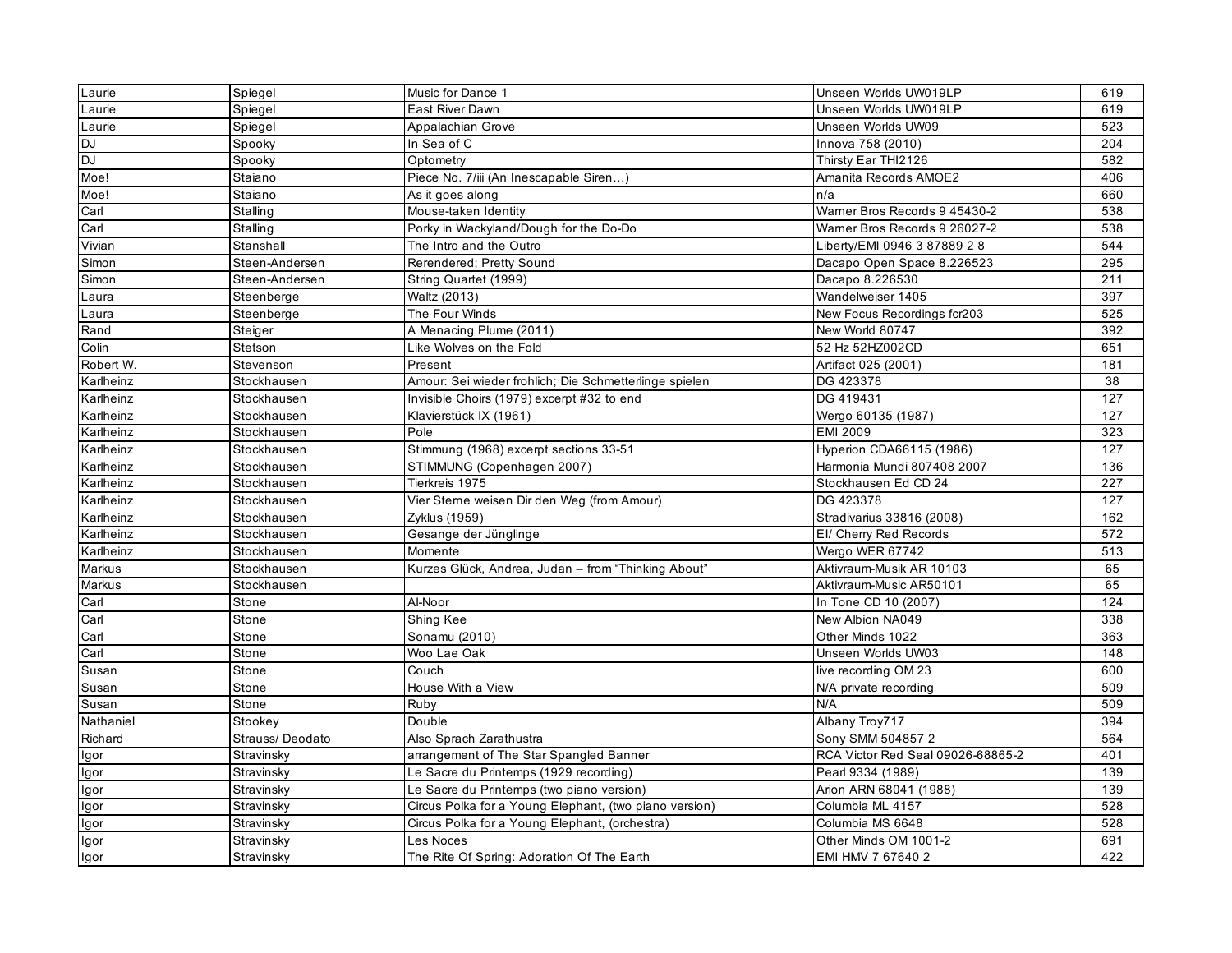| Laurie | Spiegel | Music for Dance 1 | Unseen Worlds UW019LP | 619 |
|---|---|---|---|---|
| Laurie | Spiegel | East River Dawn | Unseen Worlds UW019LP | 619 |
| Laurie | Spiegel | Appalachian Grove | Unseen Worlds UW09 | 523 |
| DJ | Spooky | In Sea of C | Innova 758 (2010) | 204 |
| DJ | Spooky | Optometry | Thirsty Ear THI2126 | 582 |
| Moe! | Staiano | Piece No. 7/iii (An Inescapable Siren…) | Amanita Records AMOE2 | 406 |
| Moe! | Staiano | As it goes along | n/a | 660 |
| Carl | Stalling | Mouse-taken Identity | Warner Bros Records 9 45430-2 | 538 |
| Carl | Stalling | Porky in Wackyland/Dough for the Do-Do | Warner Bros Records 9 26027-2 | 538 |
| Vivian | Stanshall | The Intro and the Outro | Liberty/EMI 0946 3 87889 2 8 | 544 |
| Simon | Steen-Andersen | Rerendered; Pretty Sound | Dacapo Open Space 8.226523 | 295 |
| Simon | Steen-Andersen | String Quartet (1999) | Dacapo 8.226530 | 211 |
| Laura | Steenberge | Waltz (2013) | Wandelweiser 1405 | 397 |
| Laura | Steenberge | The Four Winds | New Focus Recordings fcr203 | 525 |
| Rand | Steiger | A Menacing Plume (2011) | New World 80747 | 392 |
| Colin | Stetson | Like Wolves on the Fold | 52 Hz 52HZ002CD | 651 |
| Robert W. | Stevenson | Present | Artifact 025 (2001) | 181 |
| Karlheinz | Stockhausen | Amour: Sei wieder frohlich; Die Schmetterlinge spielen | DG 423378 | 38 |
| Karlheinz | Stockhausen | Invisible Choirs (1979) excerpt #32 to end | DG 419431 | 127 |
| Karlheinz | Stockhausen | Klavierstück IX (1961) | Wergo 60135 (1987) | 127 |
| Karlheinz | Stockhausen | Pole | EMI 2009 | 323 |
| Karlheinz | Stockhausen | Stimmung (1968) excerpt sections 33-51 | Hyperion CDA66115 (1986) | 127 |
| Karlheinz | Stockhausen | STIMMUNG (Copenhagen 2007) | Harmonia Mundi 807408 2007 | 136 |
| Karlheinz | Stockhausen | Tierkreis 1975 | Stockhausen Ed CD 24 | 227 |
| Karlheinz | Stockhausen | Vier Sterne weisen Dir den Weg (from Amour) | DG 423378 | 127 |
| Karlheinz | Stockhausen | Zyklus (1959) | Stradivarius 33816 (2008) | 162 |
| Karlheinz | Stockhausen | Gesange der Jünglinge | El/ Cherry Red Records | 572 |
| Karlheinz | Stockhausen | Momente | Wergo WER 67742 | 513 |
| Markus | Stockhausen | Kurzes Glück, Andrea, Judan – from "Thinking About" | Aktivraum-Musik AR 10103 | 65 |
| Markus | Stockhausen | | Aktivraum-Music AR50101 | 65 |
| Carl | Stone | Al-Noor | In Tone CD 10 (2007) | 124 |
| Carl | Stone | Shing Kee | New Albion NA049 | 338 |
| Carl | Stone | Sonamu (2010) | Other Minds 1022 | 363 |
| Carl | Stone | Woo Lae Oak | Unseen Worlds UW03 | 148 |
| Susan | Stone | Couch | live recording OM 23 | 600 |
| Susan | Stone | House With a View | N/A private recording | 509 |
| Susan | Stone | Ruby | N/A | 509 |
| Nathaniel | Stookey | Double | Albany Troy717 | 394 |
| Richard | Strauss/ Deodato | Also Sprach Zarathustra | Sony SMM 504857 2 | 564 |
| Igor | Stravinsky | arrangement of The Star Spangled Banner | RCA Victor Red Seal 09026-68865-2 | 401 |
| Igor | Stravinsky | Le Sacre du Printemps (1929 recording) | Pearl 9334 (1989) | 139 |
| Igor | Stravinsky | Le Sacre du Printemps (two piano version) | Arion ARN 68041 (1988) | 139 |
| Igor | Stravinsky | Circus Polka for a Young Elephant, (two piano version) | Columbia ML 4157 | 528 |
| Igor | Stravinsky | Circus Polka for a Young Elephant, (orchestra) | Columbia MS 6648 | 528 |
| Igor | Stravinsky | Les Noces | Other Minds OM 1001-2 | 691 |
| Igor | Stravinsky | The Rite Of Spring: Adoration Of The Earth | EMI HMV 7 67640 2 | 422 |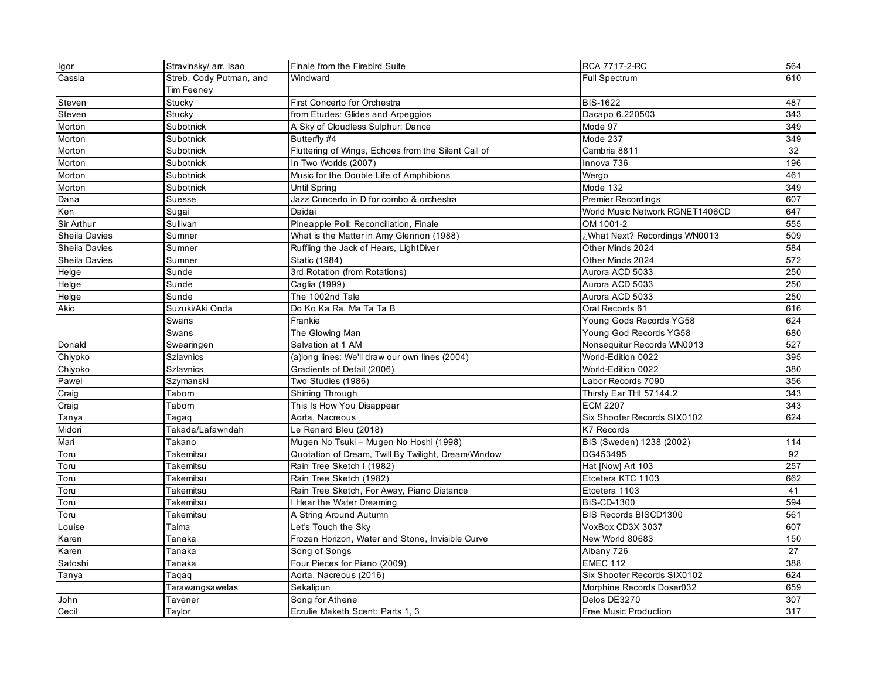| | | | | |
|---|---|---|---|---|
| Igor | Stravinsky/ arr. Isao | Finale from the Firebird Suite | RCA 7717-2-RC | 564 |
| Cassia | Streb, Cody Putman, and Tim Feeney | Windward | Full Spectrum | 610 |
| Steven | Stucky | First Concerto for Orchestra | BIS-1622 | 487 |
| Steven | Stucky | from Etudes: Glides and Arpeggios | Dacapo 6.220503 | 343 |
| Morton | Subotnick | A Sky of Cloudless Sulphur: Dance | Mode 97 | 349 |
| Morton | Subotnick | Butterfly #4 | Mode 237 | 349 |
| Morton | Subotnick | Fluttering of Wings, Echoes from the Silent Call of | Cambria 8811 | 32 |
| Morton | Subotnick | In Two Worlds (2007) | Innova 736 | 196 |
| Morton | Subotnick | Music for the Double Life of Amphibions | Wergo | 461 |
| Morton | Subotnick | Until Spring | Mode 132 | 349 |
| Dana | Suesse | Jazz Concerto in D for combo & orchestra | Premier Recordings | 607 |
| Ken | Sugai | Daidai | World Music Network RGNET1406CD | 647 |
| Sir Arthur | Sullivan | Pineapple Poll: Reconciliation, Finale | OM 1001-2 | 555 |
| Sheila Davies | Sumner | What is the Matter in Amy Glennon (1988) | ¿What Next? Recordings WN0013 | 509 |
| Sheila Davies | Sumner | Ruffling the Jack of Hears, LightDiver | Other Minds 2024 | 584 |
| Sheila Davies | Sumner | Static (1984) | Other Minds 2024 | 572 |
| Helge | Sunde | 3rd Rotation (from Rotations) | Aurora ACD 5033 | 250 |
| Helge | Sunde | Caglia (1999) | Aurora ACD 5033 | 250 |
| Helge | Sunde | The 1002nd Tale | Aurora ACD 5033 | 250 |
| Akio | Suzuki/Aki Onda | Do Ko Ka Ra, Ma Ta Ta B | Oral Records 61 | 616 |
| | Swans | Frankie | Young Gods Records YG58 | 624 |
| | Swans | The Glowing Man | Young God Records YG58 | 680 |
| Donald | Swearingen | Salvation at 1 AM | Nonsequitur Records WN0013 | 527 |
| Chiyoko | Szlavnics | (a)long lines: We'll draw our own lines (2004) | World-Edition 0022 | 395 |
| Chiyoko | Szlavnics | Gradients of Detail (2006) | World-Edition 0022 | 380 |
| Pawel | Szymanski | Two Studies (1986) | Labor Records 7090 | 356 |
| Craig | Taborn | Shining Through | Thirsty Ear THI 57144.2 | 343 |
| Craig | Taborn | This Is How You Disappear | ECM 2207 | 343 |
| Tanya | Tagaq | Aorta, Nacreous | Six Shooter Records SIX0102 | 624 |
| Midori | Takada/Lafawndah | Le Renard Bleu (2018) | K7 Records | |
| Mari | Takano | Mugen No Tsuki – Mugen No Hoshi (1998) | BIS (Sweden) 1238 (2002) | 114 |
| Toru | Takemitsu | Quotation of Dream, Twill By Twilight, Dream/Window | DG453495 | 92 |
| Toru | Takemitsu | Rain Tree Sketch I (1982) | Hat [Now] Art 103 | 257 |
| Toru | Takemitsu | Rain Tree Sketch (1982) | Etcetera KTC 1103 | 662 |
| Toru | Takemitsu | Rain Tree Sketch, For Away, Piano Distance | Etcetera 1103 | 41 |
| Toru | Takemitsu | I Hear the Water Dreaming | BIS-CD-1300 | 594 |
| Toru | Takemitsu | A String Around Autumn | BIS Records BISCD1300 | 561 |
| Louise | Talma | Let's Touch the Sky | VoxBox CD3X 3037 | 607 |
| Karen | Tanaka | Frozen Horizon, Water and Stone, Invisible Curve | New World 80683 | 150 |
| Karen | Tanaka | Song of Songs | Albany 726 | 27 |
| Satoshi | Tanaka | Four Pieces for Piano (2009) | EMEC 112 | 388 |
| Tanya | Taqaq | Aorta, Nacreous (2016) | Six Shooter Records SIX0102 | 624 |
| | Tarawangsawelas | Sekalipun | Morphine Records Doser032 | 659 |
| John | Tavener | Song for Athene | Delos DE3270 | 307 |
| Cecil | Taylor | Erzulie Maketh Scent: Parts 1, 3 | Free Music Production | 317 |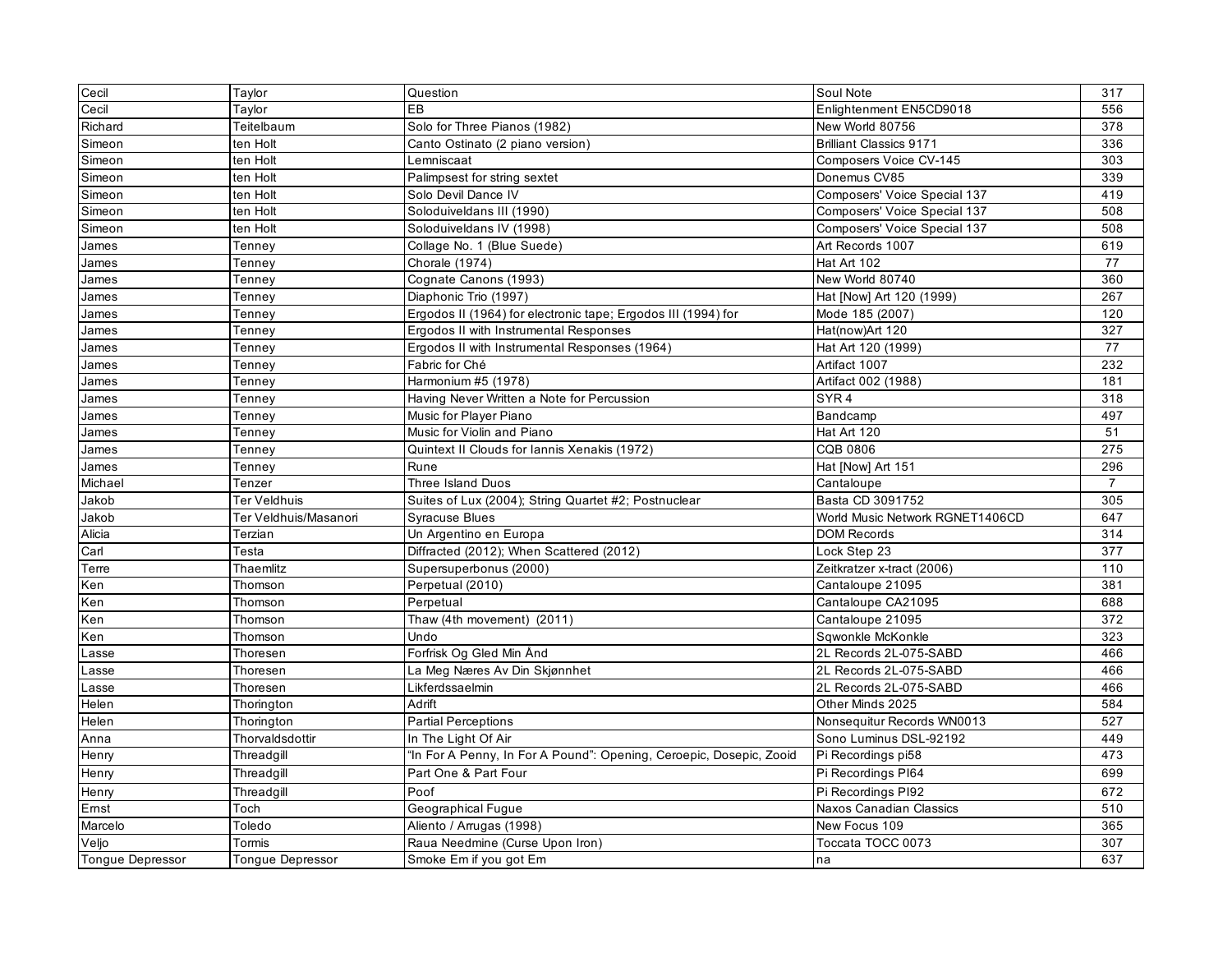| Cecil | Taylor | Question | Soul Note | 317 |
|---|---|---|---|---|
| Cecil | Taylor | EB | Enlightenment EN5CD9018 | 556 |
| Richard | Teitelbaum | Solo for Three Pianos (1982) | New World 80756 | 378 |
| Simeon | ten Holt | Canto Ostinato (2 piano version) | Brilliant Classics 9171 | 336 |
| Simeon | ten Holt | Lemniscaat | Composers Voice CV-145 | 303 |
| Simeon | ten Holt | Palimpsest for string sextet | Donemus CV85 | 339 |
| Simeon | ten Holt | Solo Devil Dance IV | Composers' Voice Special 137 | 419 |
| Simeon | ten Holt | Soloduiveldans III (1990) | Composers' Voice Special 137 | 508 |
| Simeon | ten Holt | Soloduiveldans IV (1998) | Composers' Voice Special 137 | 508 |
| James | Tenney | Collage No. 1 (Blue Suede) | Art Records 1007 | 619 |
| James | Tenney | Chorale (1974) | Hat Art 102 | 77 |
| James | Tenney | Cognate Canons (1993) | New World 80740 | 360 |
| James | Tenney | Diaphonic Trio (1997) | Hat [Now] Art 120 (1999) | 267 |
| James | Tenney | Ergodos II (1964) for electronic tape; Ergodos III (1994) for | Mode 185 (2007) | 120 |
| James | Tenney | Ergodos II with Instrumental Responses | Hat(now)Art 120 | 327 |
| James | Tenney | Ergodos II with Instrumental Responses (1964) | Hat Art 120 (1999) | 77 |
| James | Tenney | Fabric for Ché | Artifact 1007 | 232 |
| James | Tenney | Harmonium #5 (1978) | Artifact 002 (1988) | 181 |
| James | Tenney | Having Never Written a Note for Percussion | SYR 4 | 318 |
| James | Tenney | Music for Player Piano | Bandcamp | 497 |
| James | Tenney | Music for Violin and Piano | Hat Art 120 | 51 |
| James | Tenney | Quintext II Clouds for Iannis Xenakis (1972) | CQB 0806 | 275 |
| James | Tenney | Rune | Hat [Now] Art 151 | 296 |
| Michael | Tenzer | Three Island Duos | Cantaloupe | 7 |
| Jakob | Ter Veldhuis | Suites of Lux (2004); String Quartet #2; Postnuclear | Basta CD 3091752 | 305 |
| Jakob | Ter Veldhuis/Masanori | Syracuse Blues | World Music Network RGNET1406CD | 647 |
| Alicia | Terzian | Un Argentino en Europa | DOM Records | 314 |
| Carl | Testa | Diffracted (2012); When Scattered (2012) | Lock Step 23 | 377 |
| Terre | Thaemlitz | Supersuperbonus (2000) | Zeitkratzer x-tract (2006) | 110 |
| Ken | Thomson | Perpetual (2010) | Cantaloupe 21095 | 381 |
| Ken | Thomson | Perpetual | Cantaloupe CA21095 | 688 |
| Ken | Thomson | Thaw (4th movement) (2011) | Cantaloupe 21095 | 372 |
| Ken | Thomson | Undo | Sqwonkle McKonkle | 323 |
| Lasse | Thoresen | Forfrisk Og Gled Min Ånd | 2L Records 2L-075-SABD | 466 |
| Lasse | Thoresen | La Meg Næres Av Din Skjønnhet | 2L Records 2L-075-SABD | 466 |
| Lasse | Thoresen | Likferdssaelmin | 2L Records 2L-075-SABD | 466 |
| Helen | Thorington | Adrift | Other Minds 2025 | 584 |
| Helen | Thorington | Partial Perceptions | Nonsequitur Records WN0013 | 527 |
| Anna | Thorvaldsdottir | In The Light Of Air | Sono Luminus DSL-92192 | 449 |
| Henry | Threadgill | "In For A Penny, In For A Pound": Opening, Ceroepic, Dosepic, Zooid | Pi Recordings pi58 | 473 |
| Henry | Threadgill | Part One & Part Four | Pi Recordings PI64 | 699 |
| Henry | Threadgill | Poof | Pi Recordings PI92 | 672 |
| Ernst | Toch | Geographical Fugue | Naxos Canadian Classics | 510 |
| Marcelo | Toledo | Aliento / Arrugas (1998) | New Focus 109 | 365 |
| Veljo | Tormis | Raua Needmine (Curse Upon Iron) | Toccata TOCC 0073 | 307 |
| Tongue Depressor | Tongue Depressor | Smoke Em if you got Em | na | 637 |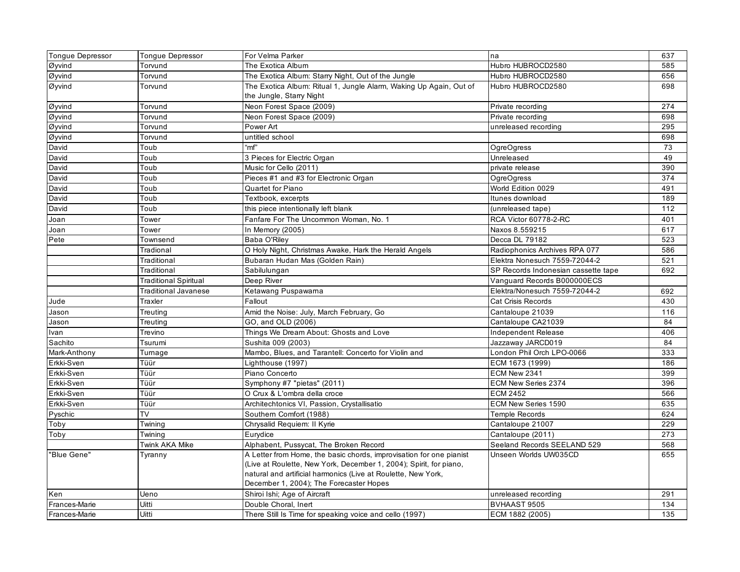| Tongue Depressor | Tongue Depressor | For Velma Parker | na | 637 |
|---|---|---|---|---|
| Øyvind | Torvund | The Exotica Album | Hubro HUBROCD2580 | 585 |
| Øyvind | Torvund | The Exotica Album: Starry Night, Out of the Jungle | Hubro HUBROCD2580 | 656 |
| Øyvind | Torvund | The Exotica Album: Ritual 1, Jungle Alarm, Waking Up Again, Out of the Jungle, Starry Night | Hubro HUBROCD2580 | 698 |
| Øyvind | Torvund | Neon Forest Space (2009) | Private recording | 274 |
| Øyvind | Torvund | Neon Forest Space (2009) | Private recording | 698 |
| Øyvind | Torvund | Power Art | unreleased recording | 295 |
| Øyvind | Torvund | untitled school | | 698 |
| David | Toub | “mf” | OgreOgress | 73 |
| David | Toub | 3 Pieces for Electric Organ | Unreleased | 49 |
| David | Toub | Music for Cello (2011) | private release | 390 |
| David | Toub | Pieces #1 and #3 for Electronic Organ | OgreOgress | 374 |
| David | Toub | Quartet for Piano | World Edition 0029 | 491 |
| David | Toub | Textbook, excerpts | Itunes download | 189 |
| David | Toub | this piece intentionally left blank | (unreleased tape) | 112 |
| Joan | Tower | Fanfare For The Uncommon Woman, No. 1 | RCA Victor 60778-2-RC | 401 |
| Joan | Tower | In Memory (2005) | Naxos 8.559215 | 617 |
| Pete | Townsend | Baba O'Riley | Decca DL 79182 | 523 |
| | Tradional | O Holy Night, Christmas Awake, Hark the Herald Angels | Radiophonics Archives RPA 077 | 586 |
| | Traditional | Bubaran Hudan Mas (Golden Rain) | Elektra Nonesuch 7559-72044-2 | 521 |
| | Traditional | Sabilulungan | SP Records Indonesian cassette tape | 692 |
| | Traditional Spiritual | Deep River | Vanguard Records B000000ECS | |
| | Traditional Javanese | Ketawang Puspawarna | Elektra/Nonesuch 7559-72044-2 | 692 |
| Jude | Traxler | Fallout | Cat Crisis Records | 430 |
| Jason | Treuting | Amid the Noise: July, March February, Go | Cantaloupe 21039 | 116 |
| Jason | Treuting | GO, and OLD (2006) | Cantaloupe CA21039 | 84 |
| Ivan | Trevino | Things We Dream About: Ghosts and Love | Independent Release | 406 |
| Sachito | Tsurumi | Sushita 009 (2003) | Jazzaway JARCD019 | 84 |
| Mark-Anthony | Turnage | Mambo, Blues, and Tarantell: Concerto for Violin and | London Phil Orch LPO-0066 | 333 |
| Erkki-Sven | Tüür | Lighthouse (1997) | ECM 1673 (1999) | 186 |
| Erkki-Sven | Tüür | Piano Concerto | ECM New 2341 | 399 |
| Erkki-Sven | Tüür | Symphony #7 "pietas" (2011) | ECM New Series 2374 | 396 |
| Erkki-Sven | Tüür | O Crux & L'ombra della croce | ECM 2452 | 566 |
| Erkki-Sven | Tüür | Architechtonics VI, Passion, Crystallisatio | ECM New Series 1590 | 635 |
| Pyschic | TV | Southern Comfort (1988) | Temple Records | 624 |
| Toby | Twining | Chrysalid Requiem: II Kyrie | Cantaloupe 21007 | 229 |
| Toby | Twining | Eurydice | Cantaloupe (2011) | 273 |
| | Twink AKA Mike | Alphabent, Pussycat, The Broken Record | Seeland Records SEELAND 529 | 568 |
| "Blue Gene" | Tyranny | A Letter from Home, the basic chords, improvisation for one pianist (Live at Roulette, New York, December 1, 2004); Spirit, for piano, natural and artificial harmonics (Live at Roulette, New York, December 1, 2004); The Forecaster Hopes | Unseen Worlds UW035CD | 655 |
| Ken | Ueno | Shiroi Ishi; Age of Aircraft | unreleased recording | 291 |
| Frances-Marie | Uitti | Double Choral, Inert | BVHAAST 9505 | 134 |
| Frances-Marie | Uitti | There Still Is Time for speaking voice and cello (1997) | ECM 1882 (2005) | 135 |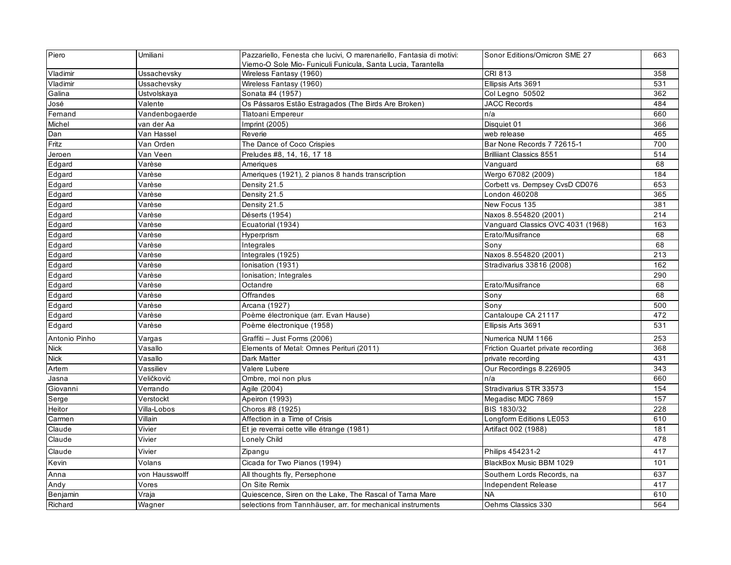| Piero | Umiliani | Pazzariello, Fenesta che lucivi, O marenariello, Fantasia di motivi: Vierno-O Sole Mio- Funiculi Funicula, Santa Lucia, Tarantella | Sonor Editions/Omicron SME 27 | 663 |
|---|---|---|---|---|
| Vladimir | Ussachevsky | Wireless Fantasy (1960) | CRI 813 | 358 |
| Vladimir | Ussachevsky | Wireless Fantasy (1960) | Ellipsis Arts 3691 | 531 |
| Galina | Ustvolskaya | Sonata #4 (1957) | Col Legno 50502 | 362 |
| José | Valente | Os Pássaros Estão Estragados (The Birds Are Broken) | JACC Records | 484 |
| Fernand | Vandenbogaerde | Tlatoani Empereur | n/a | 660 |
| Michel | van der Aa | Imprint (2005) | Disquiet 01 | 366 |
| Dan | Van Hassel | Reverie | web release | 465 |
| Fritz | Van Orden | The Dance of Coco Crispies | Bar None Records 7 72615-1 | 700 |
| Jeroen | Van Veen | Preludes #8, 14, 16, 17 18 | Brilliant Classics 8551 | 514 |
| Edgard | Varèse | Ameriques | Vanguard | 68 |
| Edgard | Varèse | Ameriques (1921), 2 pianos 8 hands transcription | Wergo 67082 (2009) | 184 |
| Edgard | Varèse | Density 21.5 | Corbett vs. Dempsey CvsD CD076 | 653 |
| Edgard | Varèse | Density 21.5 | London 460208 | 365 |
| Edgard | Varèse | Density 21.5 | New Focus 135 | 381 |
| Edgard | Varèse | Déserts (1954) | Naxos 8.554820 (2001) | 214 |
| Edgard | Varèse | Ecuatorial (1934) | Vanguard Classics OVC 4031 (1968) | 163 |
| Edgard | Varèse | Hyperprism | Erato/Musifrance | 68 |
| Edgard | Varèse | Integrales | Sony | 68 |
| Edgard | Varèse | Integrales (1925) | Naxos 8.554820 (2001) | 213 |
| Edgard | Varèse | Ionisation (1931) | Stradivarius 33816 (2008) | 162 |
| Edgard | Varèse | Ionisation; Integrales | | 290 |
| Edgard | Varèse | Octandre | Erato/Musifrance | 68 |
| Edgard | Varèse | Offrandes | Sony | 68 |
| Edgard | Varèse | Arcana (1927) | Sony | 500 |
| Edgard | Varèse | Poème électronique (arr. Evan Hause) | Cantaloupe CA 21117 | 472 |
| Edgard | Varèse | Poème électronique (1958) | Ellipsis Arts 3691 | 531 |
| Antonio Pinho | Vargas | Graffiti – Just Forms (2006) | Numerica NUM 1166 | 253 |
| Nick | Vasallo | Elements of Metal: Omnes Perituri (2011) | Friction Quartet private recording | 368 |
| Nick | Vasallo | Dark Matter | private recording | 431 |
| Artem | Vassiliev | Valere Lubere | Our Recordings 8.226905 | 343 |
| Jasna | Veličković | Ombre, moi non plus | n/a | 660 |
| Giovanni | Verrando | Agile (2004) | Stradivarius STR 33573 | 154 |
| Serge | Verstockt | Apeiron (1993) | Megadisc MDC 7869 | 157 |
| Heitor | Villa-Lobos | Choros #8 (1925) | BIS 1830/32 | 228 |
| Carmen | Villain | Affection in a Time of Crisis | Longform Editions LE053 | 610 |
| Claude | Vivier | Et je reverrai cette ville étrange (1981) | Artifact 002 (1988) | 181 |
| Claude | Vivier | Lonely Child | | 478 |
| Claude | Vivier | Zipangu | Philips 454231-2 | 417 |
| Kevin | Volans | Cicada for Two Pianos (1994) | BlackBox Music BBM 1029 | 101 |
| Anna | von Hausswolff | All thoughts fly, Persephone | Southern Lords Records, na | 637 |
| Andy | Vores | On Site Remix | Independent Release | 417 |
| Benjamin | Vraja | Quiescence, Siren on the Lake, The Rascal of Tarna Mare | NA | 610 |
| Richard | Wagner | selections from Tannhäuser, arr. for mechanical instruments | Oehms Classics 330 | 564 |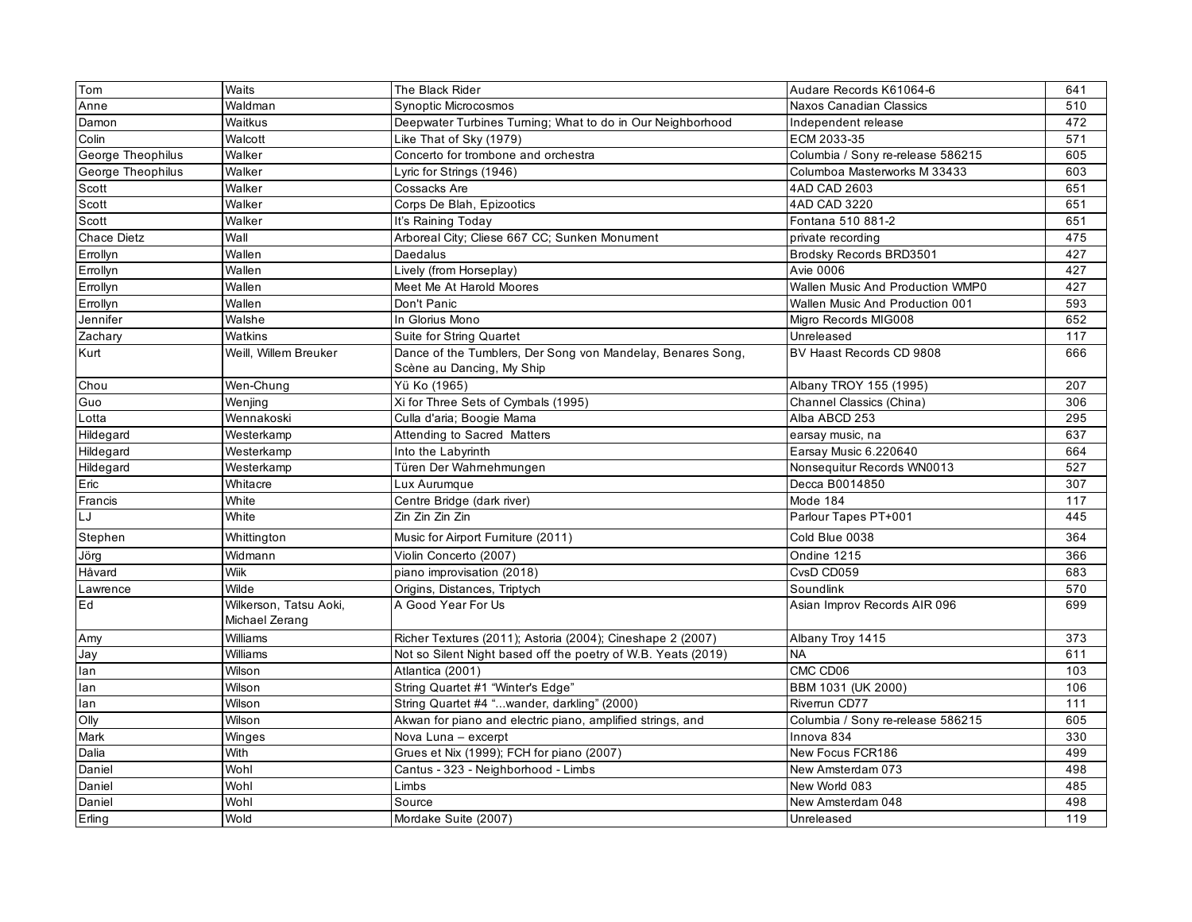| | | | | |
|---|---|---|---|---|
| Tom | Waits | The Black Rider | Audare Records K61064-6 | 641 |
| Anne | Waldman | Synoptic Microcosmos | Naxos Canadian Classics | 510 |
| Damon | Waitkus | Deepwater Turbines Turning; What to do in Our Neighborhood | Independent release | 472 |
| Colin | Walcott | Like That of Sky (1979) | ECM 2033-35 | 571 |
| George Theophilus | Walker | Concerto for trombone and orchestra | Columbia / Sony re-release 586215 | 605 |
| George Theophilus | Walker | Lyric for Strings (1946) | Columboa Masterworks M 33433 | 603 |
| Scott | Walker | Cossacks Are | 4AD CAD 2603 | 651 |
| Scott | Walker | Corps De Blah, Epizootics | 4AD CAD 3220 | 651 |
| Scott | Walker | It's Raining Today | Fontana 510 881-2 | 651 |
| Chace Dietz | Wall | Arboreal City; Cliese 667 CC; Sunken Monument | private recording | 475 |
| Errollyn | Wallen | Daedalus | Brodsky Records BRD3501 | 427 |
| Errollyn | Wallen | Lively (from Horseplay) | Avie 0006 | 427 |
| Errollyn | Wallen | Meet Me At Harold Moores | Wallen Music And Production WMP0 | 427 |
| Errollyn | Wallen | Don't Panic | Wallen Music And Production 001 | 593 |
| Jennifer | Walshe | In Glorius Mono | Migro Records MIG008 | 652 |
| Zachary | Watkins | Suite for String Quartet | Unreleased | 117 |
| Kurt | Weill, Willem Breuker | Dance of the Tumblers, Der Song von Mandelay, Benares Song, Scène au Dancing, My Ship | BV Haast Records CD 9808 | 666 |
| Chou | Wen-Chung | Yü Ko (1965) | Albany TROY 155 (1995) | 207 |
| Guo | Wenjing | Xi for Three Sets of Cymbals (1995) | Channel Classics (China) | 306 |
| Lotta | Wennakoski | Culla d'aria; Boogie Mama | Alba ABCD 253 | 295 |
| Hildegard | Westerkamp | Attending to Sacred Matters | earsay music, na | 637 |
| Hildegard | Westerkamp | Into the Labyrinth | Earsay Music 6.220640 | 664 |
| Hildegard | Westerkamp | Türen Der Wahrnehmungen | Nonsequitur Records WN0013 | 527 |
| Eric | Whitacre | Lux Aurumque | Decca B0014850 | 307 |
| Francis | White | Centre Bridge (dark river) | Mode 184 | 117 |
| LJ | White | Zin Zin Zin Zin | Parlour Tapes PT+001 | 445 |
| Stephen | Whittington | Music for Airport Furniture (2011) | Cold Blue 0038 | 364 |
| Jörg | Widmann | Violin Concerto (2007) | Ondine 1215 | 366 |
| Håvard | Wiik | piano improvisation (2018) | CvsD CD059 | 683 |
| Lawrence | Wilde | Origins, Distances, Triptych | Soundlink | 570 |
| Ed | Wilkerson, Tatsu Aoki, Michael Zerang | A Good Year For Us | Asian Improv Records AIR 096 | 699 |
| Amy | Williams | Richer Textures (2011); Astoria (2004); Cineshape 2 (2007) | Albany Troy 1415 | 373 |
| Jay | Williams | Not so Silent Night based off the poetry of W.B. Yeats (2019) | NA | 611 |
| Ian | Wilson | Atlantica (2001) | CMC CD06 | 103 |
| Ian | Wilson | String Quartet #1 "Winter's Edge" | BBM 1031 (UK 2000) | 106 |
| Ian | Wilson | String Quartet #4 "...wander, darkling" (2000) | Riverrun CD77 | 111 |
| Olly | Wilson | Akwan for piano and electric piano, amplified strings, and | Columbia / Sony re-release 586215 | 605 |
| Mark | Winges | Nova Luna – excerpt | Innova 834 | 330 |
| Dalia | With | Grues et Nix (1999); FCH for piano (2007) | New Focus FCR186 | 499 |
| Daniel | Wohl | Cantus - 323 - Neighborhood - Limbs | New Amsterdam 073 | 498 |
| Daniel | Wohl | Limbs | New World 083 | 485 |
| Daniel | Wohl | Source | New Amsterdam 048 | 498 |
| Erling | Wold | Mordake Suite (2007) | Unreleased | 119 |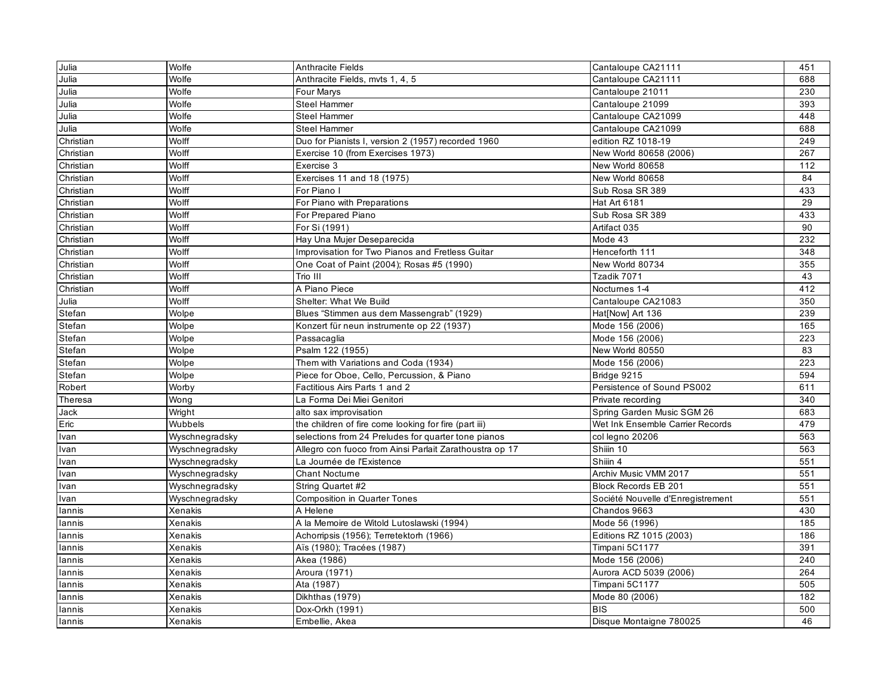| Julia | Wolfe | Anthracite Fields | Cantaloupe CA21111 | 451 |
|---|---|---|---|---|
| Julia | Wolfe | Anthracite Fields, mvts 1, 4, 5 | Cantaloupe CA21111 | 688 |
| Julia | Wolfe | Four Marys | Cantaloupe 21011 | 230 |
| Julia | Wolfe | Steel Hammer | Cantaloupe 21099 | 393 |
| Julia | Wolfe | Steel Hammer | Cantaloupe CA21099 | 448 |
| Julia | Wolfe | Steel Hammer | Cantaloupe CA21099 | 688 |
| Christian | Wolff | Duo for Pianists I, version 2 (1957) recorded 1960 | edition RZ 1018-19 | 249 |
| Christian | Wolff | Exercise 10 (from Exercises 1973) | New World 80658 (2006) | 267 |
| Christian | Wolff | Exercise 3 | New World 80658 | 112 |
| Christian | Wolff | Exercises 11 and 18 (1975) | New World 80658 | 84 |
| Christian | Wolff | For Piano I | Sub Rosa SR 389 | 433 |
| Christian | Wolff | For Piano with Preparations | Hat Art 6181 | 29 |
| Christian | Wolff | For Prepared Piano | Sub Rosa SR 389 | 433 |
| Christian | Wolff | For Si (1991) | Artifact 035 | 90 |
| Christian | Wolff | Hay Una Mujer Deseparecida | Mode 43 | 232 |
| Christian | Wolff | Improvisation for Two Pianos and Fretless Guitar | Henceforth 111 | 348 |
| Christian | Wolff | One Coat of Paint (2004); Rosas #5 (1990) | New World 80734 | 355 |
| Christian | Wolff | Trio III | Tzadik 7071 | 43 |
| Christian | Wolff | A Piano Piece | Nocturnes 1-4 | 412 |
| Julia | Wolff | Shelter: What We Build | Cantaloupe CA21083 | 350 |
| Stefan | Wolpe | Blues "Stimmen aus dem Massengrab" (1929) | Hat[Now] Art 136 | 239 |
| Stefan | Wolpe | Konzert für neun instrumente op 22 (1937) | Mode 156 (2006) | 165 |
| Stefan | Wolpe | Passacaglia | Mode 156 (2006) | 223 |
| Stefan | Wolpe | Psalm 122 (1955) | New World 80550 | 83 |
| Stefan | Wolpe | Them with Variations and Coda (1934) | Mode 156 (2006) | 223 |
| Stefan | Wolpe | Piece for Oboe, Cello, Percussion, & Piano | Bridge 9215 | 594 |
| Robert | Worby | Factitious Airs Parts 1 and 2 | Persistence of Sound PS002 | 611 |
| Theresa | Wong | La Forma Dei Miei Genitori | Private recording | 340 |
| Jack | Wright | alto sax improvisation | Spring Garden Music SGM 26 | 683 |
| Eric | Wubbels | the children of fire come looking for fire (part iii) | Wet Ink Ensemble Carrier Records | 479 |
| Ivan | Wyschnegradsky | selections from 24 Preludes for quarter tone pianos | col legno 20206 | 563 |
| Ivan | Wyschnegradsky | Allegro con fuoco from Ainsi Parlait Zarathoustra op 17 | Shiiin 10 | 563 |
| Ivan | Wyschnegradsky | La Journée de l'Existence | Shiiin 4 | 551 |
| Ivan | Wyschnegradsky | Chant Nocturne | Archiv Music VMM 2017 | 551 |
| Ivan | Wyschnegradsky | String Quartet #2 | Block Records EB 201 | 551 |
| Ivan | Wyschnegradsky | Composition in Quarter Tones | Société Nouvelle d'Enregistrement | 551 |
| Iannis | Xenakis | A Helene | Chandos 9663 | 430 |
| Iannis | Xenakis | A la Memoire de Witold Lutoslawski (1994) | Mode 56 (1996) | 185 |
| Iannis | Xenakis | Achorripsis (1956); Terretektorh (1966) | Editions RZ 1015 (2003) | 186 |
| Iannis | Xenakis | Aïs (1980); Tracées (1987) | Timpani 5C1177 | 391 |
| Iannis | Xenakis | Akea (1986) | Mode 156 (2006) | 240 |
| Iannis | Xenakis | Aroura (1971) | Aurora ACD 5039 (2006) | 264 |
| Iannis | Xenakis | Ata (1987) | Timpani 5C1177 | 505 |
| Iannis | Xenakis | Dikhthas (1979) | Mode 80 (2006) | 182 |
| Iannis | Xenakis | Dox-Orkh (1991) | BIS | 500 |
| Iannis | Xenakis | Embellie, Akea | Disque Montaigne 780025 | 46 |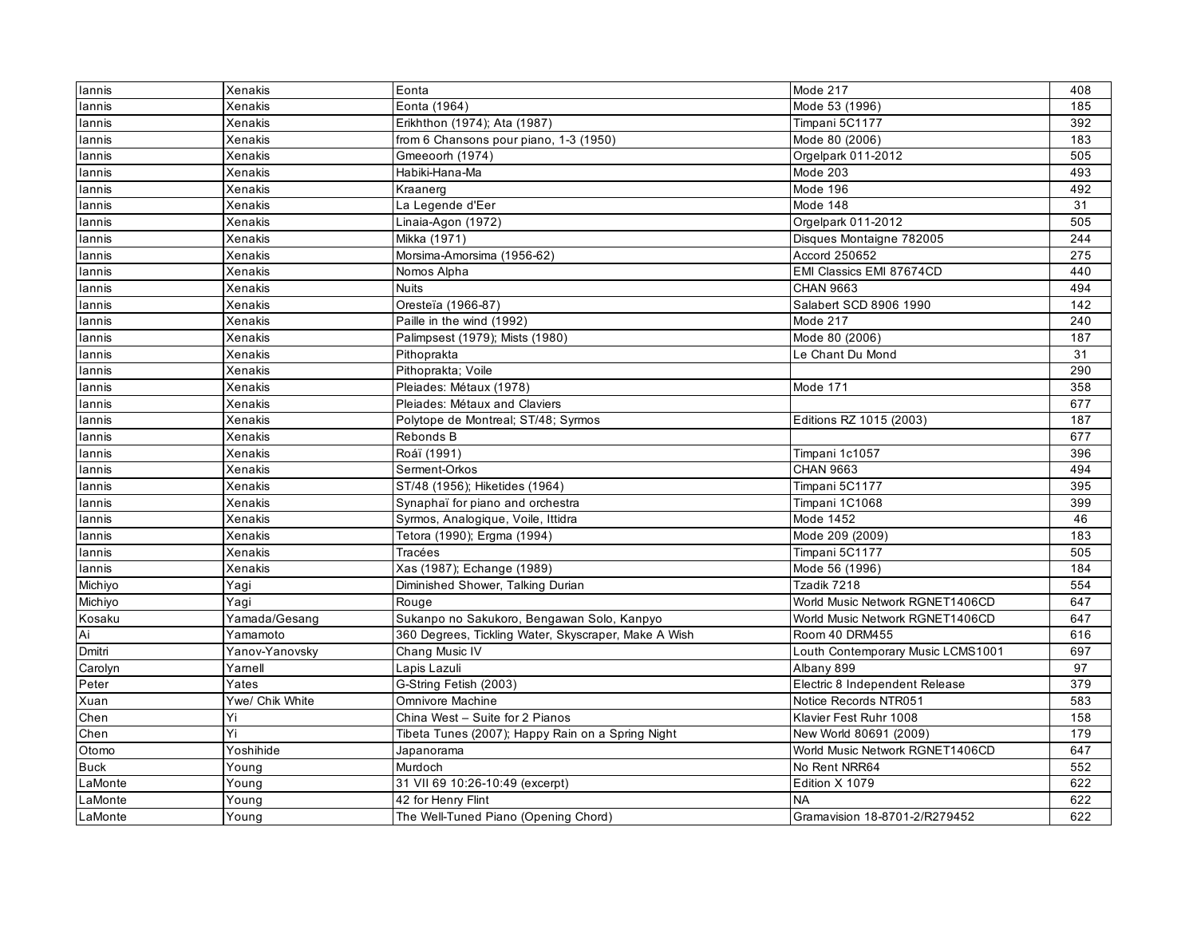| Iannis | Xenakis | Eonta | Mode 217 | 408 |
|---|---|---|---|---|
| Iannis | Xenakis | Eonta (1964) | Mode 53 (1996) | 185 |
| Iannis | Xenakis | Erikhthon (1974); Ata (1987) | Timpani 5C1177 | 392 |
| Iannis | Xenakis | from 6 Chansons pour piano, 1-3 (1950) | Mode 80 (2006) | 183 |
| Iannis | Xenakis | Gmeeoorh (1974) | Orgelpark 011-2012 | 505 |
| Iannis | Xenakis | Habiki-Hana-Ma | Mode 203 | 493 |
| Iannis | Xenakis | Kraanerg | Mode 196 | 492 |
| Iannis | Xenakis | La Legende d'Eer | Mode 148 | 31 |
| Iannis | Xenakis | Linaia-Agon (1972) | Orgelpark 011-2012 | 505 |
| Iannis | Xenakis | Mikka (1971) | Disques Montaigne 782005 | 244 |
| Iannis | Xenakis | Morsima-Amorsima (1956-62) | Accord 250652 | 275 |
| Iannis | Xenakis | Nomos Alpha | EMI Classics EMI 87674CD | 440 |
| Iannis | Xenakis | Nuits | CHAN 9663 | 494 |
| Iannis | Xenakis | Oresteïa (1966-87) | Salabert SCD 8906 1990 | 142 |
| Iannis | Xenakis | Paille in the wind (1992) | Mode 217 | 240 |
| Iannis | Xenakis | Palimpsest (1979); Mists (1980) | Mode 80 (2006) | 187 |
| Iannis | Xenakis | Pithoprakta | Le Chant Du Mond | 31 |
| Iannis | Xenakis | Pithoprakta; Voile | | 290 |
| Iannis | Xenakis | Pleiades: Métaux (1978) | Mode 171 | 358 |
| Iannis | Xenakis | Pleiades: Métaux and Claviers | | 677 |
| Iannis | Xenakis | Polytope de Montreal; ST/48; Syrmos | Editions RZ 1015 (2003) | 187 |
| Iannis | Xenakis | Rebonds B | | 677 |
| Iannis | Xenakis | Roáï (1991) | Timpani 1c1057 | 396 |
| Iannis | Xenakis | Serment-Orkos | CHAN 9663 | 494 |
| Iannis | Xenakis | ST/48 (1956); Hiketides (1964) | Timpani 5C1177 | 395 |
| Iannis | Xenakis | Synaphaï for piano and orchestra | Timpani 1C1068 | 399 |
| Iannis | Xenakis | Syrmos, Analogique, Voile, Ittidra | Mode 1452 | 46 |
| Iannis | Xenakis | Tetora (1990); Ergma (1994) | Mode 209 (2009) | 183 |
| Iannis | Xenakis | Tracées | Timpani 5C1177 | 505 |
| Iannis | Xenakis | Xas (1987); Echange (1989) | Mode 56 (1996) | 184 |
| Michiyo | Yagi | Diminished Shower, Talking Durian | Tzadik 7218 | 554 |
| Michiyo | Yagi | Rouge | World Music Network RGNET1406CD | 647 |
| Kosaku | Yamada/Gesang | Sukanpo no Sakukoro, Bengawan Solo, Kanpyo | World Music Network RGNET1406CD | 647 |
| Ai | Yamamoto | 360 Degrees, Tickling Water, Skyscraper, Make A Wish | Room 40 DRM455 | 616 |
| Dmitri | Yanov-Yanovsky | Chang Music IV | Louth Contemporary Music LCMS1001 | 697 |
| Carolyn | Yarnell | Lapis Lazuli | Albany 899 | 97 |
| Peter | Yates | G-String Fetish (2003) | Electric 8 Independent Release | 379 |
| Xuan | Ywe/ Chik White | Omnivore Machine | Notice Records NTR051 | 583 |
| Chen | Yi | China West – Suite for 2 Pianos | Klavier Fest Ruhr 1008 | 158 |
| Chen | Yi | Tibeta Tunes (2007); Happy Rain on a Spring Night | New World 80691 (2009) | 179 |
| Otomo | Yoshihide | Japanorama | World Music Network RGNET1406CD | 647 |
| Buck | Young | Murdoch | No Rent NRR64 | 552 |
| LaMonte | Young | 31 VII 69 10:26-10:49 (excerpt) | Edition X 1079 | 622 |
| LaMonte | Young | 42 for Henry Flint | NA | 622 |
| LaMonte | Young | The Well-Tuned Piano (Opening Chord) | Gramavision 18-8701-2/R279452 | 622 |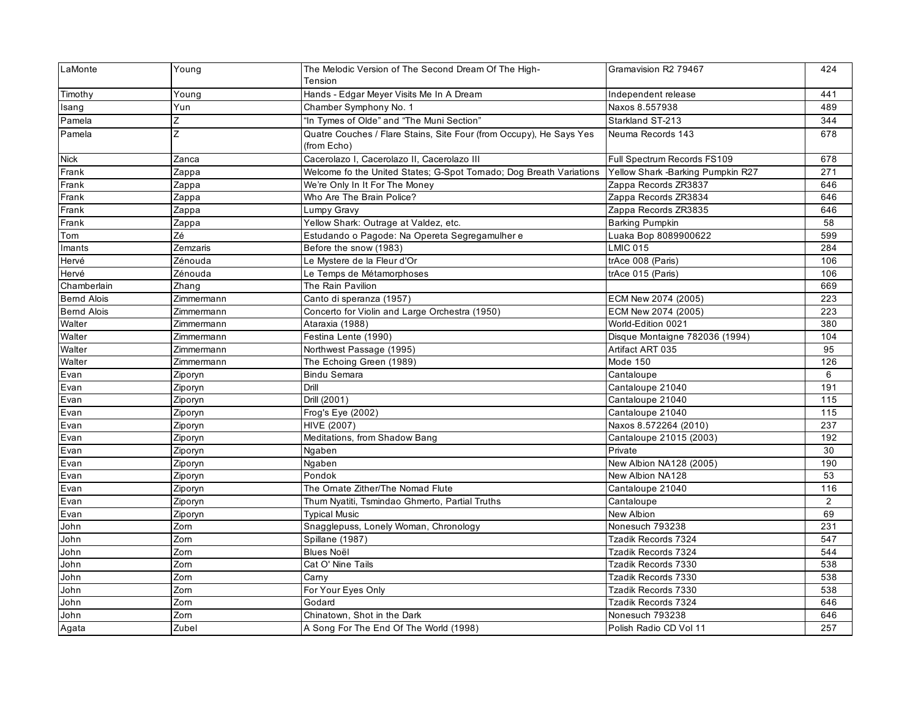| LaMonte | Young | The Melodic Version of The Second Dream Of The High-Tension | Gramavision R2 79467 | 424 |
|---|---|---|---|---|
| Timothy | Young | Hands - Edgar Meyer Visits Me In A Dream | Independent release | 441 |
| Isang | Yun | Chamber Symphony No. 1 | Naxos 8.557938 | 489 |
| Pamela | Z | "In Tymes of Olde" and "The Muni Section" | Starkland ST-213 | 344 |
| Pamela | Z | Quatre Couches / Flare Stains, Site Four (from Occupy), He Says Yes (from Echo) | Neuma Records 143 | 678 |
| Nick | Zanca | Cacerolazo I, Cacerolazo II, Cacerolazo III | Full Spectrum Records FS109 | 678 |
| Frank | Zappa | Welcome fo the United States; G-Spot Tornado; Dog Breath Variations | Yellow Shark -Barking Pumpkin R27 | 271 |
| Frank | Zappa | We're Only In It For The Money | Zappa Records ZR3837 | 646 |
| Frank | Zappa | Who Are The Brain Police? | Zappa Records ZR3834 | 646 |
| Frank | Zappa | Lumpy Gravy | Zappa Records ZR3835 | 646 |
| Frank | Zappa | Yellow Shark: Outrage at Valdez, etc. | Barking Pumpkin | 58 |
| Tom | Zé | Estudando o Pagode: Na Opereta Segregamulher e | Luaka Bop 8089900622 | 599 |
| Imants | Zemzaris | Before the snow (1983) | LMIC 015 | 284 |
| Hervé | Zénouda | Le Mystere de la Fleur d'Or | trAce 008 (Paris) | 106 |
| Hervé | Zénouda | Le Temps de Métamorphoses | trAce 015 (Paris) | 106 |
| Chamberlain | Zhang | The Rain Pavilion | | 669 |
| Bernd Alois | Zimmermann | Canto di speranza (1957) | ECM New 2074 (2005) | 223 |
| Bernd Alois | Zimmermann | Concerto for Violin and Large Orchestra (1950) | ECM New 2074 (2005) | 223 |
| Walter | Zimmermann | Ataraxia (1988) | World-Edition 0021 | 380 |
| Walter | Zimmermann | Festina Lente (1990) | Disque Montaigne 782036 (1994) | 104 |
| Walter | Zimmermann | Northwest Passage (1995) | Artifact ART 035 | 95 |
| Walter | Zimmermann | The Echoing Green (1989) | Mode 150 | 126 |
| Evan | Ziporyn | Bindu Semara | Cantaloupe | 6 |
| Evan | Ziporyn | Drill | Cantaloupe 21040 | 191 |
| Evan | Ziporyn | Drill (2001) | Cantaloupe 21040 | 115 |
| Evan | Ziporyn | Frog's Eye (2002) | Cantaloupe 21040 | 115 |
| Evan | Ziporyn | HIVE (2007) | Naxos 8.572264 (2010) | 237 |
| Evan | Ziporyn | Meditations, from Shadow Bang | Cantaloupe 21015 (2003) | 192 |
| Evan | Ziporyn | Ngaben | Private | 30 |
| Evan | Ziporyn | Ngaben | New Albion NA128 (2005) | 190 |
| Evan | Ziporyn | Pondok | New Albion NA128 | 53 |
| Evan | Ziporyn | The Ornate Zither/The Nomad Flute | Cantaloupe 21040 | 116 |
| Evan | Ziporyn | Thum Nyatiti, Tsmindao Ghmerto, Partial Truths | Cantaloupe | 2 |
| Evan | Ziporyn | Typical Music | New Albion | 69 |
| John | Zorn | Snagglepuss, Lonely Woman, Chronology | Nonesuch 793238 | 231 |
| John | Zorn | Spillane (1987) | Tzadik Records 7324 | 547 |
| John | Zorn | Blues Noël | Tzadik Records 7324 | 544 |
| John | Zorn | Cat O' Nine Tails | Tzadik Records 7330 | 538 |
| John | Zorn | Carny | Tzadik Records 7330 | 538 |
| John | Zorn | For Your Eyes Only | Tzadik Records 7330 | 538 |
| John | Zorn | Godard | Tzadik Records 7324 | 646 |
| John | Zorn | Chinatown, Shot in the Dark | Nonesuch 793238 | 646 |
| Agata | Zubel | A Song For The End Of The World (1998) | Polish Radio CD Vol 11 | 257 |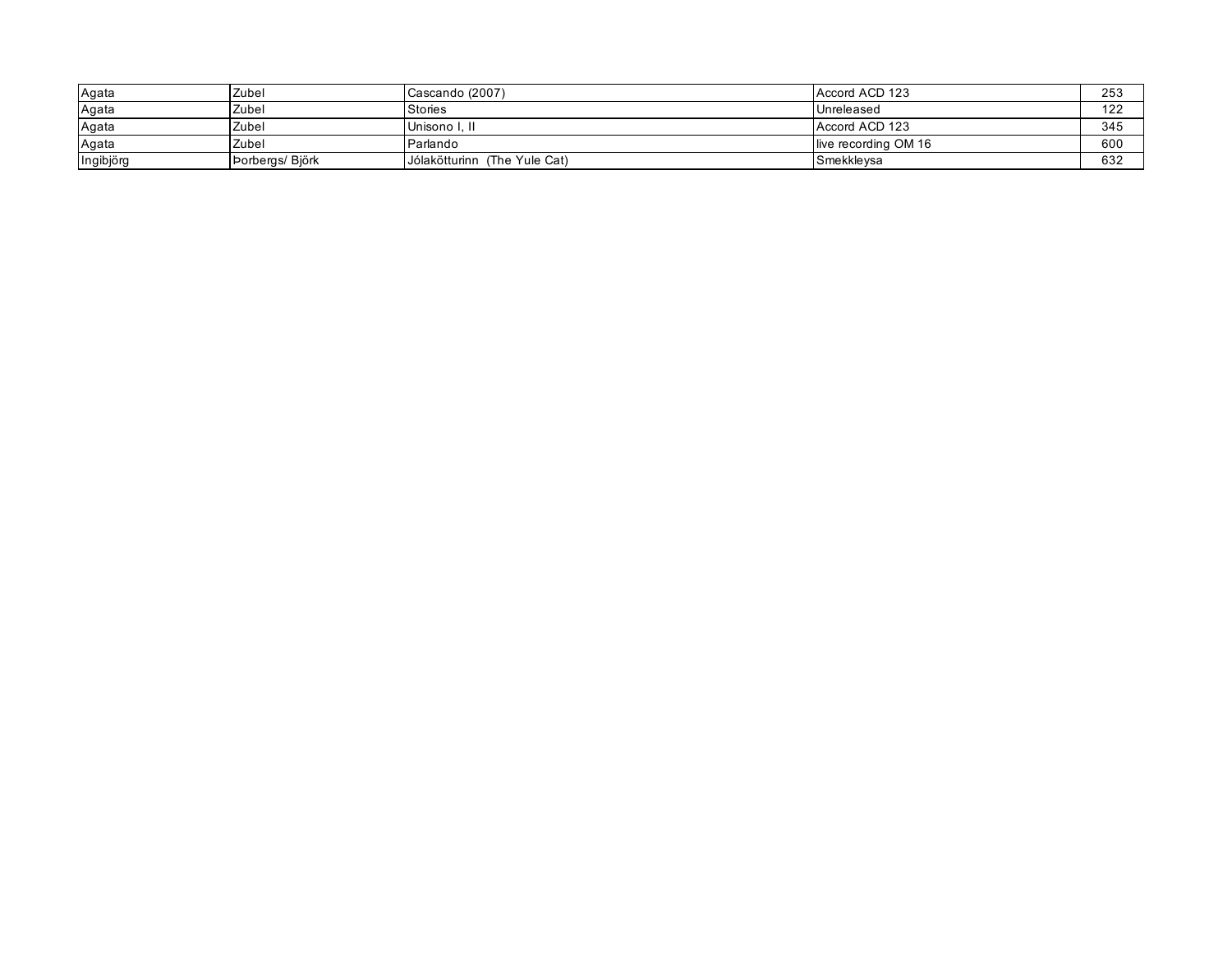| | | | | |
|---|---|---|---|---|
| Agata | Zubel | Cascando (2007) | Accord ACD 123 | 253 |
| Agata | Zubel | Stories | Unreleased | 122 |
| Agata | Zubel | Unisono I, II | Accord ACD 123 | 345 |
| Agata | Zubel | Parlando | live recording OM 16 | 600 |
| Ingibjörg | Þorbergs/ Björk | Jólakötturinn (The Yule Cat) | Smekkleysa | 632 |